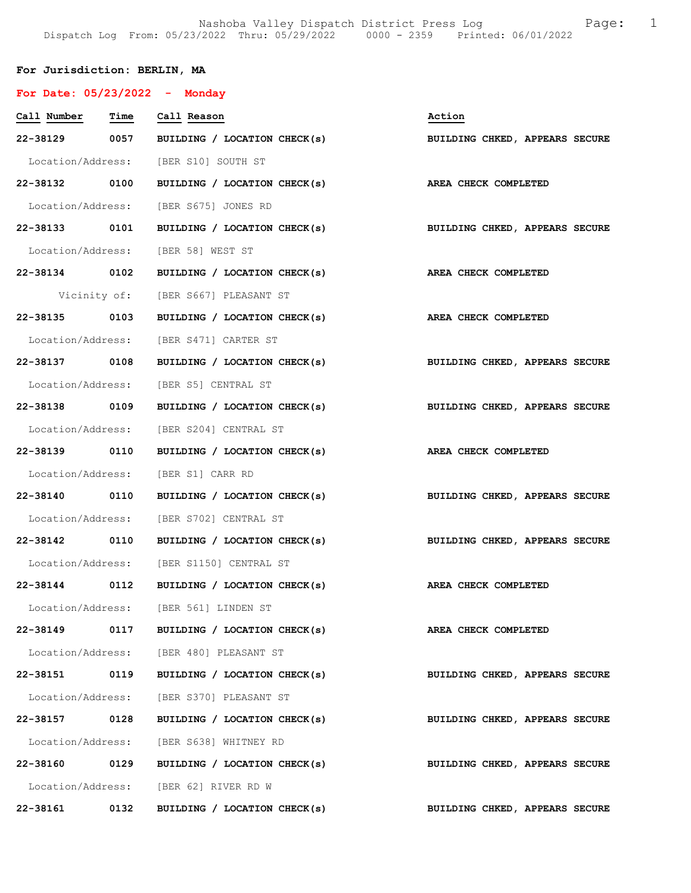Nashoba Valley Dispatch District Press Log

Dispatch Log From: 05/23/2022 Thru: 05/29/2022 0000 - 2359 Printed: 06/01/2022

**For Jurisdiction: BERLIN, MA**

**For Date: 05/23/2022 - Monday**

| Call Number | Time | Call Reason | Action |
|---|---|---|---|
| **22-38129** | **0057** | **BUILDING / LOCATION CHECK(s)** | **BUILDING CHKED, APPEARS SECURE** |
| Location/Address: | | [BER S10] SOUTH ST | |
| **22-38132** | **0100** | **BUILDING / LOCATION CHECK(s)** | **AREA CHECK COMPLETED** |
| Location/Address: | | [BER S675] JONES RD | |
| **22-38133** | **0101** | **BUILDING / LOCATION CHECK(s)** | **BUILDING CHKED, APPEARS SECURE** |
| Location/Address: | | [BER 58] WEST ST | |
| **22-38134** | **0102** | **BUILDING / LOCATION CHECK(s)** | **AREA CHECK COMPLETED** |
| Vicinity of: | | [BER S667] PLEASANT ST | |
| **22-38135** | **0103** | **BUILDING / LOCATION CHECK(s)** | **AREA CHECK COMPLETED** |
| Location/Address: | | [BER S471] CARTER ST | |
| **22-38137** | **0108** | **BUILDING / LOCATION CHECK(s)** | **BUILDING CHKED, APPEARS SECURE** |
| Location/Address: | | [BER S5] CENTRAL ST | |
| **22-38138** | **0109** | **BUILDING / LOCATION CHECK(s)** | **BUILDING CHKED, APPEARS SECURE** |
| Location/Address: | | [BER S204] CENTRAL ST | |
| **22-38139** | **0110** | **BUILDING / LOCATION CHECK(s)** | **AREA CHECK COMPLETED** |
| Location/Address: | | [BER S1] CARR RD | |
| **22-38140** | **0110** | **BUILDING / LOCATION CHECK(s)** | **BUILDING CHKED, APPEARS SECURE** |
| Location/Address: | | [BER S702] CENTRAL ST | |
| **22-38142** | **0110** | **BUILDING / LOCATION CHECK(s)** | **BUILDING CHKED, APPEARS SECURE** |
| Location/Address: | | [BER S1150] CENTRAL ST | |
| **22-38144** | **0112** | **BUILDING / LOCATION CHECK(s)** | **AREA CHECK COMPLETED** |
| Location/Address: | | [BER 561] LINDEN ST | |
| **22-38149** | **0117** | **BUILDING / LOCATION CHECK(s)** | **AREA CHECK COMPLETED** |
| Location/Address: | | [BER 480] PLEASANT ST | |
| **22-38151** | **0119** | **BUILDING / LOCATION CHECK(s)** | **BUILDING CHKED, APPEARS SECURE** |
| Location/Address: | | [BER S370] PLEASANT ST | |
| **22-38157** | **0128** | **BUILDING / LOCATION CHECK(s)** | **BUILDING CHKED, APPEARS SECURE** |
| Location/Address: | | [BER S638] WHITNEY RD | |
| **22-38160** | **0129** | **BUILDING / LOCATION CHECK(s)** | **BUILDING CHKED, APPEARS SECURE** |
| Location/Address: | | [BER 62] RIVER RD W | |
| **22-38161** | **0132** | **BUILDING / LOCATION CHECK(s)** | **BUILDING CHKED, APPEARS SECURE** |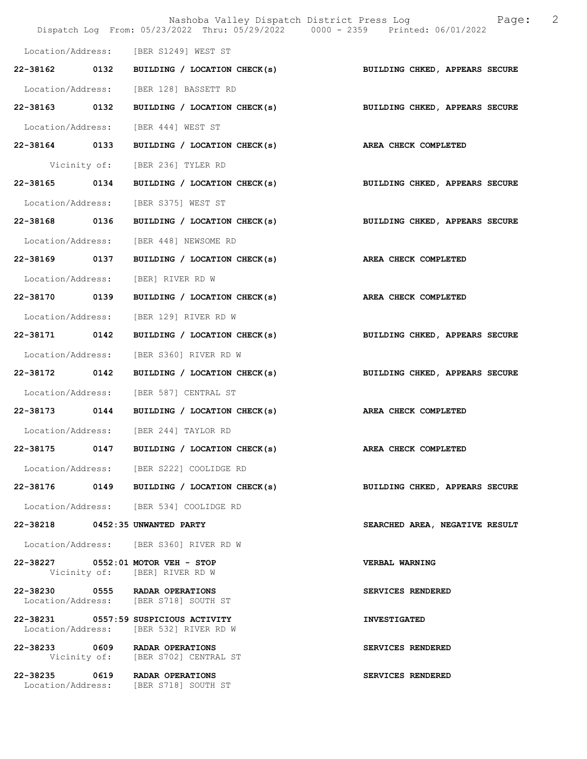Location/Address: [BER S1249] WEST ST

**22-38162 0132 BUILDING / LOCATION CHECK(s) BUILDING CHKED, APPEARS SECURE**

Location/Address: [BER 128] BASSETT RD

**22-38163 0132 BUILDING / LOCATION CHECK(s) BUILDING CHKED, APPEARS SECURE**

Location/Address: [BER 444] WEST ST

**22-38164 0133 BUILDING / LOCATION CHECK(s) AREA CHECK COMPLETED**

Vicinity of: [BER 236] TYLER RD

**22-38165 0134 BUILDING / LOCATION CHECK(s) BUILDING CHKED, APPEARS SECURE**

Location/Address: [BER S375] WEST ST

**22-38168 0136 BUILDING / LOCATION CHECK(s) BUILDING CHKED, APPEARS SECURE**

Location/Address: [BER 448] NEWSOME RD

**22-38169 0137 BUILDING / LOCATION CHECK(s) AREA CHECK COMPLETED**

Location/Address: [BER] RIVER RD W

**22-38170 0139 BUILDING / LOCATION CHECK(s) AREA CHECK COMPLETED**

Location/Address: [BER 129] RIVER RD W

**22-38171 0142 BUILDING / LOCATION CHECK(s) BUILDING CHKED, APPEARS SECURE**

Location/Address: [BER S360] RIVER RD W

**22-38172 0142 BUILDING / LOCATION CHECK(s) BUILDING CHKED, APPEARS SECURE**

Location/Address: [BER 587] CENTRAL ST

**22-38173 0144 BUILDING / LOCATION CHECK(s) AREA CHECK COMPLETED**

Location/Address: [BER 244] TAYLOR RD

**22-38175 0147 BUILDING / LOCATION CHECK(s) AREA CHECK COMPLETED**

Location/Address: [BER S222] COOLIDGE RD

**22-38176 0149 BUILDING / LOCATION CHECK(s) BUILDING CHKED, APPEARS SECURE**

Location/Address: [BER 534] COOLIDGE RD

**22-38218 0452:35 UNWANTED PARTY SEARCHED AREA, NEGATIVE RESULT**

Location/Address: [BER S360] RIVER RD W

**22-38227 0552:01 MOTOR VEH - STOP VERBAL WARNING**
Vicinity of: [BER] RIVER RD W

**22-38230 0555 RADAR OPERATIONS SERVICES RENDERED**
Location/Address: [BER S718] SOUTH ST

**22-38231 0557:59 SUSPICIOUS ACTIVITY INVESTIGATED**
Location/Address: [BER 532] RIVER RD W

**22-38233 0609 RADAR OPERATIONS SERVICES RENDERED**
Vicinity of: [BER S702] CENTRAL ST

**22-38235 0619 RADAR OPERATIONS SERVICES RENDERED**
Location/Address: [BER S718] SOUTH ST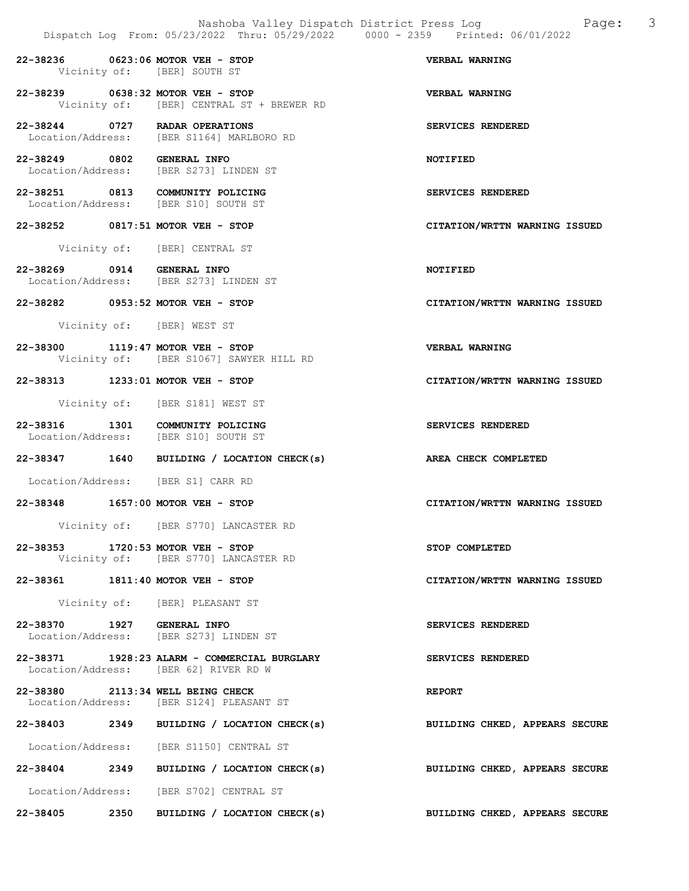| Call # | Time | Call Type | Disposition |
|---|---|---|---|
| 22-38236 | 0623:06 | MOTOR VEH - STOP | VERBAL WARNING |
| | | Vicinity of: [BER] SOUTH ST | |
| 22-38239 | 0638:32 | MOTOR VEH - STOP | VERBAL WARNING |
| | | Vicinity of: [BER] CENTRAL ST + BREWER RD | |
| 22-38244 | 0727 | RADAR OPERATIONS | SERVICES RENDERED |
| | | Location/Address: [BER S1164] MARLBORO RD | |
| 22-38249 | 0802 | GENERAL INFO | NOTIFIED |
| | | Location/Address: [BER S273] LINDEN ST | |
| 22-38251 | 0813 | COMMUNITY POLICING | SERVICES RENDERED |
| | | Location/Address: [BER S10] SOUTH ST | |
| 22-38252 | 0817:51 | MOTOR VEH - STOP | CITATION/WRTTN WARNING ISSUED |
| | | Vicinity of: [BER] CENTRAL ST | |
| 22-38269 | 0914 | GENERAL INFO | NOTIFIED |
| | | Location/Address: [BER S273] LINDEN ST | |
| 22-38282 | 0953:52 | MOTOR VEH - STOP | CITATION/WRTTN WARNING ISSUED |
| | | Vicinity of: [BER] WEST ST | |
| 22-38300 | 1119:47 | MOTOR VEH - STOP | VERBAL WARNING |
| | | Vicinity of: [BER S1067] SAWYER HILL RD | |
| 22-38313 | 1233:01 | MOTOR VEH - STOP | CITATION/WRTTN WARNING ISSUED |
| | | Vicinity of: [BER S181] WEST ST | |
| 22-38316 | 1301 | COMMUNITY POLICING | SERVICES RENDERED |
| | | Location/Address: [BER S10] SOUTH ST | |
| 22-38347 | 1640 | BUILDING / LOCATION CHECK(s) | AREA CHECK COMPLETED |
| | | Location/Address: [BER S1] CARR RD | |
| 22-38348 | 1657:00 | MOTOR VEH - STOP | CITATION/WRTTN WARNING ISSUED |
| | | Vicinity of: [BER S770] LANCASTER RD | |
| 22-38353 | 1720:53 | MOTOR VEH - STOP | STOP COMPLETED |
| | | Vicinity of: [BER S770] LANCASTER RD | |
| 22-38361 | 1811:40 | MOTOR VEH - STOP | CITATION/WRTTN WARNING ISSUED |
| | | Vicinity of: [BER] PLEASANT ST | |
| 22-38370 | 1927 | GENERAL INFO | SERVICES RENDERED |
| | | Location/Address: [BER S273] LINDEN ST | |
| 22-38371 | 1928:23 | ALARM - COMMERCIAL BURGLARY | SERVICES RENDERED |
| | | Location/Address: [BER 62] RIVER RD W | |
| 22-38380 | 2113:34 | WELL BEING CHECK | REPORT |
| | | Location/Address: [BER S124] PLEASANT ST | |
| 22-38403 | 2349 | BUILDING / LOCATION CHECK(s) | BUILDING CHKED, APPEARS SECURE |
| | | Location/Address: [BER S1150] CENTRAL ST | |
| 22-38404 | 2349 | BUILDING / LOCATION CHECK(s) | BUILDING CHKED, APPEARS SECURE |
| | | Location/Address: [BER S702] CENTRAL ST | |
| 22-38405 | 2350 | BUILDING / LOCATION CHECK(s) | BUILDING CHKED, APPEARS SECURE |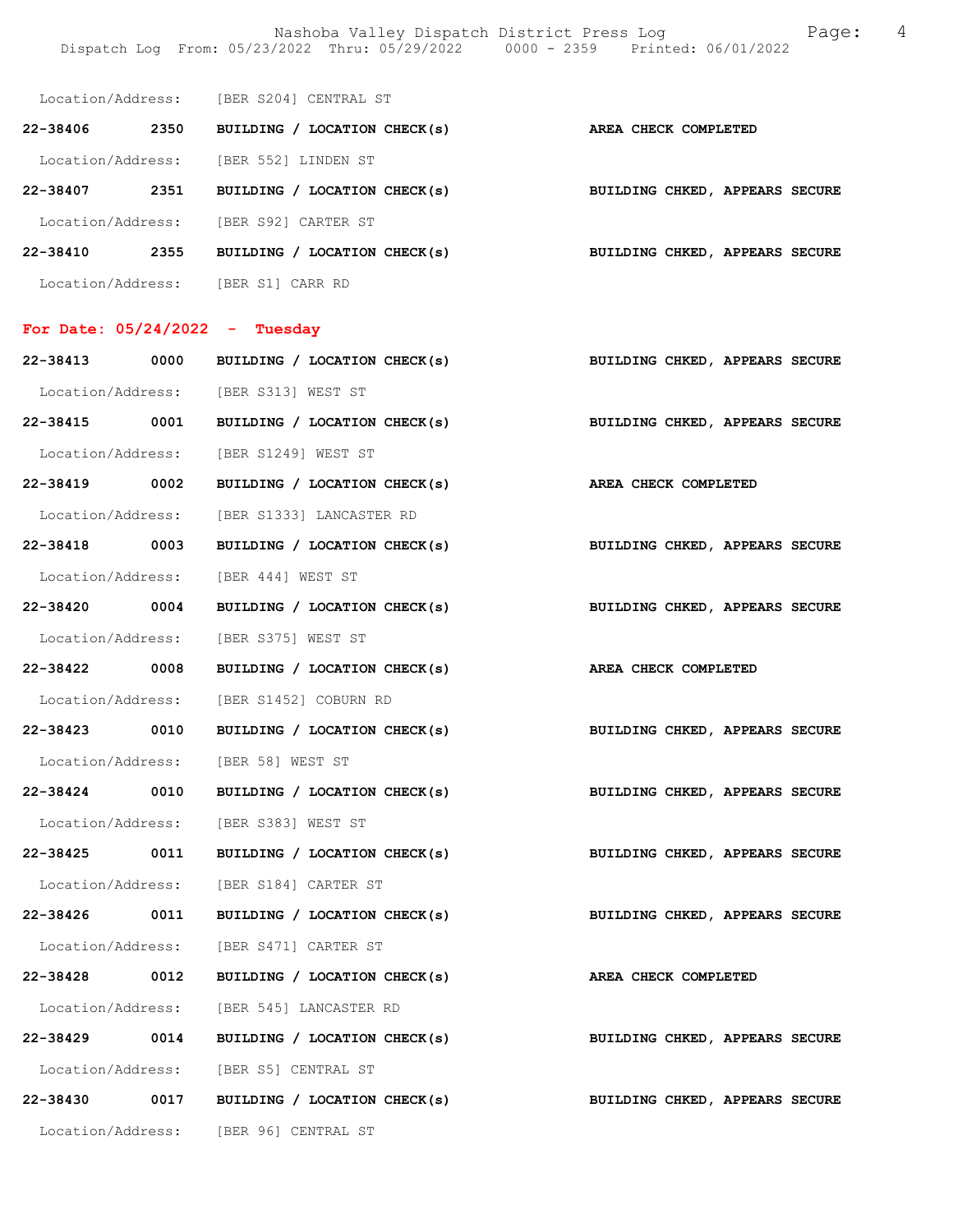Location/Address: [BER S204] CENTRAL ST

**22-38406 2350 BUILDING / LOCATION CHECK(s) AREA CHECK COMPLETED**

Location/Address: [BER 552] LINDEN ST

**22-38407 2351 BUILDING / LOCATION CHECK(s) BUILDING CHKED, APPEARS SECURE**

Location/Address: [BER S92] CARTER ST

**22-38410 2355 BUILDING / LOCATION CHECK(s) BUILDING CHKED, APPEARS SECURE**

Location/Address: [BER S1] CARR RD

## For Date: 05/24/2022 - Tuesday

**22-38413 0000 BUILDING / LOCATION CHECK(s) BUILDING CHKED, APPEARS SECURE**

Location/Address: [BER S313] WEST ST

**22-38415 0001 BUILDING / LOCATION CHECK(s) BUILDING CHKED, APPEARS SECURE**

Location/Address: [BER S1249] WEST ST

**22-38419 0002 BUILDING / LOCATION CHECK(s) AREA CHECK COMPLETED**

Location/Address: [BER S1333] LANCASTER RD

**22-38418 0003 BUILDING / LOCATION CHECK(s) BUILDING CHKED, APPEARS SECURE**

Location/Address: [BER 444] WEST ST

**22-38420 0004 BUILDING / LOCATION CHECK(s) BUILDING CHKED, APPEARS SECURE**

Location/Address: [BER S375] WEST ST

**22-38422 0008 BUILDING / LOCATION CHECK(s) AREA CHECK COMPLETED**

Location/Address: [BER S1452] COBURN RD

**22-38423 0010 BUILDING / LOCATION CHECK(s) BUILDING CHKED, APPEARS SECURE**

Location/Address: [BER 58] WEST ST

**22-38424 0010 BUILDING / LOCATION CHECK(s) BUILDING CHKED, APPEARS SECURE**

Location/Address: [BER S383] WEST ST

**22-38425 0011 BUILDING / LOCATION CHECK(s) BUILDING CHKED, APPEARS SECURE**

Location/Address: [BER S184] CARTER ST

**22-38426 0011 BUILDING / LOCATION CHECK(s) BUILDING CHKED, APPEARS SECURE**

Location/Address: [BER S471] CARTER ST

**22-38428 0012 BUILDING / LOCATION CHECK(s) AREA CHECK COMPLETED**

Location/Address: [BER 545] LANCASTER RD

**22-38429 0014 BUILDING / LOCATION CHECK(s) BUILDING CHKED, APPEARS SECURE**

Location/Address: [BER S5] CENTRAL ST

**22-38430 0017 BUILDING / LOCATION CHECK(s) BUILDING CHKED, APPEARS SECURE**

Location/Address: [BER 96] CENTRAL ST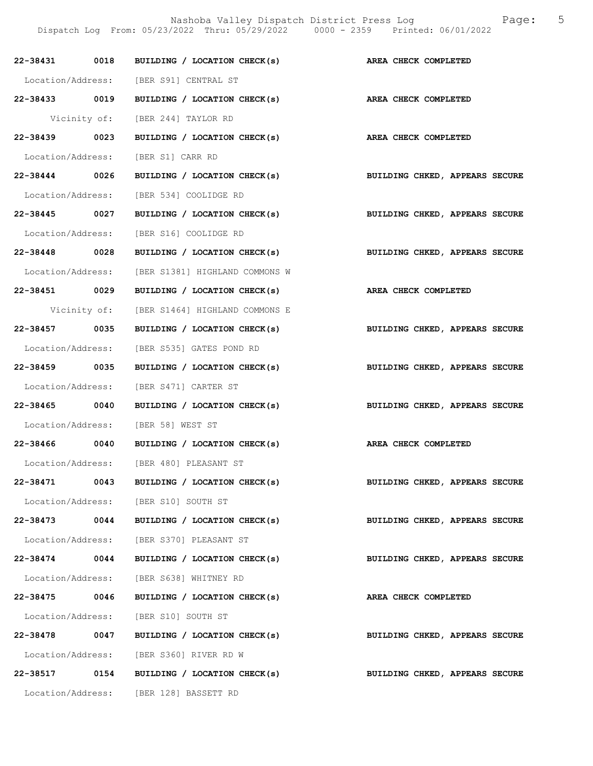| | | | |
|---|---|---|---|
| **22-38431** | **0018** | **BUILDING / LOCATION CHECK(s)** | **AREA CHECK COMPLETED** |
| Location/Address: | | [BER S91] CENTRAL ST | |
| **22-38433** | **0019** | **BUILDING / LOCATION CHECK(s)** | **AREA CHECK COMPLETED** |
| Vicinity of: | | [BER 244] TAYLOR RD | |
| **22-38439** | **0023** | **BUILDING / LOCATION CHECK(s)** | **AREA CHECK COMPLETED** |
| Location/Address: | | [BER S1] CARR RD | |
| **22-38444** | **0026** | **BUILDING / LOCATION CHECK(s)** | **BUILDING CHKED, APPEARS SECURE** |
| Location/Address: | | [BER 534] COOLIDGE RD | |
| **22-38445** | **0027** | **BUILDING / LOCATION CHECK(s)** | **BUILDING CHKED, APPEARS SECURE** |
| Location/Address: | | [BER S16] COOLIDGE RD | |
| **22-38448** | **0028** | **BUILDING / LOCATION CHECK(s)** | **BUILDING CHKED, APPEARS SECURE** |
| Location/Address: | | [BER S1381] HIGHLAND COMMONS W | |
| **22-38451** | **0029** | **BUILDING / LOCATION CHECK(s)** | **AREA CHECK COMPLETED** |
| Vicinity of: | | [BER S1464] HIGHLAND COMMONS E | |
| **22-38457** | **0035** | **BUILDING / LOCATION CHECK(s)** | **BUILDING CHKED, APPEARS SECURE** |
| Location/Address: | | [BER S535] GATES POND RD | |
| **22-38459** | **0035** | **BUILDING / LOCATION CHECK(s)** | **BUILDING CHKED, APPEARS SECURE** |
| Location/Address: | | [BER S471] CARTER ST | |
| **22-38465** | **0040** | **BUILDING / LOCATION CHECK(s)** | **BUILDING CHKED, APPEARS SECURE** |
| Location/Address: | | [BER 58] WEST ST | |
| **22-38466** | **0040** | **BUILDING / LOCATION CHECK(s)** | **AREA CHECK COMPLETED** |
| Location/Address: | | [BER 480] PLEASANT ST | |
| **22-38471** | **0043** | **BUILDING / LOCATION CHECK(s)** | **BUILDING CHKED, APPEARS SECURE** |
| Location/Address: | | [BER S10] SOUTH ST | |
| **22-38473** | **0044** | **BUILDING / LOCATION CHECK(s)** | **BUILDING CHKED, APPEARS SECURE** |
| Location/Address: | | [BER S370] PLEASANT ST | |
| **22-38474** | **0044** | **BUILDING / LOCATION CHECK(s)** | **BUILDING CHKED, APPEARS SECURE** |
| Location/Address: | | [BER S638] WHITNEY RD | |
| **22-38475** | **0046** | **BUILDING / LOCATION CHECK(s)** | **AREA CHECK COMPLETED** |
| Location/Address: | | [BER S10] SOUTH ST | |
| **22-38478** | **0047** | **BUILDING / LOCATION CHECK(s)** | **BUILDING CHKED, APPEARS SECURE** |
| Location/Address: | | [BER S360] RIVER RD W | |
| **22-38517** | **0154** | **BUILDING / LOCATION CHECK(s)** | **BUILDING CHKED, APPEARS SECURE** |
| Location/Address: | | [BER 128] BASSETT RD | |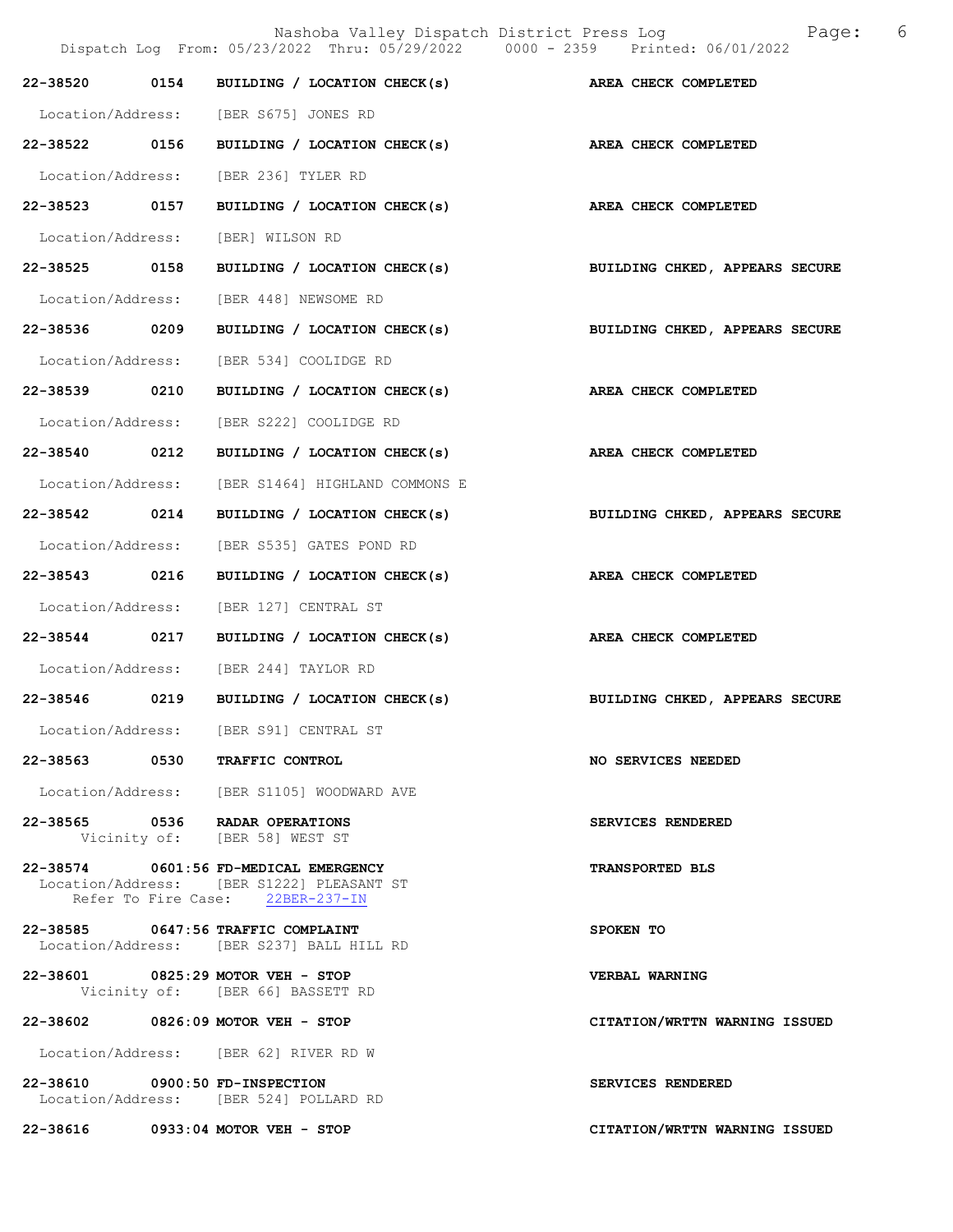22-38520 0154 BUILDING / LOCATION CHECK(s) AREA CHECK COMPLETED

Location/Address: [BER S675] JONES RD

22-38522 0156 BUILDING / LOCATION CHECK(s) AREA CHECK COMPLETED

Location/Address: [BER 236] TYLER RD

22-38523 0157 BUILDING / LOCATION CHECK(s) AREA CHECK COMPLETED

Location/Address: [BER] WILSON RD

22-38525 0158 BUILDING / LOCATION CHECK(s) BUILDING CHKED, APPEARS SECURE

Location/Address: [BER 448] NEWSOME RD

22-38536 0209 BUILDING / LOCATION CHECK(s) BUILDING CHKED, APPEARS SECURE

Location/Address: [BER 534] COOLIDGE RD

22-38539 0210 BUILDING / LOCATION CHECK(s) AREA CHECK COMPLETED

Location/Address: [BER S222] COOLIDGE RD

22-38540 0212 BUILDING / LOCATION CHECK(s) AREA CHECK COMPLETED

Location/Address: [BER S1464] HIGHLAND COMMONS E

22-38542 0214 BUILDING / LOCATION CHECK(s) BUILDING CHKED, APPEARS SECURE

Location/Address: [BER S535] GATES POND RD

22-38543 0216 BUILDING / LOCATION CHECK(s) AREA CHECK COMPLETED

Location/Address: [BER 127] CENTRAL ST

22-38544 0217 BUILDING / LOCATION CHECK(s) AREA CHECK COMPLETED

Location/Address: [BER 244] TAYLOR RD

22-38546 0219 BUILDING / LOCATION CHECK(s) BUILDING CHKED, APPEARS SECURE

Location/Address: [BER S91] CENTRAL ST

22-38563 0530 TRAFFIC CONTROL NO SERVICES NEEDED

Location/Address: [BER S1105] WOODWARD AVE

22-38565 0536 RADAR OPERATIONS SERVICES RENDERED
Vicinity of: [BER 58] WEST ST

22-38574 0601:56 FD-MEDICAL EMERGENCY TRANSPORTED BLS
Location/Address: [BER S1222] PLEASANT ST
Refer To Fire Case: 22BER-237-IN

22-38585 0647:56 TRAFFIC COMPLAINT SPOKEN TO
Location/Address: [BER S237] BALL HILL RD

22-38601 0825:29 MOTOR VEH - STOP VERBAL WARNING
Vicinity of: [BER 66] BASSETT RD

22-38602 0826:09 MOTOR VEH - STOP CITATION/WRTTN WARNING ISSUED

Location/Address: [BER 62] RIVER RD W

22-38610 0900:50 FD-INSPECTION SERVICES RENDERED
Location/Address: [BER 524] POLLARD RD

22-38616 0933:04 MOTOR VEH - STOP CITATION/WRTTN WARNING ISSUED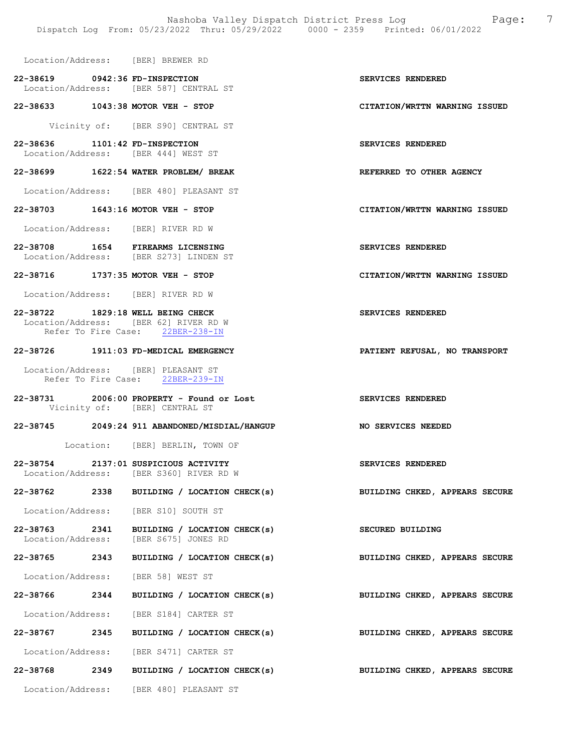Location/Address: [BER] BREWER RD

**22-38619 0942:36 FD-INSPECTION** — SERVICES RENDERED
Location/Address: [BER 587] CENTRAL ST

**22-38633 1043:38 MOTOR VEH - STOP** — CITATION/WRTTN WARNING ISSUED
Vicinity of: [BER S90] CENTRAL ST

**22-38636 1101:42 FD-INSPECTION** — SERVICES RENDERED
Location/Address: [BER 444] WEST ST

**22-38699 1622:54 WATER PROBLEM/ BREAK** — REFERRED TO OTHER AGENCY
Location/Address: [BER 480] PLEASANT ST

**22-38703 1643:16 MOTOR VEH - STOP** — CITATION/WRTTN WARNING ISSUED
Location/Address: [BER] RIVER RD W

**22-38708 1654 FIREARMS LICENSING** — SERVICES RENDERED
Location/Address: [BER S273] LINDEN ST

**22-38716 1737:35 MOTOR VEH - STOP** — CITATION/WRTTN WARNING ISSUED
Location/Address: [BER] RIVER RD W

**22-38722 1829:18 WELL BEING CHECK** — SERVICES RENDERED
Location/Address: [BER 62] RIVER RD W
Refer To Fire Case: 22BER-238-IN

**22-38726 1911:03 FD-MEDICAL EMERGENCY** — PATIENT REFUSAL, NO TRANSPORT
Location/Address: [BER] PLEASANT ST
Refer To Fire Case: 22BER-239-IN

**22-38731 2006:00 PROPERTY - Found or Lost** — SERVICES RENDERED
Vicinity of: [BER] CENTRAL ST

**22-38745 2049:24 911 ABANDONED/MISDIAL/HANGUP** — NO SERVICES NEEDED
Location: [BER] BERLIN, TOWN OF

**22-38754 2137:01 SUSPICIOUS ACTIVITY** — SERVICES RENDERED
Location/Address: [BER S360] RIVER RD W

**22-38762 2338 BUILDING / LOCATION CHECK(s)** — BUILDING CHKED, APPEARS SECURE
Location/Address: [BER S10] SOUTH ST

**22-38763 2341 BUILDING / LOCATION CHECK(s)** — SECURED BUILDING
Location/Address: [BER S675] JONES RD

**22-38765 2343 BUILDING / LOCATION CHECK(s)** — BUILDING CHKED, APPEARS SECURE
Location/Address: [BER 58] WEST ST

**22-38766 2344 BUILDING / LOCATION CHECK(s)** — BUILDING CHKED, APPEARS SECURE
Location/Address: [BER S184] CARTER ST

**22-38767 2345 BUILDING / LOCATION CHECK(s)** — BUILDING CHKED, APPEARS SECURE
Location/Address: [BER S471] CARTER ST

**22-38768 2349 BUILDING / LOCATION CHECK(s)** — BUILDING CHKED, APPEARS SECURE
Location/Address: [BER 480] PLEASANT ST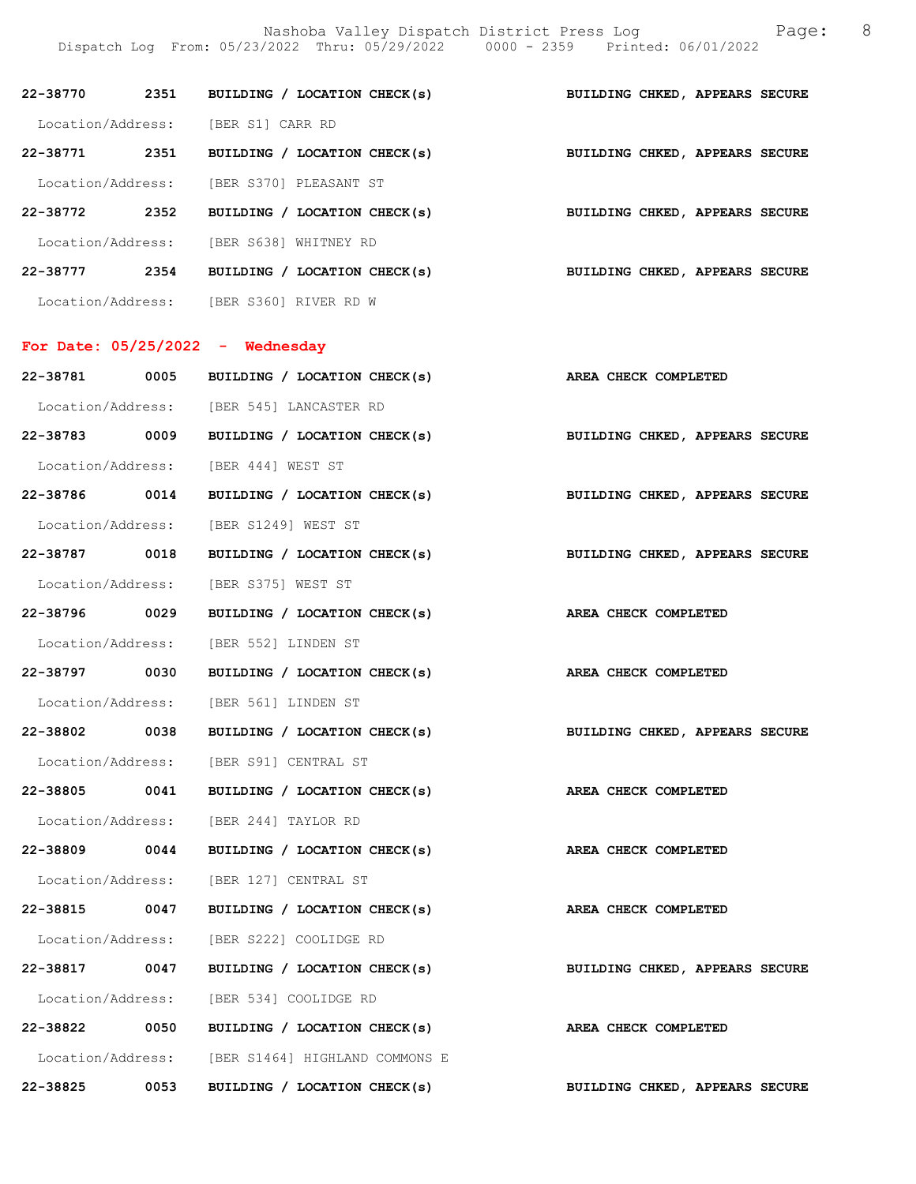| | | | |
|---|---|---|---|
| **22-38770** | **2351** | **BUILDING / LOCATION CHECK(s)** | **BUILDING CHKED, APPEARS SECURE** |
| Location/Address: | [BER S1] CARR RD | | |
| **22-38771** | **2351** | **BUILDING / LOCATION CHECK(s)** | **BUILDING CHKED, APPEARS SECURE** |
| Location/Address: | [BER S370] PLEASANT ST | | |
| **22-38772** | **2352** | **BUILDING / LOCATION CHECK(s)** | **BUILDING CHKED, APPEARS SECURE** |
| Location/Address: | [BER S638] WHITNEY RD | | |
| **22-38777** | **2354** | **BUILDING / LOCATION CHECK(s)** | **BUILDING CHKED, APPEARS SECURE** |
| Location/Address: | [BER S360] RIVER RD W | | |

**For Date: 05/25/2022 - Wednesday**

| | | | |
|---|---|---|---|
| **22-38781** | **0005** | **BUILDING / LOCATION CHECK(s)** | **AREA CHECK COMPLETED** |
| Location/Address: | [BER 545] LANCASTER RD | | |
| **22-38783** | **0009** | **BUILDING / LOCATION CHECK(s)** | **BUILDING CHKED, APPEARS SECURE** |
| Location/Address: | [BER 444] WEST ST | | |
| **22-38786** | **0014** | **BUILDING / LOCATION CHECK(s)** | **BUILDING CHKED, APPEARS SECURE** |
| Location/Address: | [BER S1249] WEST ST | | |
| **22-38787** | **0018** | **BUILDING / LOCATION CHECK(s)** | **BUILDING CHKED, APPEARS SECURE** |
| Location/Address: | [BER S375] WEST ST | | |
| **22-38796** | **0029** | **BUILDING / LOCATION CHECK(s)** | **AREA CHECK COMPLETED** |
| Location/Address: | [BER 552] LINDEN ST | | |
| **22-38797** | **0030** | **BUILDING / LOCATION CHECK(s)** | **AREA CHECK COMPLETED** |
| Location/Address: | [BER 561] LINDEN ST | | |
| **22-38802** | **0038** | **BUILDING / LOCATION CHECK(s)** | **BUILDING CHKED, APPEARS SECURE** |
| Location/Address: | [BER S91] CENTRAL ST | | |
| **22-38805** | **0041** | **BUILDING / LOCATION CHECK(s)** | **AREA CHECK COMPLETED** |
| Location/Address: | [BER 244] TAYLOR RD | | |
| **22-38809** | **0044** | **BUILDING / LOCATION CHECK(s)** | **AREA CHECK COMPLETED** |
| Location/Address: | [BER 127] CENTRAL ST | | |
| **22-38815** | **0047** | **BUILDING / LOCATION CHECK(s)** | **AREA CHECK COMPLETED** |
| Location/Address: | [BER S222] COOLIDGE RD | | |
| **22-38817** | **0047** | **BUILDING / LOCATION CHECK(s)** | **BUILDING CHKED, APPEARS SECURE** |
| Location/Address: | [BER 534] COOLIDGE RD | | |
| **22-38822** | **0050** | **BUILDING / LOCATION CHECK(s)** | **AREA CHECK COMPLETED** |
| Location/Address: | [BER S1464] HIGHLAND COMMONS E | | |
| **22-38825** | **0053** | **BUILDING / LOCATION CHECK(s)** | **BUILDING CHKED, APPEARS SECURE** |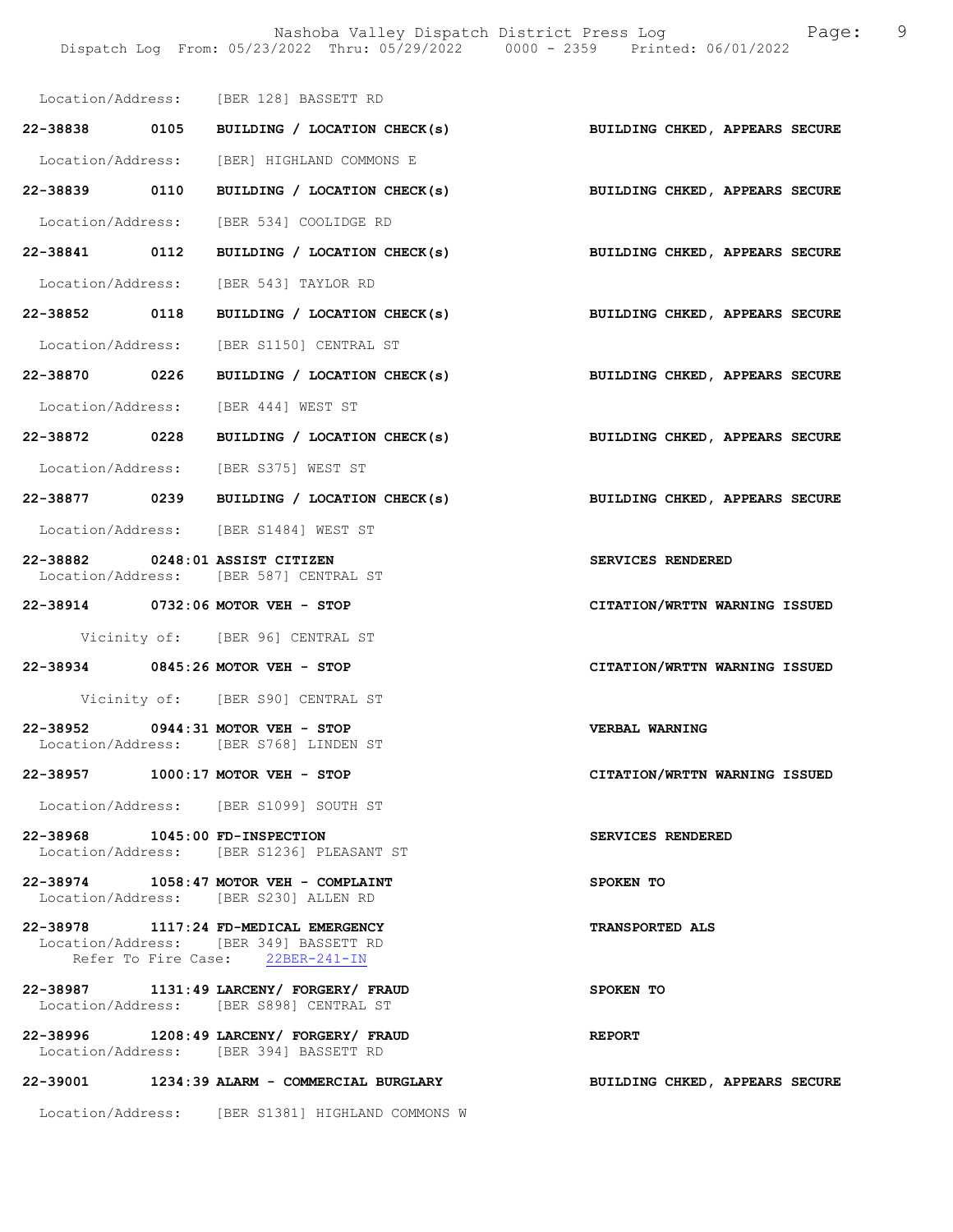Location/Address: [BER 128] BASSETT RD

**22-38838 0105 BUILDING / LOCATION CHECK(s)** — **BUILDING CHKED, APPEARS SECURE**
Location/Address: [BER] HIGHLAND COMMONS E

**22-38839 0110 BUILDING / LOCATION CHECK(s)** — **BUILDING CHKED, APPEARS SECURE**
Location/Address: [BER 534] COOLIDGE RD

**22-38841 0112 BUILDING / LOCATION CHECK(s)** — **BUILDING CHKED, APPEARS SECURE**
Location/Address: [BER 543] TAYLOR RD

**22-38852 0118 BUILDING / LOCATION CHECK(s)** — **BUILDING CHKED, APPEARS SECURE**
Location/Address: [BER S1150] CENTRAL ST

**22-38870 0226 BUILDING / LOCATION CHECK(s)** — **BUILDING CHKED, APPEARS SECURE**
Location/Address: [BER 444] WEST ST

**22-38872 0228 BUILDING / LOCATION CHECK(s)** — **BUILDING CHKED, APPEARS SECURE**
Location/Address: [BER S375] WEST ST

**22-38877 0239 BUILDING / LOCATION CHECK(s)** — **BUILDING CHKED, APPEARS SECURE**
Location/Address: [BER S1484] WEST ST

**22-38882 0248:01 ASSIST CITIZEN** — **SERVICES RENDERED**
Location/Address: [BER 587] CENTRAL ST

**22-38914 0732:06 MOTOR VEH - STOP** — **CITATION/WRTTN WARNING ISSUED**
Vicinity of: [BER 96] CENTRAL ST

**22-38934 0845:26 MOTOR VEH - STOP** — **CITATION/WRTTN WARNING ISSUED**
Vicinity of: [BER S90] CENTRAL ST

**22-38952 0944:31 MOTOR VEH - STOP** — **VERBAL WARNING**
Location/Address: [BER S768] LINDEN ST

**22-38957 1000:17 MOTOR VEH - STOP** — **CITATION/WRTTN WARNING ISSUED**
Location/Address: [BER S1099] SOUTH ST

**22-38968 1045:00 FD-INSPECTION** — **SERVICES RENDERED**
Location/Address: [BER S1236] PLEASANT ST

**22-38974 1058:47 MOTOR VEH - COMPLAINT** — **SPOKEN TO**
Location/Address: [BER S230] ALLEN RD

**22-38978 1117:24 FD-MEDICAL EMERGENCY** — **TRANSPORTED ALS**
Location/Address: [BER 349] BASSETT RD
Refer To Fire Case: 22BER-241-IN

**22-38987 1131:49 LARCENY/ FORGERY/ FRAUD** — **SPOKEN TO**
Location/Address: [BER S898] CENTRAL ST

**22-38996 1208:49 LARCENY/ FORGERY/ FRAUD** — **REPORT**
Location/Address: [BER 394] BASSETT RD

**22-39001 1234:39 ALARM - COMMERCIAL BURGLARY** — **BUILDING CHKED, APPEARS SECURE**
Location/Address: [BER S1381] HIGHLAND COMMONS W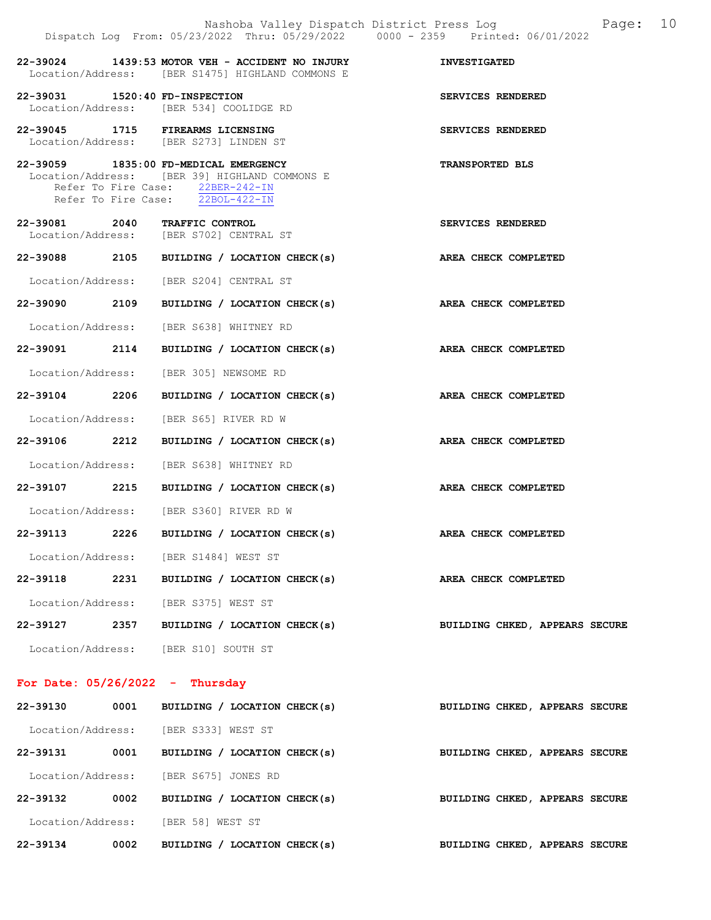22-39024 1439:53 MOTOR VEH - ACCIDENT NO INJURY — INVESTIGATED
Location/Address: [BER S1475] HIGHLAND COMMONS E

22-39031 1520:40 FD-INSPECTION — SERVICES RENDERED
Location/Address: [BER 534] COOLIDGE RD

22-39045 1715 FIREARMS LICENSING — SERVICES RENDERED
Location/Address: [BER S273] LINDEN ST

22-39059 1835:00 FD-MEDICAL EMERGENCY — TRANSPORTED BLS
Location/Address: [BER 39] HIGHLAND COMMONS E
Refer To Fire Case: 22BER-242-IN
Refer To Fire Case: 22BOL-422-IN

22-39081 2040 TRAFFIC CONTROL — SERVICES RENDERED
Location/Address: [BER S702] CENTRAL ST

22-39088 2105 BUILDING / LOCATION CHECK(s) — AREA CHECK COMPLETED
Location/Address: [BER S204] CENTRAL ST

22-39090 2109 BUILDING / LOCATION CHECK(s) — AREA CHECK COMPLETED
Location/Address: [BER S638] WHITNEY RD

22-39091 2114 BUILDING / LOCATION CHECK(s) — AREA CHECK COMPLETED
Location/Address: [BER 305] NEWSOME RD

22-39104 2206 BUILDING / LOCATION CHECK(s) — AREA CHECK COMPLETED
Location/Address: [BER S65] RIVER RD W

22-39106 2212 BUILDING / LOCATION CHECK(s) — AREA CHECK COMPLETED
Location/Address: [BER S638] WHITNEY RD

22-39107 2215 BUILDING / LOCATION CHECK(s) — AREA CHECK COMPLETED
Location/Address: [BER S360] RIVER RD W

22-39113 2226 BUILDING / LOCATION CHECK(s) — AREA CHECK COMPLETED
Location/Address: [BER S1484] WEST ST

22-39118 2231 BUILDING / LOCATION CHECK(s) — AREA CHECK COMPLETED
Location/Address: [BER S375] WEST ST

22-39127 2357 BUILDING / LOCATION CHECK(s) — BUILDING CHKED, APPEARS SECURE
Location/Address: [BER S10] SOUTH ST

## For Date: 05/26/2022 - Thursday

22-39130 0001 BUILDING / LOCATION CHECK(s) — BUILDING CHKED, APPEARS SECURE
Location/Address: [BER S333] WEST ST

22-39131 0001 BUILDING / LOCATION CHECK(s) — BUILDING CHKED, APPEARS SECURE
Location/Address: [BER S675] JONES RD

22-39132 0002 BUILDING / LOCATION CHECK(s) — BUILDING CHKED, APPEARS SECURE
Location/Address: [BER 58] WEST ST

22-39134 0002 BUILDING / LOCATION CHECK(s) — BUILDING CHKED, APPEARS SECURE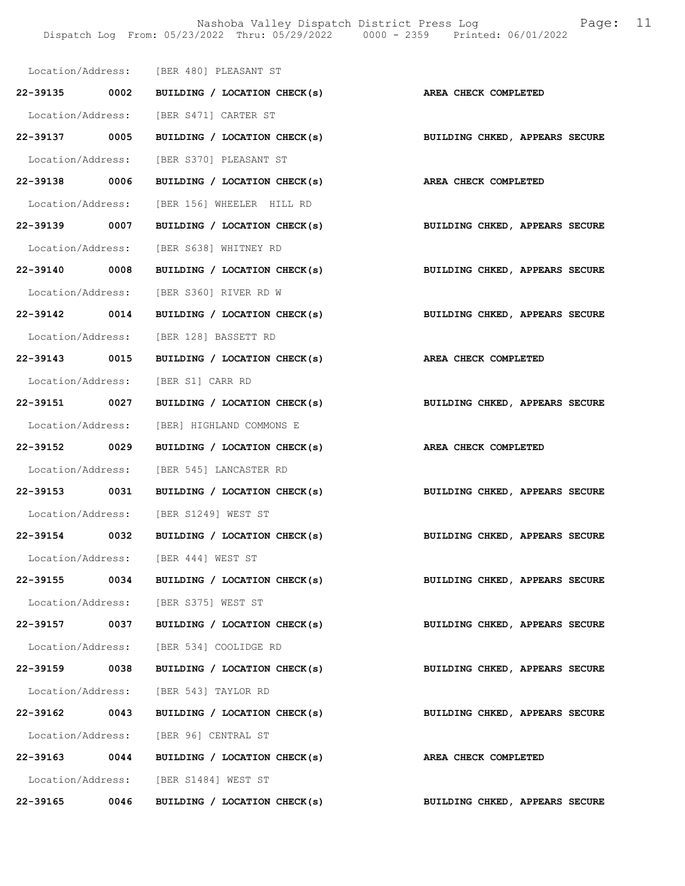Location/Address: [BER 480] PLEASANT ST

**22-39135 0002 BUILDING / LOCATION CHECK(s) AREA CHECK COMPLETED**

Location/Address: [BER S471] CARTER ST

**22-39137 0005 BUILDING / LOCATION CHECK(s) BUILDING CHKED, APPEARS SECURE**

Location/Address: [BER S370] PLEASANT ST

**22-39138 0006 BUILDING / LOCATION CHECK(s) AREA CHECK COMPLETED**

Location/Address: [BER 156] WHEELER HILL RD

**22-39139 0007 BUILDING / LOCATION CHECK(s) BUILDING CHKED, APPEARS SECURE**

Location/Address: [BER S638] WHITNEY RD

**22-39140 0008 BUILDING / LOCATION CHECK(s) BUILDING CHKED, APPEARS SECURE**

Location/Address: [BER S360] RIVER RD W

**22-39142 0014 BUILDING / LOCATION CHECK(s) BUILDING CHKED, APPEARS SECURE**

Location/Address: [BER 128] BASSETT RD

**22-39143 0015 BUILDING / LOCATION CHECK(s) AREA CHECK COMPLETED**

Location/Address: [BER S1] CARR RD

**22-39151 0027 BUILDING / LOCATION CHECK(s) BUILDING CHKED, APPEARS SECURE**

Location/Address: [BER] HIGHLAND COMMONS E

**22-39152 0029 BUILDING / LOCATION CHECK(s) AREA CHECK COMPLETED**

Location/Address: [BER 545] LANCASTER RD

**22-39153 0031 BUILDING / LOCATION CHECK(s) BUILDING CHKED, APPEARS SECURE**

Location/Address: [BER S1249] WEST ST

**22-39154 0032 BUILDING / LOCATION CHECK(s) BUILDING CHKED, APPEARS SECURE**

Location/Address: [BER 444] WEST ST

**22-39155 0034 BUILDING / LOCATION CHECK(s) BUILDING CHKED, APPEARS SECURE**

Location/Address: [BER S375] WEST ST

**22-39157 0037 BUILDING / LOCATION CHECK(s) BUILDING CHKED, APPEARS SECURE**

Location/Address: [BER 534] COOLIDGE RD

**22-39159 0038 BUILDING / LOCATION CHECK(s) BUILDING CHKED, APPEARS SECURE**

Location/Address: [BER 543] TAYLOR RD

**22-39162 0043 BUILDING / LOCATION CHECK(s) BUILDING CHKED, APPEARS SECURE**

Location/Address: [BER 96] CENTRAL ST

**22-39163 0044 BUILDING / LOCATION CHECK(s) AREA CHECK COMPLETED**

Location/Address: [BER S1484] WEST ST

**22-39165 0046 BUILDING / LOCATION CHECK(s) BUILDING CHKED, APPEARS SECURE**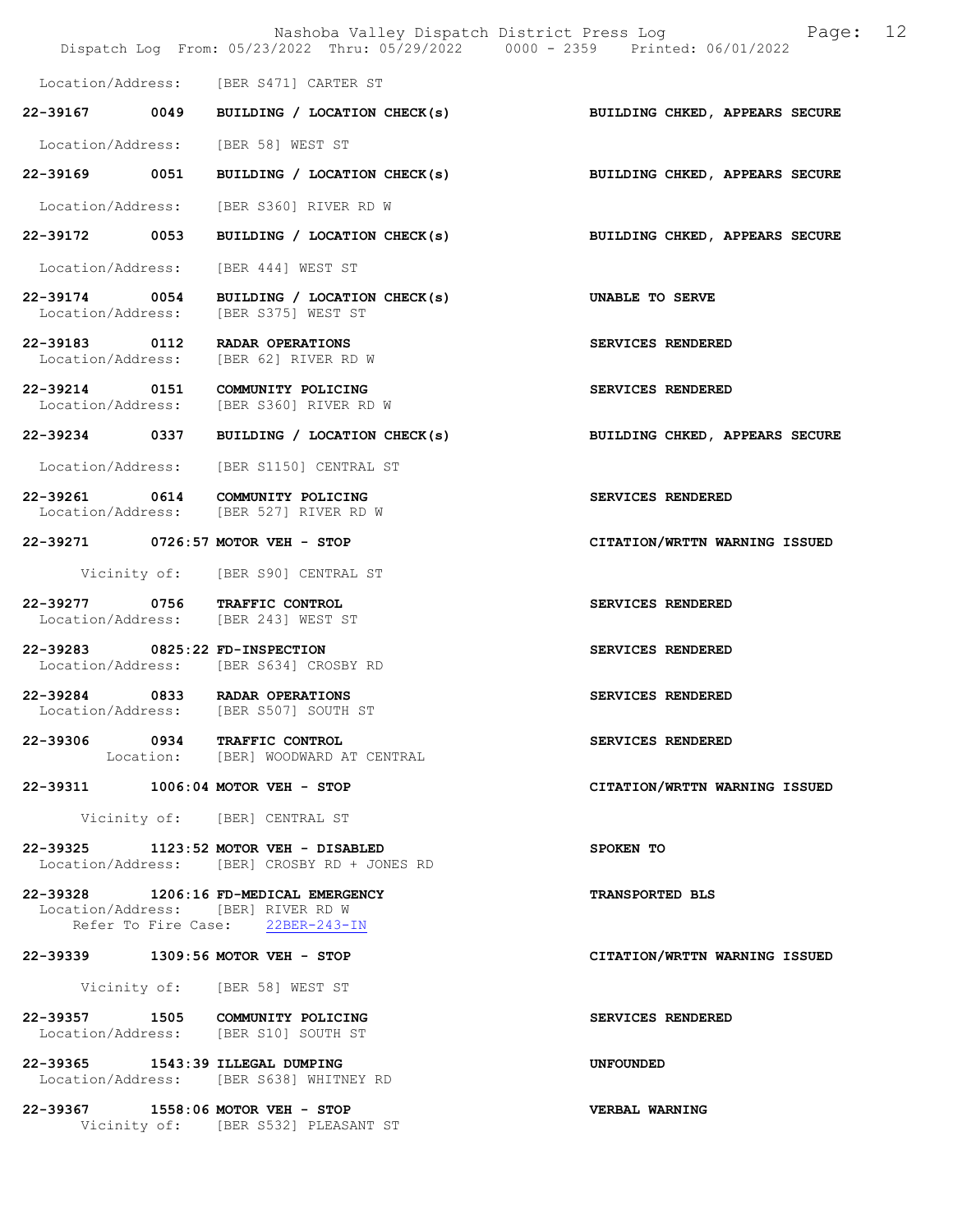Location/Address: [BER S471] CARTER ST

**22-39167 0049 BUILDING / LOCATION CHECK(s)** — **BUILDING CHKED, APPEARS SECURE**
Location/Address: [BER 58] WEST ST

**22-39169 0051 BUILDING / LOCATION CHECK(s)** — **BUILDING CHKED, APPEARS SECURE**
Location/Address: [BER S360] RIVER RD W

**22-39172 0053 BUILDING / LOCATION CHECK(s)** — **BUILDING CHKED, APPEARS SECURE**
Location/Address: [BER 444] WEST ST

**22-39174 0054 BUILDING / LOCATION CHECK(s)** — **UNABLE TO SERVE**
Location/Address: [BER S375] WEST ST

**22-39183 0112 RADAR OPERATIONS** — **SERVICES RENDERED**
Location/Address: [BER 62] RIVER RD W

**22-39214 0151 COMMUNITY POLICING** — **SERVICES RENDERED**
Location/Address: [BER S360] RIVER RD W

**22-39234 0337 BUILDING / LOCATION CHECK(s)** — **BUILDING CHKED, APPEARS SECURE**
Location/Address: [BER S1150] CENTRAL ST

**22-39261 0614 COMMUNITY POLICING** — **SERVICES RENDERED**
Location/Address: [BER 527] RIVER RD W

**22-39271 0726:57 MOTOR VEH - STOP** — **CITATION/WRTTN WARNING ISSUED**
Vicinity of: [BER S90] CENTRAL ST

**22-39277 0756 TRAFFIC CONTROL** — **SERVICES RENDERED**
Location/Address: [BER 243] WEST ST

**22-39283 0825:22 FD-INSPECTION** — **SERVICES RENDERED**
Location/Address: [BER S634] CROSBY RD

**22-39284 0833 RADAR OPERATIONS** — **SERVICES RENDERED**
Location/Address: [BER S507] SOUTH ST

**22-39306 0934 TRAFFIC CONTROL** — **SERVICES RENDERED**
Location: [BER] WOODWARD AT CENTRAL

**22-39311 1006:04 MOTOR VEH - STOP** — **CITATION/WRTTN WARNING ISSUED**
Vicinity of: [BER] CENTRAL ST

**22-39325 1123:52 MOTOR VEH - DISABLED** — **SPOKEN TO**
Location/Address: [BER] CROSBY RD + JONES RD

**22-39328 1206:16 FD-MEDICAL EMERGENCY** — **TRANSPORTED BLS**
Location/Address: [BER] RIVER RD W
Refer To Fire Case: 22BER-243-IN

**22-39339 1309:56 MOTOR VEH - STOP** — **CITATION/WRTTN WARNING ISSUED**
Vicinity of: [BER 58] WEST ST

**22-39357 1505 COMMUNITY POLICING** — **SERVICES RENDERED**
Location/Address: [BER S10] SOUTH ST

**22-39365 1543:39 ILLEGAL DUMPING** — **UNFOUNDED**
Location/Address: [BER S638] WHITNEY RD

**22-39367 1558:06 MOTOR VEH - STOP** — **VERBAL WARNING**
Vicinity of: [BER S532] PLEASANT ST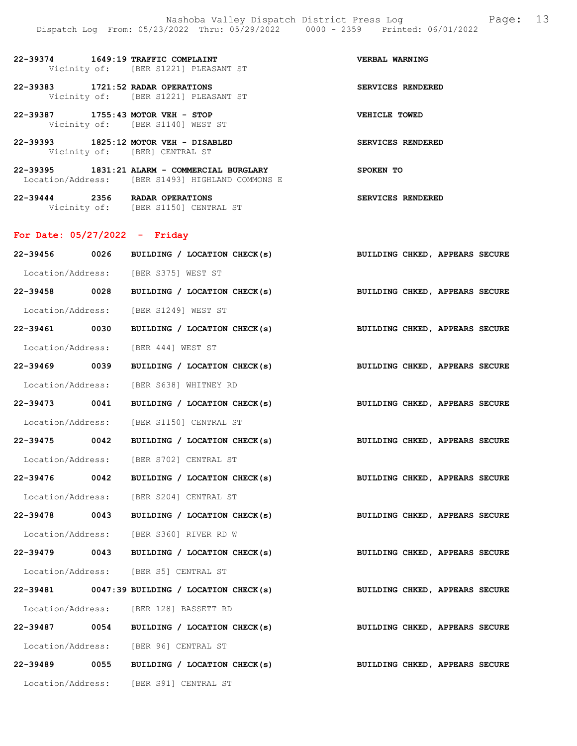22-39374 1649:19 TRAFFIC COMPLAINT VERBAL WARNING
Vicinity of: [BER S1221] PLEASANT ST

22-39383 1721:52 RADAR OPERATIONS SERVICES RENDERED
Vicinity of: [BER S1221] PLEASANT ST

22-39387 1755:43 MOTOR VEH - STOP VEHICLE TOWED
Vicinity of: [BER S1140] WEST ST

22-39393 1825:12 MOTOR VEH - DISABLED SERVICES RENDERED
Vicinity of: [BER] CENTRAL ST

22-39395 1831:21 ALARM - COMMERCIAL BURGLARY SPOKEN TO
Location/Address: [BER S1493] HIGHLAND COMMONS E

22-39444 2356 RADAR OPERATIONS SERVICES RENDERED
Vicinity of: [BER S1150] CENTRAL ST

## For Date: 05/27/2022 - Friday

22-39456 0026 BUILDING / LOCATION CHECK(s) BUILDING CHKED, APPEARS SECURE
Location/Address: [BER S375] WEST ST

22-39458 0028 BUILDING / LOCATION CHECK(s) BUILDING CHKED, APPEARS SECURE
Location/Address: [BER S1249] WEST ST

22-39461 0030 BUILDING / LOCATION CHECK(s) BUILDING CHKED, APPEARS SECURE
Location/Address: [BER 444] WEST ST

22-39469 0039 BUILDING / LOCATION CHECK(s) BUILDING CHKED, APPEARS SECURE
Location/Address: [BER S638] WHITNEY RD

22-39473 0041 BUILDING / LOCATION CHECK(s) BUILDING CHKED, APPEARS SECURE
Location/Address: [BER S1150] CENTRAL ST

22-39475 0042 BUILDING / LOCATION CHECK(s) BUILDING CHKED, APPEARS SECURE
Location/Address: [BER S702] CENTRAL ST

22-39476 0042 BUILDING / LOCATION CHECK(s) BUILDING CHKED, APPEARS SECURE
Location/Address: [BER S204] CENTRAL ST

22-39478 0043 BUILDING / LOCATION CHECK(s) BUILDING CHKED, APPEARS SECURE
Location/Address: [BER S360] RIVER RD W

22-39479 0043 BUILDING / LOCATION CHECK(s) BUILDING CHKED, APPEARS SECURE
Location/Address: [BER S5] CENTRAL ST

22-39481 0047:39 BUILDING / LOCATION CHECK(s) BUILDING CHKED, APPEARS SECURE
Location/Address: [BER 128] BASSETT RD

22-39487 0054 BUILDING / LOCATION CHECK(s) BUILDING CHKED, APPEARS SECURE
Location/Address: [BER 96] CENTRAL ST

22-39489 0055 BUILDING / LOCATION CHECK(s) BUILDING CHKED, APPEARS SECURE
Location/Address: [BER S91] CENTRAL ST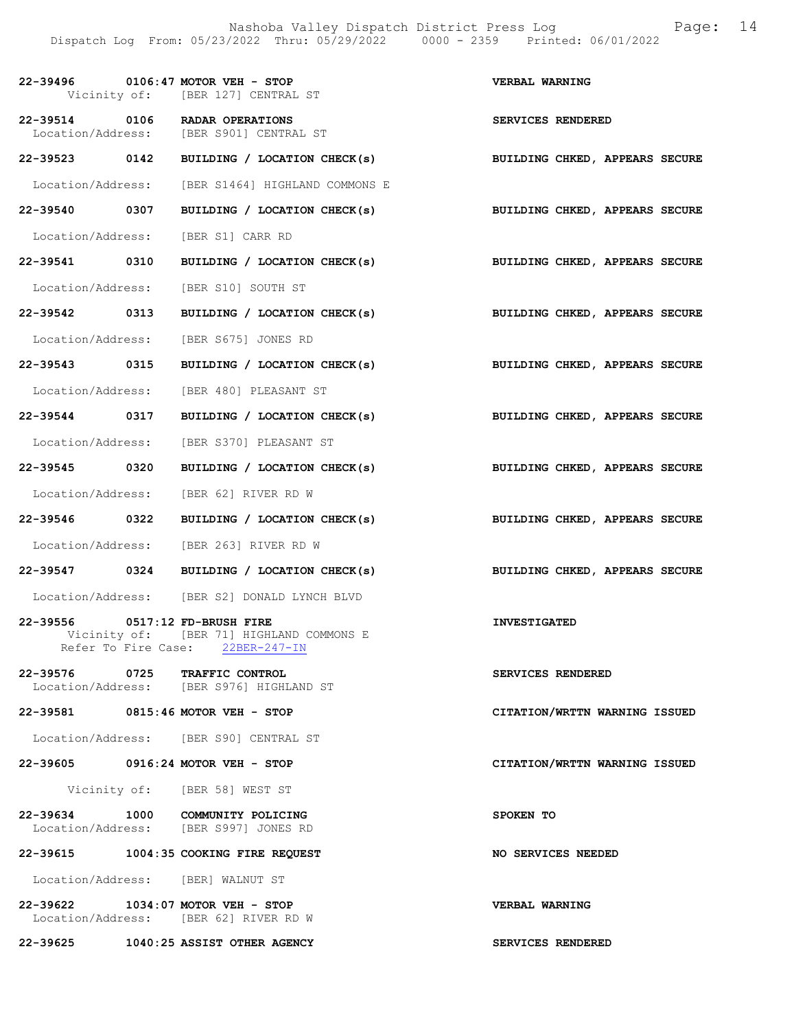22-39496 0106:47 **MOTOR VEH - STOP** **VERBAL WARNING**
Vicinity of: [BER 127] CENTRAL ST

22-39514 0106 **RADAR OPERATIONS** **SERVICES RENDERED**
Location/Address: [BER S901] CENTRAL ST

22-39523 0142 **BUILDING / LOCATION CHECK(s)** **BUILDING CHKED, APPEARS SECURE**
Location/Address: [BER S1464] HIGHLAND COMMONS E

22-39540 0307 **BUILDING / LOCATION CHECK(s)** **BUILDING CHKED, APPEARS SECURE**
Location/Address: [BER S1] CARR RD

22-39541 0310 **BUILDING / LOCATION CHECK(s)** **BUILDING CHKED, APPEARS SECURE**
Location/Address: [BER S10] SOUTH ST

22-39542 0313 **BUILDING / LOCATION CHECK(s)** **BUILDING CHKED, APPEARS SECURE**
Location/Address: [BER S675] JONES RD

22-39543 0315 **BUILDING / LOCATION CHECK(s)** **BUILDING CHKED, APPEARS SECURE**
Location/Address: [BER 480] PLEASANT ST

22-39544 0317 **BUILDING / LOCATION CHECK(s)** **BUILDING CHKED, APPEARS SECURE**
Location/Address: [BER S370] PLEASANT ST

22-39545 0320 **BUILDING / LOCATION CHECK(s)** **BUILDING CHKED, APPEARS SECURE**
Location/Address: [BER 62] RIVER RD W

22-39546 0322 **BUILDING / LOCATION CHECK(s)** **BUILDING CHKED, APPEARS SECURE**
Location/Address: [BER 263] RIVER RD W

22-39547 0324 **BUILDING / LOCATION CHECK(s)** **BUILDING CHKED, APPEARS SECURE**
Location/Address: [BER S2] DONALD LYNCH BLVD

22-39556 0517:12 **FD-BRUSH FIRE** **INVESTIGATED**
Vicinity of: [BER 71] HIGHLAND COMMONS E
Refer To Fire Case: 22BER-247-IN

22-39576 0725 **TRAFFIC CONTROL** **SERVICES RENDERED**
Location/Address: [BER S976] HIGHLAND ST

22-39581 0815:46 **MOTOR VEH - STOP** **CITATION/WRTTN WARNING ISSUED**
Location/Address: [BER S90] CENTRAL ST

22-39605 0916:24 **MOTOR VEH - STOP** **CITATION/WRTTN WARNING ISSUED**
Vicinity of: [BER 58] WEST ST

22-39634 1000 **COMMUNITY POLICING** **SPOKEN TO**
Location/Address: [BER S997] JONES RD

22-39615 1004:35 **COOKING FIRE REQUEST** **NO SERVICES NEEDED**
Location/Address: [BER] WALNUT ST

22-39622 1034:07 **MOTOR VEH - STOP** **VERBAL WARNING**
Location/Address: [BER 62] RIVER RD W

22-39625 1040:25 **ASSIST OTHER AGENCY** **SERVICES RENDERED**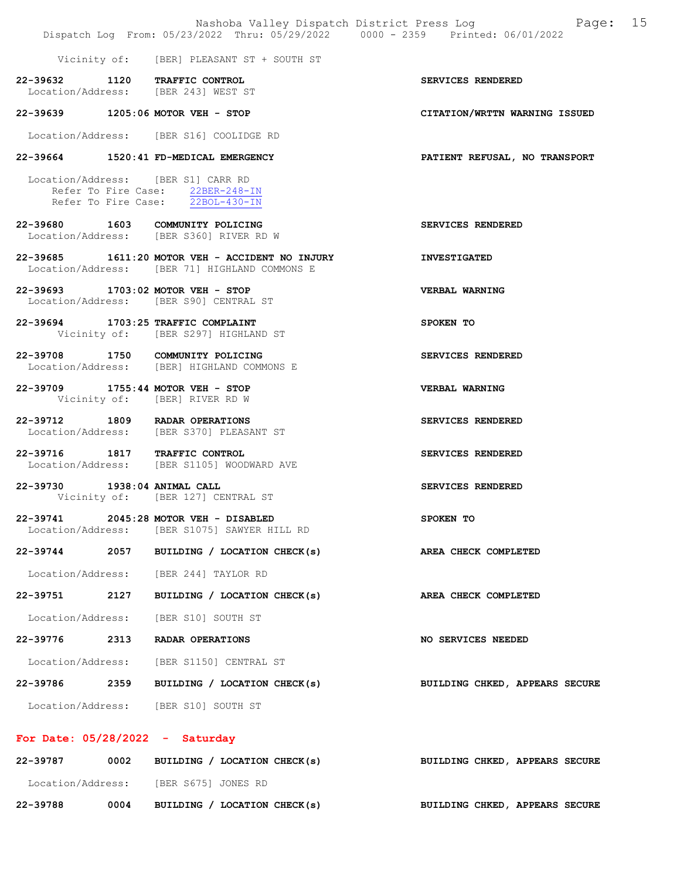Vicinity of: [BER] PLEASANT ST + SOUTH ST

**22-39632 1120 TRAFFIC CONTROL** — **SERVICES RENDERED**
Location/Address: [BER 243] WEST ST

**22-39639 1205:06 MOTOR VEH - STOP** — **CITATION/WRTTN WARNING ISSUED**
Location/Address: [BER S16] COOLIDGE RD

**22-39664 1520:41 FD-MEDICAL EMERGENCY** — **PATIENT REFUSAL, NO TRANSPORT**
Location/Address: [BER S1] CARR RD
Refer To Fire Case: 22BER-248-IN
Refer To Fire Case: 22BOL-430-IN

**22-39680 1603 COMMUNITY POLICING** — **SERVICES RENDERED**
Location/Address: [BER S360] RIVER RD W

**22-39685 1611:20 MOTOR VEH - ACCIDENT NO INJURY** — **INVESTIGATED**
Location/Address: [BER 71] HIGHLAND COMMONS E

**22-39693 1703:02 MOTOR VEH - STOP** — **VERBAL WARNING**
Location/Address: [BER S90] CENTRAL ST

**22-39694 1703:25 TRAFFIC COMPLAINT** — **SPOKEN TO**
Vicinity of: [BER S297] HIGHLAND ST

**22-39708 1750 COMMUNITY POLICING** — **SERVICES RENDERED**
Location/Address: [BER] HIGHLAND COMMONS E

**22-39709 1755:44 MOTOR VEH - STOP** — **VERBAL WARNING**
Vicinity of: [BER] RIVER RD W

**22-39712 1809 RADAR OPERATIONS** — **SERVICES RENDERED**
Location/Address: [BER S370] PLEASANT ST

**22-39716 1817 TRAFFIC CONTROL** — **SERVICES RENDERED**
Location/Address: [BER S1105] WOODWARD AVE

**22-39730 1938:04 ANIMAL CALL** — **SERVICES RENDERED**
Vicinity of: [BER 127] CENTRAL ST

**22-39741 2045:28 MOTOR VEH - DISABLED** — **SPOKEN TO**
Location/Address: [BER S1075] SAWYER HILL RD

**22-39744 2057 BUILDING / LOCATION CHECK(s)** — **AREA CHECK COMPLETED**
Location/Address: [BER 244] TAYLOR RD

**22-39751 2127 BUILDING / LOCATION CHECK(s)** — **AREA CHECK COMPLETED**
Location/Address: [BER S10] SOUTH ST

**22-39776 2313 RADAR OPERATIONS** — **NO SERVICES NEEDED**
Location/Address: [BER S1150] CENTRAL ST

**22-39786 2359 BUILDING / LOCATION CHECK(s)** — **BUILDING CHKED, APPEARS SECURE**
Location/Address: [BER S10] SOUTH ST

## For Date: 05/28/2022 - Saturday

**22-39787 0002 BUILDING / LOCATION CHECK(s)** — **BUILDING CHKED, APPEARS SECURE**
Location/Address: [BER S675] JONES RD

**22-39788 0004 BUILDING / LOCATION CHECK(s)** — **BUILDING CHKED, APPEARS SECURE**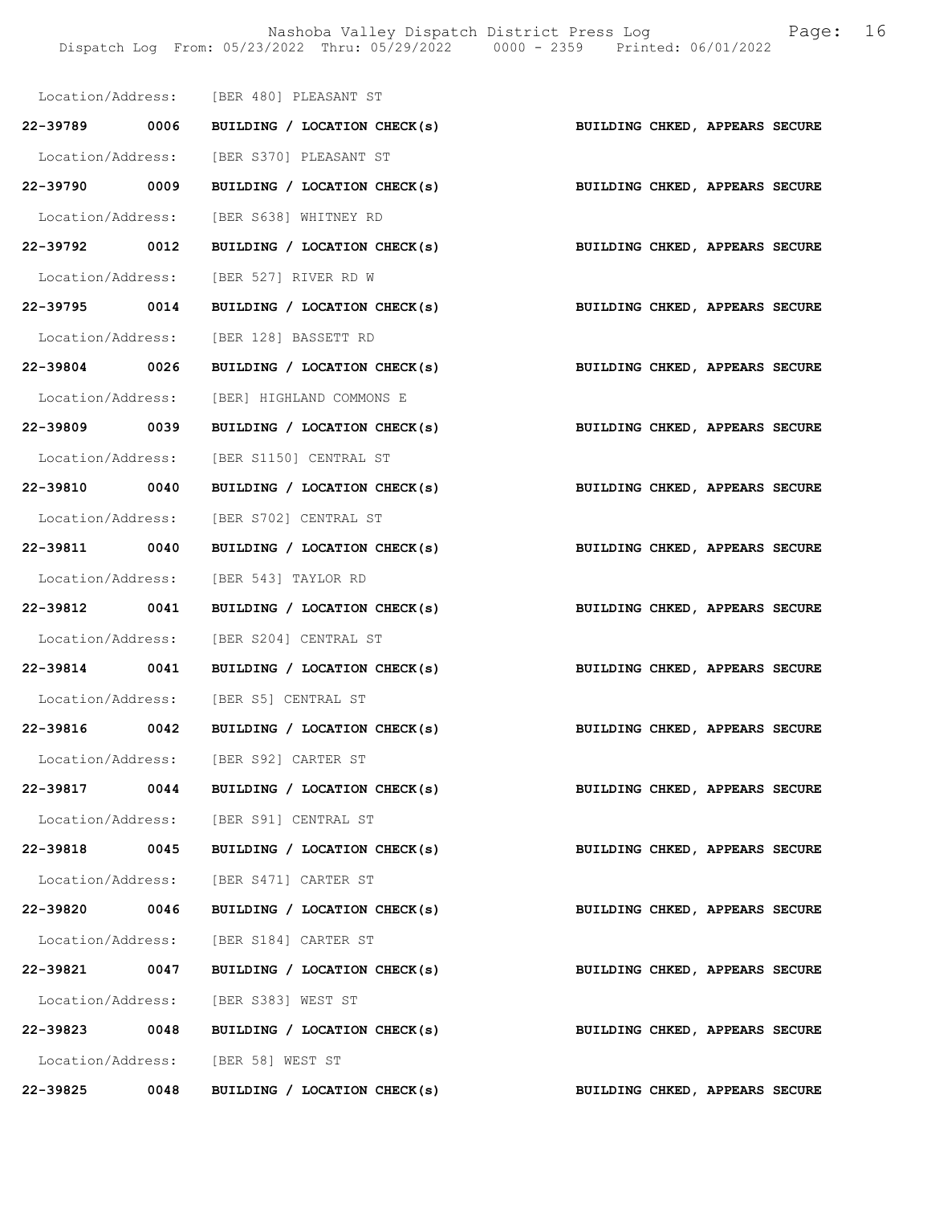Location/Address: [BER 480] PLEASANT ST

**22-39789 0006 BUILDING / LOCATION CHECK(s) BUILDING CHKED, APPEARS SECURE**

Location/Address: [BER S370] PLEASANT ST

**22-39790 0009 BUILDING / LOCATION CHECK(s) BUILDING CHKED, APPEARS SECURE**

Location/Address: [BER S638] WHITNEY RD

**22-39792 0012 BUILDING / LOCATION CHECK(s) BUILDING CHKED, APPEARS SECURE**

Location/Address: [BER 527] RIVER RD W

**22-39795 0014 BUILDING / LOCATION CHECK(s) BUILDING CHKED, APPEARS SECURE**

Location/Address: [BER 128] BASSETT RD

**22-39804 0026 BUILDING / LOCATION CHECK(s) BUILDING CHKED, APPEARS SECURE**

Location/Address: [BER] HIGHLAND COMMONS E

**22-39809 0039 BUILDING / LOCATION CHECK(s) BUILDING CHKED, APPEARS SECURE**

Location/Address: [BER S1150] CENTRAL ST

**22-39810 0040 BUILDING / LOCATION CHECK(s) BUILDING CHKED, APPEARS SECURE**

Location/Address: [BER S702] CENTRAL ST

**22-39811 0040 BUILDING / LOCATION CHECK(s) BUILDING CHKED, APPEARS SECURE**

Location/Address: [BER 543] TAYLOR RD

**22-39812 0041 BUILDING / LOCATION CHECK(s) BUILDING CHKED, APPEARS SECURE**

Location/Address: [BER S204] CENTRAL ST

**22-39814 0041 BUILDING / LOCATION CHECK(s) BUILDING CHKED, APPEARS SECURE**

Location/Address: [BER S5] CENTRAL ST

**22-39816 0042 BUILDING / LOCATION CHECK(s) BUILDING CHKED, APPEARS SECURE**

Location/Address: [BER S92] CARTER ST

**22-39817 0044 BUILDING / LOCATION CHECK(s) BUILDING CHKED, APPEARS SECURE**

Location/Address: [BER S91] CENTRAL ST

**22-39818 0045 BUILDING / LOCATION CHECK(s) BUILDING CHKED, APPEARS SECURE**

Location/Address: [BER S471] CARTER ST

**22-39820 0046 BUILDING / LOCATION CHECK(s) BUILDING CHKED, APPEARS SECURE**

Location/Address: [BER S184] CARTER ST

**22-39821 0047 BUILDING / LOCATION CHECK(s) BUILDING CHKED, APPEARS SECURE**

Location/Address: [BER S383] WEST ST

**22-39823 0048 BUILDING / LOCATION CHECK(s) BUILDING CHKED, APPEARS SECURE**

Location/Address: [BER 58] WEST ST

**22-39825 0048 BUILDING / LOCATION CHECK(s) BUILDING CHKED, APPEARS SECURE**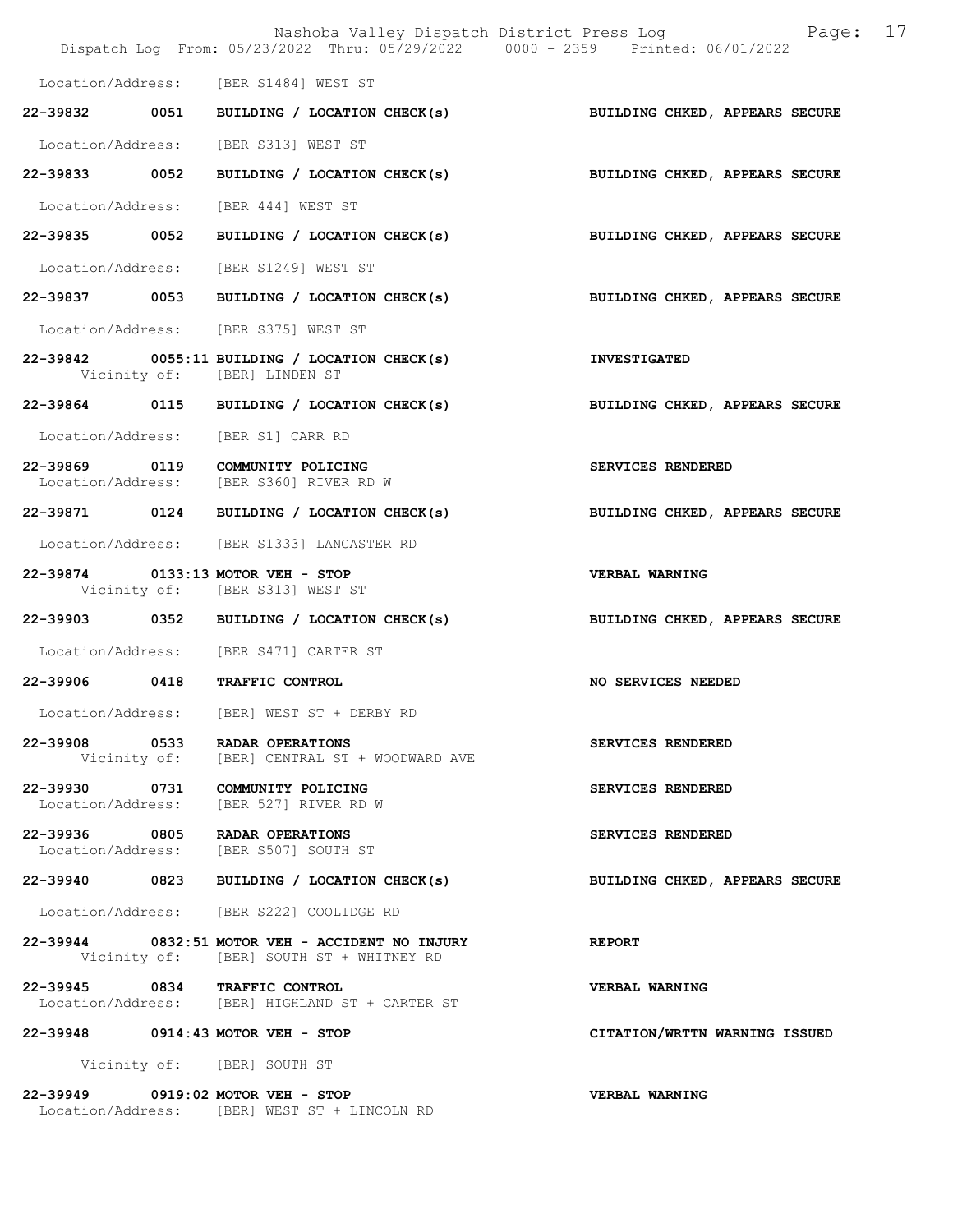Location/Address: [BER S1484] WEST ST

22-39832 0051 BUILDING / LOCATION CHECK(s) BUILDING CHKED, APPEARS SECURE

Location/Address: [BER S313] WEST ST

22-39833 0052 BUILDING / LOCATION CHECK(s) BUILDING CHKED, APPEARS SECURE

Location/Address: [BER 444] WEST ST

22-39835 0052 BUILDING / LOCATION CHECK(s) BUILDING CHKED, APPEARS SECURE

Location/Address: [BER S1249] WEST ST

22-39837 0053 BUILDING / LOCATION CHECK(s) BUILDING CHKED, APPEARS SECURE

Location/Address: [BER S375] WEST ST

22-39842 0055:11 BUILDING / LOCATION CHECK(s) INVESTIGATED
Vicinity of: [BER] LINDEN ST

22-39864 0115 BUILDING / LOCATION CHECK(s) BUILDING CHKED, APPEARS SECURE

Location/Address: [BER S1] CARR RD

22-39869 0119 COMMUNITY POLICING SERVICES RENDERED
Location/Address: [BER S360] RIVER RD W

22-39871 0124 BUILDING / LOCATION CHECK(s) BUILDING CHKED, APPEARS SECURE

Location/Address: [BER S1333] LANCASTER RD

22-39874 0133:13 MOTOR VEH - STOP VERBAL WARNING
Vicinity of: [BER S313] WEST ST

22-39903 0352 BUILDING / LOCATION CHECK(s) BUILDING CHKED, APPEARS SECURE

Location/Address: [BER S471] CARTER ST

22-39906 0418 TRAFFIC CONTROL NO SERVICES NEEDED

Location/Address: [BER] WEST ST + DERBY RD

22-39908 0533 RADAR OPERATIONS SERVICES RENDERED
Vicinity of: [BER] CENTRAL ST + WOODWARD AVE

22-39930 0731 COMMUNITY POLICING SERVICES RENDERED
Location/Address: [BER 527] RIVER RD W

22-39936 0805 RADAR OPERATIONS SERVICES RENDERED
Location/Address: [BER S507] SOUTH ST

22-39940 0823 BUILDING / LOCATION CHECK(s) BUILDING CHKED, APPEARS SECURE

Location/Address: [BER S222] COOLIDGE RD

22-39944 0832:51 MOTOR VEH - ACCIDENT NO INJURY REPORT
Vicinity of: [BER] SOUTH ST + WHITNEY RD

22-39945 0834 TRAFFIC CONTROL VERBAL WARNING
Location/Address: [BER] HIGHLAND ST + CARTER ST

22-39948 0914:43 MOTOR VEH - STOP CITATION/WRTTN WARNING ISSUED

Vicinity of: [BER] SOUTH ST

22-39949 0919:02 MOTOR VEH - STOP VERBAL WARNING
Location/Address: [BER] WEST ST + LINCOLN RD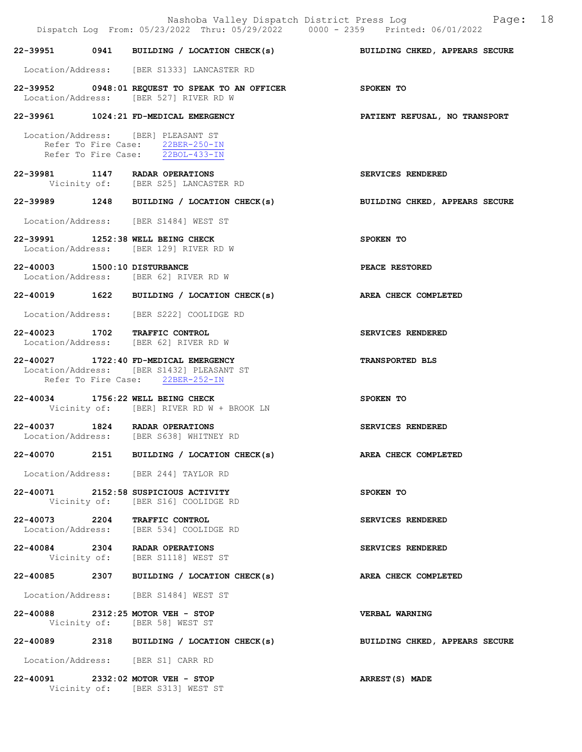**22-39951 0941 BUILDING / LOCATION CHECK(s) — BUILDING CHKED, APPEARS SECURE**

Location/Address: [BER S1333] LANCASTER RD

**22-39952 0948:01 REQUEST TO SPEAK TO AN OFFICER — SPOKEN TO**
Location/Address: [BER 527] RIVER RD W

**22-39961 1024:21 FD-MEDICAL EMERGENCY — PATIENT REFUSAL, NO TRANSPORT**

Location/Address: [BER] PLEASANT ST
Refer To Fire Case: 22BER-250-IN
Refer To Fire Case: 22BOL-433-IN

**22-39981 1147 RADAR OPERATIONS — SERVICES RENDERED**
Vicinity of: [BER S25] LANCASTER RD

**22-39989 1248 BUILDING / LOCATION CHECK(s) — BUILDING CHKED, APPEARS SECURE**

Location/Address: [BER S1484] WEST ST

**22-39991 1252:38 WELL BEING CHECK — SPOKEN TO**
Location/Address: [BER 129] RIVER RD W

**22-40003 1500:10 DISTURBANCE — PEACE RESTORED**
Location/Address: [BER 62] RIVER RD W

**22-40019 1622 BUILDING / LOCATION CHECK(s) — AREA CHECK COMPLETED**

Location/Address: [BER S222] COOLIDGE RD

**22-40023 1702 TRAFFIC CONTROL — SERVICES RENDERED**
Location/Address: [BER 62] RIVER RD W

**22-40027 1722:40 FD-MEDICAL EMERGENCY — TRANSPORTED BLS**
Location/Address: [BER S1432] PLEASANT ST
Refer To Fire Case: 22BER-252-IN

**22-40034 1756:22 WELL BEING CHECK — SPOKEN TO**
Vicinity of: [BER] RIVER RD W + BROOK LN

**22-40037 1824 RADAR OPERATIONS — SERVICES RENDERED**
Location/Address: [BER S638] WHITNEY RD

**22-40070 2151 BUILDING / LOCATION CHECK(s) — AREA CHECK COMPLETED**

Location/Address: [BER 244] TAYLOR RD

**22-40071 2152:58 SUSPICIOUS ACTIVITY — SPOKEN TO**
Vicinity of: [BER S16] COOLIDGE RD

**22-40073 2204 TRAFFIC CONTROL — SERVICES RENDERED**
Location/Address: [BER 534] COOLIDGE RD

**22-40084 2304 RADAR OPERATIONS — SERVICES RENDERED**
Vicinity of: [BER S1118] WEST ST

**22-40085 2307 BUILDING / LOCATION CHECK(s) — AREA CHECK COMPLETED**

Location/Address: [BER S1484] WEST ST

**22-40088 2312:25 MOTOR VEH - STOP — VERBAL WARNING**
Vicinity of: [BER 58] WEST ST

**22-40089 2318 BUILDING / LOCATION CHECK(s) — BUILDING CHKED, APPEARS SECURE**

Location/Address: [BER S1] CARR RD

**22-40091 2332:02 MOTOR VEH - STOP — ARREST(S) MADE**
Vicinity of: [BER S313] WEST ST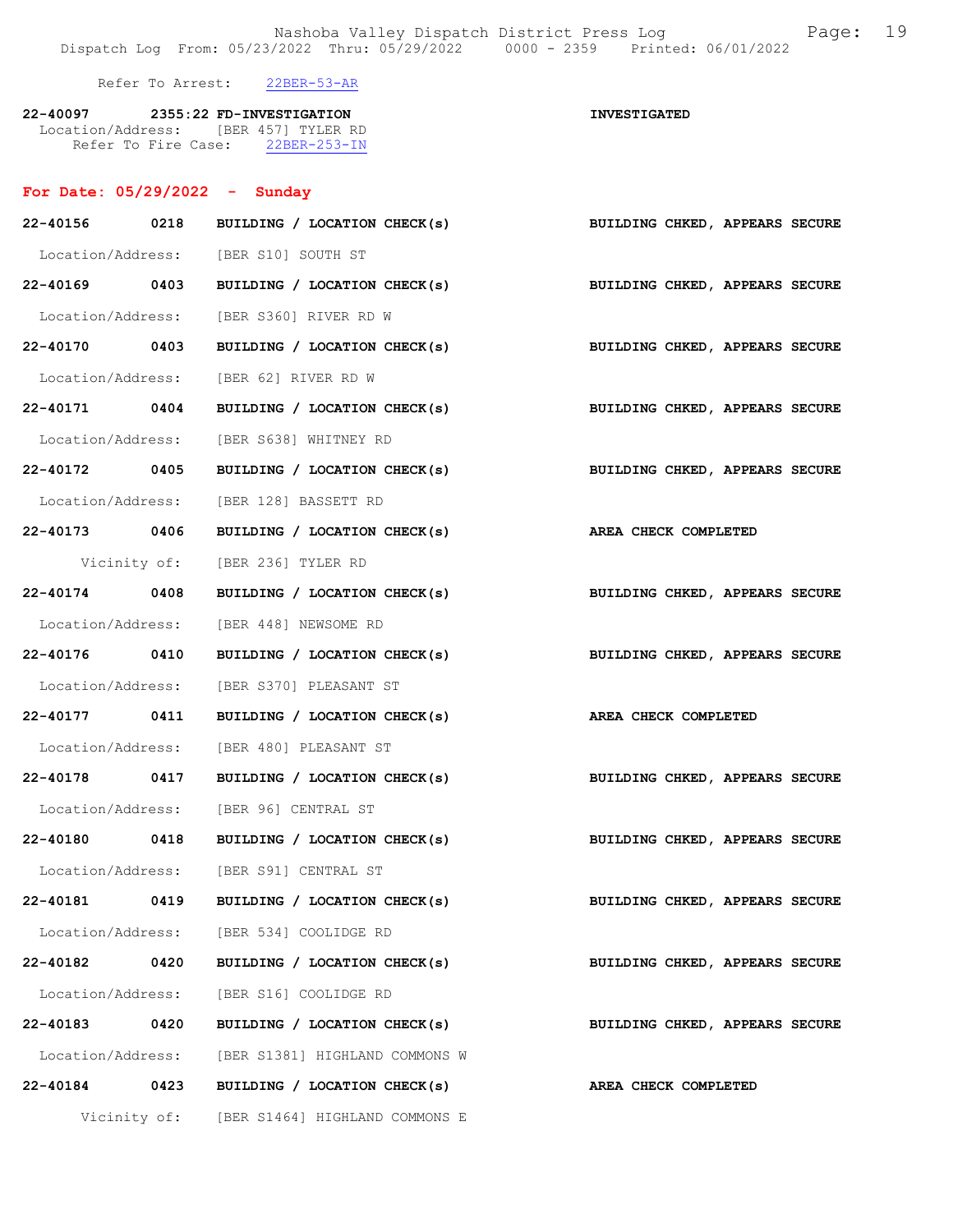Refer To Arrest: 22BER-53-AR

**22-40097 2355:22 FD-INVESTIGATION** **INVESTIGATED**
Location/Address: [BER 457] TYLER RD
Refer To Fire Case: 22BER-253-IN

## For Date: 05/29/2022 - Sunday

**22-40156 0218 BUILDING / LOCATION CHECK(s)** **BUILDING CHKED, APPEARS SECURE**
Location/Address: [BER S10] SOUTH ST

**22-40169 0403 BUILDING / LOCATION CHECK(s)** **BUILDING CHKED, APPEARS SECURE**
Location/Address: [BER S360] RIVER RD W

**22-40170 0403 BUILDING / LOCATION CHECK(s)** **BUILDING CHKED, APPEARS SECURE**
Location/Address: [BER 62] RIVER RD W

**22-40171 0404 BUILDING / LOCATION CHECK(s)** **BUILDING CHKED, APPEARS SECURE**
Location/Address: [BER S638] WHITNEY RD

**22-40172 0405 BUILDING / LOCATION CHECK(s)** **BUILDING CHKED, APPEARS SECURE**
Location/Address: [BER 128] BASSETT RD

**22-40173 0406 BUILDING / LOCATION CHECK(s)** **AREA CHECK COMPLETED**
Vicinity of: [BER 236] TYLER RD

**22-40174 0408 BUILDING / LOCATION CHECK(s)** **BUILDING CHKED, APPEARS SECURE**
Location/Address: [BER 448] NEWSOME RD

**22-40176 0410 BUILDING / LOCATION CHECK(s)** **BUILDING CHKED, APPEARS SECURE**
Location/Address: [BER S370] PLEASANT ST

**22-40177 0411 BUILDING / LOCATION CHECK(s)** **AREA CHECK COMPLETED**
Location/Address: [BER 480] PLEASANT ST

**22-40178 0417 BUILDING / LOCATION CHECK(s)** **BUILDING CHKED, APPEARS SECURE**
Location/Address: [BER 96] CENTRAL ST

**22-40180 0418 BUILDING / LOCATION CHECK(s)** **BUILDING CHKED, APPEARS SECURE**
Location/Address: [BER S91] CENTRAL ST

**22-40181 0419 BUILDING / LOCATION CHECK(s)** **BUILDING CHKED, APPEARS SECURE**
Location/Address: [BER 534] COOLIDGE RD

**22-40182 0420 BUILDING / LOCATION CHECK(s)** **BUILDING CHKED, APPEARS SECURE**
Location/Address: [BER S16] COOLIDGE RD

**22-40183 0420 BUILDING / LOCATION CHECK(s)** **BUILDING CHKED, APPEARS SECURE**
Location/Address: [BER S1381] HIGHLAND COMMONS W

**22-40184 0423 BUILDING / LOCATION CHECK(s)** **AREA CHECK COMPLETED**
Vicinity of: [BER S1464] HIGHLAND COMMONS E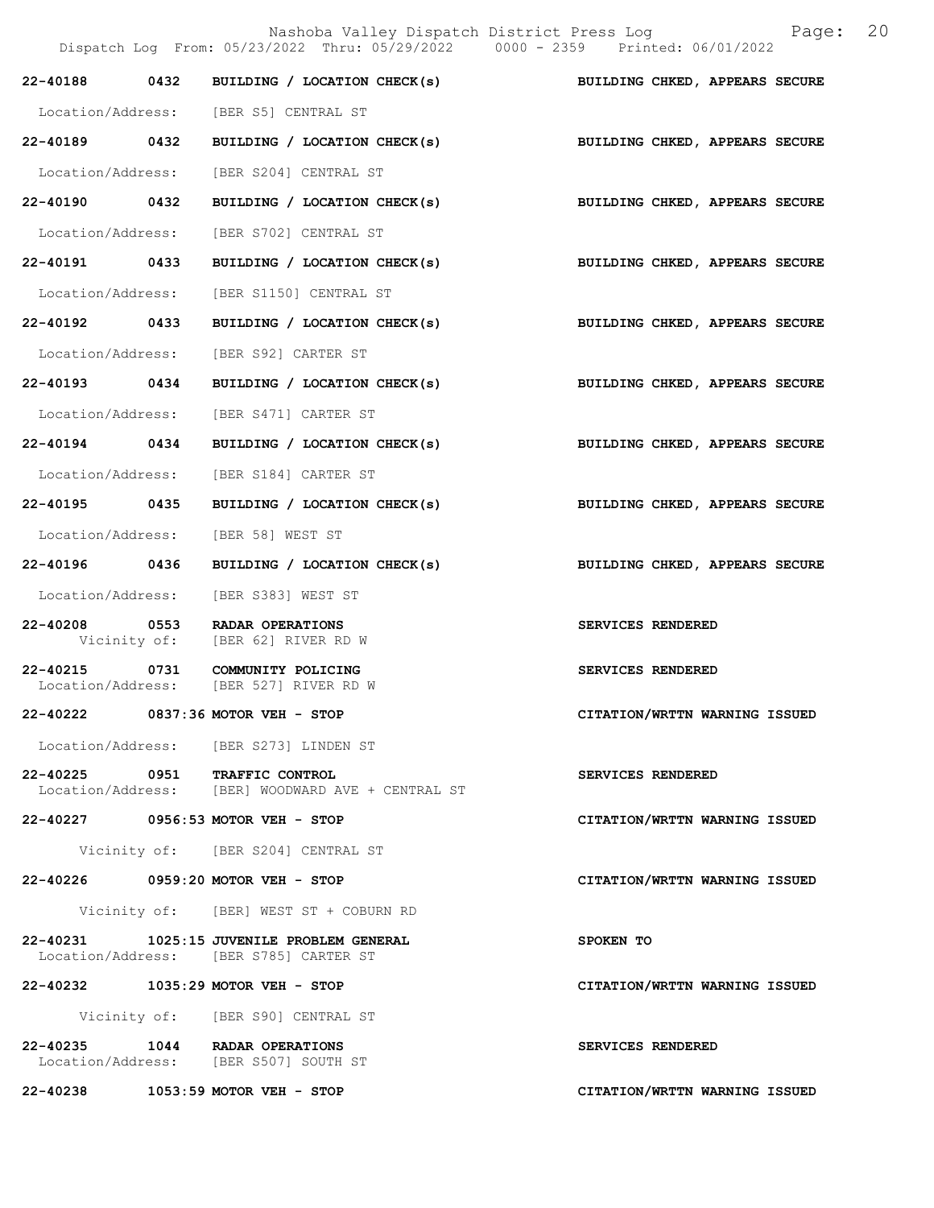Nashoba Valley Dispatch District Press Log

Dispatch Log From: 05/23/2022 Thru: 05/29/2022 0000 - 2359 Printed: 06/01/2022

**22-40188 0432 BUILDING / LOCATION CHECK(s)** — **BUILDING CHKED, APPEARS SECURE**
Location/Address: [BER S5] CENTRAL ST

**22-40189 0432 BUILDING / LOCATION CHECK(s)** — **BUILDING CHKED, APPEARS SECURE**
Location/Address: [BER S204] CENTRAL ST

**22-40190 0432 BUILDING / LOCATION CHECK(s)** — **BUILDING CHKED, APPEARS SECURE**
Location/Address: [BER S702] CENTRAL ST

**22-40191 0433 BUILDING / LOCATION CHECK(s)** — **BUILDING CHKED, APPEARS SECURE**
Location/Address: [BER S1150] CENTRAL ST

**22-40192 0433 BUILDING / LOCATION CHECK(s)** — **BUILDING CHKED, APPEARS SECURE**
Location/Address: [BER S92] CARTER ST

**22-40193 0434 BUILDING / LOCATION CHECK(s)** — **BUILDING CHKED, APPEARS SECURE**
Location/Address: [BER S471] CARTER ST

**22-40194 0434 BUILDING / LOCATION CHECK(s)** — **BUILDING CHKED, APPEARS SECURE**
Location/Address: [BER S184] CARTER ST

**22-40195 0435 BUILDING / LOCATION CHECK(s)** — **BUILDING CHKED, APPEARS SECURE**
Location/Address: [BER 58] WEST ST

**22-40196 0436 BUILDING / LOCATION CHECK(s)** — **BUILDING CHKED, APPEARS SECURE**
Location/Address: [BER S383] WEST ST

**22-40208 0553 RADAR OPERATIONS** — **SERVICES RENDERED**
Vicinity of: [BER 62] RIVER RD W

**22-40215 0731 COMMUNITY POLICING** — **SERVICES RENDERED**
Location/Address: [BER 527] RIVER RD W

**22-40222 0837:36 MOTOR VEH - STOP** — **CITATION/WRTTN WARNING ISSUED**
Location/Address: [BER S273] LINDEN ST

**22-40225 0951 TRAFFIC CONTROL** — **SERVICES RENDERED**
Location/Address: [BER] WOODWARD AVE + CENTRAL ST

**22-40227 0956:53 MOTOR VEH - STOP** — **CITATION/WRTTN WARNING ISSUED**
Vicinity of: [BER S204] CENTRAL ST

**22-40226 0959:20 MOTOR VEH - STOP** — **CITATION/WRTTN WARNING ISSUED**
Vicinity of: [BER] WEST ST + COBURN RD

**22-40231 1025:15 JUVENILE PROBLEM GENERAL** — **SPOKEN TO**
Location/Address: [BER S785] CARTER ST

**22-40232 1035:29 MOTOR VEH - STOP** — **CITATION/WRTTN WARNING ISSUED**
Vicinity of: [BER S90] CENTRAL ST

**22-40235 1044 RADAR OPERATIONS** — **SERVICES RENDERED**
Location/Address: [BER S507] SOUTH ST

**22-40238 1053:59 MOTOR VEH - STOP** — **CITATION/WRTTN WARNING ISSUED**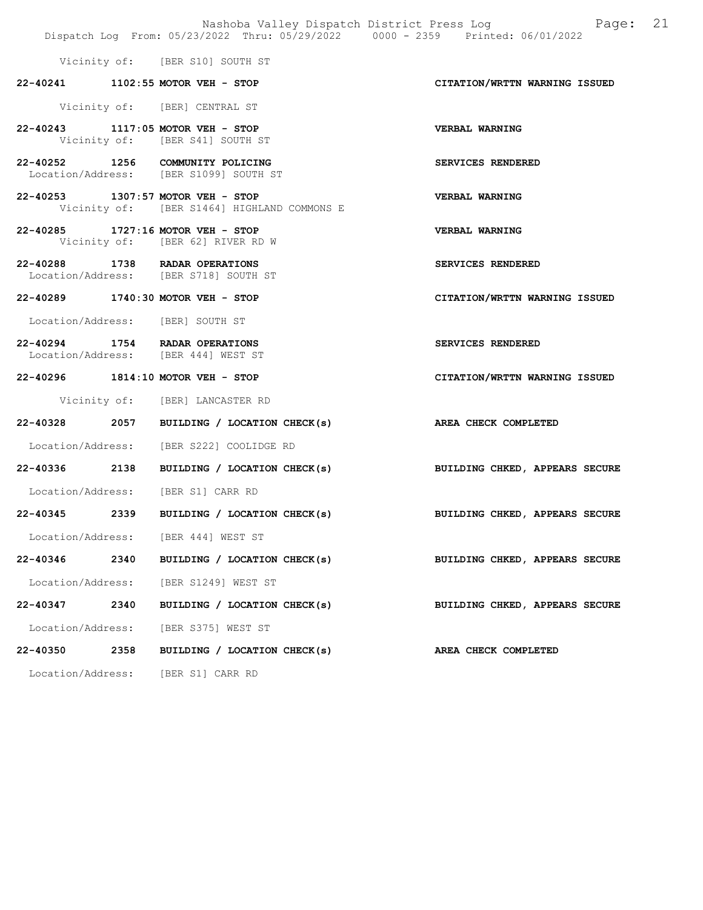Vicinity of: [BER S10] SOUTH ST

**22-40241 1102:55 MOTOR VEH - STOP** **CITATION/WRTTN WARNING ISSUED**

Vicinity of: [BER] CENTRAL ST

**22-40243 1117:05 MOTOR VEH - STOP** **VERBAL WARNING**
Vicinity of: [BER S41] SOUTH ST

**22-40252 1256 COMMUNITY POLICING** **SERVICES RENDERED**
Location/Address: [BER S1099] SOUTH ST

**22-40253 1307:57 MOTOR VEH - STOP** **VERBAL WARNING**
Vicinity of: [BER S1464] HIGHLAND COMMONS E

**22-40285 1727:16 MOTOR VEH - STOP** **VERBAL WARNING**
Vicinity of: [BER 62] RIVER RD W

**22-40288 1738 RADAR OPERATIONS** **SERVICES RENDERED**
Location/Address: [BER S718] SOUTH ST

**22-40289 1740:30 MOTOR VEH - STOP** **CITATION/WRTTN WARNING ISSUED**

Location/Address: [BER] SOUTH ST

**22-40294 1754 RADAR OPERATIONS** **SERVICES RENDERED**
Location/Address: [BER 444] WEST ST

**22-40296 1814:10 MOTOR VEH - STOP** **CITATION/WRTTN WARNING ISSUED**

Vicinity of: [BER] LANCASTER RD

**22-40328 2057 BUILDING / LOCATION CHECK(s)** **AREA CHECK COMPLETED**

Location/Address: [BER S222] COOLIDGE RD

**22-40336 2138 BUILDING / LOCATION CHECK(s)** **BUILDING CHKED, APPEARS SECURE**

Location/Address: [BER S1] CARR RD

**22-40345 2339 BUILDING / LOCATION CHECK(s)** **BUILDING CHKED, APPEARS SECURE**

Location/Address: [BER 444] WEST ST

**22-40346 2340 BUILDING / LOCATION CHECK(s)** **BUILDING CHKED, APPEARS SECURE**

Location/Address: [BER S1249] WEST ST

**22-40347 2340 BUILDING / LOCATION CHECK(s)** **BUILDING CHKED, APPEARS SECURE**

Location/Address: [BER S375] WEST ST

**22-40350 2358 BUILDING / LOCATION CHECK(s)** **AREA CHECK COMPLETED**

Location/Address: [BER S1] CARR RD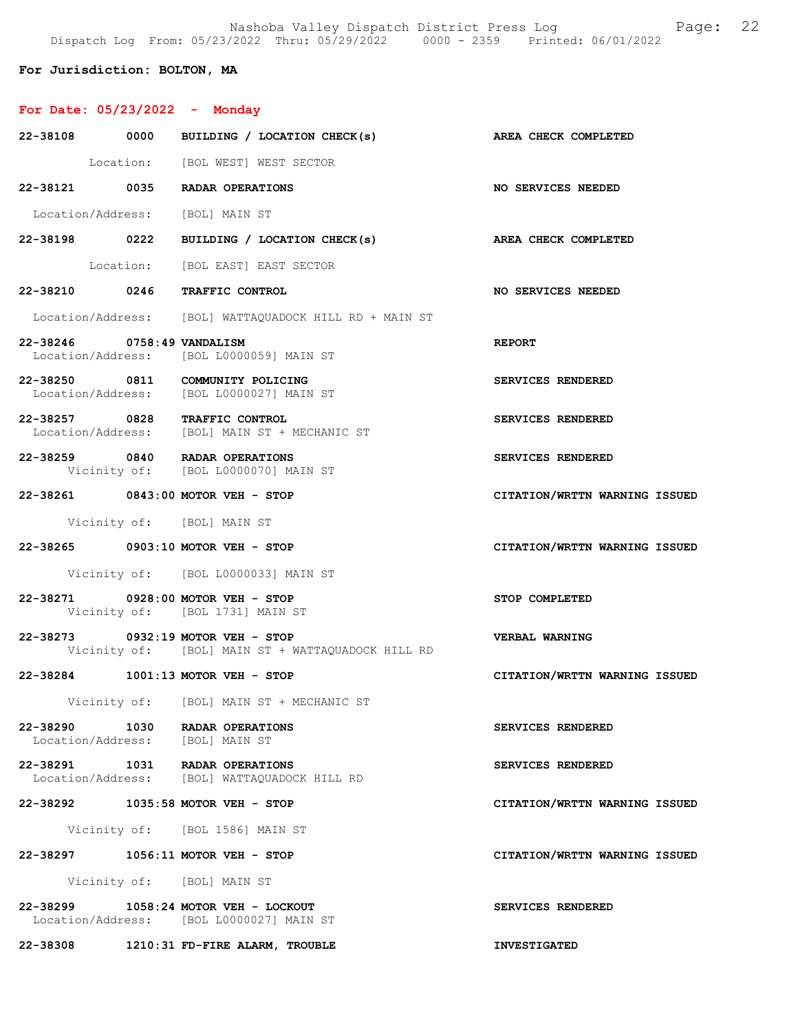**For Jurisdiction: BOLTON, MA**

**For Date: 05/23/2022 - Monday**

**22-38108 0000 BUILDING / LOCATION CHECK(s)** — **AREA CHECK COMPLETED**
Location: [BOL WEST] WEST SECTOR

**22-38121 0035 RADAR OPERATIONS** — **NO SERVICES NEEDED**
Location/Address: [BOL] MAIN ST

**22-38198 0222 BUILDING / LOCATION CHECK(s)** — **AREA CHECK COMPLETED**
Location: [BOL EAST] EAST SECTOR

**22-38210 0246 TRAFFIC CONTROL** — **NO SERVICES NEEDED**
Location/Address: [BOL] WATTAQUADOCK HILL RD + MAIN ST

**22-38246 0758:49 VANDALISM** — **REPORT**
Location/Address: [BOL L0000059] MAIN ST

**22-38250 0811 COMMUNITY POLICING** — **SERVICES RENDERED**
Location/Address: [BOL L0000027] MAIN ST

**22-38257 0828 TRAFFIC CONTROL** — **SERVICES RENDERED**
Location/Address: [BOL] MAIN ST + MECHANIC ST

**22-38259 0840 RADAR OPERATIONS** — **SERVICES RENDERED**
Vicinity of: [BOL L0000070] MAIN ST

**22-38261 0843:00 MOTOR VEH - STOP** — **CITATION/WRTTN WARNING ISSUED**
Vicinity of: [BOL] MAIN ST

**22-38265 0903:10 MOTOR VEH - STOP** — **CITATION/WRTTN WARNING ISSUED**
Vicinity of: [BOL L0000033] MAIN ST

**22-38271 0928:00 MOTOR VEH - STOP** — **STOP COMPLETED**
Vicinity of: [BOL 1731] MAIN ST

**22-38273 0932:19 MOTOR VEH - STOP** — **VERBAL WARNING**
Vicinity of: [BOL] MAIN ST + WATTAQUADOCK HILL RD

**22-38284 1001:13 MOTOR VEH - STOP** — **CITATION/WRTTN WARNING ISSUED**
Vicinity of: [BOL] MAIN ST + MECHANIC ST

**22-38290 1030 RADAR OPERATIONS** — **SERVICES RENDERED**
Location/Address: [BOL] MAIN ST

**22-38291 1031 RADAR OPERATIONS** — **SERVICES RENDERED**
Location/Address: [BOL] WATTAQUADOCK HILL RD

**22-38292 1035:58 MOTOR VEH - STOP** — **CITATION/WRTTN WARNING ISSUED**
Vicinity of: [BOL 1586] MAIN ST

**22-38297 1056:11 MOTOR VEH - STOP** — **CITATION/WRTTN WARNING ISSUED**
Vicinity of: [BOL] MAIN ST

**22-38299 1058:24 MOTOR VEH - LOCKOUT** — **SERVICES RENDERED**
Location/Address: [BOL L0000027] MAIN ST

**22-38308 1210:31 FD-FIRE ALARM, TROUBLE** — **INVESTIGATED**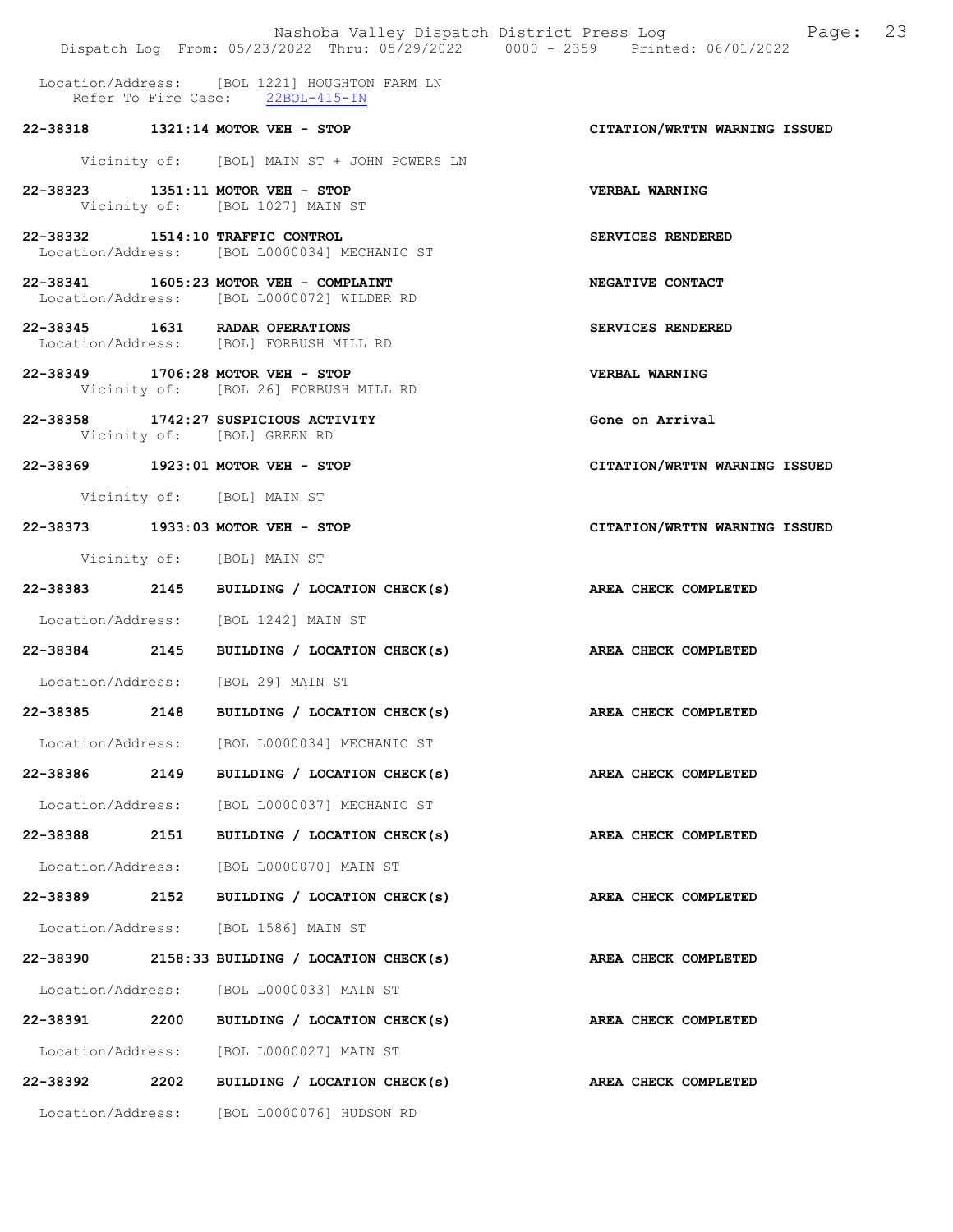Location/Address: [BOL 1221] HOUGHTON FARM LN
Refer To Fire Case: 22BOL-415-IN

**22-38318 1321:14 MOTOR VEH - STOP** **CITATION/WRTTN WARNING ISSUED**

Vicinity of: [BOL] MAIN ST + JOHN POWERS LN

**22-38323 1351:11 MOTOR VEH - STOP** **VERBAL WARNING**
Vicinity of: [BOL 1027] MAIN ST

**22-38332 1514:10 TRAFFIC CONTROL** **SERVICES RENDERED**
Location/Address: [BOL L0000034] MECHANIC ST

**22-38341 1605:23 MOTOR VEH - COMPLAINT** **NEGATIVE CONTACT**
Location/Address: [BOL L0000072] WILDER RD

**22-38345 1631 RADAR OPERATIONS** **SERVICES RENDERED**
Location/Address: [BOL] FORBUSH MILL RD

**22-38349 1706:28 MOTOR VEH - STOP** **VERBAL WARNING**
Vicinity of: [BOL 26] FORBUSH MILL RD

**22-38358 1742:27 SUSPICIOUS ACTIVITY** **Gone on Arrival**
Vicinity of: [BOL] GREEN RD

**22-38369 1923:01 MOTOR VEH - STOP** **CITATION/WRTTN WARNING ISSUED**

Vicinity of: [BOL] MAIN ST

**22-38373 1933:03 MOTOR VEH - STOP** **CITATION/WRTTN WARNING ISSUED**

Vicinity of: [BOL] MAIN ST

**22-38383 2145 BUILDING / LOCATION CHECK(s)** **AREA CHECK COMPLETED**

Location/Address: [BOL 1242] MAIN ST

**22-38384 2145 BUILDING / LOCATION CHECK(s)** **AREA CHECK COMPLETED**

Location/Address: [BOL 29] MAIN ST

**22-38385 2148 BUILDING / LOCATION CHECK(s)** **AREA CHECK COMPLETED**

Location/Address: [BOL L0000034] MECHANIC ST

**22-38386 2149 BUILDING / LOCATION CHECK(s)** **AREA CHECK COMPLETED**

Location/Address: [BOL L0000037] MECHANIC ST

**22-38388 2151 BUILDING / LOCATION CHECK(s)** **AREA CHECK COMPLETED**

Location/Address: [BOL L0000070] MAIN ST

**22-38389 2152 BUILDING / LOCATION CHECK(s)** **AREA CHECK COMPLETED**

Location/Address: [BOL 1586] MAIN ST

**22-38390 2158:33 BUILDING / LOCATION CHECK(s)** **AREA CHECK COMPLETED**

Location/Address: [BOL L0000033] MAIN ST

**22-38391 2200 BUILDING / LOCATION CHECK(s)** **AREA CHECK COMPLETED**

Location/Address: [BOL L0000027] MAIN ST

**22-38392 2202 BUILDING / LOCATION CHECK(s)** **AREA CHECK COMPLETED**

Location/Address: [BOL L0000076] HUDSON RD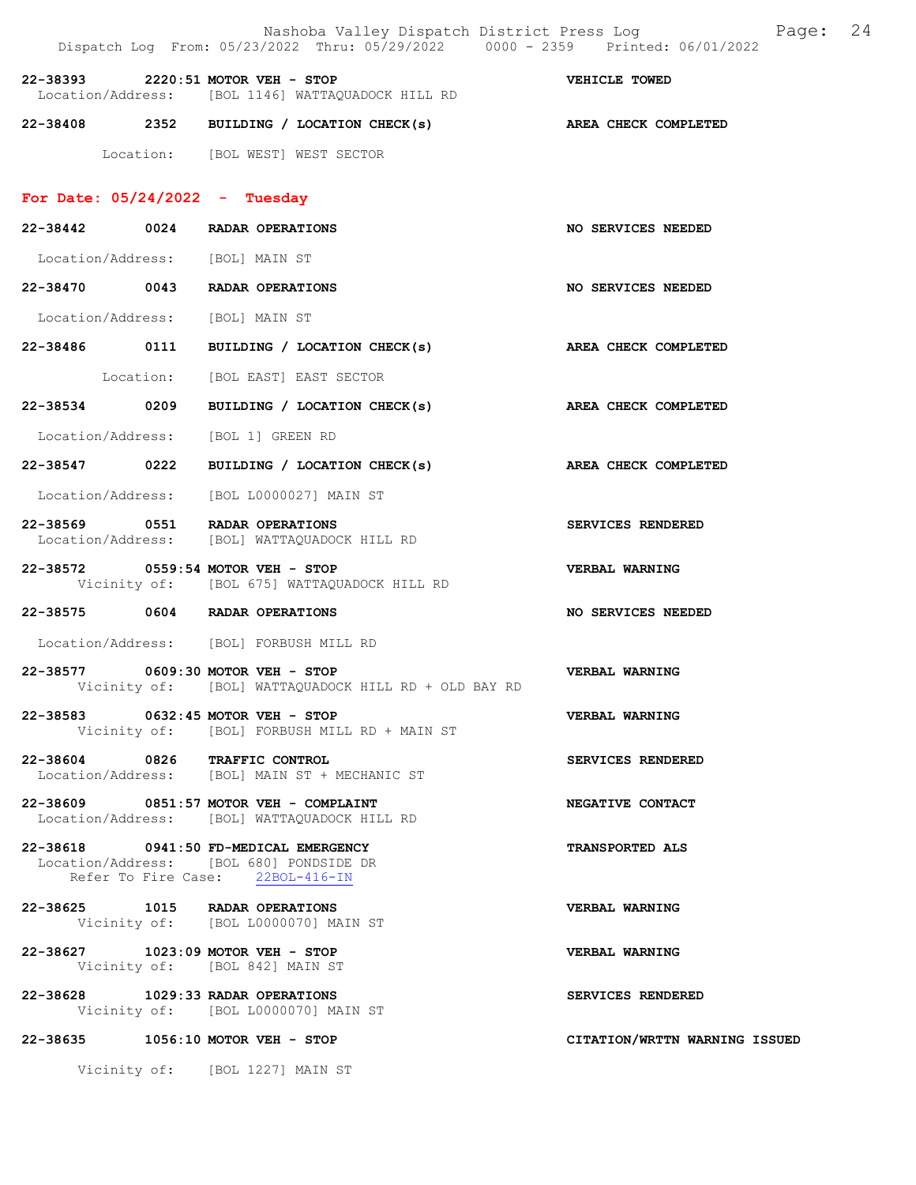22-38393 2220:51 MOTOR VEH - STOP VEHICLE TOWED
Location/Address: [BOL 1146] WATTAQUADOCK HILL RD

22-38408 2352 BUILDING / LOCATION CHECK(s) AREA CHECK COMPLETED
Location: [BOL WEST] WEST SECTOR

## For Date: 05/24/2022 - Tuesday

22-38442 0024 RADAR OPERATIONS NO SERVICES NEEDED
Location/Address: [BOL] MAIN ST

22-38470 0043 RADAR OPERATIONS NO SERVICES NEEDED
Location/Address: [BOL] MAIN ST

22-38486 0111 BUILDING / LOCATION CHECK(s) AREA CHECK COMPLETED
Location: [BOL EAST] EAST SECTOR

22-38534 0209 BUILDING / LOCATION CHECK(s) AREA CHECK COMPLETED
Location/Address: [BOL 1] GREEN RD

22-38547 0222 BUILDING / LOCATION CHECK(s) AREA CHECK COMPLETED
Location/Address: [BOL L0000027] MAIN ST

22-38569 0551 RADAR OPERATIONS SERVICES RENDERED
Location/Address: [BOL] WATTAQUADOCK HILL RD

22-38572 0559:54 MOTOR VEH - STOP VERBAL WARNING
Vicinity of: [BOL 675] WATTAQUADOCK HILL RD

22-38575 0604 RADAR OPERATIONS NO SERVICES NEEDED
Location/Address: [BOL] FORBUSH MILL RD

22-38577 0609:30 MOTOR VEH - STOP VERBAL WARNING
Vicinity of: [BOL] WATTAQUADOCK HILL RD + OLD BAY RD

22-38583 0632:45 MOTOR VEH - STOP VERBAL WARNING
Vicinity of: [BOL] FORBUSH MILL RD + MAIN ST

22-38604 0826 TRAFFIC CONTROL SERVICES RENDERED
Location/Address: [BOL] MAIN ST + MECHANIC ST

22-38609 0851:57 MOTOR VEH - COMPLAINT NEGATIVE CONTACT
Location/Address: [BOL] WATTAQUADOCK HILL RD

22-38618 0941:50 FD-MEDICAL EMERGENCY TRANSPORTED ALS
Location/Address: [BOL 680] PONDSIDE DR
Refer To Fire Case: 22BOL-416-IN

22-38625 1015 RADAR OPERATIONS VERBAL WARNING
Vicinity of: [BOL L0000070] MAIN ST

22-38627 1023:09 MOTOR VEH - STOP VERBAL WARNING
Vicinity of: [BOL 842] MAIN ST

22-38628 1029:33 RADAR OPERATIONS SERVICES RENDERED
Vicinity of: [BOL L0000070] MAIN ST

22-38635 1056:10 MOTOR VEH - STOP CITATION/WRTTN WARNING ISSUED
Vicinity of: [BOL 1227] MAIN ST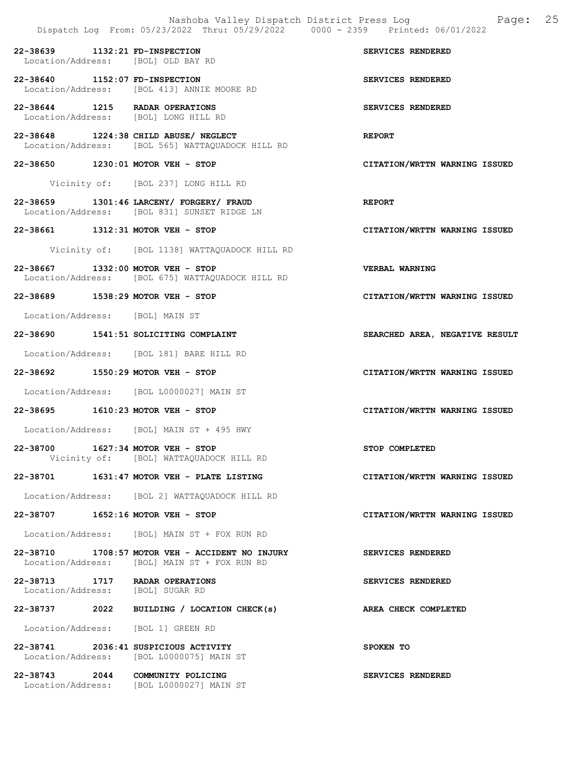**22-38639 1132:21 FD-INSPECTION** — **SERVICES RENDERED**
Location/Address: [BOL] OLD BAY RD

**22-38640 1152:07 FD-INSPECTION** — **SERVICES RENDERED**
Location/Address: [BOL 413] ANNIE MOORE RD

**22-38644 1215 RADAR OPERATIONS** — **SERVICES RENDERED**
Location/Address: [BOL] LONG HILL RD

**22-38648 1224:38 CHILD ABUSE/ NEGLECT** — **REPORT**
Location/Address: [BOL 565] WATTAQUADOCK HILL RD

**22-38650 1230:01 MOTOR VEH - STOP** — **CITATION/WRTTN WARNING ISSUED**
Vicinity of: [BOL 237] LONG HILL RD

**22-38659 1301:46 LARCENY/ FORGERY/ FRAUD** — **REPORT**
Location/Address: [BOL 831] SUNSET RIDGE LN

**22-38661 1312:31 MOTOR VEH - STOP** — **CITATION/WRTTN WARNING ISSUED**
Vicinity of: [BOL 1138] WATTAQUADOCK HILL RD

**22-38667 1332:00 MOTOR VEH - STOP** — **VERBAL WARNING**
Location/Address: [BOL 675] WATTAQUADOCK HILL RD

**22-38689 1538:29 MOTOR VEH - STOP** — **CITATION/WRTTN WARNING ISSUED**
Location/Address: [BOL] MAIN ST

**22-38690 1541:51 SOLICITING COMPLAINT** — **SEARCHED AREA, NEGATIVE RESULT**
Location/Address: [BOL 181] BARE HILL RD

**22-38692 1550:29 MOTOR VEH - STOP** — **CITATION/WRTTN WARNING ISSUED**
Location/Address: [BOL L0000027] MAIN ST

**22-38695 1610:23 MOTOR VEH - STOP** — **CITATION/WRTTN WARNING ISSUED**
Location/Address: [BOL] MAIN ST + 495 HWY

**22-38700 1627:34 MOTOR VEH - STOP** — **STOP COMPLETED**
Vicinity of: [BOL] WATTAQUADOCK HILL RD

**22-38701 1631:47 MOTOR VEH - PLATE LISTING** — **CITATION/WRTTN WARNING ISSUED**
Location/Address: [BOL 2] WATTAQUADOCK HILL RD

**22-38707 1652:16 MOTOR VEH - STOP** — **CITATION/WRTTN WARNING ISSUED**
Location/Address: [BOL] MAIN ST + FOX RUN RD

**22-38710 1708:57 MOTOR VEH - ACCIDENT NO INJURY** — **SERVICES RENDERED**
Location/Address: [BOL] MAIN ST + FOX RUN RD

**22-38713 1717 RADAR OPERATIONS** — **SERVICES RENDERED**
Location/Address: [BOL] SUGAR RD

**22-38737 2022 BUILDING / LOCATION CHECK(s)** — **AREA CHECK COMPLETED**
Location/Address: [BOL 1] GREEN RD

**22-38741 2036:41 SUSPICIOUS ACTIVITY** — **SPOKEN TO**
Location/Address: [BOL L0000075] MAIN ST

**22-38743 2044 COMMUNITY POLICING** — **SERVICES RENDERED**
Location/Address: [BOL L0000027] MAIN ST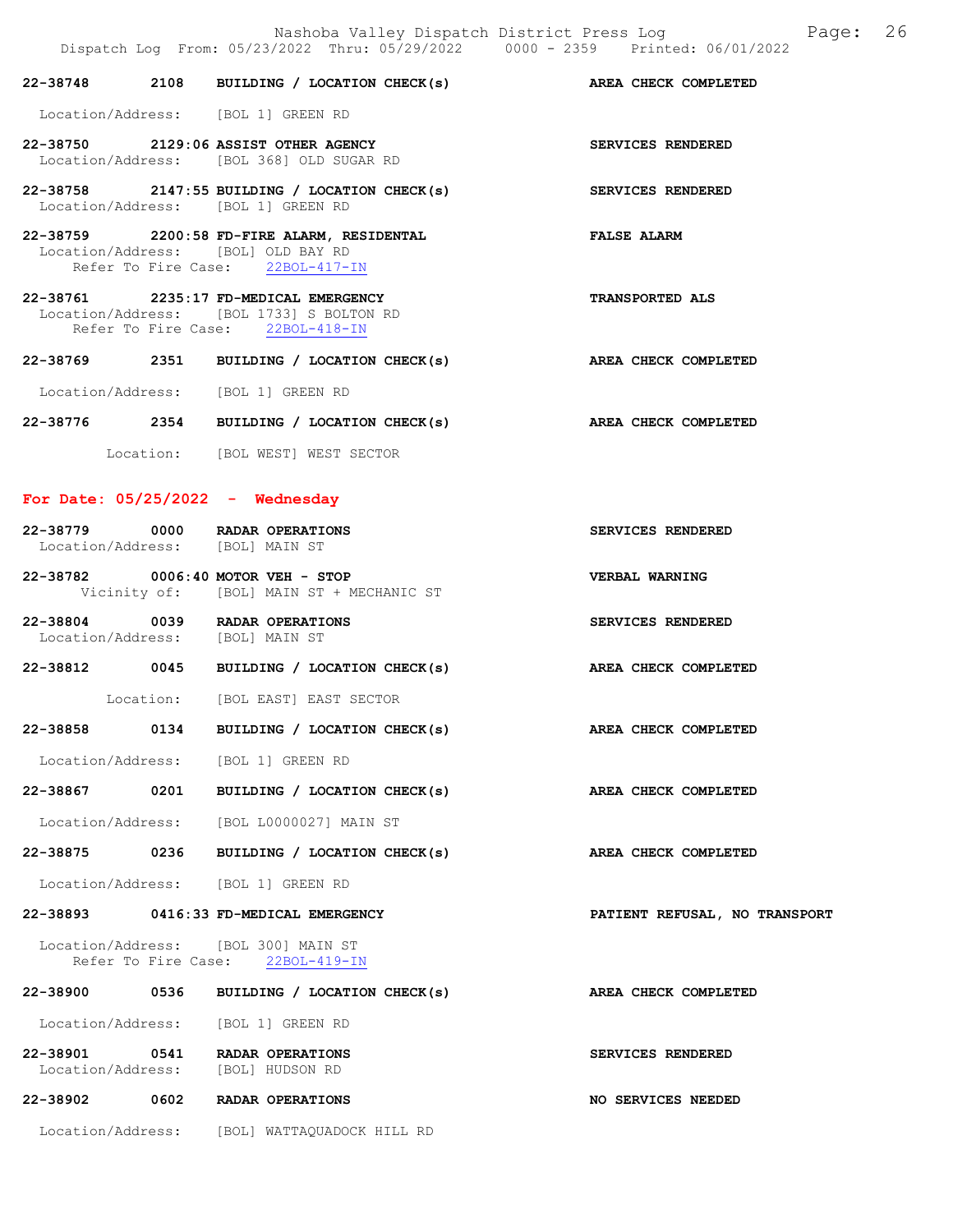22-38748 2108 BUILDING / LOCATION CHECK(s) AREA CHECK COMPLETED

Location/Address: [BOL 1] GREEN RD

22-38750 2129:06 ASSIST OTHER AGENCY SERVICES RENDERED
Location/Address: [BOL 368] OLD SUGAR RD

22-38758 2147:55 BUILDING / LOCATION CHECK(s) SERVICES RENDERED
Location/Address: [BOL 1] GREEN RD

22-38759 2200:58 FD-FIRE ALARM, RESIDENTAL FALSE ALARM
Location/Address: [BOL] OLD BAY RD
Refer To Fire Case: 22BOL-417-IN

22-38761 2235:17 FD-MEDICAL EMERGENCY TRANSPORTED ALS
Location/Address: [BOL 1733] S BOLTON RD
Refer To Fire Case: 22BOL-418-IN

22-38769 2351 BUILDING / LOCATION CHECK(s) AREA CHECK COMPLETED

Location/Address: [BOL 1] GREEN RD

22-38776 2354 BUILDING / LOCATION CHECK(s) AREA CHECK COMPLETED

Location: [BOL WEST] WEST SECTOR

## For Date: 05/25/2022 - Wednesday

22-38779 0000 RADAR OPERATIONS SERVICES RENDERED
Location/Address: [BOL] MAIN ST

22-38782 0006:40 MOTOR VEH - STOP VERBAL WARNING
Vicinity of: [BOL] MAIN ST + MECHANIC ST

22-38804 0039 RADAR OPERATIONS SERVICES RENDERED
Location/Address: [BOL] MAIN ST

22-38812 0045 BUILDING / LOCATION CHECK(s) AREA CHECK COMPLETED

Location: [BOL EAST] EAST SECTOR

22-38858 0134 BUILDING / LOCATION CHECK(s) AREA CHECK COMPLETED

Location/Address: [BOL 1] GREEN RD

22-38867 0201 BUILDING / LOCATION CHECK(s) AREA CHECK COMPLETED

Location/Address: [BOL L0000027] MAIN ST

22-38875 0236 BUILDING / LOCATION CHECK(s) AREA CHECK COMPLETED

Location/Address: [BOL 1] GREEN RD

22-38893 0416:33 FD-MEDICAL EMERGENCY PATIENT REFUSAL, NO TRANSPORT

Location/Address: [BOL 300] MAIN ST
Refer To Fire Case: 22BOL-419-IN

22-38900 0536 BUILDING / LOCATION CHECK(s) AREA CHECK COMPLETED

Location/Address: [BOL 1] GREEN RD

22-38901 0541 RADAR OPERATIONS SERVICES RENDERED
Location/Address: [BOL] HUDSON RD

22-38902 0602 RADAR OPERATIONS NO SERVICES NEEDED

Location/Address: [BOL] WATTAQUADOCK HILL RD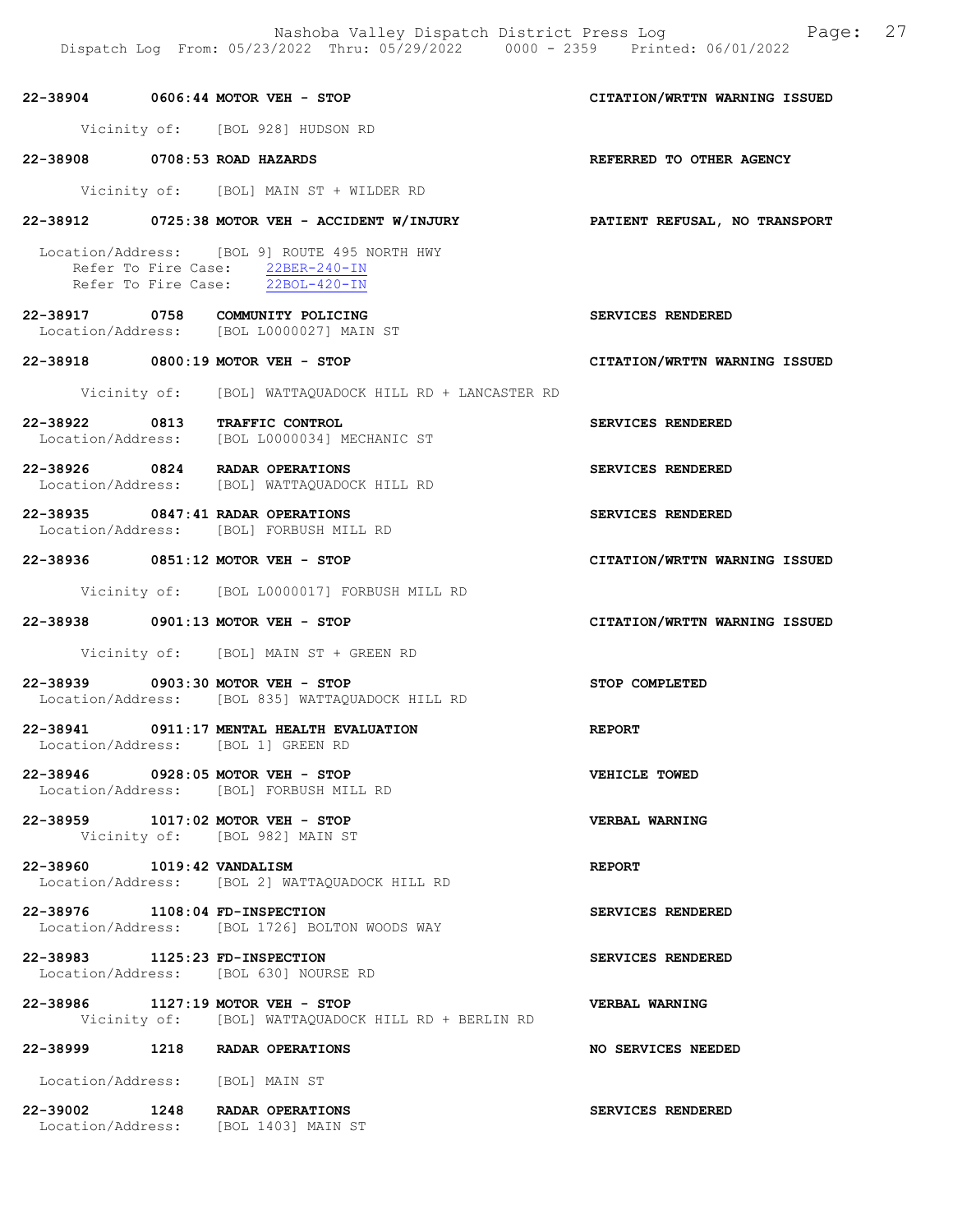22-38904 0606:44 MOTOR VEH - STOP CITATION/WRTTN WARNING ISSUED

Vicinity of: [BOL 928] HUDSON RD

22-38908 0708:53 ROAD HAZARDS REFERRED TO OTHER AGENCY

Vicinity of: [BOL] MAIN ST + WILDER RD

22-38912 0725:38 MOTOR VEH - ACCIDENT W/INJURY PATIENT REFUSAL, NO TRANSPORT

Location/Address: [BOL 9] ROUTE 495 NORTH HWY
Refer To Fire Case: 22BER-240-IN
Refer To Fire Case: 22BOL-420-IN

22-38917 0758 COMMUNITY POLICING SERVICES RENDERED
Location/Address: [BOL L0000027] MAIN ST

22-38918 0800:19 MOTOR VEH - STOP CITATION/WRTTN WARNING ISSUED

Vicinity of: [BOL] WATTAQUADOCK HILL RD + LANCASTER RD

22-38922 0813 TRAFFIC CONTROL SERVICES RENDERED
Location/Address: [BOL L0000034] MECHANIC ST

22-38926 0824 RADAR OPERATIONS SERVICES RENDERED
Location/Address: [BOL] WATTAQUADOCK HILL RD

22-38935 0847:41 RADAR OPERATIONS SERVICES RENDERED
Location/Address: [BOL] FORBUSH MILL RD

22-38936 0851:12 MOTOR VEH - STOP CITATION/WRTTN WARNING ISSUED

Vicinity of: [BOL L0000017] FORBUSH MILL RD

22-38938 0901:13 MOTOR VEH - STOP CITATION/WRTTN WARNING ISSUED

Vicinity of: [BOL] MAIN ST + GREEN RD

22-38939 0903:30 MOTOR VEH - STOP STOP COMPLETED
Location/Address: [BOL 835] WATTAQUADOCK HILL RD

22-38941 0911:17 MENTAL HEALTH EVALUATION REPORT
Location/Address: [BOL 1] GREEN RD

22-38946 0928:05 MOTOR VEH - STOP VEHICLE TOWED
Location/Address: [BOL] FORBUSH MILL RD

22-38959 1017:02 MOTOR VEH - STOP VERBAL WARNING
Vicinity of: [BOL 982] MAIN ST

22-38960 1019:42 VANDALISM REPORT
Location/Address: [BOL 2] WATTAQUADOCK HILL RD

22-38976 1108:04 FD-INSPECTION SERVICES RENDERED
Location/Address: [BOL 1726] BOLTON WOODS WAY

22-38983 1125:23 FD-INSPECTION SERVICES RENDERED
Location/Address: [BOL 630] NOURSE RD

22-38986 1127:19 MOTOR VEH - STOP VERBAL WARNING
Vicinity of: [BOL] WATTAQUADOCK HILL RD + BERLIN RD

22-38999 1218 RADAR OPERATIONS NO SERVICES NEEDED

Location/Address: [BOL] MAIN ST

22-39002 1248 RADAR OPERATIONS SERVICES RENDERED
Location/Address: [BOL 1403] MAIN ST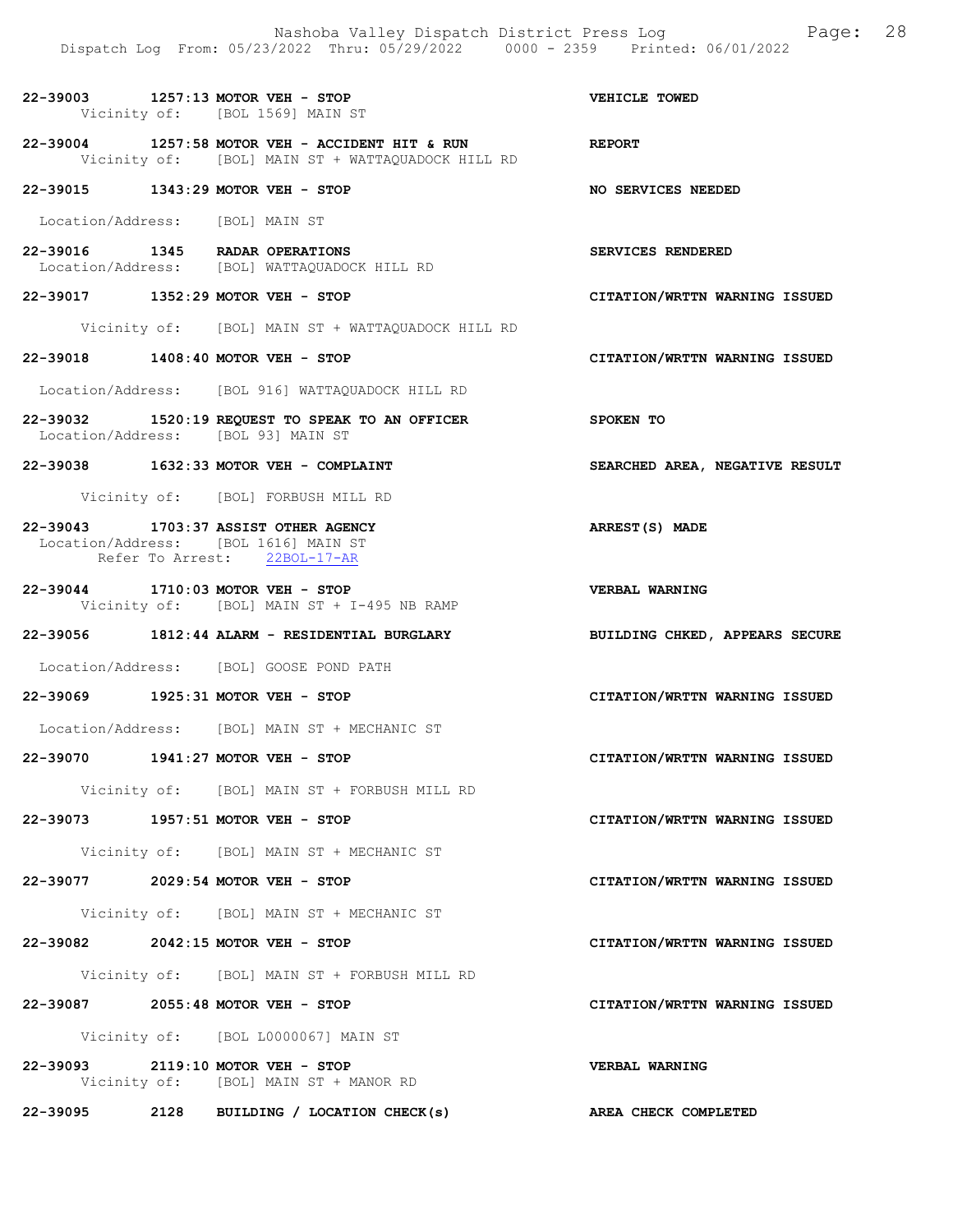**22-39003 1257:13 MOTOR VEH - STOP** — **VEHICLE TOWED**
Vicinity of: [BOL 1569] MAIN ST

**22-39004 1257:58 MOTOR VEH - ACCIDENT HIT & RUN** — **REPORT**
Vicinity of: [BOL] MAIN ST + WATTAQUADOCK HILL RD

**22-39015 1343:29 MOTOR VEH - STOP** — **NO SERVICES NEEDED**
Location/Address: [BOL] MAIN ST

**22-39016 1345 RADAR OPERATIONS** — **SERVICES RENDERED**
Location/Address: [BOL] WATTAQUADOCK HILL RD

**22-39017 1352:29 MOTOR VEH - STOP** — **CITATION/WRTTN WARNING ISSUED**
Vicinity of: [BOL] MAIN ST + WATTAQUADOCK HILL RD

**22-39018 1408:40 MOTOR VEH - STOP** — **CITATION/WRTTN WARNING ISSUED**
Location/Address: [BOL 916] WATTAQUADOCK HILL RD

**22-39032 1520:19 REQUEST TO SPEAK TO AN OFFICER** — **SPOKEN TO**
Location/Address: [BOL 93] MAIN ST

**22-39038 1632:33 MOTOR VEH - COMPLAINT** — **SEARCHED AREA, NEGATIVE RESULT**
Vicinity of: [BOL] FORBUSH MILL RD

**22-39043 1703:37 ASSIST OTHER AGENCY** — **ARREST(S) MADE**
Location/Address: [BOL 1616] MAIN ST
Refer To Arrest: 22BOL-17-AR

**22-39044 1710:03 MOTOR VEH - STOP** — **VERBAL WARNING**
Vicinity of: [BOL] MAIN ST + I-495 NB RAMP

**22-39056 1812:44 ALARM - RESIDENTIAL BURGLARY** — **BUILDING CHKED, APPEARS SECURE**
Location/Address: [BOL] GOOSE POND PATH

**22-39069 1925:31 MOTOR VEH - STOP** — **CITATION/WRTTN WARNING ISSUED**
Location/Address: [BOL] MAIN ST + MECHANIC ST

**22-39070 1941:27 MOTOR VEH - STOP** — **CITATION/WRTTN WARNING ISSUED**
Vicinity of: [BOL] MAIN ST + FORBUSH MILL RD

**22-39073 1957:51 MOTOR VEH - STOP** — **CITATION/WRTTN WARNING ISSUED**
Vicinity of: [BOL] MAIN ST + MECHANIC ST

**22-39077 2029:54 MOTOR VEH - STOP** — **CITATION/WRTTN WARNING ISSUED**
Vicinity of: [BOL] MAIN ST + MECHANIC ST

**22-39082 2042:15 MOTOR VEH - STOP** — **CITATION/WRTTN WARNING ISSUED**
Vicinity of: [BOL] MAIN ST + FORBUSH MILL RD

**22-39087 2055:48 MOTOR VEH - STOP** — **CITATION/WRTTN WARNING ISSUED**
Vicinity of: [BOL L0000067] MAIN ST

**22-39093 2119:10 MOTOR VEH - STOP** — **VERBAL WARNING**
Vicinity of: [BOL] MAIN ST + MANOR RD

**22-39095 2128 BUILDING / LOCATION CHECK(s)** — **AREA CHECK COMPLETED**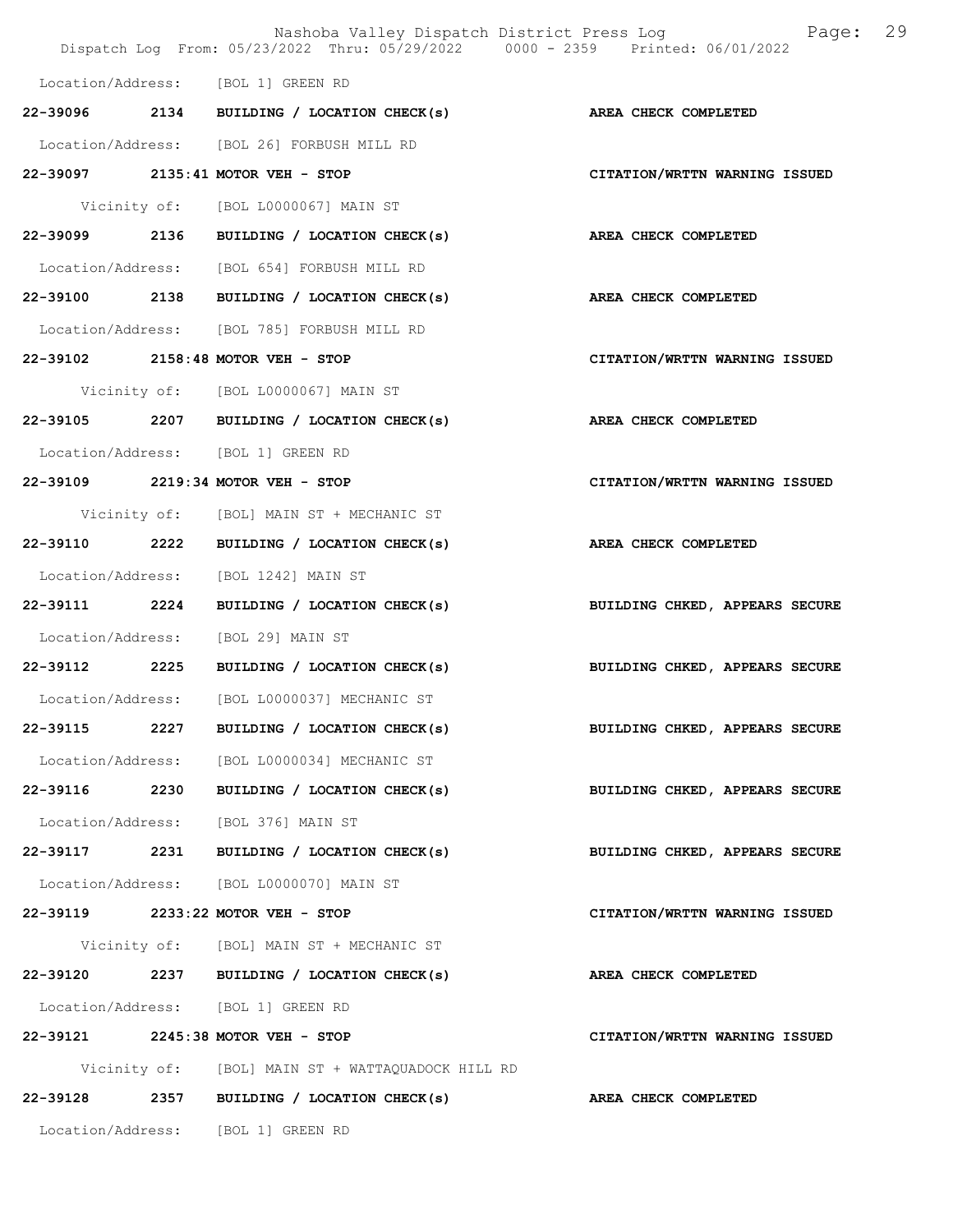Location/Address: [BOL 1] GREEN RD

**22-39096 2134 BUILDING / LOCATION CHECK(s) AREA CHECK COMPLETED**

Location/Address: [BOL 26] FORBUSH MILL RD

**22-39097 2135:41 MOTOR VEH - STOP CITATION/WRTTN WARNING ISSUED**

Vicinity of: [BOL L0000067] MAIN ST

**22-39099 2136 BUILDING / LOCATION CHECK(s) AREA CHECK COMPLETED**

Location/Address: [BOL 654] FORBUSH MILL RD

**22-39100 2138 BUILDING / LOCATION CHECK(s) AREA CHECK COMPLETED**

Location/Address: [BOL 785] FORBUSH MILL RD

**22-39102 2158:48 MOTOR VEH - STOP CITATION/WRTTN WARNING ISSUED**

Vicinity of: [BOL L0000067] MAIN ST

**22-39105 2207 BUILDING / LOCATION CHECK(s) AREA CHECK COMPLETED**

Location/Address: [BOL 1] GREEN RD

**22-39109 2219:34 MOTOR VEH - STOP CITATION/WRTTN WARNING ISSUED**

Vicinity of: [BOL] MAIN ST + MECHANIC ST

**22-39110 2222 BUILDING / LOCATION CHECK(s) AREA CHECK COMPLETED**

Location/Address: [BOL 1242] MAIN ST

**22-39111 2224 BUILDING / LOCATION CHECK(s) BUILDING CHKED, APPEARS SECURE**

Location/Address: [BOL 29] MAIN ST

**22-39112 2225 BUILDING / LOCATION CHECK(s) BUILDING CHKED, APPEARS SECURE**

Location/Address: [BOL L0000037] MECHANIC ST

**22-39115 2227 BUILDING / LOCATION CHECK(s) BUILDING CHKED, APPEARS SECURE**

Location/Address: [BOL L0000034] MECHANIC ST

**22-39116 2230 BUILDING / LOCATION CHECK(s) BUILDING CHKED, APPEARS SECURE**

Location/Address: [BOL 376] MAIN ST

**22-39117 2231 BUILDING / LOCATION CHECK(s) BUILDING CHKED, APPEARS SECURE**

Location/Address: [BOL L0000070] MAIN ST

**22-39119 2233:22 MOTOR VEH - STOP CITATION/WRTTN WARNING ISSUED**

Vicinity of: [BOL] MAIN ST + MECHANIC ST

**22-39120 2237 BUILDING / LOCATION CHECK(s) AREA CHECK COMPLETED**

Location/Address: [BOL 1] GREEN RD

**22-39121 2245:38 MOTOR VEH - STOP CITATION/WRTTN WARNING ISSUED**

Vicinity of: [BOL] MAIN ST + WATTAQUADOCK HILL RD

**22-39128 2357 BUILDING / LOCATION CHECK(s) AREA CHECK COMPLETED**

Location/Address: [BOL 1] GREEN RD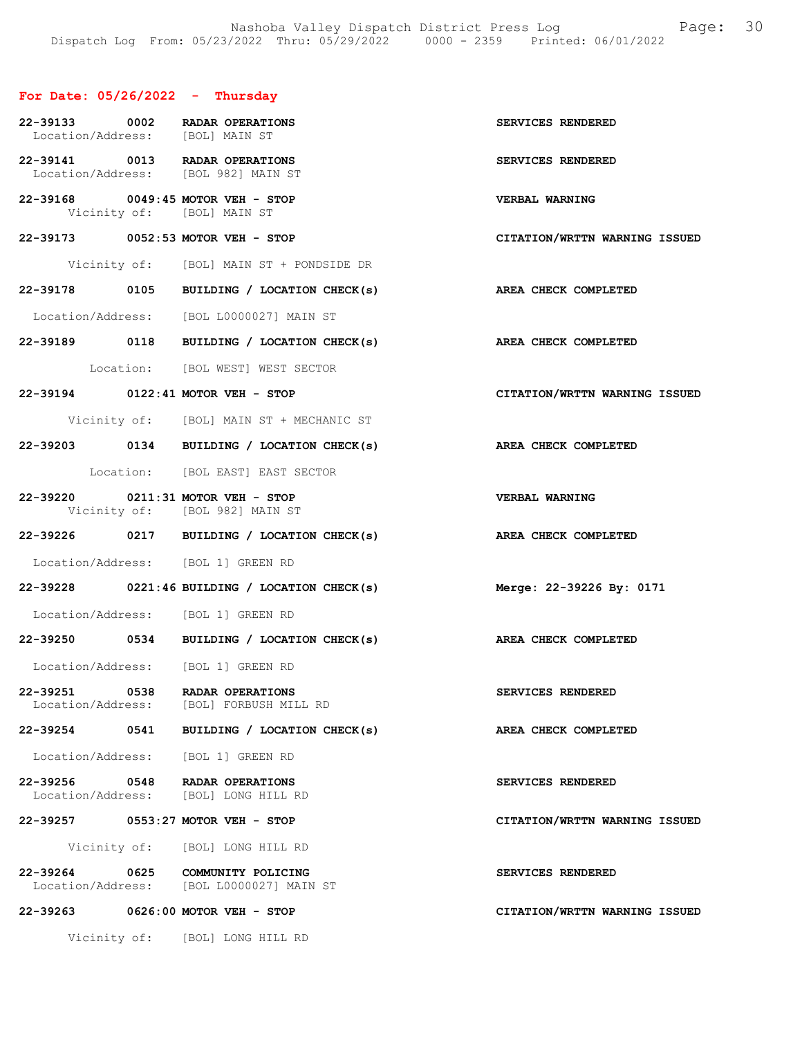## For Date: 05/26/2022 - Thursday

**22-39133 0002 RADAR OPERATIONS** — SERVICES RENDERED
Location/Address: [BOL] MAIN ST

**22-39141 0013 RADAR OPERATIONS** — SERVICES RENDERED
Location/Address: [BOL 982] MAIN ST

**22-39168 0049:45 MOTOR VEH - STOP** — VERBAL WARNING
Vicinity of: [BOL] MAIN ST

**22-39173 0052:53 MOTOR VEH - STOP** — CITATION/WRTTN WARNING ISSUED
Vicinity of: [BOL] MAIN ST + PONDSIDE DR

**22-39178 0105 BUILDING / LOCATION CHECK(s)** — AREA CHECK COMPLETED
Location/Address: [BOL L0000027] MAIN ST

**22-39189 0118 BUILDING / LOCATION CHECK(s)** — AREA CHECK COMPLETED
Location: [BOL WEST] WEST SECTOR

**22-39194 0122:41 MOTOR VEH - STOP** — CITATION/WRTTN WARNING ISSUED
Vicinity of: [BOL] MAIN ST + MECHANIC ST

**22-39203 0134 BUILDING / LOCATION CHECK(s)** — AREA CHECK COMPLETED
Location: [BOL EAST] EAST SECTOR

**22-39220 0211:31 MOTOR VEH - STOP** — VERBAL WARNING
Vicinity of: [BOL 982] MAIN ST

**22-39226 0217 BUILDING / LOCATION CHECK(s)** — AREA CHECK COMPLETED
Location/Address: [BOL 1] GREEN RD

**22-39228 0221:46 BUILDING / LOCATION CHECK(s)** — Merge: 22-39226 By: 0171
Location/Address: [BOL 1] GREEN RD

**22-39250 0534 BUILDING / LOCATION CHECK(s)** — AREA CHECK COMPLETED
Location/Address: [BOL 1] GREEN RD

**22-39251 0538 RADAR OPERATIONS** — SERVICES RENDERED
Location/Address: [BOL] FORBUSH MILL RD

**22-39254 0541 BUILDING / LOCATION CHECK(s)** — AREA CHECK COMPLETED
Location/Address: [BOL 1] GREEN RD

**22-39256 0548 RADAR OPERATIONS** — SERVICES RENDERED
Location/Address: [BOL] LONG HILL RD

**22-39257 0553:27 MOTOR VEH - STOP** — CITATION/WRTTN WARNING ISSUED
Vicinity of: [BOL] LONG HILL RD

**22-39264 0625 COMMUNITY POLICING** — SERVICES RENDERED
Location/Address: [BOL L0000027] MAIN ST

**22-39263 0626:00 MOTOR VEH - STOP** — CITATION/WRTTN WARNING ISSUED
Vicinity of: [BOL] LONG HILL RD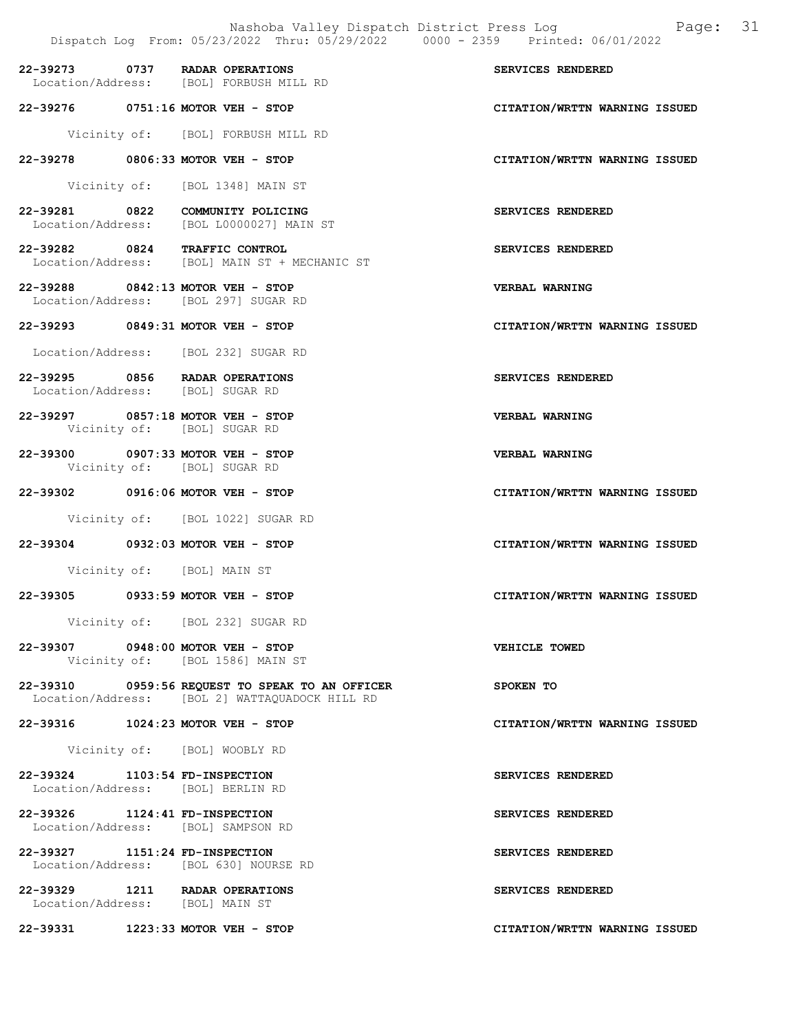22-39273 0737 RADAR OPERATIONS SERVICES RENDERED
Location/Address: [BOL] FORBUSH MILL RD

22-39276 0751:16 MOTOR VEH - STOP CITATION/WRTTN WARNING ISSUED
Vicinity of: [BOL] FORBUSH MILL RD

22-39278 0806:33 MOTOR VEH - STOP CITATION/WRTTN WARNING ISSUED
Vicinity of: [BOL 1348] MAIN ST

22-39281 0822 COMMUNITY POLICING SERVICES RENDERED
Location/Address: [BOL L0000027] MAIN ST

22-39282 0824 TRAFFIC CONTROL SERVICES RENDERED
Location/Address: [BOL] MAIN ST + MECHANIC ST

22-39288 0842:13 MOTOR VEH - STOP VERBAL WARNING
Location/Address: [BOL 297] SUGAR RD

22-39293 0849:31 MOTOR VEH - STOP CITATION/WRTTN WARNING ISSUED
Location/Address: [BOL 232] SUGAR RD

22-39295 0856 RADAR OPERATIONS SERVICES RENDERED
Location/Address: [BOL] SUGAR RD

22-39297 0857:18 MOTOR VEH - STOP VERBAL WARNING
Vicinity of: [BOL] SUGAR RD

22-39300 0907:33 MOTOR VEH - STOP VERBAL WARNING
Vicinity of: [BOL] SUGAR RD

22-39302 0916:06 MOTOR VEH - STOP CITATION/WRTTN WARNING ISSUED
Vicinity of: [BOL 1022] SUGAR RD

22-39304 0932:03 MOTOR VEH - STOP CITATION/WRTTN WARNING ISSUED
Vicinity of: [BOL] MAIN ST

22-39305 0933:59 MOTOR VEH - STOP CITATION/WRTTN WARNING ISSUED
Vicinity of: [BOL 232] SUGAR RD

22-39307 0948:00 MOTOR VEH - STOP VEHICLE TOWED
Vicinity of: [BOL 1586] MAIN ST

22-39310 0959:56 REQUEST TO SPEAK TO AN OFFICER SPOKEN TO
Location/Address: [BOL 2] WATTAQUADOCK HILL RD

22-39316 1024:23 MOTOR VEH - STOP CITATION/WRTTN WARNING ISSUED
Vicinity of: [BOL] WOOBLY RD

22-39324 1103:54 FD-INSPECTION SERVICES RENDERED
Location/Address: [BOL] BERLIN RD

22-39326 1124:41 FD-INSPECTION SERVICES RENDERED
Location/Address: [BOL] SAMPSON RD

22-39327 1151:24 FD-INSPECTION SERVICES RENDERED
Location/Address: [BOL 630] NOURSE RD

22-39329 1211 RADAR OPERATIONS SERVICES RENDERED
Location/Address: [BOL] MAIN ST

22-39331 1223:33 MOTOR VEH - STOP CITATION/WRTTN WARNING ISSUED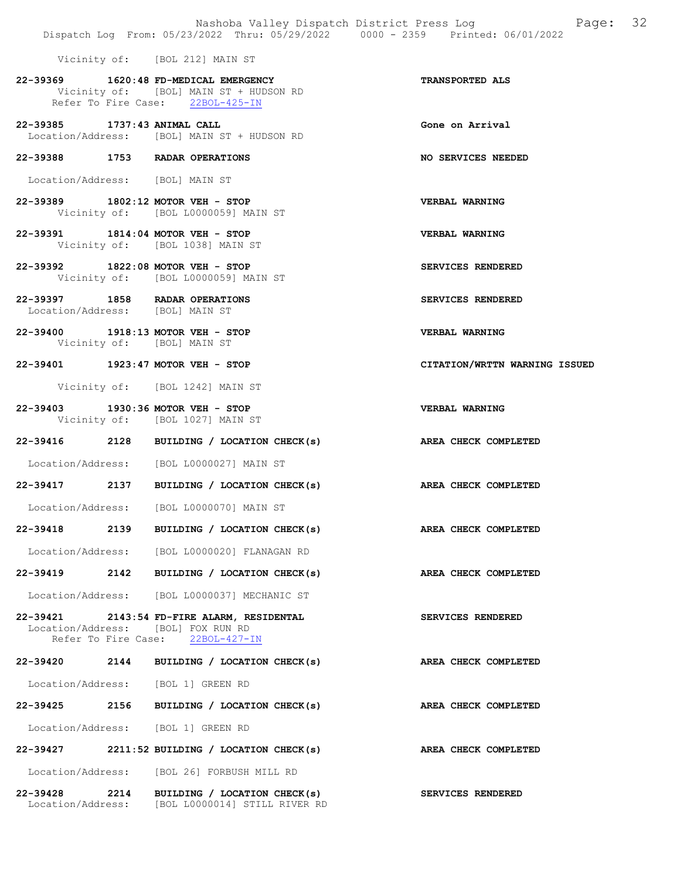Vicinity of: [BOL 212] MAIN ST

**22-39369 1620:48 FD-MEDICAL EMERGENCY** — **TRANSPORTED ALS**
Vicinity of: [BOL] MAIN ST + HUDSON RD
Refer To Fire Case: 22BOL-425-IN

**22-39385 1737:43 ANIMAL CALL** — **Gone on Arrival**
Location/Address: [BOL] MAIN ST + HUDSON RD

**22-39388 1753 RADAR OPERATIONS** — **NO SERVICES NEEDED**
Location/Address: [BOL] MAIN ST

**22-39389 1802:12 MOTOR VEH - STOP** — **VERBAL WARNING**
Vicinity of: [BOL L0000059] MAIN ST

**22-39391 1814:04 MOTOR VEH - STOP** — **VERBAL WARNING**
Vicinity of: [BOL 1038] MAIN ST

**22-39392 1822:08 MOTOR VEH - STOP** — **SERVICES RENDERED**
Vicinity of: [BOL L0000059] MAIN ST

**22-39397 1858 RADAR OPERATIONS** — **SERVICES RENDERED**
Location/Address: [BOL] MAIN ST

**22-39400 1918:13 MOTOR VEH - STOP** — **VERBAL WARNING**
Vicinity of: [BOL] MAIN ST

**22-39401 1923:47 MOTOR VEH - STOP** — **CITATION/WRTTN WARNING ISSUED**
Vicinity of: [BOL 1242] MAIN ST

**22-39403 1930:36 MOTOR VEH - STOP** — **VERBAL WARNING**
Vicinity of: [BOL 1027] MAIN ST

**22-39416 2128 BUILDING / LOCATION CHECK(s)** — **AREA CHECK COMPLETED**
Location/Address: [BOL L0000027] MAIN ST

**22-39417 2137 BUILDING / LOCATION CHECK(s)** — **AREA CHECK COMPLETED**
Location/Address: [BOL L0000070] MAIN ST

**22-39418 2139 BUILDING / LOCATION CHECK(s)** — **AREA CHECK COMPLETED**
Location/Address: [BOL L0000020] FLANAGAN RD

**22-39419 2142 BUILDING / LOCATION CHECK(s)** — **AREA CHECK COMPLETED**
Location/Address: [BOL L0000037] MECHANIC ST

**22-39421 2143:54 FD-FIRE ALARM, RESIDENTAL** — **SERVICES RENDERED**
Location/Address: [BOL] FOX RUN RD
Refer To Fire Case: 22BOL-427-IN

**22-39420 2144 BUILDING / LOCATION CHECK(s)** — **AREA CHECK COMPLETED**
Location/Address: [BOL 1] GREEN RD

**22-39425 2156 BUILDING / LOCATION CHECK(s)** — **AREA CHECK COMPLETED**
Location/Address: [BOL 1] GREEN RD

**22-39427 2211:52 BUILDING / LOCATION CHECK(s)** — **AREA CHECK COMPLETED**
Location/Address: [BOL 26] FORBUSH MILL RD

**22-39428 2214 BUILDING / LOCATION CHECK(s)** — **SERVICES RENDERED**
Location/Address: [BOL L0000014] STILL RIVER RD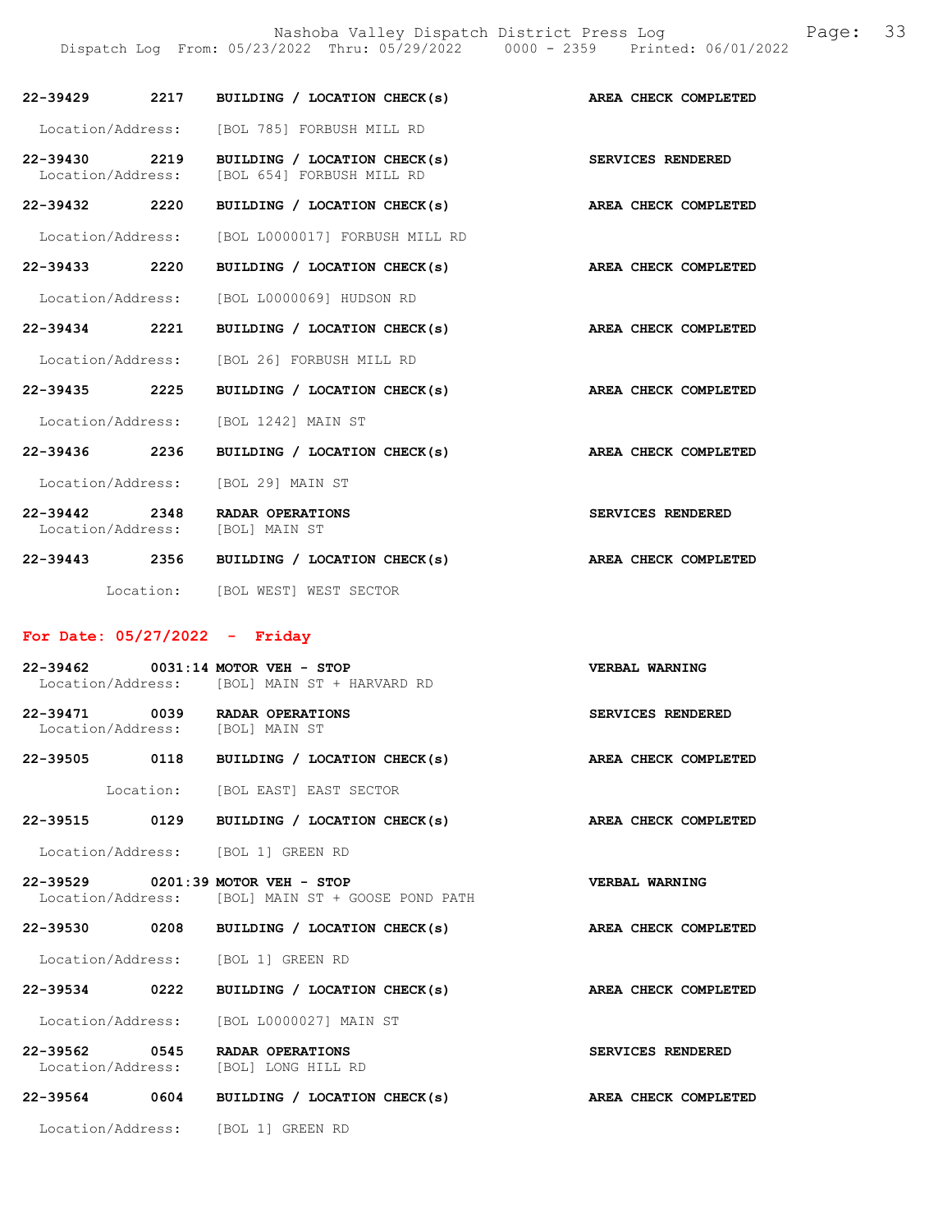22-39429 2217 BUILDING / LOCATION CHECK(s) AREA CHECK COMPLETED

Location/Address: [BOL 785] FORBUSH MILL RD

22-39430 2219 BUILDING / LOCATION CHECK(s) SERVICES RENDERED
Location/Address: [BOL 654] FORBUSH MILL RD

22-39432 2220 BUILDING / LOCATION CHECK(s) AREA CHECK COMPLETED

Location/Address: [BOL L0000017] FORBUSH MILL RD

22-39433 2220 BUILDING / LOCATION CHECK(s) AREA CHECK COMPLETED

Location/Address: [BOL L0000069] HUDSON RD

22-39434 2221 BUILDING / LOCATION CHECK(s) AREA CHECK COMPLETED

Location/Address: [BOL 26] FORBUSH MILL RD

22-39435 2225 BUILDING / LOCATION CHECK(s) AREA CHECK COMPLETED

Location/Address: [BOL 1242] MAIN ST

22-39436 2236 BUILDING / LOCATION CHECK(s) AREA CHECK COMPLETED

Location/Address: [BOL 29] MAIN ST

22-39442 2348 RADAR OPERATIONS SERVICES RENDERED
Location/Address: [BOL] MAIN ST

22-39443 2356 BUILDING / LOCATION CHECK(s) AREA CHECK COMPLETED

Location: [BOL WEST] WEST SECTOR

**For Date: 05/27/2022 - Friday**

22-39462 0031:14 MOTOR VEH - STOP VERBAL WARNING
Location/Address: [BOL] MAIN ST + HARVARD RD

22-39471 0039 RADAR OPERATIONS SERVICES RENDERED
Location/Address: [BOL] MAIN ST

22-39505 0118 BUILDING / LOCATION CHECK(s) AREA CHECK COMPLETED

Location: [BOL EAST] EAST SECTOR

22-39515 0129 BUILDING / LOCATION CHECK(s) AREA CHECK COMPLETED

Location/Address: [BOL 1] GREEN RD

22-39529 0201:39 MOTOR VEH - STOP VERBAL WARNING
Location/Address: [BOL] MAIN ST + GOOSE POND PATH

22-39530 0208 BUILDING / LOCATION CHECK(s) AREA CHECK COMPLETED

Location/Address: [BOL 1] GREEN RD

22-39534 0222 BUILDING / LOCATION CHECK(s) AREA CHECK COMPLETED

Location/Address: [BOL L0000027] MAIN ST

22-39562 0545 RADAR OPERATIONS SERVICES RENDERED
Location/Address: [BOL] LONG HILL RD

22-39564 0604 BUILDING / LOCATION CHECK(s) AREA CHECK COMPLETED

Location/Address: [BOL 1] GREEN RD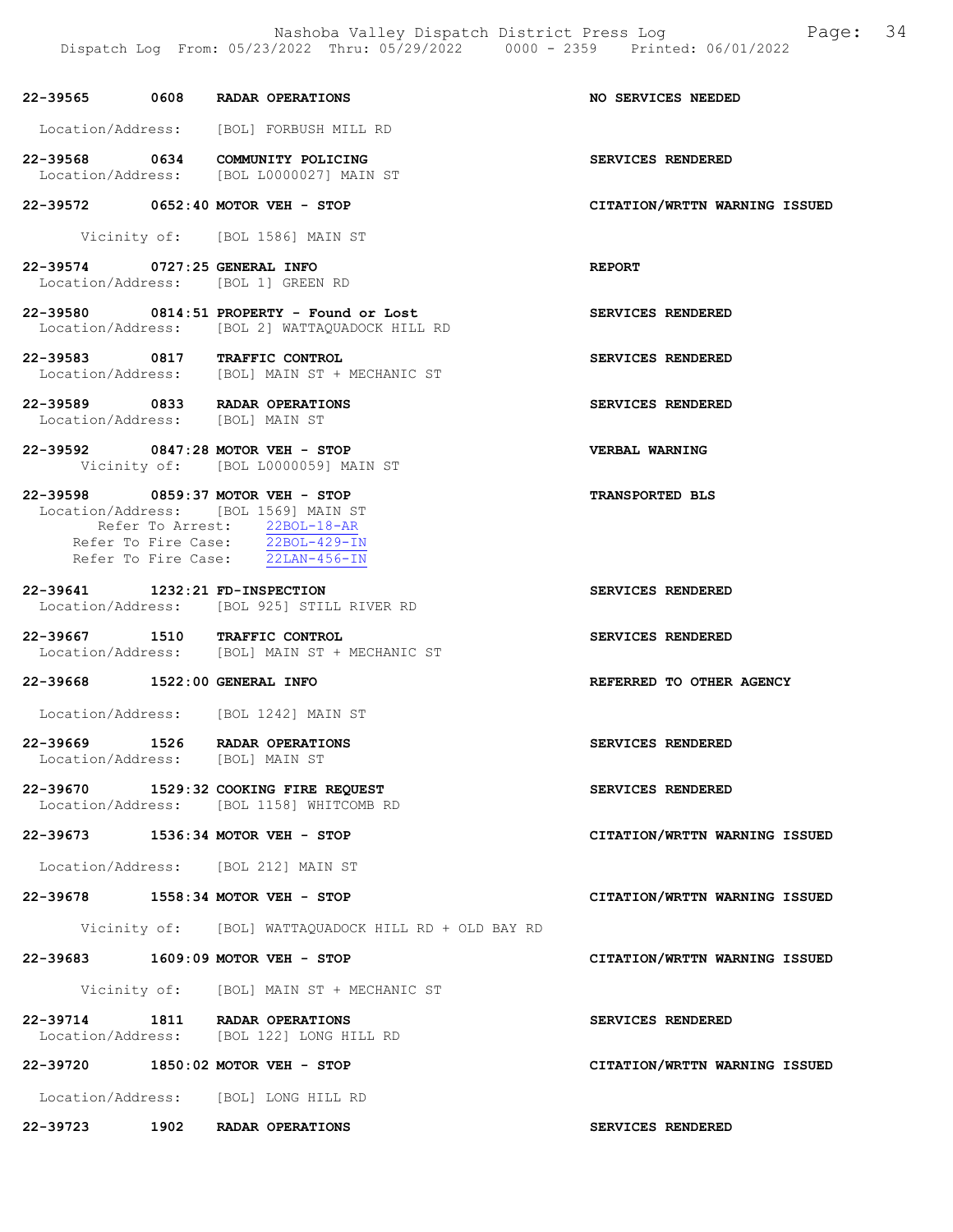22-39565 0608 RADAR OPERATIONS NO SERVICES NEEDED

Location/Address: [BOL] FORBUSH MILL RD

22-39568 0634 COMMUNITY POLICING SERVICES RENDERED
Location/Address: [BOL L0000027] MAIN ST

22-39572 0652:40 MOTOR VEH - STOP CITATION/WRTTN WARNING ISSUED

Vicinity of: [BOL 1586] MAIN ST

22-39574 0727:25 GENERAL INFO REPORT
Location/Address: [BOL 1] GREEN RD

22-39580 0814:51 PROPERTY - Found or Lost SERVICES RENDERED
Location/Address: [BOL 2] WATTAQUADOCK HILL RD

22-39583 0817 TRAFFIC CONTROL SERVICES RENDERED
Location/Address: [BOL] MAIN ST + MECHANIC ST

22-39589 0833 RADAR OPERATIONS SERVICES RENDERED
Location/Address: [BOL] MAIN ST

22-39592 0847:28 MOTOR VEH - STOP VERBAL WARNING
Vicinity of: [BOL L0000059] MAIN ST

22-39598 0859:37 MOTOR VEH - STOP TRANSPORTED BLS
Location/Address: [BOL 1569] MAIN ST
Refer To Arrest: 22BOL-18-AR
Refer To Fire Case: 22BOL-429-IN
Refer To Fire Case: 22LAN-456-IN

22-39641 1232:21 FD-INSPECTION SERVICES RENDERED
Location/Address: [BOL 925] STILL RIVER RD

22-39667 1510 TRAFFIC CONTROL SERVICES RENDERED
Location/Address: [BOL] MAIN ST + MECHANIC ST

22-39668 1522:00 GENERAL INFO REFERRED TO OTHER AGENCY

Location/Address: [BOL 1242] MAIN ST

22-39669 1526 RADAR OPERATIONS SERVICES RENDERED
Location/Address: [BOL] MAIN ST

22-39670 1529:32 COOKING FIRE REQUEST SERVICES RENDERED
Location/Address: [BOL 1158] WHITCOMB RD

22-39673 1536:34 MOTOR VEH - STOP CITATION/WRTTN WARNING ISSUED

Location/Address: [BOL 212] MAIN ST

22-39678 1558:34 MOTOR VEH - STOP CITATION/WRTTN WARNING ISSUED

Vicinity of: [BOL] WATTAQUADOCK HILL RD + OLD BAY RD

22-39683 1609:09 MOTOR VEH - STOP CITATION/WRTTN WARNING ISSUED

Vicinity of: [BOL] MAIN ST + MECHANIC ST

22-39714 1811 RADAR OPERATIONS SERVICES RENDERED
Location/Address: [BOL 122] LONG HILL RD

22-39720 1850:02 MOTOR VEH - STOP CITATION/WRTTN WARNING ISSUED

Location/Address: [BOL] LONG HILL RD

22-39723 1902 RADAR OPERATIONS SERVICES RENDERED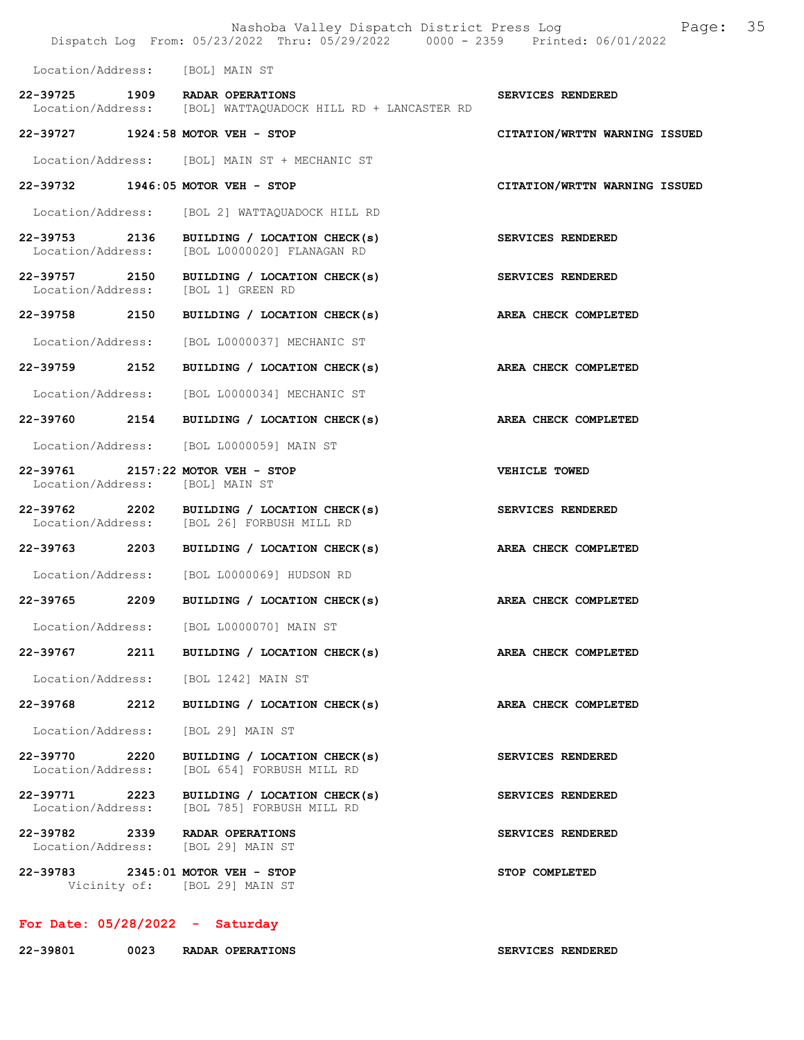Location/Address: [BOL] MAIN ST

| | | | |
|---|---|---|---|
| 22-39725 | 1909 | RADAR OPERATIONS | SERVICES RENDERED |
| Location/Address: | | [BOL] WATTAQUADOCK HILL RD + LANCASTER RD | |
| 22-39727 | 1924:58 | MOTOR VEH - STOP | CITATION/WRTTN WARNING ISSUED |
| Location/Address: | | [BOL] MAIN ST + MECHANIC ST | |
| 22-39732 | 1946:05 | MOTOR VEH - STOP | CITATION/WRTTN WARNING ISSUED |
| Location/Address: | | [BOL 2] WATTAQUADOCK HILL RD | |
| 22-39753 | 2136 | BUILDING / LOCATION CHECK(s) | SERVICES RENDERED |
| Location/Address: | | [BOL L0000020] FLANAGAN RD | |
| 22-39757 | 2150 | BUILDING / LOCATION CHECK(s) | SERVICES RENDERED |
| Location/Address: | | [BOL 1] GREEN RD | |
| 22-39758 | 2150 | BUILDING / LOCATION CHECK(s) | AREA CHECK COMPLETED |
| Location/Address: | | [BOL L0000037] MECHANIC ST | |
| 22-39759 | 2152 | BUILDING / LOCATION CHECK(s) | AREA CHECK COMPLETED |
| Location/Address: | | [BOL L0000034] MECHANIC ST | |
| 22-39760 | 2154 | BUILDING / LOCATION CHECK(s) | AREA CHECK COMPLETED |
| Location/Address: | | [BOL L0000059] MAIN ST | |
| 22-39761 | 2157:22 | MOTOR VEH - STOP | VEHICLE TOWED |
| Location/Address: | | [BOL] MAIN ST | |
| 22-39762 | 2202 | BUILDING / LOCATION CHECK(s) | SERVICES RENDERED |
| Location/Address: | | [BOL 26] FORBUSH MILL RD | |
| 22-39763 | 2203 | BUILDING / LOCATION CHECK(s) | AREA CHECK COMPLETED |
| Location/Address: | | [BOL L0000069] HUDSON RD | |
| 22-39765 | 2209 | BUILDING / LOCATION CHECK(s) | AREA CHECK COMPLETED |
| Location/Address: | | [BOL L0000070] MAIN ST | |
| 22-39767 | 2211 | BUILDING / LOCATION CHECK(s) | AREA CHECK COMPLETED |
| Location/Address: | | [BOL 1242] MAIN ST | |
| 22-39768 | 2212 | BUILDING / LOCATION CHECK(s) | AREA CHECK COMPLETED |
| Location/Address: | | [BOL 29] MAIN ST | |
| 22-39770 | 2220 | BUILDING / LOCATION CHECK(s) | SERVICES RENDERED |
| Location/Address: | | [BOL 654] FORBUSH MILL RD | |
| 22-39771 | 2223 | BUILDING / LOCATION CHECK(s) | SERVICES RENDERED |
| Location/Address: | | [BOL 785] FORBUSH MILL RD | |
| 22-39782 | 2339 | RADAR OPERATIONS | SERVICES RENDERED |
| Location/Address: | | [BOL 29] MAIN ST | |
| 22-39783 | 2345:01 | MOTOR VEH - STOP | STOP COMPLETED |
| Vicinity of: | | [BOL 29] MAIN ST | |

## For Date: 05/28/2022 - Saturday

| | | | |
|---|---|---|---|
| 22-39801 | 0023 | RADAR OPERATIONS | SERVICES RENDERED |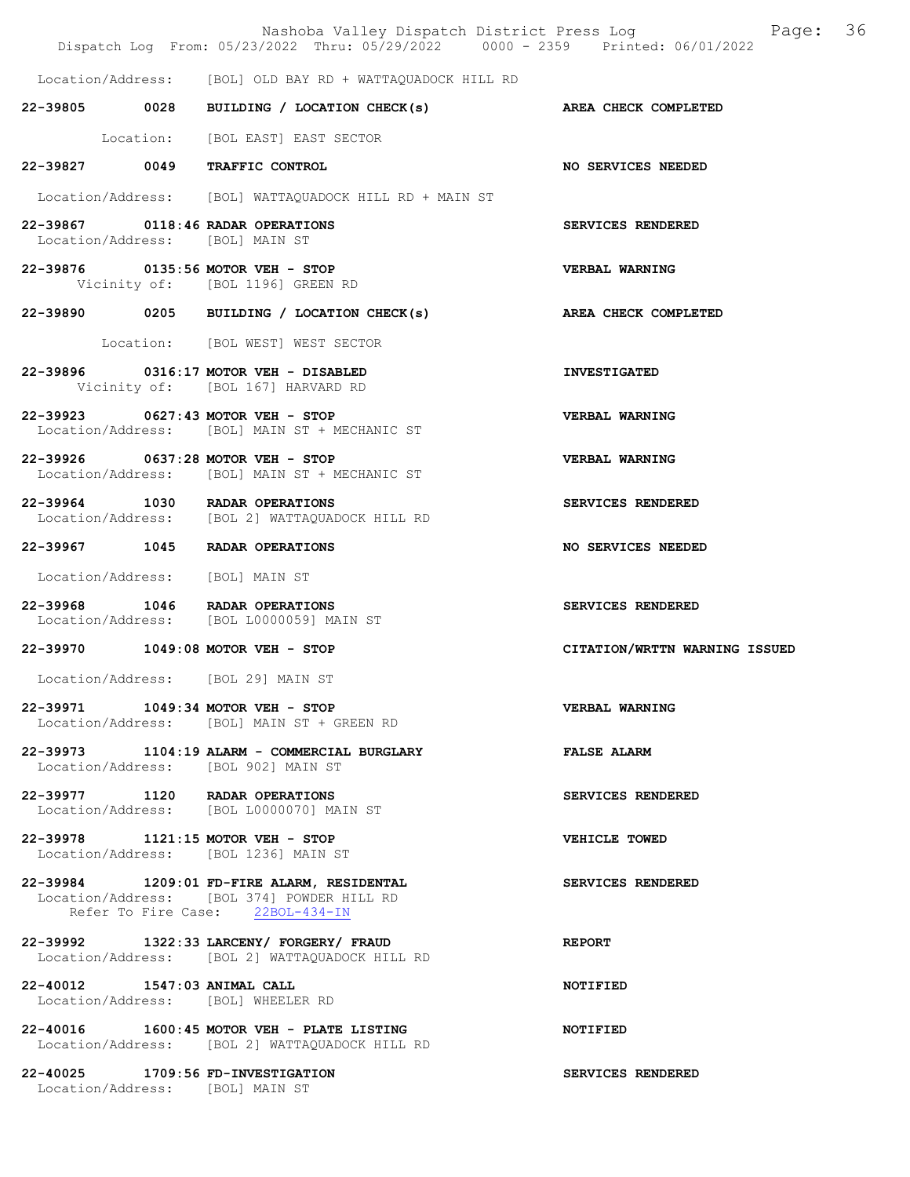Location/Address: [BOL] OLD BAY RD + WATTAQUADOCK HILL RD

**22-39805 0028 BUILDING / LOCATION CHECK(s)** — **AREA CHECK COMPLETED**
Location: [BOL EAST] EAST SECTOR

**22-39827 0049 TRAFFIC CONTROL** — **NO SERVICES NEEDED**
Location/Address: [BOL] WATTAQUADOCK HILL RD + MAIN ST

**22-39867 0118:46 RADAR OPERATIONS** — **SERVICES RENDERED**
Location/Address: [BOL] MAIN ST

**22-39876 0135:56 MOTOR VEH - STOP** — **VERBAL WARNING**
Vicinity of: [BOL 1196] GREEN RD

**22-39890 0205 BUILDING / LOCATION CHECK(s)** — **AREA CHECK COMPLETED**
Location: [BOL WEST] WEST SECTOR

**22-39896 0316:17 MOTOR VEH - DISABLED** — **INVESTIGATED**
Vicinity of: [BOL 167] HARVARD RD

**22-39923 0627:43 MOTOR VEH - STOP** — **VERBAL WARNING**
Location/Address: [BOL] MAIN ST + MECHANIC ST

**22-39926 0637:28 MOTOR VEH - STOP** — **VERBAL WARNING**
Location/Address: [BOL] MAIN ST + MECHANIC ST

**22-39964 1030 RADAR OPERATIONS** — **SERVICES RENDERED**
Location/Address: [BOL 2] WATTAQUADOCK HILL RD

**22-39967 1045 RADAR OPERATIONS** — **NO SERVICES NEEDED**
Location/Address: [BOL] MAIN ST

**22-39968 1046 RADAR OPERATIONS** — **SERVICES RENDERED**
Location/Address: [BOL L0000059] MAIN ST

**22-39970 1049:08 MOTOR VEH - STOP** — **CITATION/WRTTN WARNING ISSUED**
Location/Address: [BOL 29] MAIN ST

**22-39971 1049:34 MOTOR VEH - STOP** — **VERBAL WARNING**
Location/Address: [BOL] MAIN ST + GREEN RD

**22-39973 1104:19 ALARM - COMMERCIAL BURGLARY** — **FALSE ALARM**
Location/Address: [BOL 902] MAIN ST

**22-39977 1120 RADAR OPERATIONS** — **SERVICES RENDERED**
Location/Address: [BOL L0000070] MAIN ST

**22-39978 1121:15 MOTOR VEH - STOP** — **VEHICLE TOWED**
Location/Address: [BOL 1236] MAIN ST

**22-39984 1209:01 FD-FIRE ALARM, RESIDENTAL** — **SERVICES RENDERED**
Location/Address: [BOL 374] POWDER HILL RD
Refer To Fire Case: 22BOL-434-IN

**22-39992 1322:33 LARCENY/ FORGERY/ FRAUD** — **REPORT**
Location/Address: [BOL 2] WATTAQUADOCK HILL RD

**22-40012 1547:03 ANIMAL CALL** — **NOTIFIED**
Location/Address: [BOL] WHEELER RD

**22-40016 1600:45 MOTOR VEH - PLATE LISTING** — **NOTIFIED**
Location/Address: [BOL 2] WATTAQUADOCK HILL RD

**22-40025 1709:56 FD-INVESTIGATION** — **SERVICES RENDERED**
Location/Address: [BOL] MAIN ST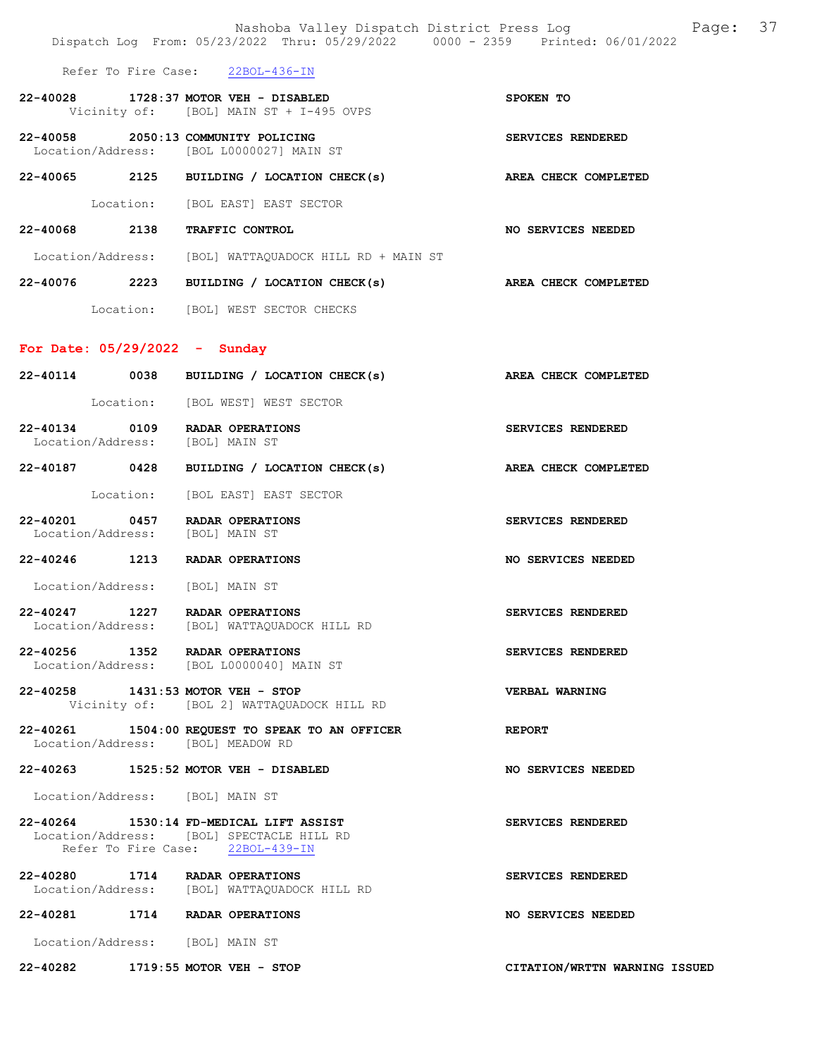Refer To Fire Case: 22BOL-436-IN

**22-40028 1728:37 MOTOR VEH - DISABLED** — SPOKEN TO
Vicinity of: [BOL] MAIN ST + I-495 OVPS

**22-40058 2050:13 COMMUNITY POLICING** — SERVICES RENDERED
Location/Address: [BOL L0000027] MAIN ST

**22-40065 2125 BUILDING / LOCATION CHECK(s)** — AREA CHECK COMPLETED
Location: [BOL EAST] EAST SECTOR

**22-40068 2138 TRAFFIC CONTROL** — NO SERVICES NEEDED
Location/Address: [BOL] WATTAQUADOCK HILL RD + MAIN ST

**22-40076 2223 BUILDING / LOCATION CHECK(s)** — AREA CHECK COMPLETED
Location: [BOL] WEST SECTOR CHECKS

## For Date: 05/29/2022 - Sunday

**22-40114 0038 BUILDING / LOCATION CHECK(s)** — AREA CHECK COMPLETED
Location: [BOL WEST] WEST SECTOR

**22-40134 0109 RADAR OPERATIONS** — SERVICES RENDERED
Location/Address: [BOL] MAIN ST

**22-40187 0428 BUILDING / LOCATION CHECK(s)** — AREA CHECK COMPLETED
Location: [BOL EAST] EAST SECTOR

**22-40201 0457 RADAR OPERATIONS** — SERVICES RENDERED
Location/Address: [BOL] MAIN ST

**22-40246 1213 RADAR OPERATIONS** — NO SERVICES NEEDED
Location/Address: [BOL] MAIN ST

**22-40247 1227 RADAR OPERATIONS** — SERVICES RENDERED
Location/Address: [BOL] WATTAQUADOCK HILL RD

**22-40256 1352 RADAR OPERATIONS** — SERVICES RENDERED
Location/Address: [BOL L0000040] MAIN ST

**22-40258 1431:53 MOTOR VEH - STOP** — VERBAL WARNING
Vicinity of: [BOL 2] WATTAQUADOCK HILL RD

**22-40261 1504:00 REQUEST TO SPEAK TO AN OFFICER** — REPORT
Location/Address: [BOL] MEADOW RD

**22-40263 1525:52 MOTOR VEH - DISABLED** — NO SERVICES NEEDED
Location/Address: [BOL] MAIN ST

**22-40264 1530:14 FD-MEDICAL LIFT ASSIST** — SERVICES RENDERED
Location/Address: [BOL] SPECTACLE HILL RD
Refer To Fire Case: 22BOL-439-IN

**22-40280 1714 RADAR OPERATIONS** — SERVICES RENDERED
Location/Address: [BOL] WATTAQUADOCK HILL RD

**22-40281 1714 RADAR OPERATIONS** — NO SERVICES NEEDED
Location/Address: [BOL] MAIN ST

**22-40282 1719:55 MOTOR VEH - STOP** — CITATION/WRTTN WARNING ISSUED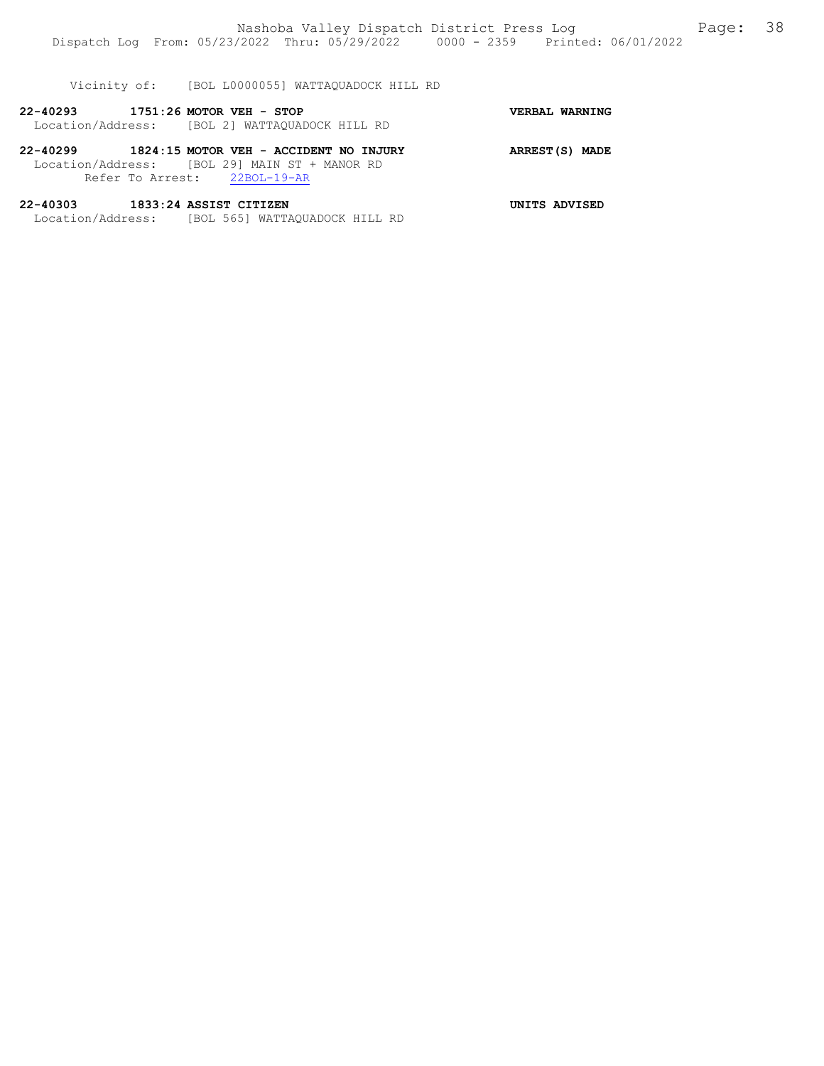Vicinity of: [BOL L0000055] WATTAQUADOCK HILL RD

**22-40293 1751:26 MOTOR VEH - STOP** **VERBAL WARNING**
Location/Address: [BOL 2] WATTAQUADOCK HILL RD

**22-40299 1824:15 MOTOR VEH - ACCIDENT NO INJURY** **ARREST(S) MADE**
Location/Address: [BOL 29] MAIN ST + MANOR RD
Refer To Arrest: 22BOL-19-AR

**22-40303 1833:24 ASSIST CITIZEN** **UNITS ADVISED**
Location/Address: [BOL 565] WATTAQUADOCK HILL RD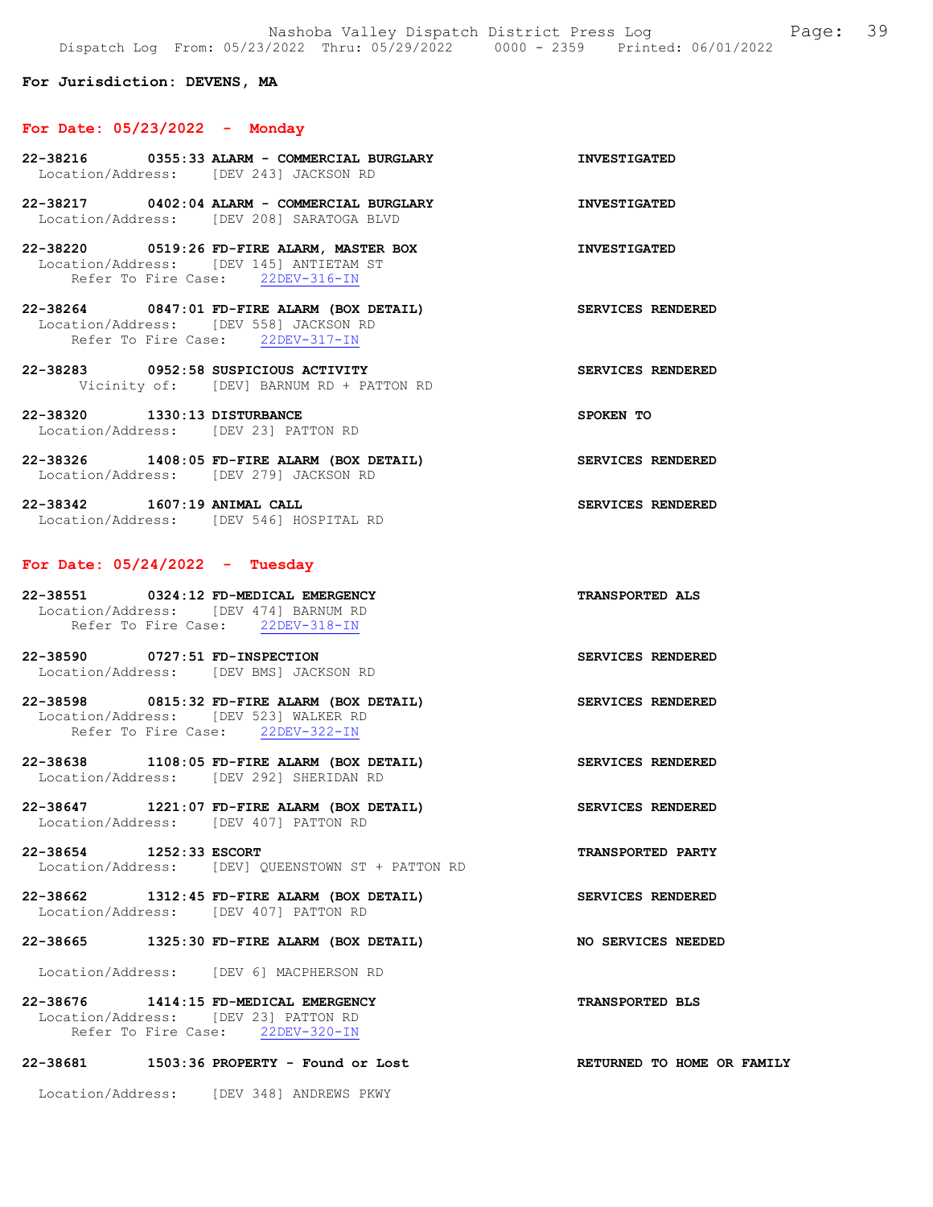**For Jurisdiction: DEVENS, MA**

## For Date: 05/23/2022 - Monday

**22-38216 0355:33 ALARM - COMMERCIAL BURGLARY** — **INVESTIGATED**
Location/Address: [DEV 243] JACKSON RD

**22-38217 0402:04 ALARM - COMMERCIAL BURGLARY** — **INVESTIGATED**
Location/Address: [DEV 208] SARATOGA BLVD

**22-38220 0519:26 FD-FIRE ALARM, MASTER BOX** — **INVESTIGATED**
Location/Address: [DEV 145] ANTIETAM ST
Refer To Fire Case: 22DEV-316-IN

**22-38264 0847:01 FD-FIRE ALARM (BOX DETAIL)** — **SERVICES RENDERED**
Location/Address: [DEV 558] JACKSON RD
Refer To Fire Case: 22DEV-317-IN

**22-38283 0952:58 SUSPICIOUS ACTIVITY** — **SERVICES RENDERED**
Vicinity of: [DEV] BARNUM RD + PATTON RD

**22-38320 1330:13 DISTURBANCE** — **SPOKEN TO**
Location/Address: [DEV 23] PATTON RD

**22-38326 1408:05 FD-FIRE ALARM (BOX DETAIL)** — **SERVICES RENDERED**
Location/Address: [DEV 279] JACKSON RD

**22-38342 1607:19 ANIMAL CALL** — **SERVICES RENDERED**
Location/Address: [DEV 546] HOSPITAL RD

## For Date: 05/24/2022 - Tuesday

**22-38551 0324:12 FD-MEDICAL EMERGENCY** — **TRANSPORTED ALS**
Location/Address: [DEV 474] BARNUM RD
Refer To Fire Case: 22DEV-318-IN

**22-38590 0727:51 FD-INSPECTION** — **SERVICES RENDERED**
Location/Address: [DEV BMS] JACKSON RD

**22-38598 0815:32 FD-FIRE ALARM (BOX DETAIL)** — **SERVICES RENDERED**
Location/Address: [DEV 523] WALKER RD
Refer To Fire Case: 22DEV-322-IN

**22-38638 1108:05 FD-FIRE ALARM (BOX DETAIL)** — **SERVICES RENDERED**
Location/Address: [DEV 292] SHERIDAN RD

**22-38647 1221:07 FD-FIRE ALARM (BOX DETAIL)** — **SERVICES RENDERED**
Location/Address: [DEV 407] PATTON RD

**22-38654 1252:33 ESCORT** — **TRANSPORTED PARTY**
Location/Address: [DEV] QUEENSTOWN ST + PATTON RD

**22-38662 1312:45 FD-FIRE ALARM (BOX DETAIL)** — **SERVICES RENDERED**
Location/Address: [DEV 407] PATTON RD

**22-38665 1325:30 FD-FIRE ALARM (BOX DETAIL)** — **NO SERVICES NEEDED**
Location/Address: [DEV 6] MACPHERSON RD

**22-38676 1414:15 FD-MEDICAL EMERGENCY** — **TRANSPORTED BLS**
Location/Address: [DEV 23] PATTON RD
Refer To Fire Case: 22DEV-320-IN

**22-38681 1503:36 PROPERTY - Found or Lost** — **RETURNED TO HOME OR FAMILY**
Location/Address: [DEV 348] ANDREWS PKWY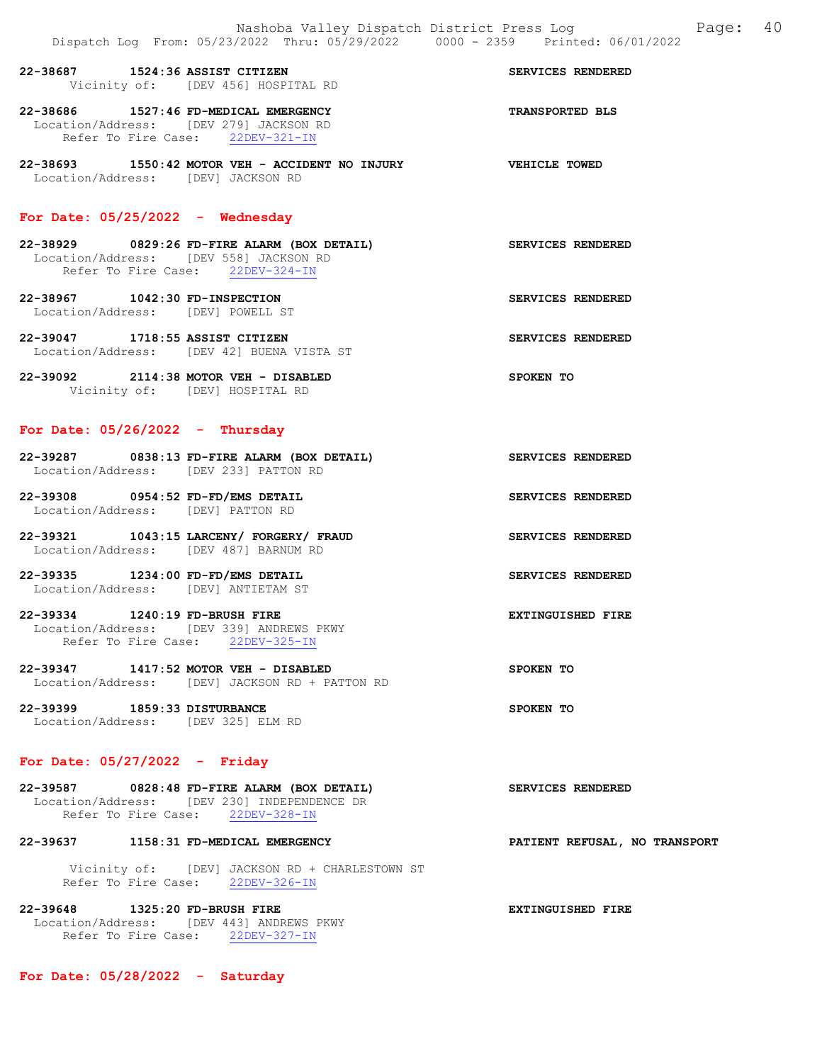**22-38687 1524:36 ASSIST CITIZEN** — **SERVICES RENDERED**
Vicinity of: [DEV 456] HOSPITAL RD

**22-38686 1527:46 FD-MEDICAL EMERGENCY** — **TRANSPORTED BLS**
Location/Address: [DEV 279] JACKSON RD
Refer To Fire Case: 22DEV-321-IN

**22-38693 1550:42 MOTOR VEH - ACCIDENT NO INJURY** — **VEHICLE TOWED**
Location/Address: [DEV] JACKSON RD

## For Date: 05/25/2022 - Wednesday

**22-38929 0829:26 FD-FIRE ALARM (BOX DETAIL)** — **SERVICES RENDERED**
Location/Address: [DEV 558] JACKSON RD
Refer To Fire Case: 22DEV-324-IN

**22-38967 1042:30 FD-INSPECTION** — **SERVICES RENDERED**
Location/Address: [DEV] POWELL ST

**22-39047 1718:55 ASSIST CITIZEN** — **SERVICES RENDERED**
Location/Address: [DEV 42] BUENA VISTA ST

**22-39092 2114:38 MOTOR VEH - DISABLED** — **SPOKEN TO**
Vicinity of: [DEV] HOSPITAL RD

## For Date: 05/26/2022 - Thursday

**22-39287 0838:13 FD-FIRE ALARM (BOX DETAIL)** — **SERVICES RENDERED**
Location/Address: [DEV 233] PATTON RD

**22-39308 0954:52 FD-FD/EMS DETAIL** — **SERVICES RENDERED**
Location/Address: [DEV] PATTON RD

**22-39321 1043:15 LARCENY/ FORGERY/ FRAUD** — **SERVICES RENDERED**
Location/Address: [DEV 487] BARNUM RD

**22-39335 1234:00 FD-FD/EMS DETAIL** — **SERVICES RENDERED**
Location/Address: [DEV] ANTIETAM ST

**22-39334 1240:19 FD-BRUSH FIRE** — **EXTINGUISHED FIRE**
Location/Address: [DEV 339] ANDREWS PKWY
Refer To Fire Case: 22DEV-325-IN

**22-39347 1417:52 MOTOR VEH - DISABLED** — **SPOKEN TO**
Location/Address: [DEV] JACKSON RD + PATTON RD

**22-39399 1859:33 DISTURBANCE** — **SPOKEN TO**
Location/Address: [DEV 325] ELM RD

## For Date: 05/27/2022 - Friday

**22-39587 0828:48 FD-FIRE ALARM (BOX DETAIL)** — **SERVICES RENDERED**
Location/Address: [DEV 230] INDEPENDENCE DR
Refer To Fire Case: 22DEV-328-IN

**22-39637 1158:31 FD-MEDICAL EMERGENCY** — **PATIENT REFUSAL, NO TRANSPORT**
Vicinity of: [DEV] JACKSON RD + CHARLESTOWN ST
Refer To Fire Case: 22DEV-326-IN

**22-39648 1325:20 FD-BRUSH FIRE** — **EXTINGUISHED FIRE**
Location/Address: [DEV 443] ANDREWS PKWY
Refer To Fire Case: 22DEV-327-IN

## For Date: 05/28/2022 - Saturday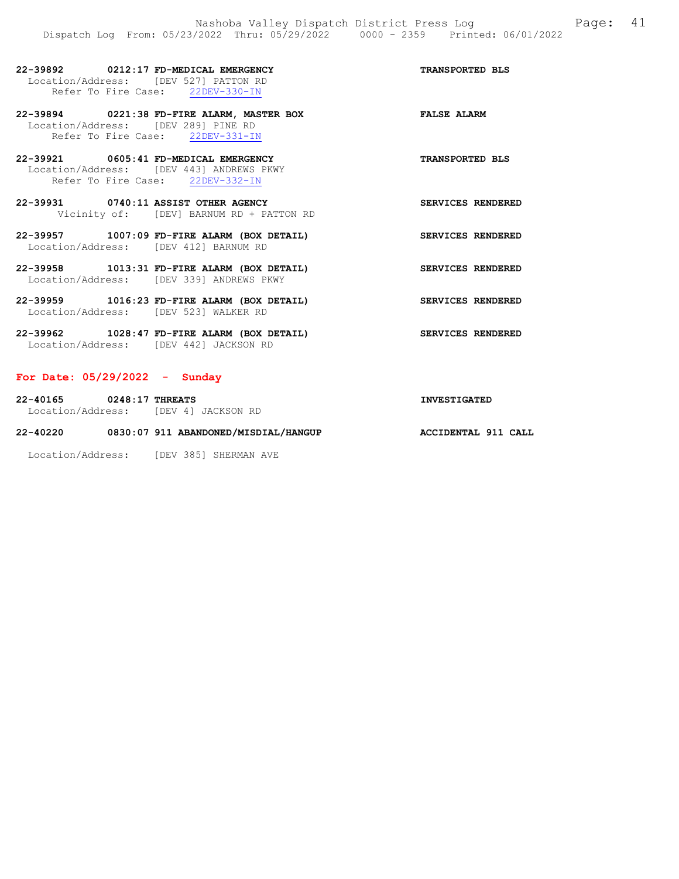**22-39892 0212:17 FD-MEDICAL EMERGENCY** **TRANSPORTED BLS**
Location/Address: [DEV 527] PATTON RD
Refer To Fire Case: 22DEV-330-IN

**22-39894 0221:38 FD-FIRE ALARM, MASTER BOX** **FALSE ALARM**
Location/Address: [DEV 289] PINE RD
Refer To Fire Case: 22DEV-331-IN

**22-39921 0605:41 FD-MEDICAL EMERGENCY** **TRANSPORTED BLS**
Location/Address: [DEV 443] ANDREWS PKWY
Refer To Fire Case: 22DEV-332-IN

**22-39931 0740:11 ASSIST OTHER AGENCY** **SERVICES RENDERED**
Vicinity of: [DEV] BARNUM RD + PATTON RD

**22-39957 1007:09 FD-FIRE ALARM (BOX DETAIL)** **SERVICES RENDERED**
Location/Address: [DEV 412] BARNUM RD

**22-39958 1013:31 FD-FIRE ALARM (BOX DETAIL)** **SERVICES RENDERED**
Location/Address: [DEV 339] ANDREWS PKWY

**22-39959 1016:23 FD-FIRE ALARM (BOX DETAIL)** **SERVICES RENDERED**
Location/Address: [DEV 523] WALKER RD

**22-39962 1028:47 FD-FIRE ALARM (BOX DETAIL)** **SERVICES RENDERED**
Location/Address: [DEV 442] JACKSON RD

## For Date: 05/29/2022 - Sunday

**22-40165 0248:17 THREATS** **INVESTIGATED**
Location/Address: [DEV 4] JACKSON RD

**22-40220 0830:07 911 ABANDONED/MISDIAL/HANGUP** **ACCIDENTAL 911 CALL**

Location/Address: [DEV 385] SHERMAN AVE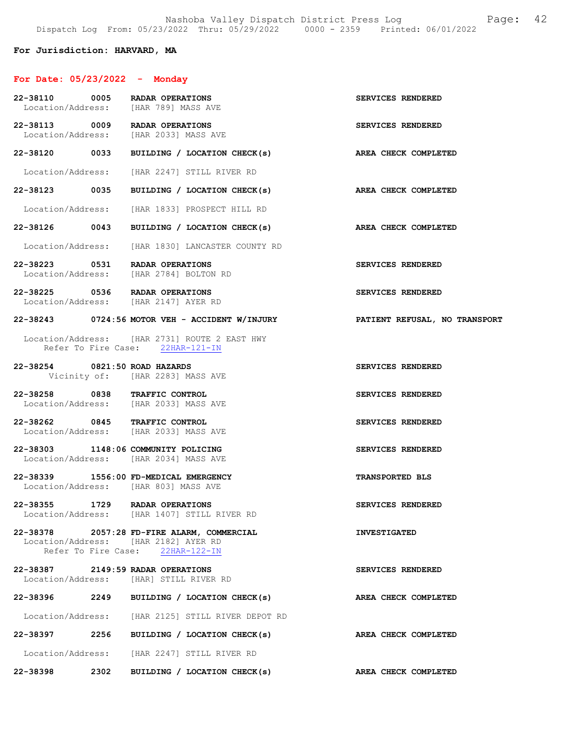**For Jurisdiction: HARVARD, MA**

**For Date: 05/23/2022 - Monday**

**22-38110 0005 RADAR OPERATIONS** — **SERVICES RENDERED**
Location/Address: [HAR 789] MASS AVE

**22-38113 0009 RADAR OPERATIONS** — **SERVICES RENDERED**
Location/Address: [HAR 2033] MASS AVE

**22-38120 0033 BUILDING / LOCATION CHECK(s)** — **AREA CHECK COMPLETED**
Location/Address: [HAR 2247] STILL RIVER RD

**22-38123 0035 BUILDING / LOCATION CHECK(s)** — **AREA CHECK COMPLETED**
Location/Address: [HAR 1833] PROSPECT HILL RD

**22-38126 0043 BUILDING / LOCATION CHECK(s)** — **AREA CHECK COMPLETED**
Location/Address: [HAR 1830] LANCASTER COUNTY RD

**22-38223 0531 RADAR OPERATIONS** — **SERVICES RENDERED**
Location/Address: [HAR 2784] BOLTON RD

**22-38225 0536 RADAR OPERATIONS** — **SERVICES RENDERED**
Location/Address: [HAR 2147] AYER RD

**22-38243 0724:56 MOTOR VEH - ACCIDENT W/INJURY** — **PATIENT REFUSAL, NO TRANSPORT**
Location/Address: [HAR 2731] ROUTE 2 EAST HWY
Refer To Fire Case: 22HAR-121-IN

**22-38254 0821:50 ROAD HAZARDS** — **SERVICES RENDERED**
Vicinity of: [HAR 2283] MASS AVE

**22-38258 0838 TRAFFIC CONTROL** — **SERVICES RENDERED**
Location/Address: [HAR 2033] MASS AVE

**22-38262 0845 TRAFFIC CONTROL** — **SERVICES RENDERED**
Location/Address: [HAR 2033] MASS AVE

**22-38303 1148:06 COMMUNITY POLICING** — **SERVICES RENDERED**
Location/Address: [HAR 2034] MASS AVE

**22-38339 1556:00 FD-MEDICAL EMERGENCY** — **TRANSPORTED BLS**
Location/Address: [HAR 803] MASS AVE

**22-38355 1729 RADAR OPERATIONS** — **SERVICES RENDERED**
Location/Address: [HAR 1407] STILL RIVER RD

**22-38378 2057:28 FD-FIRE ALARM, COMMERCIAL** — **INVESTIGATED**
Location/Address: [HAR 2182] AYER RD
Refer To Fire Case: 22HAR-122-IN

**22-38387 2149:59 RADAR OPERATIONS** — **SERVICES RENDERED**
Location/Address: [HAR] STILL RIVER RD

**22-38396 2249 BUILDING / LOCATION CHECK(s)** — **AREA CHECK COMPLETED**
Location/Address: [HAR 2125] STILL RIVER DEPOT RD

**22-38397 2256 BUILDING / LOCATION CHECK(s)** — **AREA CHECK COMPLETED**
Location/Address: [HAR 2247] STILL RIVER RD

**22-38398 2302 BUILDING / LOCATION CHECK(s)** — **AREA CHECK COMPLETED**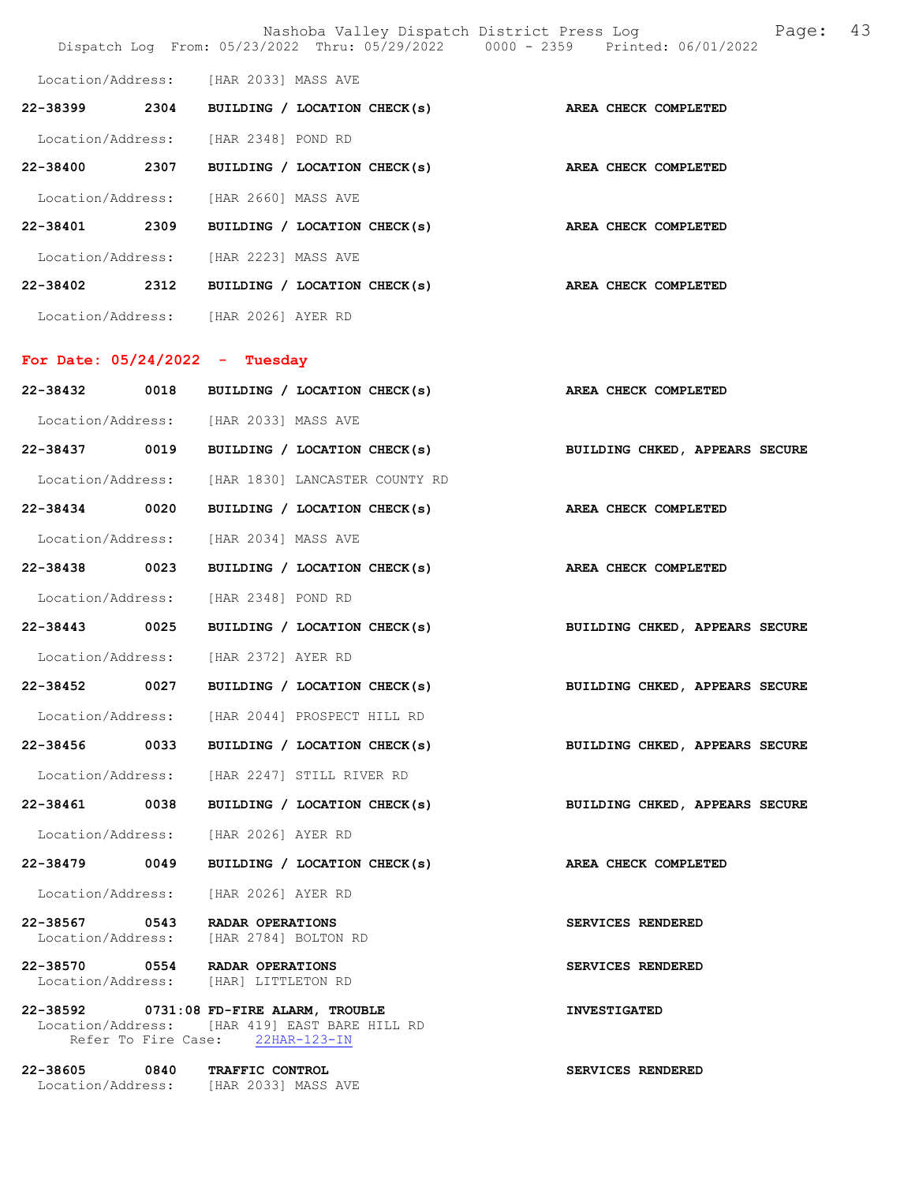Location/Address: [HAR 2033] MASS AVE

22-38399 2304 **BUILDING / LOCATION CHECK(s)** **AREA CHECK COMPLETED**
Location/Address: [HAR 2348] POND RD

22-38400 2307 **BUILDING / LOCATION CHECK(s)** **AREA CHECK COMPLETED**
Location/Address: [HAR 2660] MASS AVE

22-38401 2309 **BUILDING / LOCATION CHECK(s)** **AREA CHECK COMPLETED**
Location/Address: [HAR 2223] MASS AVE

22-38402 2312 **BUILDING / LOCATION CHECK(s)** **AREA CHECK COMPLETED**
Location/Address: [HAR 2026] AYER RD

## For Date: 05/24/2022 - Tuesday

22-38432 0018 **BUILDING / LOCATION CHECK(s)** **AREA CHECK COMPLETED**
Location/Address: [HAR 2033] MASS AVE

22-38437 0019 **BUILDING / LOCATION CHECK(s)** **BUILDING CHKED, APPEARS SECURE**
Location/Address: [HAR 1830] LANCASTER COUNTY RD

22-38434 0020 **BUILDING / LOCATION CHECK(s)** **AREA CHECK COMPLETED**
Location/Address: [HAR 2034] MASS AVE

22-38438 0023 **BUILDING / LOCATION CHECK(s)** **AREA CHECK COMPLETED**
Location/Address: [HAR 2348] POND RD

22-38443 0025 **BUILDING / LOCATION CHECK(s)** **BUILDING CHKED, APPEARS SECURE**
Location/Address: [HAR 2372] AYER RD

22-38452 0027 **BUILDING / LOCATION CHECK(s)** **BUILDING CHKED, APPEARS SECURE**
Location/Address: [HAR 2044] PROSPECT HILL RD

22-38456 0033 **BUILDING / LOCATION CHECK(s)** **BUILDING CHKED, APPEARS SECURE**
Location/Address: [HAR 2247] STILL RIVER RD

22-38461 0038 **BUILDING / LOCATION CHECK(s)** **BUILDING CHKED, APPEARS SECURE**
Location/Address: [HAR 2026] AYER RD

22-38479 0049 **BUILDING / LOCATION CHECK(s)** **AREA CHECK COMPLETED**
Location/Address: [HAR 2026] AYER RD

22-38567 0543 **RADAR OPERATIONS** **SERVICES RENDERED**
Location/Address: [HAR 2784] BOLTON RD

22-38570 0554 **RADAR OPERATIONS** **SERVICES RENDERED**
Location/Address: [HAR] LITTLETON RD

22-38592 0731:08 **FD-FIRE ALARM, TROUBLE** **INVESTIGATED**
Location/Address: [HAR 419] EAST BARE HILL RD
Refer To Fire Case: 22HAR-123-IN

22-38605 0840 **TRAFFIC CONTROL** **SERVICES RENDERED**
Location/Address: [HAR 2033] MASS AVE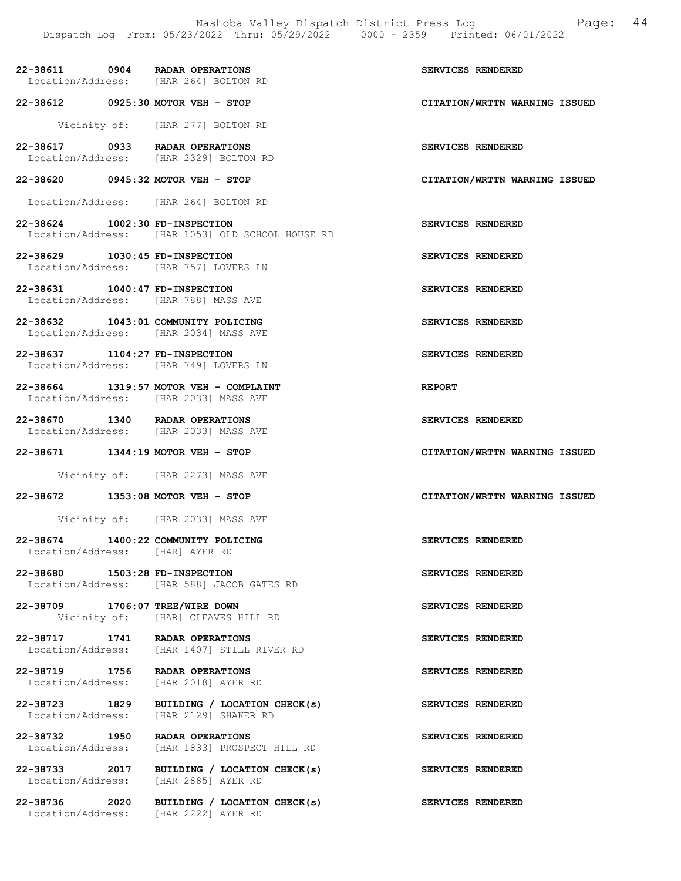**22-38611 0904 RADAR OPERATIONS** — **SERVICES RENDERED**
Location/Address: [HAR 264] BOLTON RD

**22-38612 0925:30 MOTOR VEH - STOP** — **CITATION/WRTTN WARNING ISSUED**
Vicinity of: [HAR 277] BOLTON RD

**22-38617 0933 RADAR OPERATIONS** — **SERVICES RENDERED**
Location/Address: [HAR 2329] BOLTON RD

**22-38620 0945:32 MOTOR VEH - STOP** — **CITATION/WRTTN WARNING ISSUED**
Location/Address: [HAR 264] BOLTON RD

**22-38624 1002:30 FD-INSPECTION** — **SERVICES RENDERED**
Location/Address: [HAR 1053] OLD SCHOOL HOUSE RD

**22-38629 1030:45 FD-INSPECTION** — **SERVICES RENDERED**
Location/Address: [HAR 757] LOVERS LN

**22-38631 1040:47 FD-INSPECTION** — **SERVICES RENDERED**
Location/Address: [HAR 788] MASS AVE

**22-38632 1043:01 COMMUNITY POLICING** — **SERVICES RENDERED**
Location/Address: [HAR 2034] MASS AVE

**22-38637 1104:27 FD-INSPECTION** — **SERVICES RENDERED**
Location/Address: [HAR 749] LOVERS LN

**22-38664 1319:57 MOTOR VEH - COMPLAINT** — **REPORT**
Location/Address: [HAR 2033] MASS AVE

**22-38670 1340 RADAR OPERATIONS** — **SERVICES RENDERED**
Location/Address: [HAR 2033] MASS AVE

**22-38671 1344:19 MOTOR VEH - STOP** — **CITATION/WRTTN WARNING ISSUED**
Vicinity of: [HAR 2273] MASS AVE

**22-38672 1353:08 MOTOR VEH - STOP** — **CITATION/WRTTN WARNING ISSUED**
Vicinity of: [HAR 2033] MASS AVE

**22-38674 1400:22 COMMUNITY POLICING** — **SERVICES RENDERED**
Location/Address: [HAR] AYER RD

**22-38680 1503:28 FD-INSPECTION** — **SERVICES RENDERED**
Location/Address: [HAR 588] JACOB GATES RD

**22-38709 1706:07 TREE/WIRE DOWN** — **SERVICES RENDERED**
Vicinity of: [HAR] CLEAVES HILL RD

**22-38717 1741 RADAR OPERATIONS** — **SERVICES RENDERED**
Location/Address: [HAR 1407] STILL RIVER RD

**22-38719 1756 RADAR OPERATIONS** — **SERVICES RENDERED**
Location/Address: [HAR 2018] AYER RD

**22-38723 1829 BUILDING / LOCATION CHECK(s)** — **SERVICES RENDERED**
Location/Address: [HAR 2129] SHAKER RD

**22-38732 1950 RADAR OPERATIONS** — **SERVICES RENDERED**
Location/Address: [HAR 1833] PROSPECT HILL RD

**22-38733 2017 BUILDING / LOCATION CHECK(s)** — **SERVICES RENDERED**
Location/Address: [HAR 2885] AYER RD

**22-38736 2020 BUILDING / LOCATION CHECK(s)** — **SERVICES RENDERED**
Location/Address: [HAR 2222] AYER RD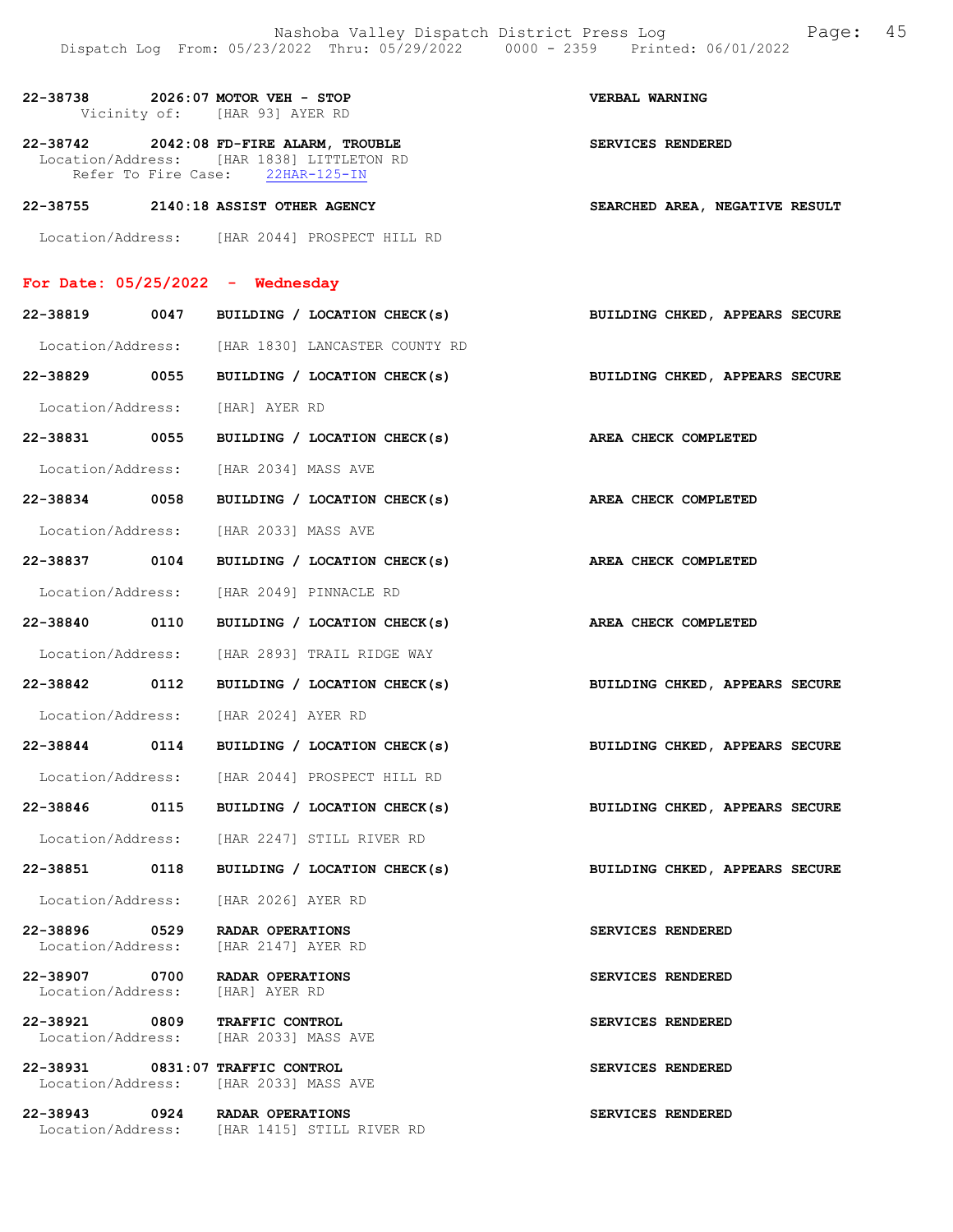22-38738 2026:07 MOTOR VEH - STOP VERBAL WARNING
Vicinity of: [HAR 93] AYER RD

22-38742 2042:08 FD-FIRE ALARM, TROUBLE SERVICES RENDERED
Location/Address: [HAR 1838] LITTLETON RD
Refer To Fire Case: 22HAR-125-IN

22-38755 2140:18 ASSIST OTHER AGENCY SEARCHED AREA, NEGATIVE RESULT
Location/Address: [HAR 2044] PROSPECT HILL RD

## For Date: 05/25/2022 - Wednesday

22-38819 0047 BUILDING / LOCATION CHECK(s) BUILDING CHKED, APPEARS SECURE
Location/Address: [HAR 1830] LANCASTER COUNTY RD

22-38829 0055 BUILDING / LOCATION CHECK(s) BUILDING CHKED, APPEARS SECURE
Location/Address: [HAR] AYER RD

22-38831 0055 BUILDING / LOCATION CHECK(s) AREA CHECK COMPLETED
Location/Address: [HAR 2034] MASS AVE

22-38834 0058 BUILDING / LOCATION CHECK(s) AREA CHECK COMPLETED
Location/Address: [HAR 2033] MASS AVE

22-38837 0104 BUILDING / LOCATION CHECK(s) AREA CHECK COMPLETED
Location/Address: [HAR 2049] PINNACLE RD

22-38840 0110 BUILDING / LOCATION CHECK(s) AREA CHECK COMPLETED
Location/Address: [HAR 2893] TRAIL RIDGE WAY

22-38842 0112 BUILDING / LOCATION CHECK(s) BUILDING CHKED, APPEARS SECURE
Location/Address: [HAR 2024] AYER RD

22-38844 0114 BUILDING / LOCATION CHECK(s) BUILDING CHKED, APPEARS SECURE
Location/Address: [HAR 2044] PROSPECT HILL RD

22-38846 0115 BUILDING / LOCATION CHECK(s) BUILDING CHKED, APPEARS SECURE
Location/Address: [HAR 2247] STILL RIVER RD

22-38851 0118 BUILDING / LOCATION CHECK(s) BUILDING CHKED, APPEARS SECURE
Location/Address: [HAR 2026] AYER RD

22-38896 0529 RADAR OPERATIONS SERVICES RENDERED
Location/Address: [HAR 2147] AYER RD

22-38907 0700 RADAR OPERATIONS SERVICES RENDERED
Location/Address: [HAR] AYER RD

22-38921 0809 TRAFFIC CONTROL SERVICES RENDERED
Location/Address: [HAR 2033] MASS AVE

22-38931 0831:07 TRAFFIC CONTROL SERVICES RENDERED
Location/Address: [HAR 2033] MASS AVE

22-38943 0924 RADAR OPERATIONS SERVICES RENDERED
Location/Address: [HAR 1415] STILL RIVER RD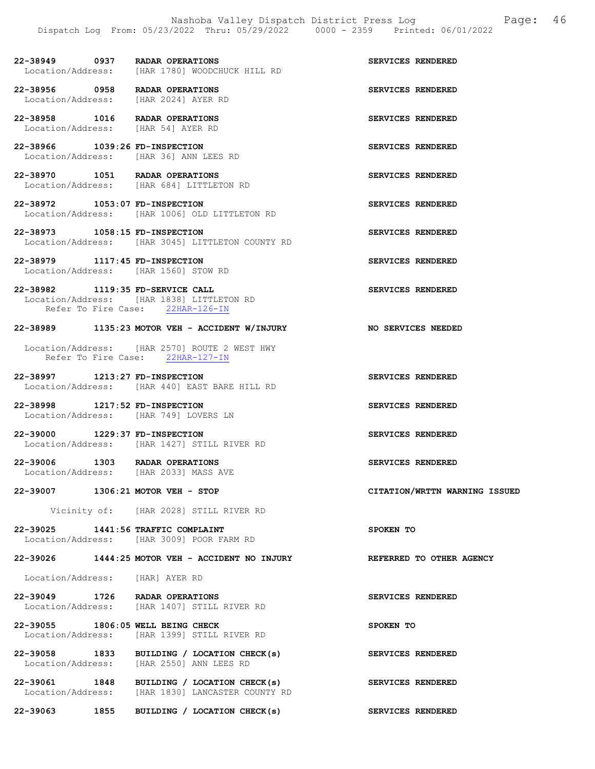22-38949 0937 RADAR OPERATIONS SERVICES RENDERED
Location/Address: [HAR 1780] WOODCHUCK HILL RD

22-38956 0958 RADAR OPERATIONS SERVICES RENDERED
Location/Address: [HAR 2024] AYER RD

22-38958 1016 RADAR OPERATIONS SERVICES RENDERED
Location/Address: [HAR 54] AYER RD

22-38966 1039:26 FD-INSPECTION SERVICES RENDERED
Location/Address: [HAR 36] ANN LEES RD

22-38970 1051 RADAR OPERATIONS SERVICES RENDERED
Location/Address: [HAR 684] LITTLETON RD

22-38972 1053:07 FD-INSPECTION SERVICES RENDERED
Location/Address: [HAR 1006] OLD LITTLETON RD

22-38973 1058:15 FD-INSPECTION SERVICES RENDERED
Location/Address: [HAR 3045] LITTLETON COUNTY RD

22-38979 1117:45 FD-INSPECTION SERVICES RENDERED
Location/Address: [HAR 1560] STOW RD

22-38982 1119:35 FD-SERVICE CALL SERVICES RENDERED
Location/Address: [HAR 1838] LITTLETON RD
Refer To Fire Case: 22HAR-126-IN

22-38989 1135:23 MOTOR VEH - ACCIDENT W/INJURY NO SERVICES NEEDED

Location/Address: [HAR 2570] ROUTE 2 WEST HWY
Refer To Fire Case: 22HAR-127-IN

22-38997 1213:27 FD-INSPECTION SERVICES RENDERED
Location/Address: [HAR 440] EAST BARE HILL RD

22-38998 1217:52 FD-INSPECTION SERVICES RENDERED
Location/Address: [HAR 749] LOVERS LN

22-39000 1229:37 FD-INSPECTION SERVICES RENDERED
Location/Address: [HAR 1427] STILL RIVER RD

22-39006 1303 RADAR OPERATIONS SERVICES RENDERED
Location/Address: [HAR 2033] MASS AVE

22-39007 1306:21 MOTOR VEH - STOP CITATION/WRTTN WARNING ISSUED

Vicinity of: [HAR 2028] STILL RIVER RD

22-39025 1441:56 TRAFFIC COMPLAINT SPOKEN TO
Location/Address: [HAR 3009] POOR FARM RD

22-39026 1444:25 MOTOR VEH - ACCIDENT NO INJURY REFERRED TO OTHER AGENCY

Location/Address: [HAR] AYER RD

22-39049 1726 RADAR OPERATIONS SERVICES RENDERED
Location/Address: [HAR 1407] STILL RIVER RD

22-39055 1806:05 WELL BEING CHECK SPOKEN TO
Location/Address: [HAR 1399] STILL RIVER RD

22-39058 1833 BUILDING / LOCATION CHECK(s) SERVICES RENDERED
Location/Address: [HAR 2550] ANN LEES RD

22-39061 1848 BUILDING / LOCATION CHECK(s) SERVICES RENDERED
Location/Address: [HAR 1830] LANCASTER COUNTY RD

22-39063 1855 BUILDING / LOCATION CHECK(s) SERVICES RENDERED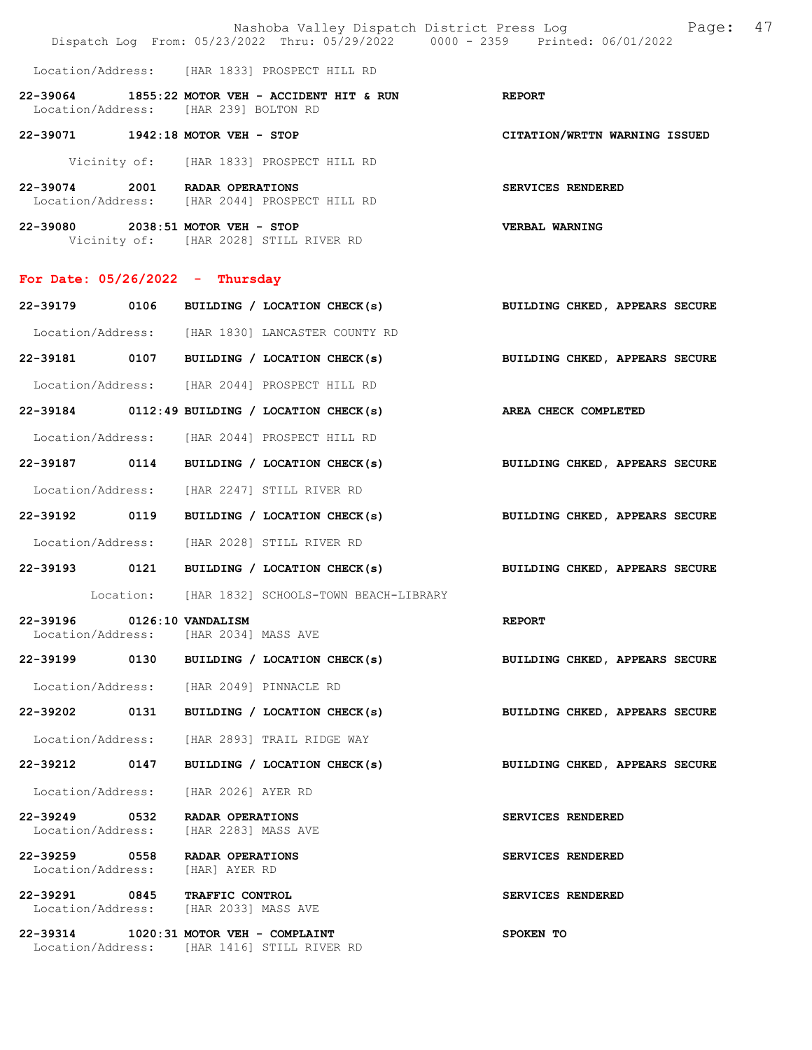Location/Address: [HAR 1833] PROSPECT HILL RD

**22-39064 1855:22 MOTOR VEH - ACCIDENT HIT & RUN** **REPORT**
Location/Address: [HAR 239] BOLTON RD

**22-39071 1942:18 MOTOR VEH - STOP** **CITATION/WRTTN WARNING ISSUED**

Vicinity of: [HAR 1833] PROSPECT HILL RD

**22-39074 2001 RADAR OPERATIONS** **SERVICES RENDERED**
Location/Address: [HAR 2044] PROSPECT HILL RD

**22-39080 2038:51 MOTOR VEH - STOP** **VERBAL WARNING**
Vicinity of: [HAR 2028] STILL RIVER RD

## For Date: 05/26/2022 - Thursday

**22-39179 0106 BUILDING / LOCATION CHECK(s)** **BUILDING CHKED, APPEARS SECURE**

Location/Address: [HAR 1830] LANCASTER COUNTY RD

**22-39181 0107 BUILDING / LOCATION CHECK(s)** **BUILDING CHKED, APPEARS SECURE**

Location/Address: [HAR 2044] PROSPECT HILL RD

**22-39184 0112:49 BUILDING / LOCATION CHECK(s)** **AREA CHECK COMPLETED**

Location/Address: [HAR 2044] PROSPECT HILL RD

**22-39187 0114 BUILDING / LOCATION CHECK(s)** **BUILDING CHKED, APPEARS SECURE**

Location/Address: [HAR 2247] STILL RIVER RD

**22-39192 0119 BUILDING / LOCATION CHECK(s)** **BUILDING CHKED, APPEARS SECURE**

Location/Address: [HAR 2028] STILL RIVER RD

**22-39193 0121 BUILDING / LOCATION CHECK(s)** **BUILDING CHKED, APPEARS SECURE**

Location: [HAR 1832] SCHOOLS-TOWN BEACH-LIBRARY

**22-39196 0126:10 VANDALISM** **REPORT**
Location/Address: [HAR 2034] MASS AVE

**22-39199 0130 BUILDING / LOCATION CHECK(s)** **BUILDING CHKED, APPEARS SECURE**

Location/Address: [HAR 2049] PINNACLE RD

**22-39202 0131 BUILDING / LOCATION CHECK(s)** **BUILDING CHKED, APPEARS SECURE**

Location/Address: [HAR 2893] TRAIL RIDGE WAY

**22-39212 0147 BUILDING / LOCATION CHECK(s)** **BUILDING CHKED, APPEARS SECURE**

Location/Address: [HAR 2026] AYER RD

**22-39249 0532 RADAR OPERATIONS** **SERVICES RENDERED**
Location/Address: [HAR 2283] MASS AVE

**22-39259 0558 RADAR OPERATIONS** **SERVICES RENDERED**
Location/Address: [HAR] AYER RD

**22-39291 0845 TRAFFIC CONTROL** **SERVICES RENDERED**
Location/Address: [HAR 2033] MASS AVE

**22-39314 1020:31 MOTOR VEH - COMPLAINT** **SPOKEN TO**
Location/Address: [HAR 1416] STILL RIVER RD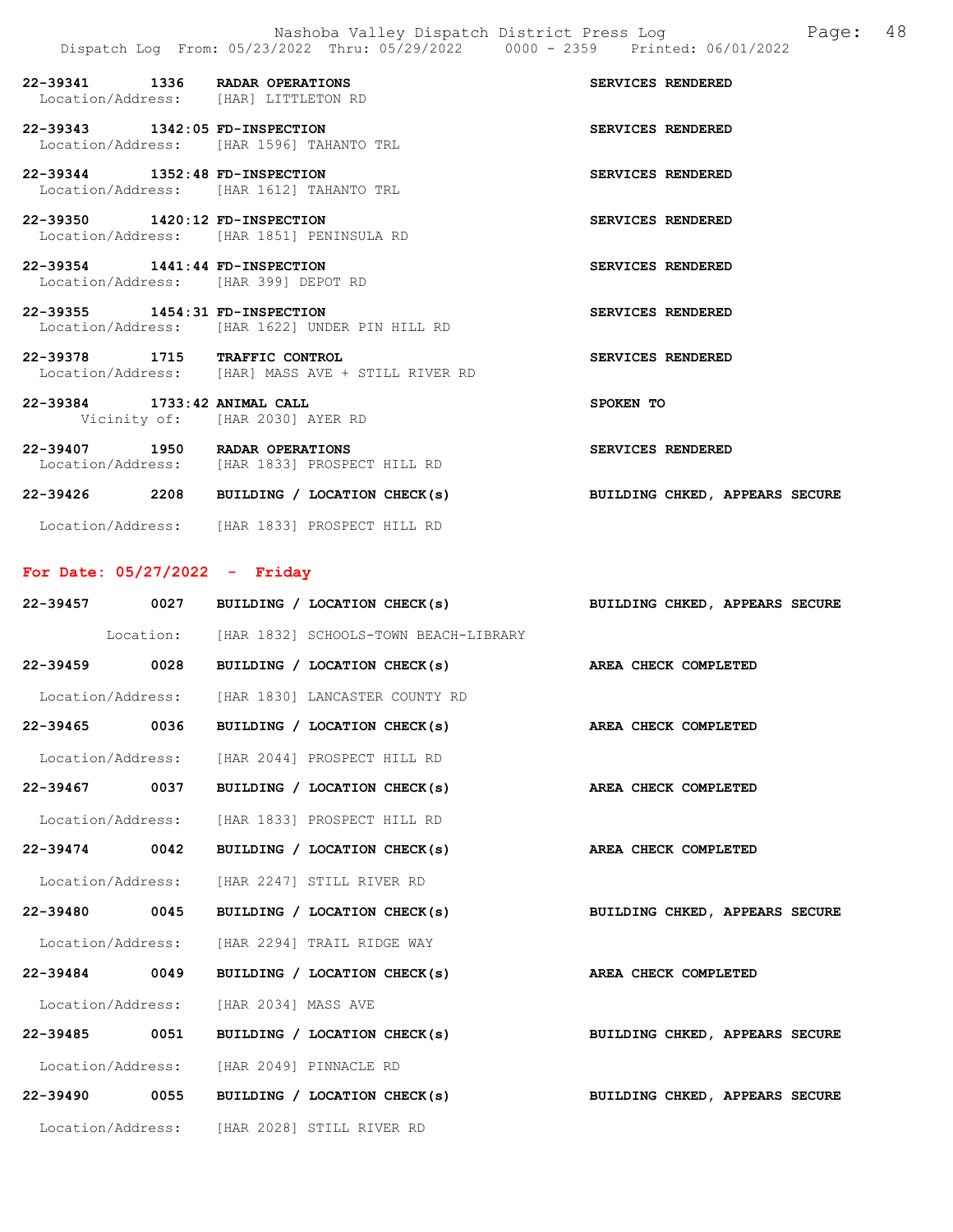22-39341 1336 RADAR OPERATIONS SERVICES RENDERED
Location/Address: [HAR] LITTLETON RD

22-39343 1342:05 FD-INSPECTION SERVICES RENDERED
Location/Address: [HAR 1596] TAHANTO TRL

22-39344 1352:48 FD-INSPECTION SERVICES RENDERED
Location/Address: [HAR 1612] TAHANTO TRL

22-39350 1420:12 FD-INSPECTION SERVICES RENDERED
Location/Address: [HAR 1851] PENINSULA RD

22-39354 1441:44 FD-INSPECTION SERVICES RENDERED
Location/Address: [HAR 399] DEPOT RD

22-39355 1454:31 FD-INSPECTION SERVICES RENDERED
Location/Address: [HAR 1622] UNDER PIN HILL RD

22-39378 1715 TRAFFIC CONTROL SERVICES RENDERED
Location/Address: [HAR] MASS AVE + STILL RIVER RD

22-39384 1733:42 ANIMAL CALL SPOKEN TO
Vicinity of: [HAR 2030] AYER RD

22-39407 1950 RADAR OPERATIONS SERVICES RENDERED
Location/Address: [HAR 1833] PROSPECT HILL RD

22-39426 2208 BUILDING / LOCATION CHECK(s) BUILDING CHKED, APPEARS SECURE
Location/Address: [HAR 1833] PROSPECT HILL RD

## For Date: 05/27/2022 - Friday

22-39457 0027 BUILDING / LOCATION CHECK(s) BUILDING CHKED, APPEARS SECURE
Location: [HAR 1832] SCHOOLS-TOWN BEACH-LIBRARY

22-39459 0028 BUILDING / LOCATION CHECK(s) AREA CHECK COMPLETED
Location/Address: [HAR 1830] LANCASTER COUNTY RD

22-39465 0036 BUILDING / LOCATION CHECK(s) AREA CHECK COMPLETED
Location/Address: [HAR 2044] PROSPECT HILL RD

22-39467 0037 BUILDING / LOCATION CHECK(s) AREA CHECK COMPLETED
Location/Address: [HAR 1833] PROSPECT HILL RD

22-39474 0042 BUILDING / LOCATION CHECK(s) AREA CHECK COMPLETED
Location/Address: [HAR 2247] STILL RIVER RD

22-39480 0045 BUILDING / LOCATION CHECK(s) BUILDING CHKED, APPEARS SECURE
Location/Address: [HAR 2294] TRAIL RIDGE WAY

22-39484 0049 BUILDING / LOCATION CHECK(s) AREA CHECK COMPLETED
Location/Address: [HAR 2034] MASS AVE

22-39485 0051 BUILDING / LOCATION CHECK(s) BUILDING CHKED, APPEARS SECURE
Location/Address: [HAR 2049] PINNACLE RD

22-39490 0055 BUILDING / LOCATION CHECK(s) BUILDING CHKED, APPEARS SECURE
Location/Address: [HAR 2028] STILL RIVER RD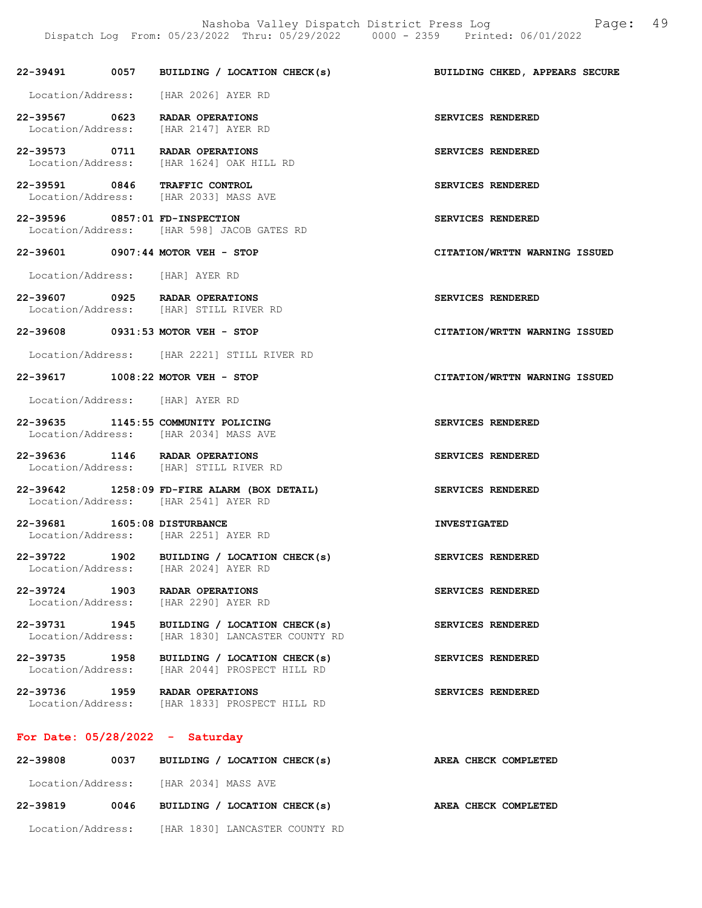22-39491 0057 BUILDING / LOCATION CHECK(s) BUILDING CHKED, APPEARS SECURE

Location/Address: [HAR 2026] AYER RD

22-39567 0623 RADAR OPERATIONS SERVICES RENDERED
Location/Address: [HAR 2147] AYER RD

22-39573 0711 RADAR OPERATIONS SERVICES RENDERED
Location/Address: [HAR 1624] OAK HILL RD

22-39591 0846 TRAFFIC CONTROL SERVICES RENDERED
Location/Address: [HAR 2033] MASS AVE

22-39596 0857:01 FD-INSPECTION SERVICES RENDERED
Location/Address: [HAR 598] JACOB GATES RD

22-39601 0907:44 MOTOR VEH - STOP CITATION/WRTTN WARNING ISSUED

Location/Address: [HAR] AYER RD

22-39607 0925 RADAR OPERATIONS SERVICES RENDERED
Location/Address: [HAR] STILL RIVER RD

22-39608 0931:53 MOTOR VEH - STOP CITATION/WRTTN WARNING ISSUED

Location/Address: [HAR 2221] STILL RIVER RD

22-39617 1008:22 MOTOR VEH - STOP CITATION/WRTTN WARNING ISSUED

Location/Address: [HAR] AYER RD

22-39635 1145:55 COMMUNITY POLICING SERVICES RENDERED
Location/Address: [HAR 2034] MASS AVE

22-39636 1146 RADAR OPERATIONS SERVICES RENDERED
Location/Address: [HAR] STILL RIVER RD

22-39642 1258:09 FD-FIRE ALARM (BOX DETAIL) SERVICES RENDERED
Location/Address: [HAR 2541] AYER RD

22-39681 1605:08 DISTURBANCE INVESTIGATED
Location/Address: [HAR 2251] AYER RD

22-39722 1902 BUILDING / LOCATION CHECK(s) SERVICES RENDERED
Location/Address: [HAR 2024] AYER RD

22-39724 1903 RADAR OPERATIONS SERVICES RENDERED
Location/Address: [HAR 2290] AYER RD

22-39731 1945 BUILDING / LOCATION CHECK(s) SERVICES RENDERED
Location/Address: [HAR 1830] LANCASTER COUNTY RD

22-39735 1958 BUILDING / LOCATION CHECK(s) SERVICES RENDERED
Location/Address: [HAR 2044] PROSPECT HILL RD

22-39736 1959 RADAR OPERATIONS SERVICES RENDERED
Location/Address: [HAR 1833] PROSPECT HILL RD

## For Date: 05/28/2022 - Saturday

22-39808 0037 BUILDING / LOCATION CHECK(s) AREA CHECK COMPLETED

Location/Address: [HAR 2034] MASS AVE

22-39819 0046 BUILDING / LOCATION CHECK(s) AREA CHECK COMPLETED

Location/Address: [HAR 1830] LANCASTER COUNTY RD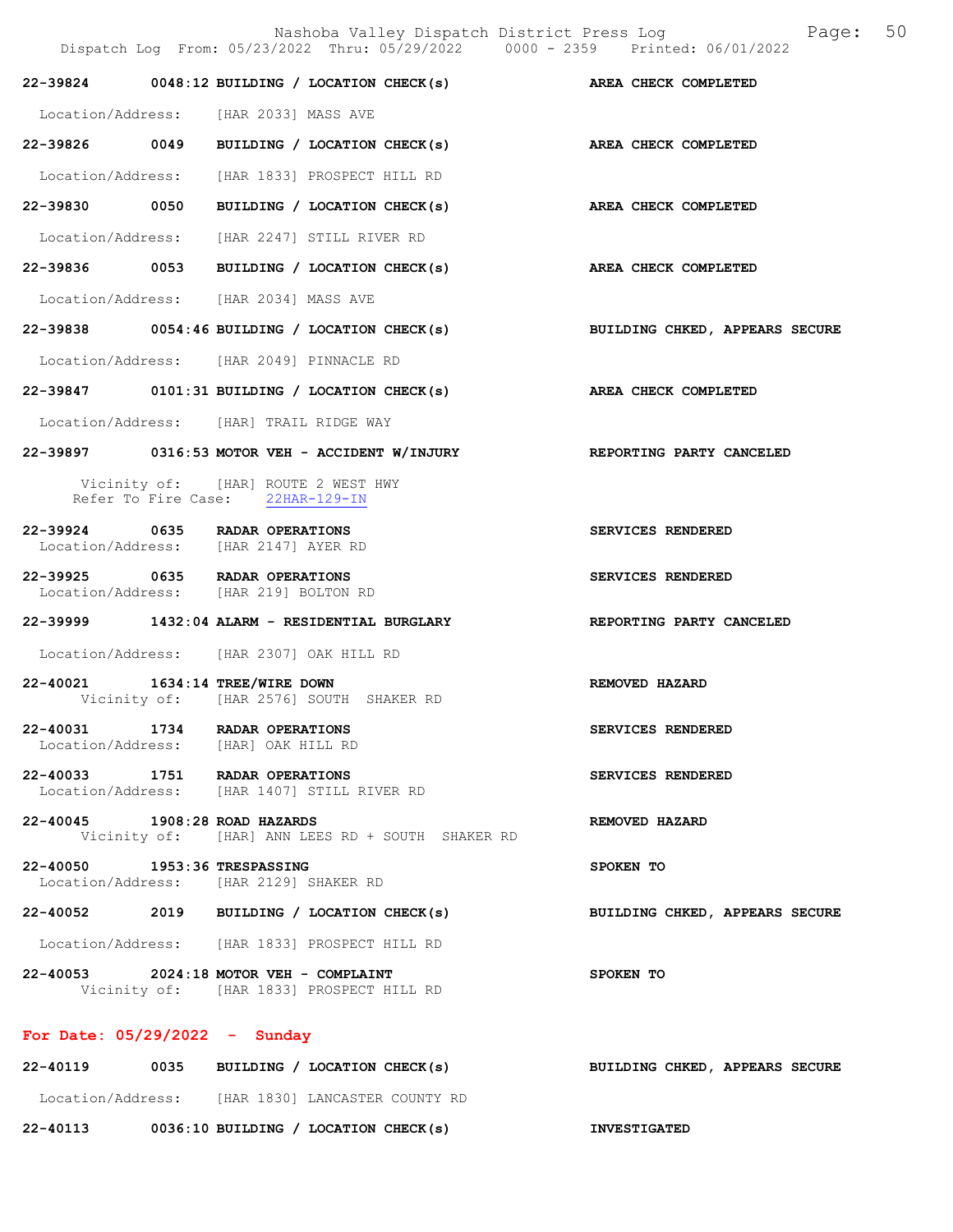22-39824 0048:12 BUILDING / LOCATION CHECK(s) AREA CHECK COMPLETED

Location/Address: [HAR 2033] MASS AVE

22-39826 0049 BUILDING / LOCATION CHECK(s) AREA CHECK COMPLETED

Location/Address: [HAR 1833] PROSPECT HILL RD

22-39830 0050 BUILDING / LOCATION CHECK(s) AREA CHECK COMPLETED

Location/Address: [HAR 2247] STILL RIVER RD

22-39836 0053 BUILDING / LOCATION CHECK(s) AREA CHECK COMPLETED

Location/Address: [HAR 2034] MASS AVE

22-39838 0054:46 BUILDING / LOCATION CHECK(s) BUILDING CHKED, APPEARS SECURE

Location/Address: [HAR 2049] PINNACLE RD

22-39847 0101:31 BUILDING / LOCATION CHECK(s) AREA CHECK COMPLETED

Location/Address: [HAR] TRAIL RIDGE WAY

22-39897 0316:53 MOTOR VEH - ACCIDENT W/INJURY REPORTING PARTY CANCELED

Vicinity of: [HAR] ROUTE 2 WEST HWY
Refer To Fire Case: 22HAR-129-IN

22-39924 0635 RADAR OPERATIONS SERVICES RENDERED
Location/Address: [HAR 2147] AYER RD

22-39925 0635 RADAR OPERATIONS SERVICES RENDERED
Location/Address: [HAR 219] BOLTON RD

22-39999 1432:04 ALARM - RESIDENTIAL BURGLARY REPORTING PARTY CANCELED

Location/Address: [HAR 2307] OAK HILL RD

22-40021 1634:14 TREE/WIRE DOWN REMOVED HAZARD
Vicinity of: [HAR 2576] SOUTH SHAKER RD

22-40031 1734 RADAR OPERATIONS SERVICES RENDERED
Location/Address: [HAR] OAK HILL RD

22-40033 1751 RADAR OPERATIONS SERVICES RENDERED
Location/Address: [HAR 1407] STILL RIVER RD

22-40045 1908:28 ROAD HAZARDS REMOVED HAZARD
Vicinity of: [HAR] ANN LEES RD + SOUTH SHAKER RD

22-40050 1953:36 TRESPASSING SPOKEN TO
Location/Address: [HAR 2129] SHAKER RD

22-40052 2019 BUILDING / LOCATION CHECK(s) BUILDING CHKED, APPEARS SECURE

Location/Address: [HAR 1833] PROSPECT HILL RD

22-40053 2024:18 MOTOR VEH - COMPLAINT SPOKEN TO
Vicinity of: [HAR 1833] PROSPECT HILL RD

## For Date: 05/29/2022 - Sunday

22-40119 0035 BUILDING / LOCATION CHECK(s) BUILDING CHKED, APPEARS SECURE

Location/Address: [HAR 1830] LANCASTER COUNTY RD

22-40113 0036:10 BUILDING / LOCATION CHECK(s) INVESTIGATED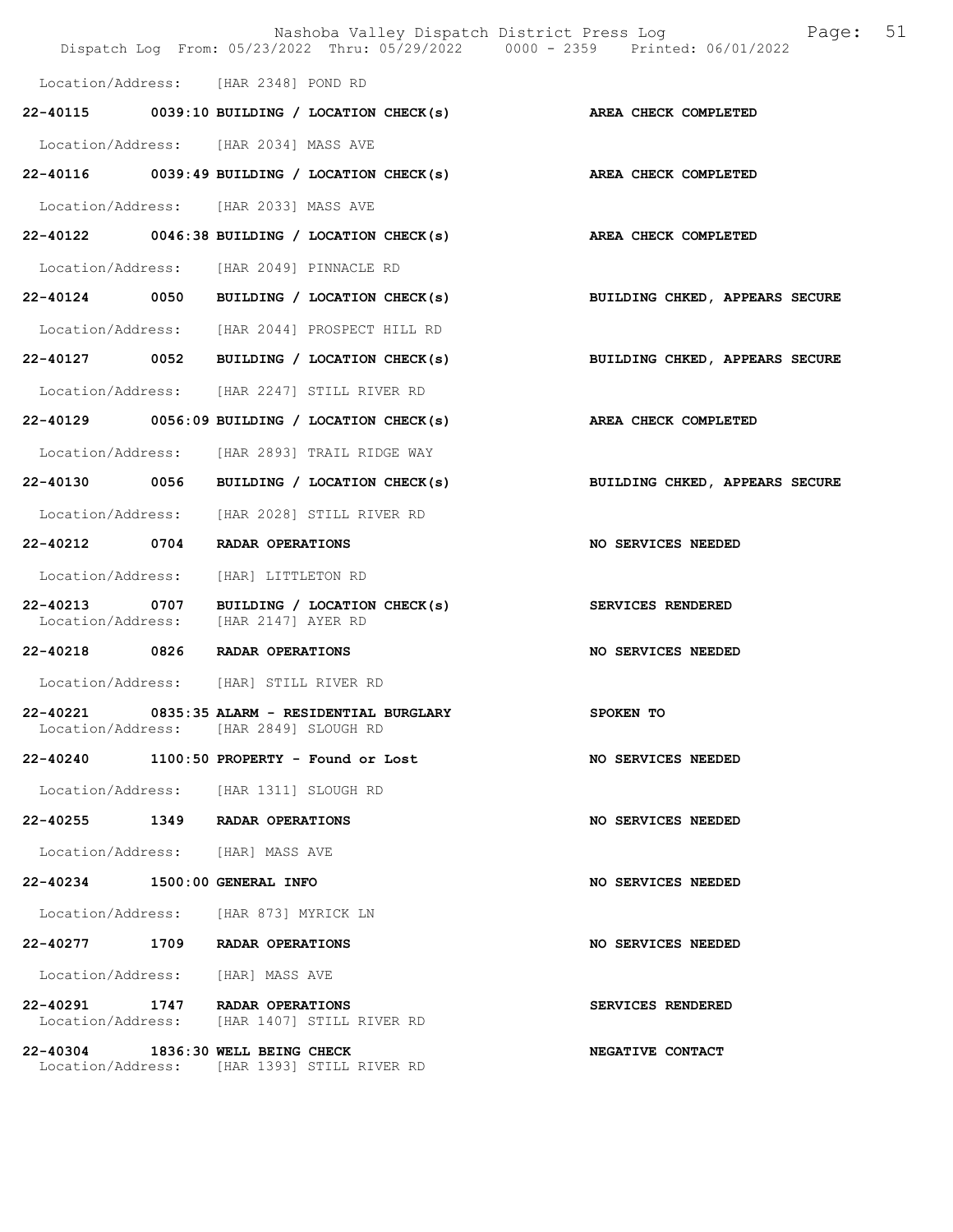Location/Address: [HAR 2348] POND RD

**22-40115 0039:10 BUILDING / LOCATION CHECK(s) AREA CHECK COMPLETED**

Location/Address: [HAR 2034] MASS AVE

**22-40116 0039:49 BUILDING / LOCATION CHECK(s) AREA CHECK COMPLETED**

Location/Address: [HAR 2033] MASS AVE

**22-40122 0046:38 BUILDING / LOCATION CHECK(s) AREA CHECK COMPLETED**

Location/Address: [HAR 2049] PINNACLE RD

**22-40124 0050 BUILDING / LOCATION CHECK(s) BUILDING CHKED, APPEARS SECURE**

Location/Address: [HAR 2044] PROSPECT HILL RD

**22-40127 0052 BUILDING / LOCATION CHECK(s) BUILDING CHKED, APPEARS SECURE**

Location/Address: [HAR 2247] STILL RIVER RD

**22-40129 0056:09 BUILDING / LOCATION CHECK(s) AREA CHECK COMPLETED**

Location/Address: [HAR 2893] TRAIL RIDGE WAY

**22-40130 0056 BUILDING / LOCATION CHECK(s) BUILDING CHKED, APPEARS SECURE**

Location/Address: [HAR 2028] STILL RIVER RD

**22-40212 0704 RADAR OPERATIONS NO SERVICES NEEDED**

Location/Address: [HAR] LITTLETON RD

**22-40213 0707 BUILDING / LOCATION CHECK(s) SERVICES RENDERED**
Location/Address: [HAR 2147] AYER RD

**22-40218 0826 RADAR OPERATIONS NO SERVICES NEEDED**

Location/Address: [HAR] STILL RIVER RD

**22-40221 0835:35 ALARM - RESIDENTIAL BURGLARY SPOKEN TO**
Location/Address: [HAR 2849] SLOUGH RD

**22-40240 1100:50 PROPERTY - Found or Lost NO SERVICES NEEDED**

Location/Address: [HAR 1311] SLOUGH RD

**22-40255 1349 RADAR OPERATIONS NO SERVICES NEEDED**

Location/Address: [HAR] MASS AVE

**22-40234 1500:00 GENERAL INFO NO SERVICES NEEDED**

Location/Address: [HAR 873] MYRICK LN

**22-40277 1709 RADAR OPERATIONS NO SERVICES NEEDED**

Location/Address: [HAR] MASS AVE

**22-40291 1747 RADAR OPERATIONS SERVICES RENDERED**
Location/Address: [HAR 1407] STILL RIVER RD

**22-40304 1836:30 WELL BEING CHECK NEGATIVE CONTACT**
Location/Address: [HAR 1393] STILL RIVER RD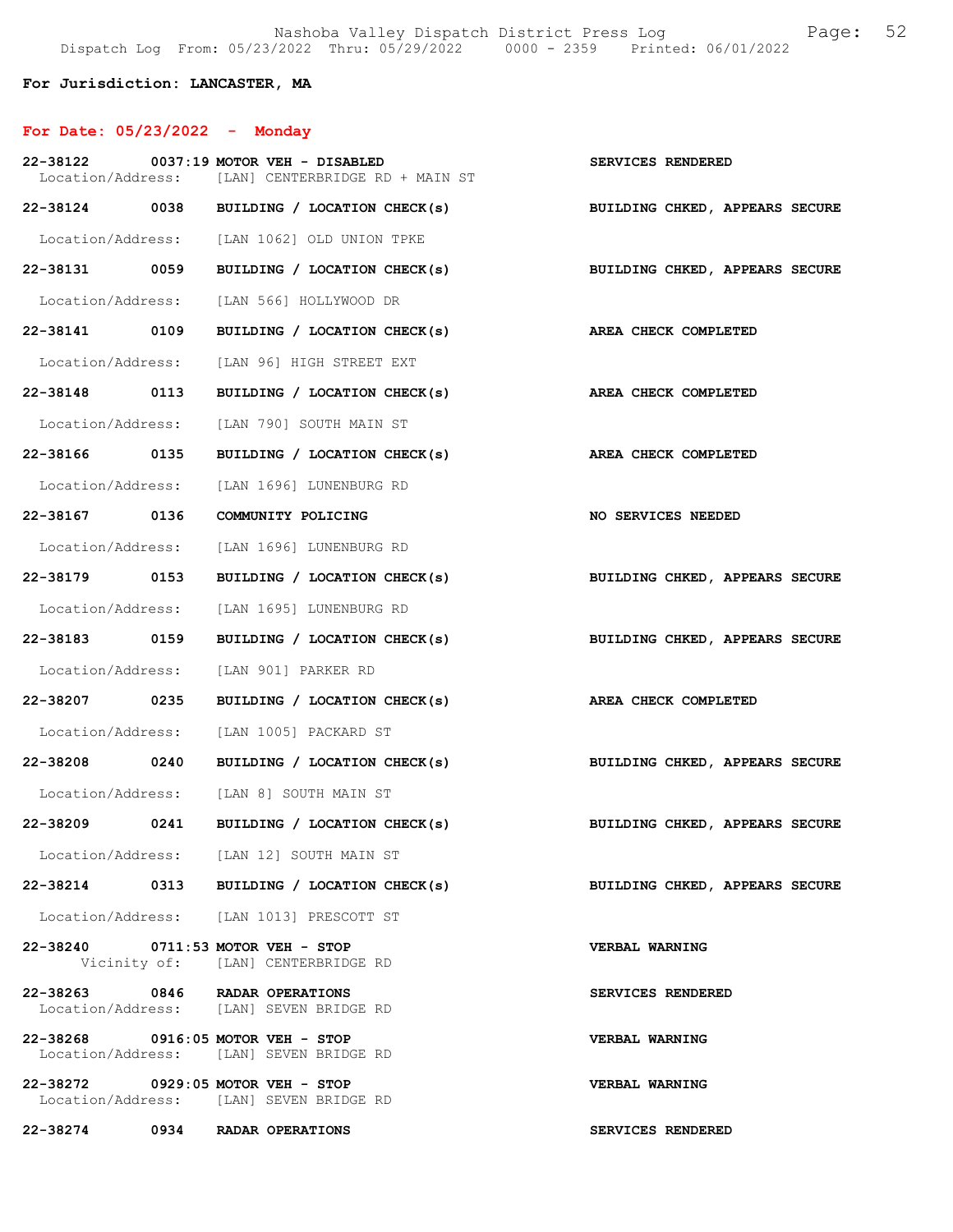**For Jurisdiction: LANCASTER, MA**

## For Date: 05/23/2022 - Monday

22-38122 0037:19 MOTOR VEH - DISABLED — SERVICES RENDERED
Location/Address: [LAN] CENTERBRIDGE RD + MAIN ST

22-38124 0038 BUILDING / LOCATION CHECK(s) — BUILDING CHKED, APPEARS SECURE
Location/Address: [LAN 1062] OLD UNION TPKE

22-38131 0059 BUILDING / LOCATION CHECK(s) — BUILDING CHKED, APPEARS SECURE
Location/Address: [LAN 566] HOLLYWOOD DR

22-38141 0109 BUILDING / LOCATION CHECK(s) — AREA CHECK COMPLETED
Location/Address: [LAN 96] HIGH STREET EXT

22-38148 0113 BUILDING / LOCATION CHECK(s) — AREA CHECK COMPLETED
Location/Address: [LAN 790] SOUTH MAIN ST

22-38166 0135 BUILDING / LOCATION CHECK(s) — AREA CHECK COMPLETED
Location/Address: [LAN 1696] LUNENBURG RD

22-38167 0136 COMMUNITY POLICING — NO SERVICES NEEDED
Location/Address: [LAN 1696] LUNENBURG RD

22-38179 0153 BUILDING / LOCATION CHECK(s) — BUILDING CHKED, APPEARS SECURE
Location/Address: [LAN 1695] LUNENBURG RD

22-38183 0159 BUILDING / LOCATION CHECK(s) — BUILDING CHKED, APPEARS SECURE
Location/Address: [LAN 901] PARKER RD

22-38207 0235 BUILDING / LOCATION CHECK(s) — AREA CHECK COMPLETED
Location/Address: [LAN 1005] PACKARD ST

22-38208 0240 BUILDING / LOCATION CHECK(s) — BUILDING CHKED, APPEARS SECURE
Location/Address: [LAN 8] SOUTH MAIN ST

22-38209 0241 BUILDING / LOCATION CHECK(s) — BUILDING CHKED, APPEARS SECURE
Location/Address: [LAN 12] SOUTH MAIN ST

22-38214 0313 BUILDING / LOCATION CHECK(s) — BUILDING CHKED, APPEARS SECURE
Location/Address: [LAN 1013] PRESCOTT ST

22-38240 0711:53 MOTOR VEH - STOP — VERBAL WARNING
Vicinity of: [LAN] CENTERBRIDGE RD

22-38263 0846 RADAR OPERATIONS — SERVICES RENDERED
Location/Address: [LAN] SEVEN BRIDGE RD

22-38268 0916:05 MOTOR VEH - STOP — VERBAL WARNING
Location/Address: [LAN] SEVEN BRIDGE RD

22-38272 0929:05 MOTOR VEH - STOP — VERBAL WARNING
Location/Address: [LAN] SEVEN BRIDGE RD

22-38274 0934 RADAR OPERATIONS — SERVICES RENDERED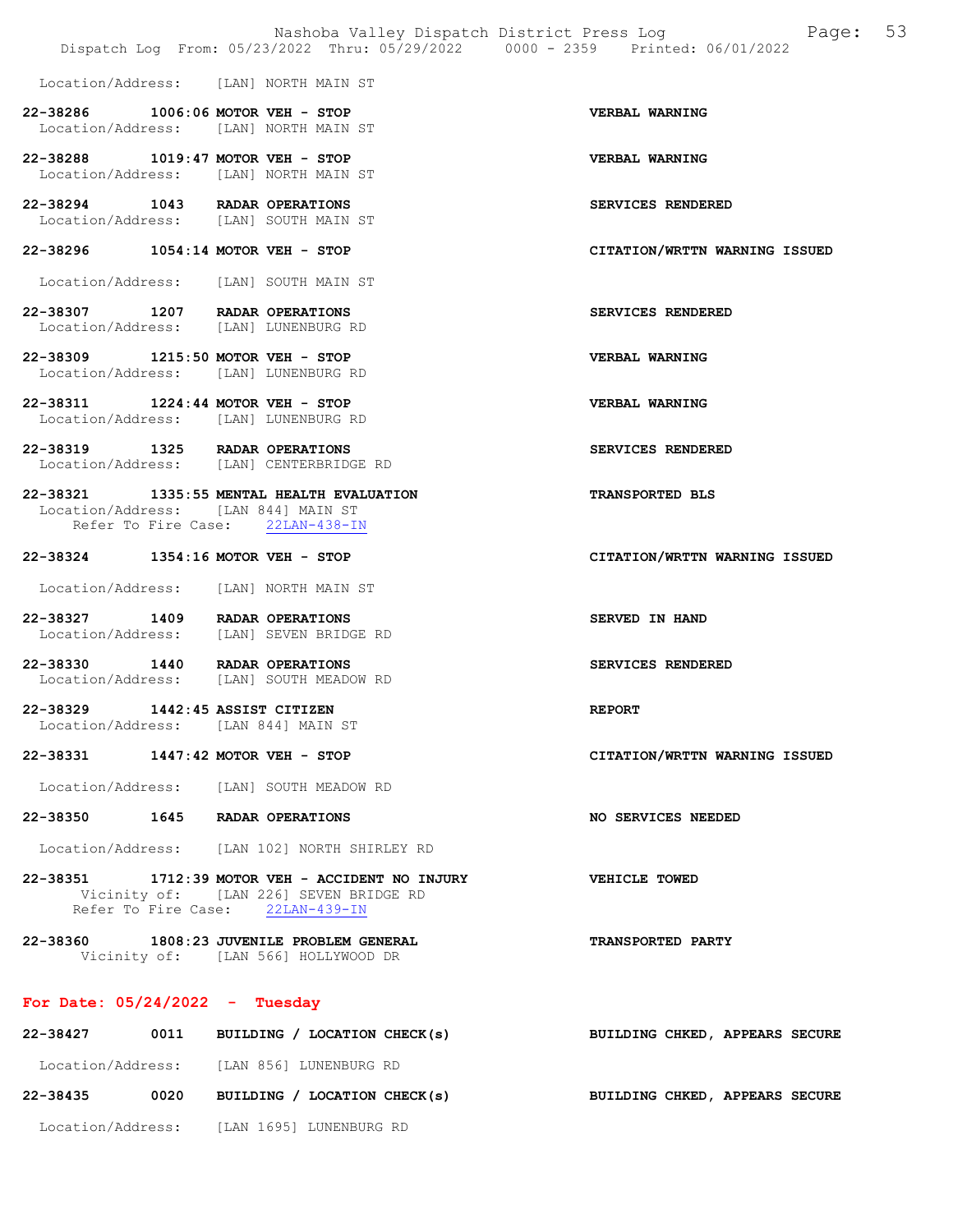Location/Address: [LAN] NORTH MAIN ST

**22-38286 1006:06 MOTOR VEH - STOP** **VERBAL WARNING**
Location/Address: [LAN] NORTH MAIN ST

**22-38288 1019:47 MOTOR VEH - STOP** **VERBAL WARNING**
Location/Address: [LAN] NORTH MAIN ST

**22-38294 1043 RADAR OPERATIONS** **SERVICES RENDERED**
Location/Address: [LAN] SOUTH MAIN ST

**22-38296 1054:14 MOTOR VEH - STOP** **CITATION/WRTTN WARNING ISSUED**

Location/Address: [LAN] SOUTH MAIN ST

**22-38307 1207 RADAR OPERATIONS** **SERVICES RENDERED**
Location/Address: [LAN] LUNENBURG RD

**22-38309 1215:50 MOTOR VEH - STOP** **VERBAL WARNING**
Location/Address: [LAN] LUNENBURG RD

**22-38311 1224:44 MOTOR VEH - STOP** **VERBAL WARNING**
Location/Address: [LAN] LUNENBURG RD

**22-38319 1325 RADAR OPERATIONS** **SERVICES RENDERED**
Location/Address: [LAN] CENTERBRIDGE RD

**22-38321 1335:55 MENTAL HEALTH EVALUATION** **TRANSPORTED BLS**
Location/Address: [LAN 844] MAIN ST
Refer To Fire Case: 22LAN-438-IN

**22-38324 1354:16 MOTOR VEH - STOP** **CITATION/WRTTN WARNING ISSUED**

Location/Address: [LAN] NORTH MAIN ST

**22-38327 1409 RADAR OPERATIONS** **SERVED IN HAND**
Location/Address: [LAN] SEVEN BRIDGE RD

**22-38330 1440 RADAR OPERATIONS** **SERVICES RENDERED**
Location/Address: [LAN] SOUTH MEADOW RD

**22-38329 1442:45 ASSIST CITIZEN** **REPORT**
Location/Address: [LAN 844] MAIN ST

**22-38331 1447:42 MOTOR VEH - STOP** **CITATION/WRTTN WARNING ISSUED**

Location/Address: [LAN] SOUTH MEADOW RD

**22-38350 1645 RADAR OPERATIONS** **NO SERVICES NEEDED**

Location/Address: [LAN 102] NORTH SHIRLEY RD

**22-38351 1712:39 MOTOR VEH - ACCIDENT NO INJURY** **VEHICLE TOWED**
Vicinity of: [LAN 226] SEVEN BRIDGE RD
Refer To Fire Case: 22LAN-439-IN

**22-38360 1808:23 JUVENILE PROBLEM GENERAL** **TRANSPORTED PARTY**
Vicinity of: [LAN 566] HOLLYWOOD DR

## For Date: 05/24/2022 - Tuesday

**22-38427 0011 BUILDING / LOCATION CHECK(s)** **BUILDING CHKED, APPEARS SECURE**

Location/Address: [LAN 856] LUNENBURG RD

**22-38435 0020 BUILDING / LOCATION CHECK(s)** **BUILDING CHKED, APPEARS SECURE**

Location/Address: [LAN 1695] LUNENBURG RD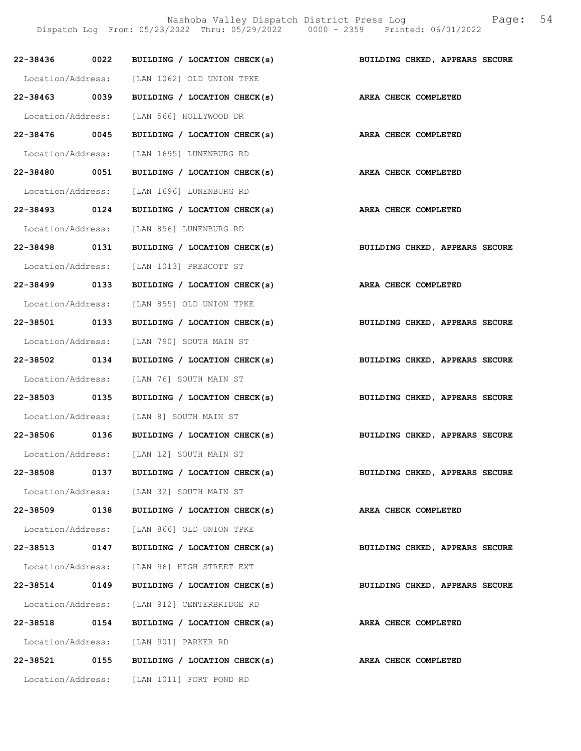22-38436 0022 BUILDING / LOCATION CHECK(s) BUILDING CHKED, APPEARS SECURE

Location/Address: [LAN 1062] OLD UNION TPKE

22-38463 0039 BUILDING / LOCATION CHECK(s) AREA CHECK COMPLETED

Location/Address: [LAN 566] HOLLYWOOD DR

22-38476 0045 BUILDING / LOCATION CHECK(s) AREA CHECK COMPLETED

Location/Address: [LAN 1695] LUNENBURG RD

22-38480 0051 BUILDING / LOCATION CHECK(s) AREA CHECK COMPLETED

Location/Address: [LAN 1696] LUNENBURG RD

22-38493 0124 BUILDING / LOCATION CHECK(s) AREA CHECK COMPLETED

Location/Address: [LAN 856] LUNENBURG RD

22-38498 0131 BUILDING / LOCATION CHECK(s) BUILDING CHKED, APPEARS SECURE

Location/Address: [LAN 1013] PRESCOTT ST

22-38499 0133 BUILDING / LOCATION CHECK(s) AREA CHECK COMPLETED

Location/Address: [LAN 855] OLD UNION TPKE

22-38501 0133 BUILDING / LOCATION CHECK(s) BUILDING CHKED, APPEARS SECURE

Location/Address: [LAN 790] SOUTH MAIN ST

22-38502 0134 BUILDING / LOCATION CHECK(s) BUILDING CHKED, APPEARS SECURE

Location/Address: [LAN 76] SOUTH MAIN ST

22-38503 0135 BUILDING / LOCATION CHECK(s) BUILDING CHKED, APPEARS SECURE

Location/Address: [LAN 8] SOUTH MAIN ST

22-38506 0136 BUILDING / LOCATION CHECK(s) BUILDING CHKED, APPEARS SECURE

Location/Address: [LAN 12] SOUTH MAIN ST

22-38508 0137 BUILDING / LOCATION CHECK(s) BUILDING CHKED, APPEARS SECURE

Location/Address: [LAN 32] SOUTH MAIN ST

22-38509 0138 BUILDING / LOCATION CHECK(s) AREA CHECK COMPLETED

Location/Address: [LAN 866] OLD UNION TPKE

22-38513 0147 BUILDING / LOCATION CHECK(s) BUILDING CHKED, APPEARS SECURE

Location/Address: [LAN 96] HIGH STREET EXT

22-38514 0149 BUILDING / LOCATION CHECK(s) BUILDING CHKED, APPEARS SECURE

Location/Address: [LAN 912] CENTERBRIDGE RD

22-38518 0154 BUILDING / LOCATION CHECK(s) AREA CHECK COMPLETED

Location/Address: [LAN 901] PARKER RD

22-38521 0155 BUILDING / LOCATION CHECK(s) AREA CHECK COMPLETED

Location/Address: [LAN 1011] FORT POND RD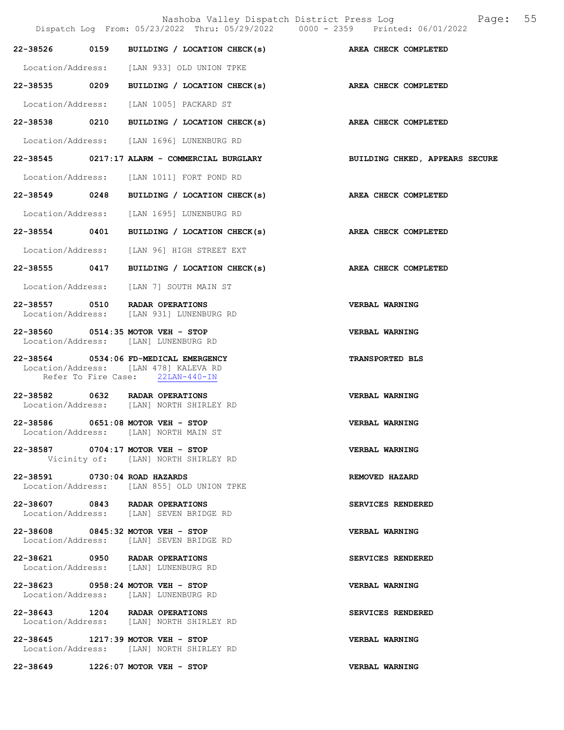**22-38526 0159 BUILDING / LOCATION CHECK(s)** — **AREA CHECK COMPLETED**

Location/Address: [LAN 933] OLD UNION TPKE

**22-38535 0209 BUILDING / LOCATION CHECK(s)** — **AREA CHECK COMPLETED**

Location/Address: [LAN 1005] PACKARD ST

**22-38538 0210 BUILDING / LOCATION CHECK(s)** — **AREA CHECK COMPLETED**

Location/Address: [LAN 1696] LUNENBURG RD

**22-38545 0217:17 ALARM - COMMERCIAL BURGLARY** — **BUILDING CHKED, APPEARS SECURE**

Location/Address: [LAN 1011] FORT POND RD

**22-38549 0248 BUILDING / LOCATION CHECK(s)** — **AREA CHECK COMPLETED**

Location/Address: [LAN 1695] LUNENBURG RD

**22-38554 0401 BUILDING / LOCATION CHECK(s)** — **AREA CHECK COMPLETED**

Location/Address: [LAN 96] HIGH STREET EXT

**22-38555 0417 BUILDING / LOCATION CHECK(s)** — **AREA CHECK COMPLETED**

Location/Address: [LAN 7] SOUTH MAIN ST

**22-38557 0510 RADAR OPERATIONS** — **VERBAL WARNING**
Location/Address: [LAN 931] LUNENBURG RD

**22-38560 0514:35 MOTOR VEH - STOP** — **VERBAL WARNING**
Location/Address: [LAN] LUNENBURG RD

**22-38564 0534:06 FD-MEDICAL EMERGENCY** — **TRANSPORTED BLS**
Location/Address: [LAN 478] KALEVA RD
Refer To Fire Case: 22LAN-440-IN

**22-38582 0632 RADAR OPERATIONS** — **VERBAL WARNING**
Location/Address: [LAN] NORTH SHIRLEY RD

**22-38586 0651:08 MOTOR VEH - STOP** — **VERBAL WARNING**
Location/Address: [LAN] NORTH MAIN ST

**22-38587 0704:17 MOTOR VEH - STOP** — **VERBAL WARNING**
Vicinity of: [LAN] NORTH SHIRLEY RD

**22-38591 0730:04 ROAD HAZARDS** — **REMOVED HAZARD**
Location/Address: [LAN 855] OLD UNION TPKE

**22-38607 0843 RADAR OPERATIONS** — **SERVICES RENDERED**
Location/Address: [LAN] SEVEN BRIDGE RD

**22-38608 0845:32 MOTOR VEH - STOP** — **VERBAL WARNING**
Location/Address: [LAN] SEVEN BRIDGE RD

**22-38621 0950 RADAR OPERATIONS** — **SERVICES RENDERED**
Location/Address: [LAN] LUNENBURG RD

**22-38623 0958:24 MOTOR VEH - STOP** — **VERBAL WARNING**
Location/Address: [LAN] LUNENBURG RD

**22-38643 1204 RADAR OPERATIONS** — **SERVICES RENDERED**
Location/Address: [LAN] NORTH SHIRLEY RD

**22-38645 1217:39 MOTOR VEH - STOP** — **VERBAL WARNING**
Location/Address: [LAN] NORTH SHIRLEY RD

**22-38649 1226:07 MOTOR VEH - STOP** — **VERBAL WARNING**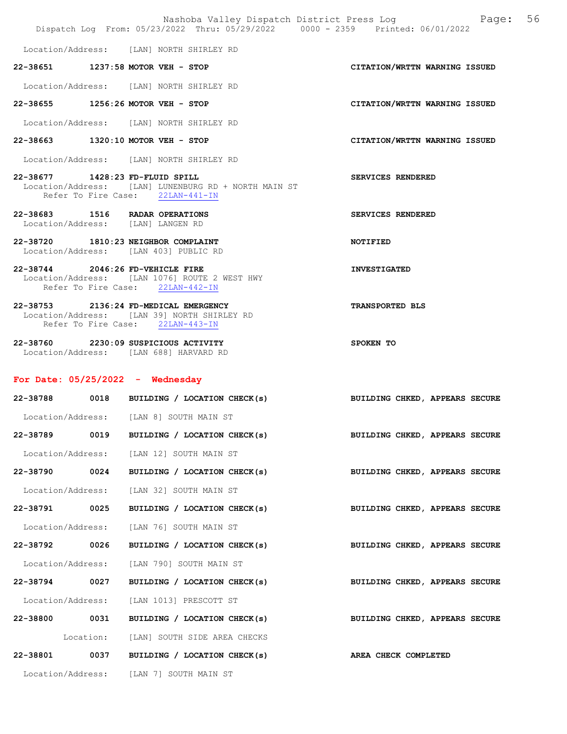Location/Address: [LAN] NORTH SHIRLEY RD

**22-38651 1237:58 MOTOR VEH - STOP** — **CITATION/WRTTN WARNING ISSUED**

Location/Address: [LAN] NORTH SHIRLEY RD

**22-38655 1256:26 MOTOR VEH - STOP** — **CITATION/WRTTN WARNING ISSUED**

Location/Address: [LAN] NORTH SHIRLEY RD

**22-38663 1320:10 MOTOR VEH - STOP** — **CITATION/WRTTN WARNING ISSUED**

Location/Address: [LAN] NORTH SHIRLEY RD

**22-38677 1428:23 FD-FLUID SPILL** — **SERVICES RENDERED**
Location/Address: [LAN] LUNENBURG RD + NORTH MAIN ST
Refer To Fire Case: 22LAN-441-IN

**22-38683 1516 RADAR OPERATIONS** — **SERVICES RENDERED**
Location/Address: [LAN] LANGEN RD

**22-38720 1810:23 NEIGHBOR COMPLAINT** — **NOTIFIED**
Location/Address: [LAN 403] PUBLIC RD

**22-38744 2046:26 FD-VEHICLE FIRE** — **INVESTIGATED**
Location/Address: [LAN 1076] ROUTE 2 WEST HWY
Refer To Fire Case: 22LAN-442-IN

**22-38753 2136:24 FD-MEDICAL EMERGENCY** — **TRANSPORTED BLS**
Location/Address: [LAN 39] NORTH SHIRLEY RD
Refer To Fire Case: 22LAN-443-IN

**22-38760 2230:09 SUSPICIOUS ACTIVITY** — **SPOKEN TO**
Location/Address: [LAN 688] HARVARD RD

## For Date: 05/25/2022 - Wednesday

**22-38788 0018 BUILDING / LOCATION CHECK(s)** — **BUILDING CHKED, APPEARS SECURE**

Location/Address: [LAN 8] SOUTH MAIN ST

**22-38789 0019 BUILDING / LOCATION CHECK(s)** — **BUILDING CHKED, APPEARS SECURE**

Location/Address: [LAN 12] SOUTH MAIN ST

**22-38790 0024 BUILDING / LOCATION CHECK(s)** — **BUILDING CHKED, APPEARS SECURE**

Location/Address: [LAN 32] SOUTH MAIN ST

**22-38791 0025 BUILDING / LOCATION CHECK(s)** — **BUILDING CHKED, APPEARS SECURE**

Location/Address: [LAN 76] SOUTH MAIN ST

**22-38792 0026 BUILDING / LOCATION CHECK(s)** — **BUILDING CHKED, APPEARS SECURE**

Location/Address: [LAN 790] SOUTH MAIN ST

**22-38794 0027 BUILDING / LOCATION CHECK(s)** — **BUILDING CHKED, APPEARS SECURE**

Location/Address: [LAN 1013] PRESCOTT ST

**22-38800 0031 BUILDING / LOCATION CHECK(s)** — **BUILDING CHKED, APPEARS SECURE**

Location: [LAN] SOUTH SIDE AREA CHECKS

**22-38801 0037 BUILDING / LOCATION CHECK(s)** — **AREA CHECK COMPLETED**

Location/Address: [LAN 7] SOUTH MAIN ST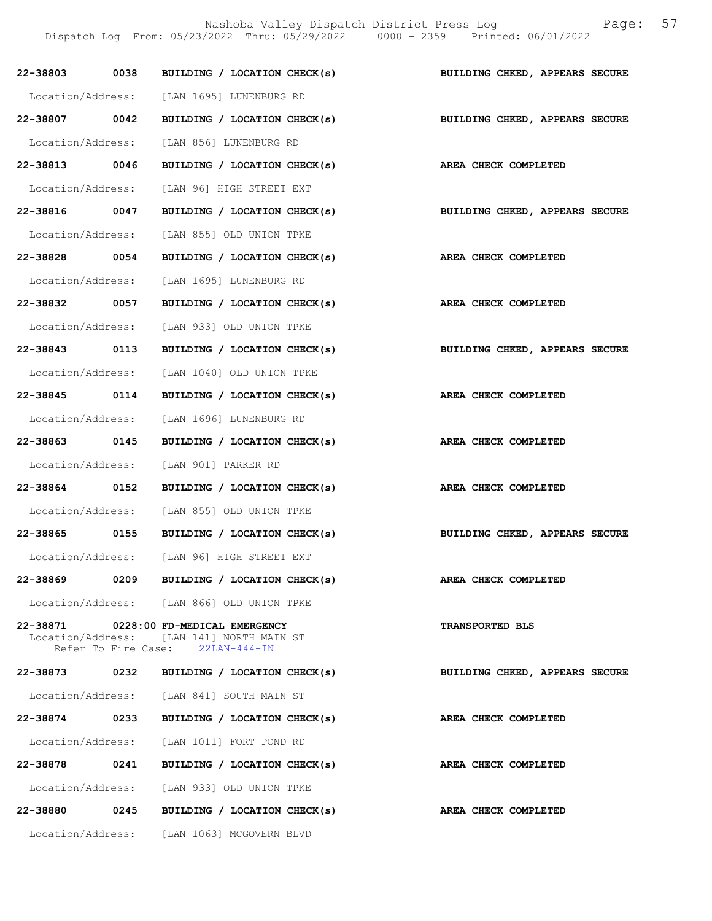| Call Number | Time | Call Reason | Action |
|---|---|---|---|
| **22-38803** | **0038** | **BUILDING / LOCATION CHECK(s)** | **BUILDING CHKED, APPEARS SECURE** |
| Location/Address: | | [LAN 1695] LUNENBURG RD | |
| **22-38807** | **0042** | **BUILDING / LOCATION CHECK(s)** | **BUILDING CHKED, APPEARS SECURE** |
| Location/Address: | | [LAN 856] LUNENBURG RD | |
| **22-38813** | **0046** | **BUILDING / LOCATION CHECK(s)** | **AREA CHECK COMPLETED** |
| Location/Address: | | [LAN 96] HIGH STREET EXT | |
| **22-38816** | **0047** | **BUILDING / LOCATION CHECK(s)** | **BUILDING CHKED, APPEARS SECURE** |
| Location/Address: | | [LAN 855] OLD UNION TPKE | |
| **22-38828** | **0054** | **BUILDING / LOCATION CHECK(s)** | **AREA CHECK COMPLETED** |
| Location/Address: | | [LAN 1695] LUNENBURG RD | |
| **22-38832** | **0057** | **BUILDING / LOCATION CHECK(s)** | **AREA CHECK COMPLETED** |
| Location/Address: | | [LAN 933] OLD UNION TPKE | |
| **22-38843** | **0113** | **BUILDING / LOCATION CHECK(s)** | **BUILDING CHKED, APPEARS SECURE** |
| Location/Address: | | [LAN 1040] OLD UNION TPKE | |
| **22-38845** | **0114** | **BUILDING / LOCATION CHECK(s)** | **AREA CHECK COMPLETED** |
| Location/Address: | | [LAN 1696] LUNENBURG RD | |
| **22-38863** | **0145** | **BUILDING / LOCATION CHECK(s)** | **AREA CHECK COMPLETED** |
| Location/Address: | | [LAN 901] PARKER RD | |
| **22-38864** | **0152** | **BUILDING / LOCATION CHECK(s)** | **AREA CHECK COMPLETED** |
| Location/Address: | | [LAN 855] OLD UNION TPKE | |
| **22-38865** | **0155** | **BUILDING / LOCATION CHECK(s)** | **BUILDING CHKED, APPEARS SECURE** |
| Location/Address: | | [LAN 96] HIGH STREET EXT | |
| **22-38869** | **0209** | **BUILDING / LOCATION CHECK(s)** | **AREA CHECK COMPLETED** |
| Location/Address: | | [LAN 866] OLD UNION TPKE | |
| **22-38871** | **0228:00** | **FD-MEDICAL EMERGENCY** | **TRANSPORTED BLS** |
| Location/Address: | | [LAN 141] NORTH MAIN ST | |
| Refer To Fire Case: | | 22LAN-444-IN | |
| **22-38873** | **0232** | **BUILDING / LOCATION CHECK(s)** | **BUILDING CHKED, APPEARS SECURE** |
| Location/Address: | | [LAN 841] SOUTH MAIN ST | |
| **22-38874** | **0233** | **BUILDING / LOCATION CHECK(s)** | **AREA CHECK COMPLETED** |
| Location/Address: | | [LAN 1011] FORT POND RD | |
| **22-38878** | **0241** | **BUILDING / LOCATION CHECK(s)** | **AREA CHECK COMPLETED** |
| Location/Address: | | [LAN 933] OLD UNION TPKE | |
| **22-38880** | **0245** | **BUILDING / LOCATION CHECK(s)** | **AREA CHECK COMPLETED** |
| Location/Address: | | [LAN 1063] MCGOVERN BLVD | |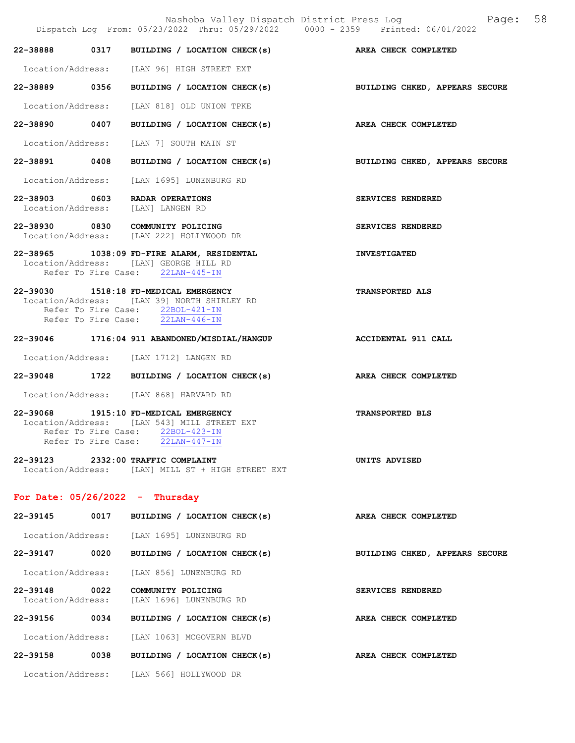**22-38888 0317 BUILDING / LOCATION CHECK(s)** — **AREA CHECK COMPLETED**

Location/Address: [LAN 96] HIGH STREET EXT

**22-38889 0356 BUILDING / LOCATION CHECK(s)** — **BUILDING CHKED, APPEARS SECURE**

Location/Address: [LAN 818] OLD UNION TPKE

**22-38890 0407 BUILDING / LOCATION CHECK(s)** — **AREA CHECK COMPLETED**

Location/Address: [LAN 7] SOUTH MAIN ST

**22-38891 0408 BUILDING / LOCATION CHECK(s)** — **BUILDING CHKED, APPEARS SECURE**

Location/Address: [LAN 1695] LUNENBURG RD

**22-38903 0603 RADAR OPERATIONS** — **SERVICES RENDERED**
Location/Address: [LAN] LANGEN RD

**22-38930 0830 COMMUNITY POLICING** — **SERVICES RENDERED**
Location/Address: [LAN 222] HOLLYWOOD DR

**22-38965 1038:09 FD-FIRE ALARM, RESIDENTAL** — **INVESTIGATED**
Location/Address: [LAN] GEORGE HILL RD
Refer To Fire Case: 22LAN-445-IN

**22-39030 1518:18 FD-MEDICAL EMERGENCY** — **TRANSPORTED ALS**
Location/Address: [LAN 39] NORTH SHIRLEY RD
Refer To Fire Case: 22BOL-421-IN
Refer To Fire Case: 22LAN-446-IN

**22-39046 1716:04 911 ABANDONED/MISDIAL/HANGUP** — **ACCIDENTAL 911 CALL**

Location/Address: [LAN 1712] LANGEN RD

**22-39048 1722 BUILDING / LOCATION CHECK(s)** — **AREA CHECK COMPLETED**

Location/Address: [LAN 868] HARVARD RD

**22-39068 1915:10 FD-MEDICAL EMERGENCY** — **TRANSPORTED BLS**
Location/Address: [LAN 543] MILL STREET EXT
Refer To Fire Case: 22BOL-423-IN
Refer To Fire Case: 22LAN-447-IN

**22-39123 2332:00 TRAFFIC COMPLAINT** — **UNITS ADVISED**
Location/Address: [LAN] MILL ST + HIGH STREET EXT

## For Date: 05/26/2022 - Thursday

**22-39145 0017 BUILDING / LOCATION CHECK(s)** — **AREA CHECK COMPLETED**

Location/Address: [LAN 1695] LUNENBURG RD

**22-39147 0020 BUILDING / LOCATION CHECK(s)** — **BUILDING CHKED, APPEARS SECURE**

Location/Address: [LAN 856] LUNENBURG RD

**22-39148 0022 COMMUNITY POLICING** — **SERVICES RENDERED**
Location/Address: [LAN 1696] LUNENBURG RD

**22-39156 0034 BUILDING / LOCATION CHECK(s)** — **AREA CHECK COMPLETED**

Location/Address: [LAN 1063] MCGOVERN BLVD

**22-39158 0038 BUILDING / LOCATION CHECK(s)** — **AREA CHECK COMPLETED**

Location/Address: [LAN 566] HOLLYWOOD DR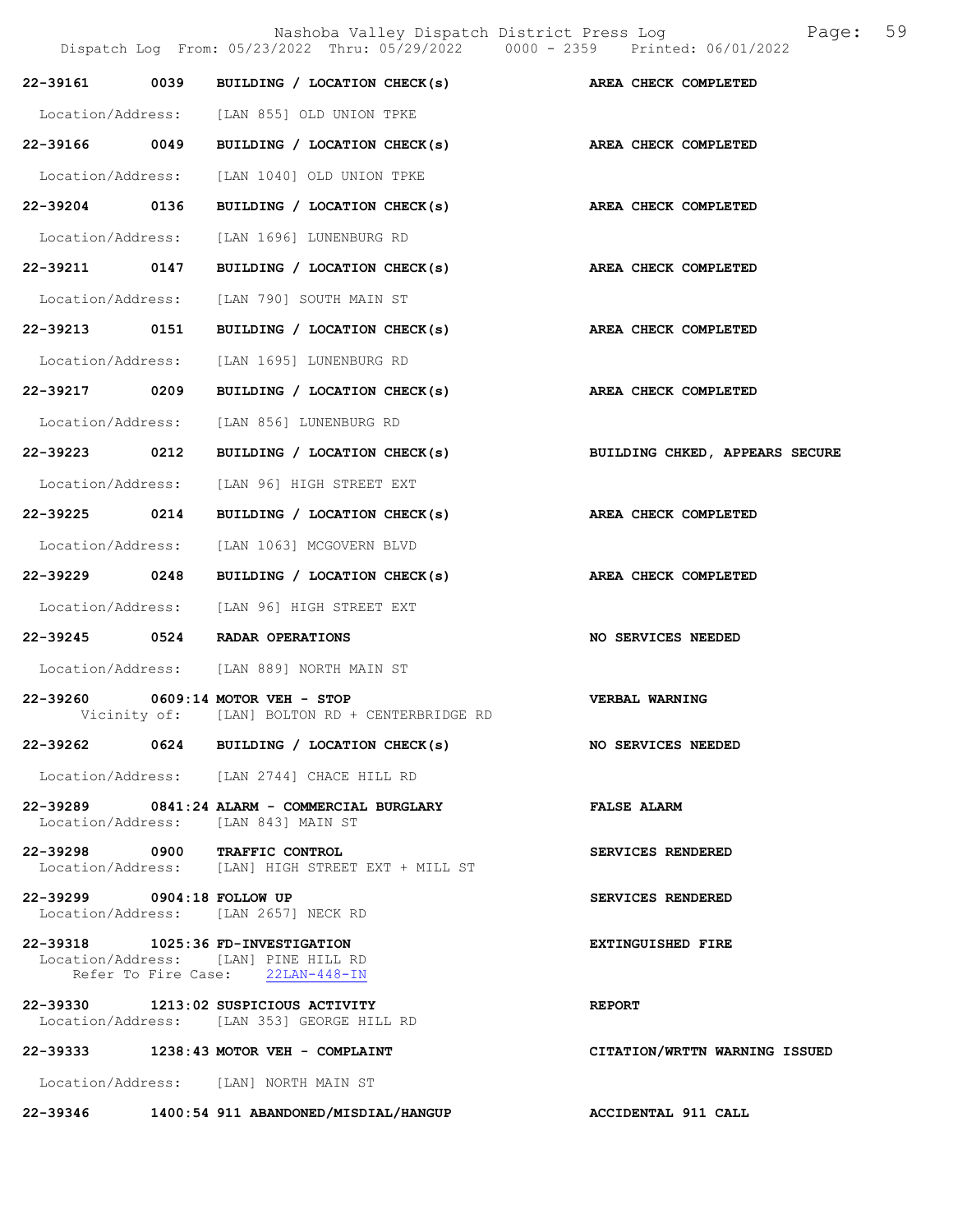Nashoba Valley Dispatch District Press Log
Dispatch Log From: 05/23/2022 Thru: 05/29/2022 0000 - 2359 Printed: 06/01/2022

**22-39161 0039 BUILDING / LOCATION CHECK(s)** — **AREA CHECK COMPLETED**
Location/Address: [LAN 855] OLD UNION TPKE

**22-39166 0049 BUILDING / LOCATION CHECK(s)** — **AREA CHECK COMPLETED**
Location/Address: [LAN 1040] OLD UNION TPKE

**22-39204 0136 BUILDING / LOCATION CHECK(s)** — **AREA CHECK COMPLETED**
Location/Address: [LAN 1696] LUNENBURG RD

**22-39211 0147 BUILDING / LOCATION CHECK(s)** — **AREA CHECK COMPLETED**
Location/Address: [LAN 790] SOUTH MAIN ST

**22-39213 0151 BUILDING / LOCATION CHECK(s)** — **AREA CHECK COMPLETED**
Location/Address: [LAN 1695] LUNENBURG RD

**22-39217 0209 BUILDING / LOCATION CHECK(s)** — **AREA CHECK COMPLETED**
Location/Address: [LAN 856] LUNENBURG RD

**22-39223 0212 BUILDING / LOCATION CHECK(s)** — **BUILDING CHKED, APPEARS SECURE**
Location/Address: [LAN 96] HIGH STREET EXT

**22-39225 0214 BUILDING / LOCATION CHECK(s)** — **AREA CHECK COMPLETED**
Location/Address: [LAN 1063] MCGOVERN BLVD

**22-39229 0248 BUILDING / LOCATION CHECK(s)** — **AREA CHECK COMPLETED**
Location/Address: [LAN 96] HIGH STREET EXT

**22-39245 0524 RADAR OPERATIONS** — **NO SERVICES NEEDED**
Location/Address: [LAN 889] NORTH MAIN ST

**22-39260 0609:14 MOTOR VEH - STOP** — **VERBAL WARNING**
Vicinity of: [LAN] BOLTON RD + CENTERBRIDGE RD

**22-39262 0624 BUILDING / LOCATION CHECK(s)** — **NO SERVICES NEEDED**
Location/Address: [LAN 2744] CHACE HILL RD

**22-39289 0841:24 ALARM - COMMERCIAL BURGLARY** — **FALSE ALARM**
Location/Address: [LAN 843] MAIN ST

**22-39298 0900 TRAFFIC CONTROL** — **SERVICES RENDERED**
Location/Address: [LAN] HIGH STREET EXT + MILL ST

**22-39299 0904:18 FOLLOW UP** — **SERVICES RENDERED**
Location/Address: [LAN 2657] NECK RD

**22-39318 1025:36 FD-INVESTIGATION** — **EXTINGUISHED FIRE**
Location/Address: [LAN] PINE HILL RD
Refer To Fire Case: 22LAN-448-IN

**22-39330 1213:02 SUSPICIOUS ACTIVITY** — **REPORT**
Location/Address: [LAN 353] GEORGE HILL RD

**22-39333 1238:43 MOTOR VEH - COMPLAINT** — **CITATION/WRTTN WARNING ISSUED**
Location/Address: [LAN] NORTH MAIN ST

**22-39346 1400:54 911 ABANDONED/MISDIAL/HANGUP** — **ACCIDENTAL 911 CALL**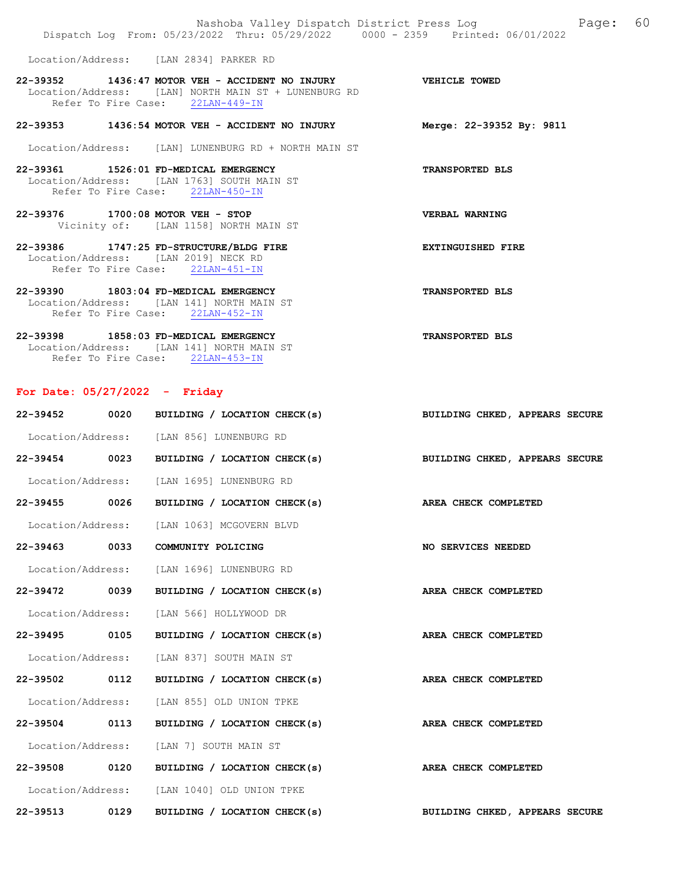Location/Address: [LAN 2834] PARKER RD

**22-39352 1436:47 MOTOR VEH - ACCIDENT NO INJURY** — **VEHICLE TOWED**
Location/Address: [LAN] NORTH MAIN ST + LUNENBURG RD
Refer To Fire Case: 22LAN-449-IN

**22-39353 1436:54 MOTOR VEH - ACCIDENT NO INJURY** — **Merge: 22-39352 By: 9811**
Location/Address: [LAN] LUNENBURG RD + NORTH MAIN ST

**22-39361 1526:01 FD-MEDICAL EMERGENCY** — **TRANSPORTED BLS**
Location/Address: [LAN 1763] SOUTH MAIN ST
Refer To Fire Case: 22LAN-450-IN

**22-39376 1700:08 MOTOR VEH - STOP** — **VERBAL WARNING**
Vicinity of: [LAN 1158] NORTH MAIN ST

**22-39386 1747:25 FD-STRUCTURE/BLDG FIRE** — **EXTINGUISHED FIRE**
Location/Address: [LAN 2019] NECK RD
Refer To Fire Case: 22LAN-451-IN

**22-39390 1803:04 FD-MEDICAL EMERGENCY** — **TRANSPORTED BLS**
Location/Address: [LAN 141] NORTH MAIN ST
Refer To Fire Case: 22LAN-452-IN

**22-39398 1858:03 FD-MEDICAL EMERGENCY** — **TRANSPORTED BLS**
Location/Address: [LAN 141] NORTH MAIN ST
Refer To Fire Case: 22LAN-453-IN

## For Date: 05/27/2022 - Friday

**22-39452 0020 BUILDING / LOCATION CHECK(s)** — **BUILDING CHKED, APPEARS SECURE**
Location/Address: [LAN 856] LUNENBURG RD

**22-39454 0023 BUILDING / LOCATION CHECK(s)** — **BUILDING CHKED, APPEARS SECURE**
Location/Address: [LAN 1695] LUNENBURG RD

**22-39455 0026 BUILDING / LOCATION CHECK(s)** — **AREA CHECK COMPLETED**
Location/Address: [LAN 1063] MCGOVERN BLVD

**22-39463 0033 COMMUNITY POLICING** — **NO SERVICES NEEDED**
Location/Address: [LAN 1696] LUNENBURG RD

**22-39472 0039 BUILDING / LOCATION CHECK(s)** — **AREA CHECK COMPLETED**
Location/Address: [LAN 566] HOLLYWOOD DR

**22-39495 0105 BUILDING / LOCATION CHECK(s)** — **AREA CHECK COMPLETED**
Location/Address: [LAN 837] SOUTH MAIN ST

**22-39502 0112 BUILDING / LOCATION CHECK(s)** — **AREA CHECK COMPLETED**
Location/Address: [LAN 855] OLD UNION TPKE

**22-39504 0113 BUILDING / LOCATION CHECK(s)** — **AREA CHECK COMPLETED**
Location/Address: [LAN 7] SOUTH MAIN ST

**22-39508 0120 BUILDING / LOCATION CHECK(s)** — **AREA CHECK COMPLETED**
Location/Address: [LAN 1040] OLD UNION TPKE

**22-39513 0129 BUILDING / LOCATION CHECK(s)** — **BUILDING CHKED, APPEARS SECURE**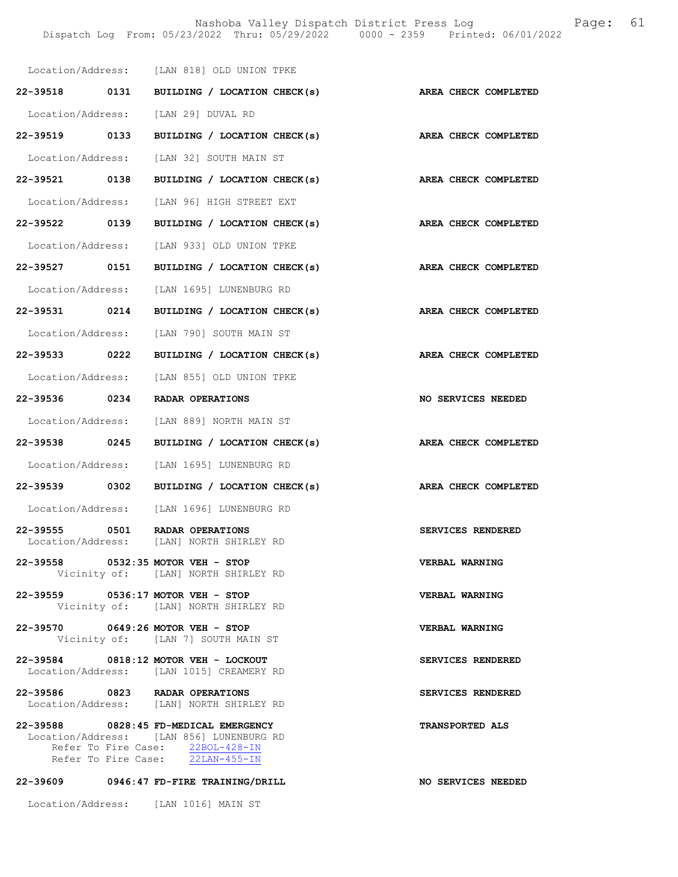Location/Address: [LAN 818] OLD UNION TPKE

**22-39518 0131 BUILDING / LOCATION CHECK(s) AREA CHECK COMPLETED**

Location/Address: [LAN 29] DUVAL RD

**22-39519 0133 BUILDING / LOCATION CHECK(s) AREA CHECK COMPLETED**

Location/Address: [LAN 32] SOUTH MAIN ST

**22-39521 0138 BUILDING / LOCATION CHECK(s) AREA CHECK COMPLETED**

Location/Address: [LAN 96] HIGH STREET EXT

**22-39522 0139 BUILDING / LOCATION CHECK(s) AREA CHECK COMPLETED**

Location/Address: [LAN 933] OLD UNION TPKE

**22-39527 0151 BUILDING / LOCATION CHECK(s) AREA CHECK COMPLETED**

Location/Address: [LAN 1695] LUNENBURG RD

**22-39531 0214 BUILDING / LOCATION CHECK(s) AREA CHECK COMPLETED**

Location/Address: [LAN 790] SOUTH MAIN ST

**22-39533 0222 BUILDING / LOCATION CHECK(s) AREA CHECK COMPLETED**

Location/Address: [LAN 855] OLD UNION TPKE

**22-39536 0234 RADAR OPERATIONS NO SERVICES NEEDED**

Location/Address: [LAN 889] NORTH MAIN ST

**22-39538 0245 BUILDING / LOCATION CHECK(s) AREA CHECK COMPLETED**

Location/Address: [LAN 1695] LUNENBURG RD

**22-39539 0302 BUILDING / LOCATION CHECK(s) AREA CHECK COMPLETED**

Location/Address: [LAN 1696] LUNENBURG RD

**22-39555 0501 RADAR OPERATIONS SERVICES RENDERED**
Location/Address: [LAN] NORTH SHIRLEY RD

**22-39558 0532:35 MOTOR VEH - STOP VERBAL WARNING**
Vicinity of: [LAN] NORTH SHIRLEY RD

**22-39559 0536:17 MOTOR VEH - STOP VERBAL WARNING**
Vicinity of: [LAN] NORTH SHIRLEY RD

**22-39570 0649:26 MOTOR VEH - STOP VERBAL WARNING**
Vicinity of: [LAN 7] SOUTH MAIN ST

**22-39584 0818:12 MOTOR VEH - LOCKOUT SERVICES RENDERED**
Location/Address: [LAN 1015] CREAMERY RD

**22-39586 0823 RADAR OPERATIONS SERVICES RENDERED**
Location/Address: [LAN] NORTH SHIRLEY RD

**22-39588 0828:45 FD-MEDICAL EMERGENCY TRANSPORTED ALS**
Location/Address: [LAN 856] LUNENBURG RD
Refer To Fire Case: 22BOL-428-IN
Refer To Fire Case: 22LAN-455-IN

**22-39609 0946:47 FD-FIRE TRAINING/DRILL NO SERVICES NEEDED**

Location/Address: [LAN 1016] MAIN ST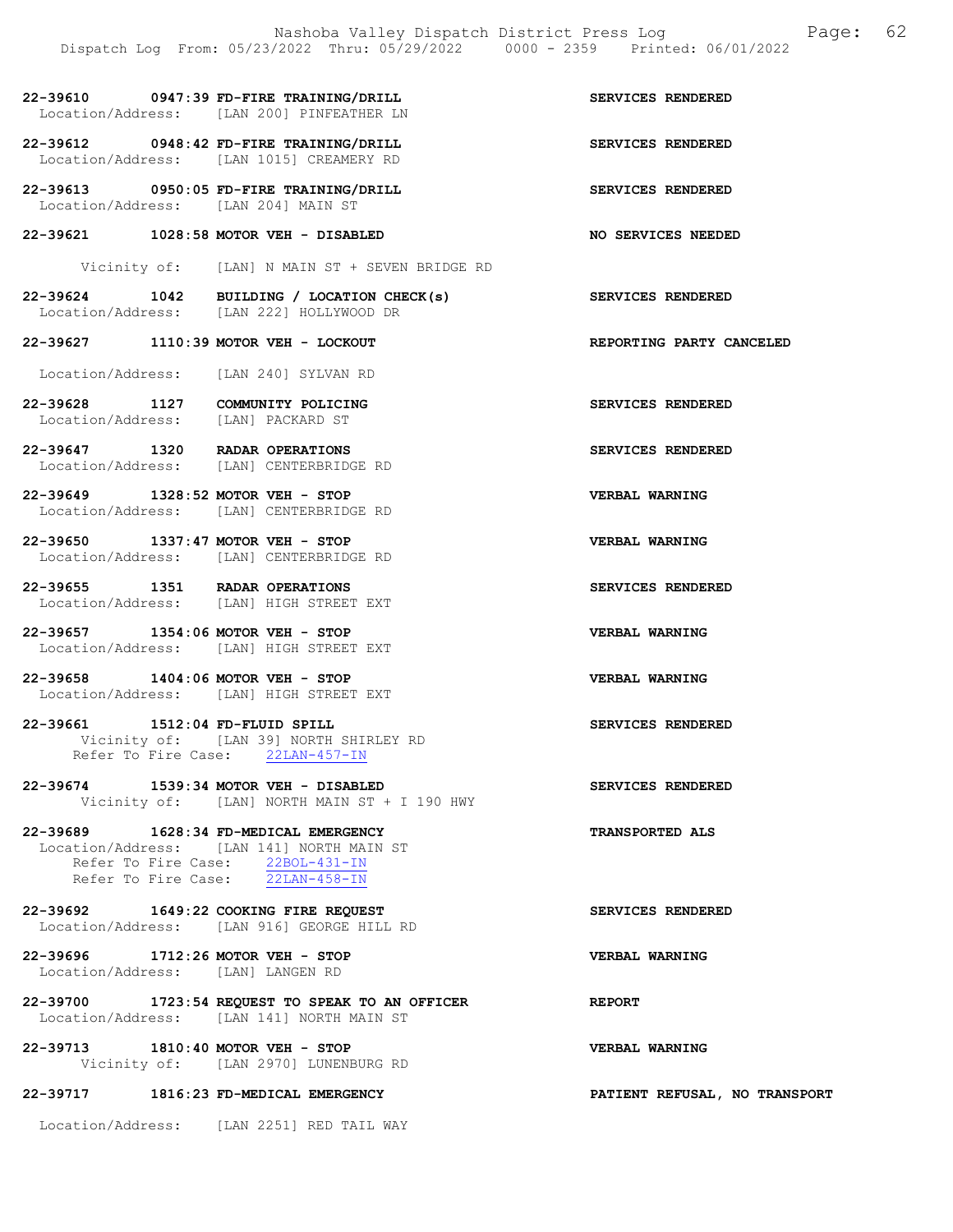22-39610 0947:39 FD-FIRE TRAINING/DRILL SERVICES RENDERED
Location/Address: [LAN 200] PINFEATHER LN

22-39612 0948:42 FD-FIRE TRAINING/DRILL SERVICES RENDERED
Location/Address: [LAN 1015] CREAMERY RD

22-39613 0950:05 FD-FIRE TRAINING/DRILL SERVICES RENDERED
Location/Address: [LAN 204] MAIN ST

22-39621 1028:58 MOTOR VEH - DISABLED NO SERVICES NEEDED

Vicinity of: [LAN] N MAIN ST + SEVEN BRIDGE RD

22-39624 1042 BUILDING / LOCATION CHECK(s) SERVICES RENDERED
Location/Address: [LAN 222] HOLLYWOOD DR

22-39627 1110:39 MOTOR VEH - LOCKOUT REPORTING PARTY CANCELED

Location/Address: [LAN 240] SYLVAN RD

22-39628 1127 COMMUNITY POLICING SERVICES RENDERED
Location/Address: [LAN] PACKARD ST

22-39647 1320 RADAR OPERATIONS SERVICES RENDERED
Location/Address: [LAN] CENTERBRIDGE RD

22-39649 1328:52 MOTOR VEH - STOP VERBAL WARNING
Location/Address: [LAN] CENTERBRIDGE RD

22-39650 1337:47 MOTOR VEH - STOP VERBAL WARNING
Location/Address: [LAN] CENTERBRIDGE RD

22-39655 1351 RADAR OPERATIONS SERVICES RENDERED
Location/Address: [LAN] HIGH STREET EXT

22-39657 1354:06 MOTOR VEH - STOP VERBAL WARNING
Location/Address: [LAN] HIGH STREET EXT

22-39658 1404:06 MOTOR VEH - STOP VERBAL WARNING
Location/Address: [LAN] HIGH STREET EXT

22-39661 1512:04 FD-FLUID SPILL SERVICES RENDERED
Vicinity of: [LAN 39] NORTH SHIRLEY RD
Refer To Fire Case: 22LAN-457-IN

22-39674 1539:34 MOTOR VEH - DISABLED SERVICES RENDERED
Vicinity of: [LAN] NORTH MAIN ST + I 190 HWY

22-39689 1628:34 FD-MEDICAL EMERGENCY TRANSPORTED ALS
Location/Address: [LAN 141] NORTH MAIN ST
Refer To Fire Case: 22BOL-431-IN
Refer To Fire Case: 22LAN-458-IN

22-39692 1649:22 COOKING FIRE REQUEST SERVICES RENDERED
Location/Address: [LAN 916] GEORGE HILL RD

22-39696 1712:26 MOTOR VEH - STOP VERBAL WARNING
Location/Address: [LAN] LANGEN RD

22-39700 1723:54 REQUEST TO SPEAK TO AN OFFICER REPORT
Location/Address: [LAN 141] NORTH MAIN ST

22-39713 1810:40 MOTOR VEH - STOP VERBAL WARNING
Vicinity of: [LAN 2970] LUNENBURG RD

22-39717 1816:23 FD-MEDICAL EMERGENCY PATIENT REFUSAL, NO TRANSPORT

Location/Address: [LAN 2251] RED TAIL WAY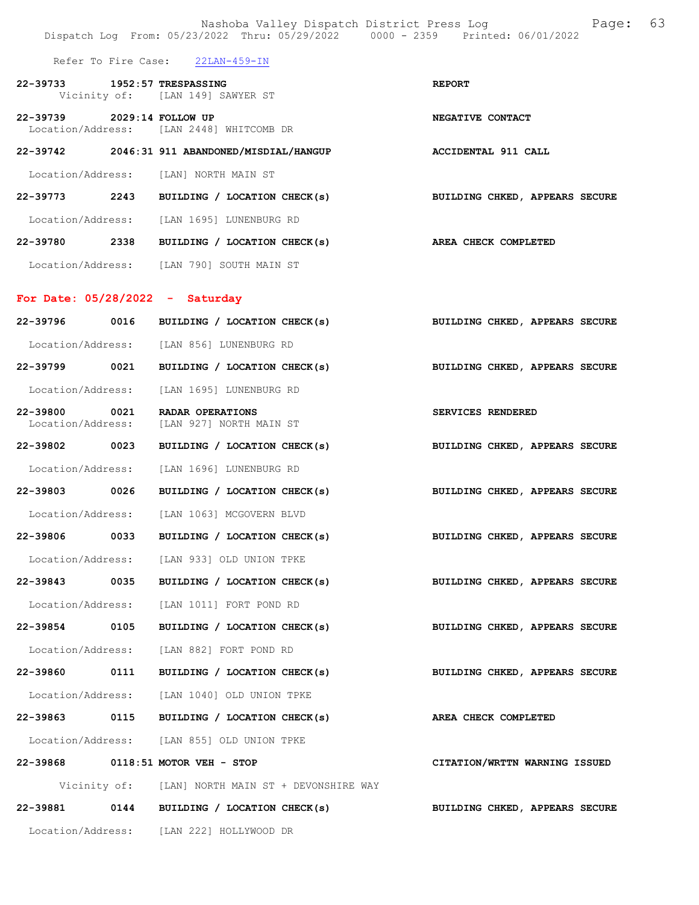Refer To Fire Case: 22LAN-459-IN

**22-39733 1952:57 TRESPASSING** — **REPORT**
Vicinity of: [LAN 149] SAWYER ST

**22-39739 2029:14 FOLLOW UP** — **NEGATIVE CONTACT**
Location/Address: [LAN 2448] WHITCOMB DR

**22-39742 2046:31 911 ABANDONED/MISDIAL/HANGUP** — **ACCIDENTAL 911 CALL**
Location/Address: [LAN] NORTH MAIN ST

**22-39773 2243 BUILDING / LOCATION CHECK(s)** — **BUILDING CHKED, APPEARS SECURE**
Location/Address: [LAN 1695] LUNENBURG RD

**22-39780 2338 BUILDING / LOCATION CHECK(s)** — **AREA CHECK COMPLETED**
Location/Address: [LAN 790] SOUTH MAIN ST

## For Date: 05/28/2022 - Saturday

**22-39796 0016 BUILDING / LOCATION CHECK(s)** — **BUILDING CHKED, APPEARS SECURE**
Location/Address: [LAN 856] LUNENBURG RD

**22-39799 0021 BUILDING / LOCATION CHECK(s)** — **BUILDING CHKED, APPEARS SECURE**
Location/Address: [LAN 1695] LUNENBURG RD

**22-39800 0021 RADAR OPERATIONS** — **SERVICES RENDERED**
Location/Address: [LAN 927] NORTH MAIN ST

**22-39802 0023 BUILDING / LOCATION CHECK(s)** — **BUILDING CHKED, APPEARS SECURE**
Location/Address: [LAN 1696] LUNENBURG RD

**22-39803 0026 BUILDING / LOCATION CHECK(s)** — **BUILDING CHKED, APPEARS SECURE**
Location/Address: [LAN 1063] MCGOVERN BLVD

**22-39806 0033 BUILDING / LOCATION CHECK(s)** — **BUILDING CHKED, APPEARS SECURE**
Location/Address: [LAN 933] OLD UNION TPKE

**22-39843 0035 BUILDING / LOCATION CHECK(s)** — **BUILDING CHKED, APPEARS SECURE**
Location/Address: [LAN 1011] FORT POND RD

**22-39854 0105 BUILDING / LOCATION CHECK(s)** — **BUILDING CHKED, APPEARS SECURE**
Location/Address: [LAN 882] FORT POND RD

**22-39860 0111 BUILDING / LOCATION CHECK(s)** — **BUILDING CHKED, APPEARS SECURE**
Location/Address: [LAN 1040] OLD UNION TPKE

**22-39863 0115 BUILDING / LOCATION CHECK(s)** — **AREA CHECK COMPLETED**
Location/Address: [LAN 855] OLD UNION TPKE

**22-39868 0118:51 MOTOR VEH - STOP** — **CITATION/WRTTN WARNING ISSUED**
Vicinity of: [LAN] NORTH MAIN ST + DEVONSHIRE WAY

**22-39881 0144 BUILDING / LOCATION CHECK(s)** — **BUILDING CHKED, APPEARS SECURE**
Location/Address: [LAN 222] HOLLYWOOD DR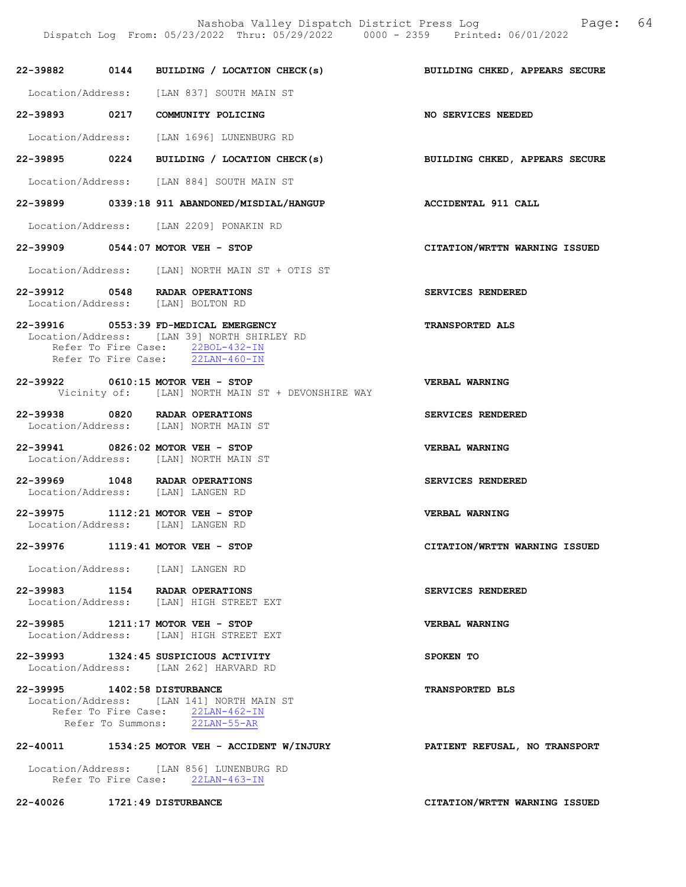**22-39882 0144 BUILDING / LOCATION CHECK(s)** — **BUILDING CHKED, APPEARS SECURE**

Location/Address: [LAN 837] SOUTH MAIN ST

**22-39893 0217 COMMUNITY POLICING** — **NO SERVICES NEEDED**

Location/Address: [LAN 1696] LUNENBURG RD

**22-39895 0224 BUILDING / LOCATION CHECK(s)** — **BUILDING CHKED, APPEARS SECURE**

Location/Address: [LAN 884] SOUTH MAIN ST

**22-39899 0339:18 911 ABANDONED/MISDIAL/HANGUP** — **ACCIDENTAL 911 CALL**

Location/Address: [LAN 2209] PONAKIN RD

**22-39909 0544:07 MOTOR VEH - STOP** — **CITATION/WRTTN WARNING ISSUED**

Location/Address: [LAN] NORTH MAIN ST + OTIS ST

**22-39912 0548 RADAR OPERATIONS** — **SERVICES RENDERED**
Location/Address: [LAN] BOLTON RD

**22-39916 0553:39 FD-MEDICAL EMERGENCY** — **TRANSPORTED ALS**
Location/Address: [LAN 39] NORTH SHIRLEY RD
Refer To Fire Case: 22BOL-432-IN
Refer To Fire Case: 22LAN-460-IN

**22-39922 0610:15 MOTOR VEH - STOP** — **VERBAL WARNING**
Vicinity of: [LAN] NORTH MAIN ST + DEVONSHIRE WAY

**22-39938 0820 RADAR OPERATIONS** — **SERVICES RENDERED**
Location/Address: [LAN] NORTH MAIN ST

**22-39941 0826:02 MOTOR VEH - STOP** — **VERBAL WARNING**
Location/Address: [LAN] NORTH MAIN ST

**22-39969 1048 RADAR OPERATIONS** — **SERVICES RENDERED**
Location/Address: [LAN] LANGEN RD

**22-39975 1112:21 MOTOR VEH - STOP** — **VERBAL WARNING**
Location/Address: [LAN] LANGEN RD

**22-39976 1119:41 MOTOR VEH - STOP** — **CITATION/WRTTN WARNING ISSUED**

Location/Address: [LAN] LANGEN RD

**22-39983 1154 RADAR OPERATIONS** — **SERVICES RENDERED**
Location/Address: [LAN] HIGH STREET EXT

**22-39985 1211:17 MOTOR VEH - STOP** — **VERBAL WARNING**
Location/Address: [LAN] HIGH STREET EXT

**22-39993 1324:45 SUSPICIOUS ACTIVITY** — **SPOKEN TO**
Location/Address: [LAN 262] HARVARD RD

**22-39995 1402:58 DISTURBANCE** — **TRANSPORTED BLS**
Location/Address: [LAN 141] NORTH MAIN ST
Refer To Fire Case: 22LAN-462-IN
Refer To Summons: 22LAN-55-AR

**22-40011 1534:25 MOTOR VEH - ACCIDENT W/INJURY** — **PATIENT REFUSAL, NO TRANSPORT**

Location/Address: [LAN 856] LUNENBURG RD
Refer To Fire Case: 22LAN-463-IN

**22-40026 1721:49 DISTURBANCE** — **CITATION/WRTTN WARNING ISSUED**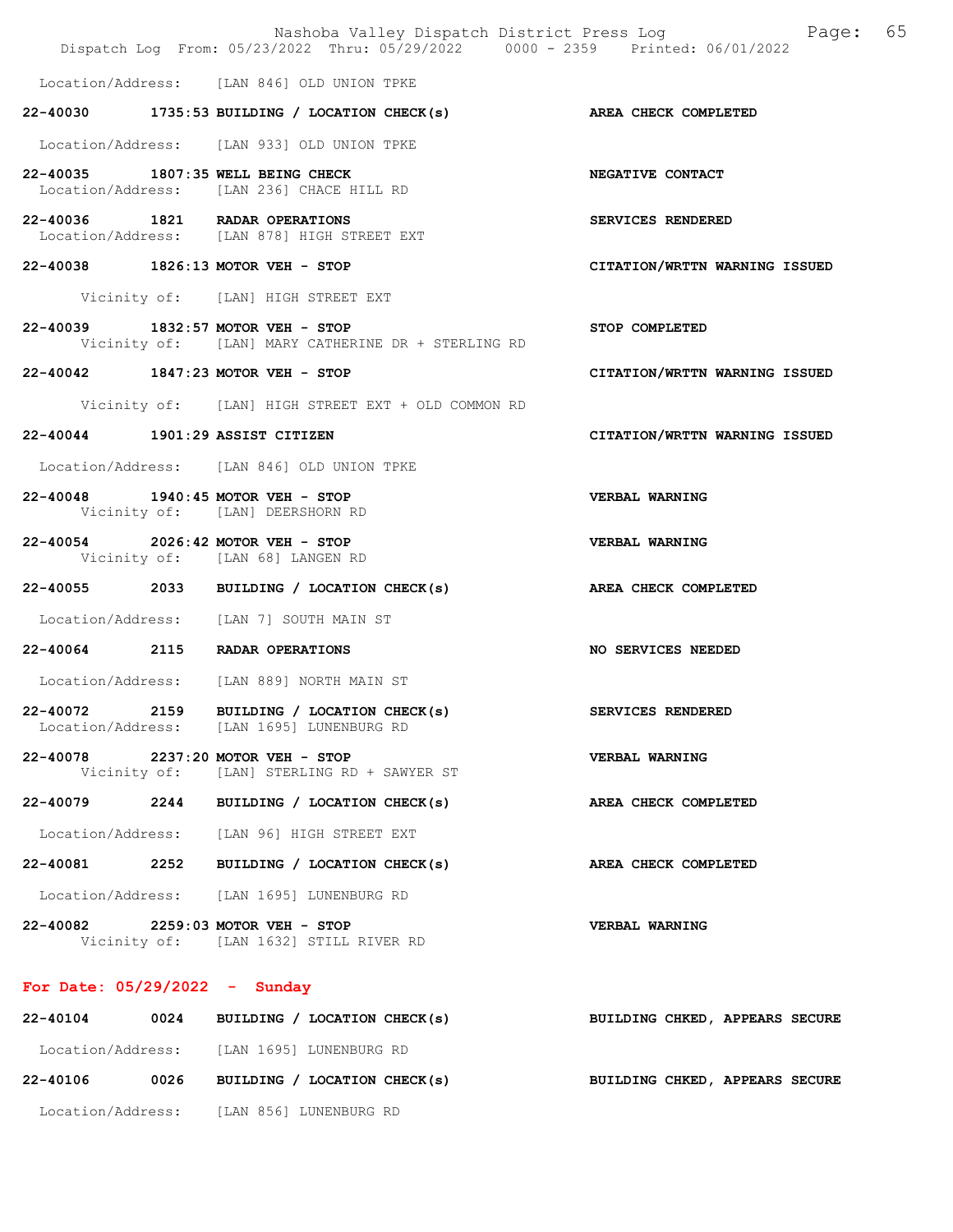Location/Address: [LAN 846] OLD UNION TPKE

**22-40030 1735:53 BUILDING / LOCATION CHECK(s)** — **AREA CHECK COMPLETED**
Location/Address: [LAN 933] OLD UNION TPKE

**22-40035 1807:35 WELL BEING CHECK** — **NEGATIVE CONTACT**
Location/Address: [LAN 236] CHACE HILL RD

**22-40036 1821 RADAR OPERATIONS** — **SERVICES RENDERED**
Location/Address: [LAN 878] HIGH STREET EXT

**22-40038 1826:13 MOTOR VEH - STOP** — **CITATION/WRTTN WARNING ISSUED**
Vicinity of: [LAN] HIGH STREET EXT

**22-40039 1832:57 MOTOR VEH - STOP** — **STOP COMPLETED**
Vicinity of: [LAN] MARY CATHERINE DR + STERLING RD

**22-40042 1847:23 MOTOR VEH - STOP** — **CITATION/WRTTN WARNING ISSUED**
Vicinity of: [LAN] HIGH STREET EXT + OLD COMMON RD

**22-40044 1901:29 ASSIST CITIZEN** — **CITATION/WRTTN WARNING ISSUED**
Location/Address: [LAN 846] OLD UNION TPKE

**22-40048 1940:45 MOTOR VEH - STOP** — **VERBAL WARNING**
Vicinity of: [LAN] DEERSHORN RD

**22-40054 2026:42 MOTOR VEH - STOP** — **VERBAL WARNING**
Vicinity of: [LAN 68] LANGEN RD

**22-40055 2033 BUILDING / LOCATION CHECK(s)** — **AREA CHECK COMPLETED**
Location/Address: [LAN 7] SOUTH MAIN ST

**22-40064 2115 RADAR OPERATIONS** — **NO SERVICES NEEDED**
Location/Address: [LAN 889] NORTH MAIN ST

**22-40072 2159 BUILDING / LOCATION CHECK(s)** — **SERVICES RENDERED**
Location/Address: [LAN 1695] LUNENBURG RD

**22-40078 2237:20 MOTOR VEH - STOP** — **VERBAL WARNING**
Vicinity of: [LAN] STERLING RD + SAWYER ST

**22-40079 2244 BUILDING / LOCATION CHECK(s)** — **AREA CHECK COMPLETED**
Location/Address: [LAN 96] HIGH STREET EXT

**22-40081 2252 BUILDING / LOCATION CHECK(s)** — **AREA CHECK COMPLETED**
Location/Address: [LAN 1695] LUNENBURG RD

**22-40082 2259:03 MOTOR VEH - STOP** — **VERBAL WARNING**
Vicinity of: [LAN 1632] STILL RIVER RD

## For Date: 05/29/2022 - Sunday

**22-40104 0024 BUILDING / LOCATION CHECK(s)** — **BUILDING CHKED, APPEARS SECURE**
Location/Address: [LAN 1695] LUNENBURG RD

**22-40106 0026 BUILDING / LOCATION CHECK(s)** — **BUILDING CHKED, APPEARS SECURE**
Location/Address: [LAN 856] LUNENBURG RD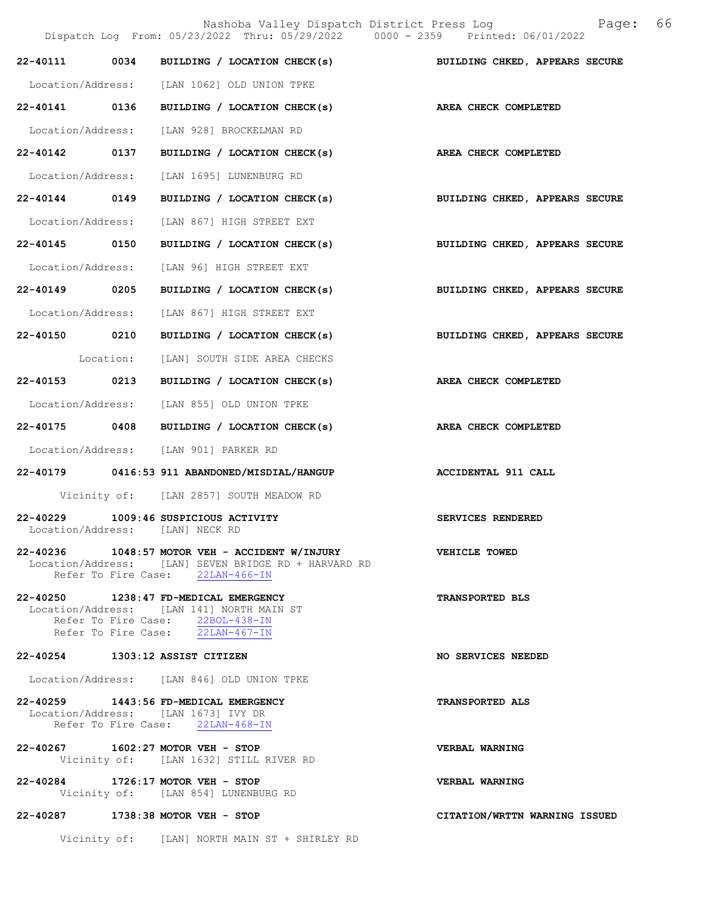22-40111 0034 BUILDING / LOCATION CHECK(s) BUILDING CHKED, APPEARS SECURE

Location/Address: [LAN 1062] OLD UNION TPKE

22-40141 0136 BUILDING / LOCATION CHECK(s) AREA CHECK COMPLETED

Location/Address: [LAN 928] BROCKELMAN RD

22-40142 0137 BUILDING / LOCATION CHECK(s) AREA CHECK COMPLETED

Location/Address: [LAN 1695] LUNENBURG RD

22-40144 0149 BUILDING / LOCATION CHECK(s) BUILDING CHKED, APPEARS SECURE

Location/Address: [LAN 867] HIGH STREET EXT

22-40145 0150 BUILDING / LOCATION CHECK(s) BUILDING CHKED, APPEARS SECURE

Location/Address: [LAN 96] HIGH STREET EXT

22-40149 0205 BUILDING / LOCATION CHECK(s) BUILDING CHKED, APPEARS SECURE

Location/Address: [LAN 867] HIGH STREET EXT

22-40150 0210 BUILDING / LOCATION CHECK(s) BUILDING CHKED, APPEARS SECURE

Location: [LAN] SOUTH SIDE AREA CHECKS

22-40153 0213 BUILDING / LOCATION CHECK(s) AREA CHECK COMPLETED

Location/Address: [LAN 855] OLD UNION TPKE

22-40175 0408 BUILDING / LOCATION CHECK(s) AREA CHECK COMPLETED

Location/Address: [LAN 901] PARKER RD

22-40179 0416:53 911 ABANDONED/MISDIAL/HANGUP ACCIDENTAL 911 CALL

Vicinity of: [LAN 2857] SOUTH MEADOW RD

22-40229 1009:46 SUSPICIOUS ACTIVITY SERVICES RENDERED
Location/Address: [LAN] NECK RD

22-40236 1048:57 MOTOR VEH - ACCIDENT W/INJURY VEHICLE TOWED
Location/Address: [LAN] SEVEN BRIDGE RD + HARVARD RD
Refer To Fire Case: 22LAN-466-IN

22-40250 1238:47 FD-MEDICAL EMERGENCY TRANSPORTED BLS
Location/Address: [LAN 141] NORTH MAIN ST
Refer To Fire Case: 22BOL-438-IN
Refer To Fire Case: 22LAN-467-IN

22-40254 1303:12 ASSIST CITIZEN NO SERVICES NEEDED

Location/Address: [LAN 846] OLD UNION TPKE

22-40259 1443:56 FD-MEDICAL EMERGENCY TRANSPORTED ALS
Location/Address: [LAN 1673] IVY DR
Refer To Fire Case: 22LAN-468-IN

22-40267 1602:27 MOTOR VEH - STOP VERBAL WARNING
Vicinity of: [LAN 1632] STILL RIVER RD

22-40284 1726:17 MOTOR VEH - STOP VERBAL WARNING
Vicinity of: [LAN 854] LUNENBURG RD

22-40287 1738:38 MOTOR VEH - STOP CITATION/WRTTN WARNING ISSUED

Vicinity of: [LAN] NORTH MAIN ST + SHIRLEY RD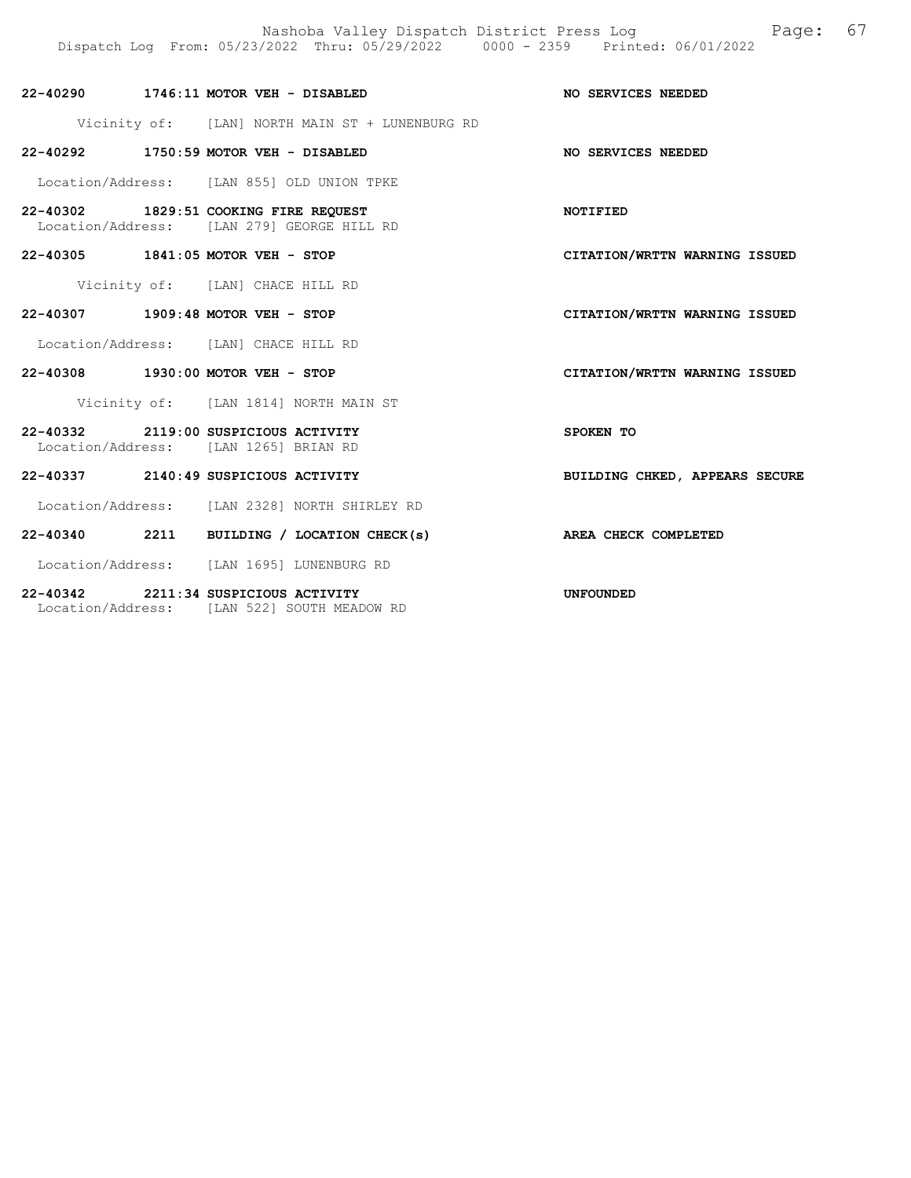**22-40290 1746:11 MOTOR VEH - DISABLED** — **NO SERVICES NEEDED**

Vicinity of: [LAN] NORTH MAIN ST + LUNENBURG RD

**22-40292 1750:59 MOTOR VEH - DISABLED** — **NO SERVICES NEEDED**

Location/Address: [LAN 855] OLD UNION TPKE

**22-40302 1829:51 COOKING FIRE REQUEST** — **NOTIFIED**

Location/Address: [LAN 279] GEORGE HILL RD

**22-40305 1841:05 MOTOR VEH - STOP** — **CITATION/WRTTN WARNING ISSUED**

Vicinity of: [LAN] CHACE HILL RD

**22-40307 1909:48 MOTOR VEH - STOP** — **CITATION/WRTTN WARNING ISSUED**

Location/Address: [LAN] CHACE HILL RD

**22-40308 1930:00 MOTOR VEH - STOP** — **CITATION/WRTTN WARNING ISSUED**

Vicinity of: [LAN 1814] NORTH MAIN ST

**22-40332 2119:00 SUSPICIOUS ACTIVITY** — **SPOKEN TO**

Location/Address: [LAN 1265] BRIAN RD

**22-40337 2140:49 SUSPICIOUS ACTIVITY** — **BUILDING CHKED, APPEARS SECURE**

Location/Address: [LAN 2328] NORTH SHIRLEY RD

**22-40340 2211 BUILDING / LOCATION CHECK(s)** — **AREA CHECK COMPLETED**

Location/Address: [LAN 1695] LUNENBURG RD

**22-40342 2211:34 SUSPICIOUS ACTIVITY** — **UNFOUNDED**

Location/Address: [LAN 522] SOUTH MEADOW RD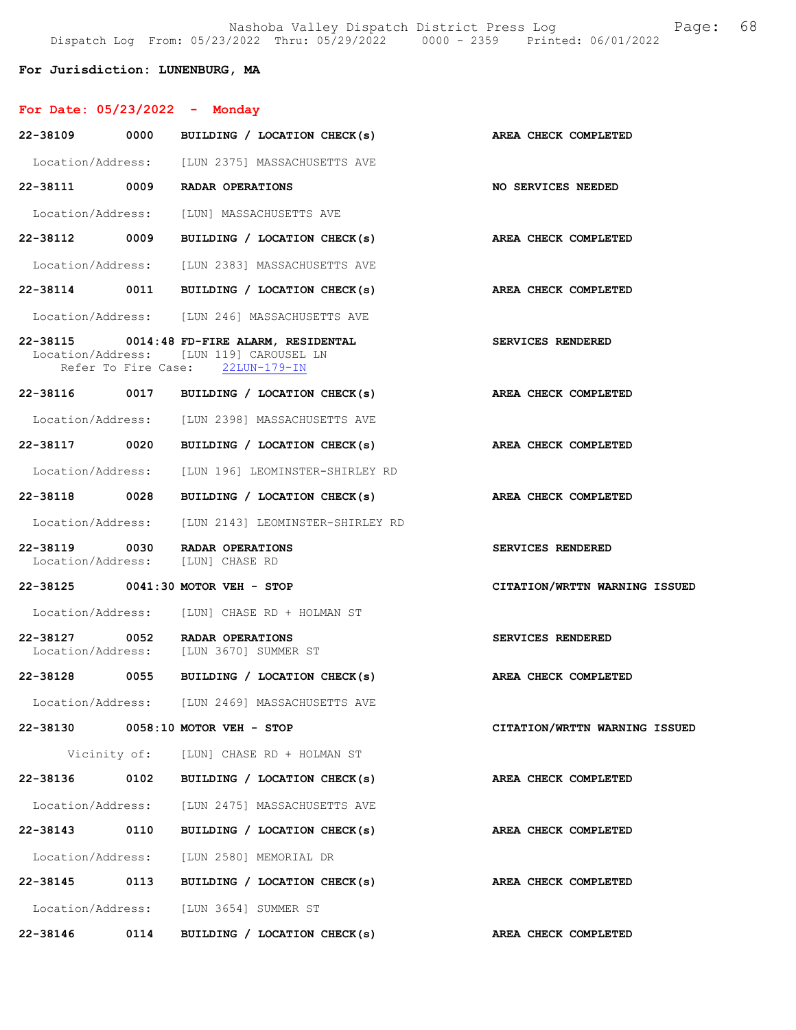**For Jurisdiction: LUNENBURG, MA**

## For Date: 05/23/2022 - Monday

| Call # | Time | Call Type | Disposition |
|---|---|---|---|
| 22-38109 | 0000 | BUILDING / LOCATION CHECK(s) | AREA CHECK COMPLETED |
| | | Location/Address: [LUN 2375] MASSACHUSETTS AVE | |
| 22-38111 | 0009 | RADAR OPERATIONS | NO SERVICES NEEDED |
| | | Location/Address: [LUN] MASSACHUSETTS AVE | |
| 22-38112 | 0009 | BUILDING / LOCATION CHECK(s) | AREA CHECK COMPLETED |
| | | Location/Address: [LUN 2383] MASSACHUSETTS AVE | |
| 22-38114 | 0011 | BUILDING / LOCATION CHECK(s) | AREA CHECK COMPLETED |
| | | Location/Address: [LUN 246] MASSACHUSETTS AVE | |
| 22-38115 | 0014:48 | FD-FIRE ALARM, RESIDENTAL | SERVICES RENDERED |
| | | Location/Address: [LUN 119] CAROUSEL LN; Refer To Fire Case: 22LUN-179-IN | |
| 22-38116 | 0017 | BUILDING / LOCATION CHECK(s) | AREA CHECK COMPLETED |
| | | Location/Address: [LUN 2398] MASSACHUSETTS AVE | |
| 22-38117 | 0020 | BUILDING / LOCATION CHECK(s) | AREA CHECK COMPLETED |
| | | Location/Address: [LUN 196] LEOMINSTER-SHIRLEY RD | |
| 22-38118 | 0028 | BUILDING / LOCATION CHECK(s) | AREA CHECK COMPLETED |
| | | Location/Address: [LUN 2143] LEOMINSTER-SHIRLEY RD | |
| 22-38119 | 0030 | RADAR OPERATIONS | SERVICES RENDERED |
| | | Location/Address: [LUN] CHASE RD | |
| 22-38125 | 0041:30 | MOTOR VEH - STOP | CITATION/WRTTN WARNING ISSUED |
| | | Location/Address: [LUN] CHASE RD + HOLMAN ST | |
| 22-38127 | 0052 | RADAR OPERATIONS | SERVICES RENDERED |
| | | Location/Address: [LUN 3670] SUMMER ST | |
| 22-38128 | 0055 | BUILDING / LOCATION CHECK(s) | AREA CHECK COMPLETED |
| | | Location/Address: [LUN 2469] MASSACHUSETTS AVE | |
| 22-38130 | 0058:10 | MOTOR VEH - STOP | CITATION/WRTTN WARNING ISSUED |
| | | Vicinity of: [LUN] CHASE RD + HOLMAN ST | |
| 22-38136 | 0102 | BUILDING / LOCATION CHECK(s) | AREA CHECK COMPLETED |
| | | Location/Address: [LUN 2475] MASSACHUSETTS AVE | |
| 22-38143 | 0110 | BUILDING / LOCATION CHECK(s) | AREA CHECK COMPLETED |
| | | Location/Address: [LUN 2580] MEMORIAL DR | |
| 22-38145 | 0113 | BUILDING / LOCATION CHECK(s) | AREA CHECK COMPLETED |
| | | Location/Address: [LUN 3654] SUMMER ST | |
| 22-38146 | 0114 | BUILDING / LOCATION CHECK(s) | AREA CHECK COMPLETED |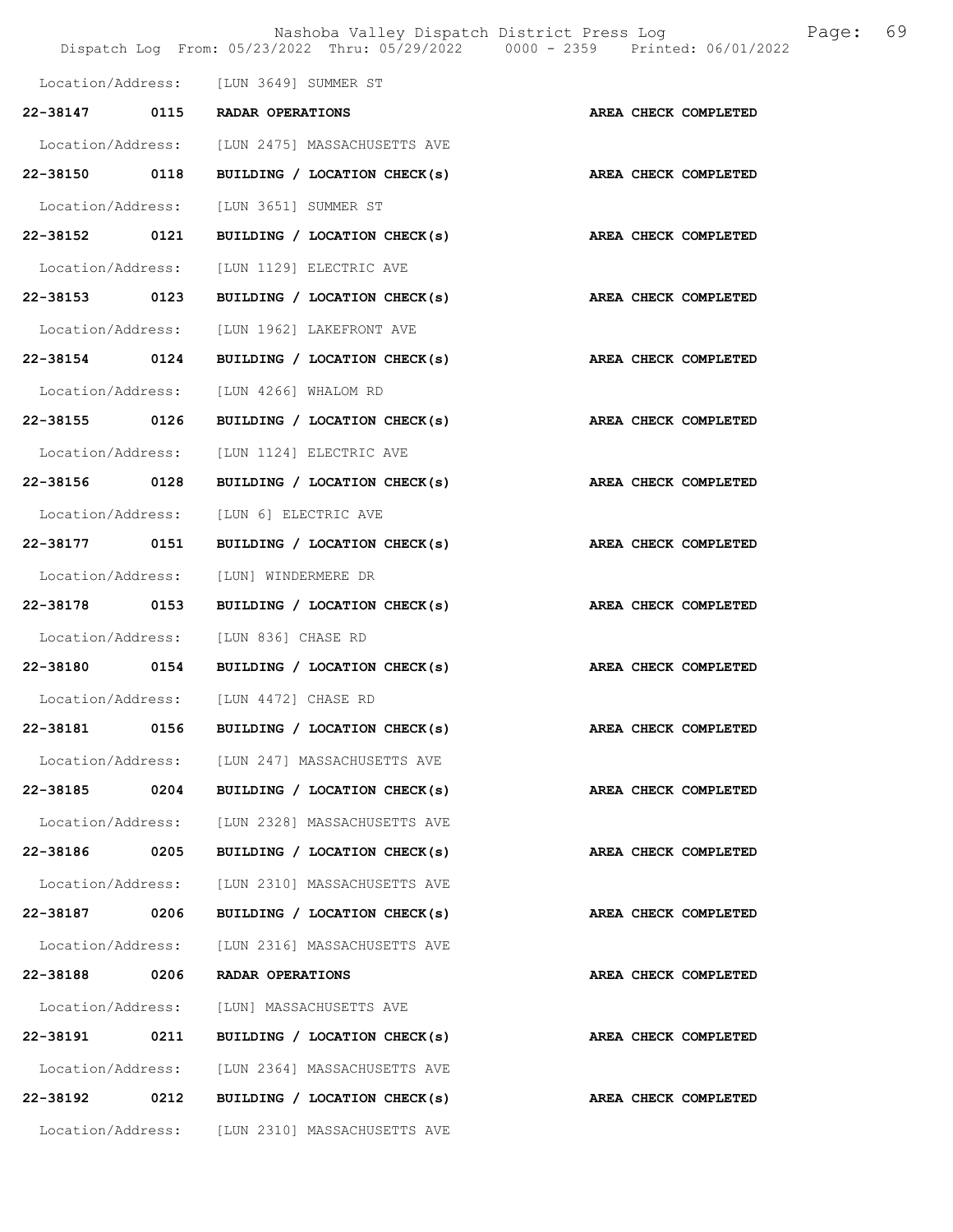Location/Address: [LUN 3649] SUMMER ST

**22-38147 0115 RADAR OPERATIONS** **AREA CHECK COMPLETED**

Location/Address: [LUN 2475] MASSACHUSETTS AVE

**22-38150 0118 BUILDING / LOCATION CHECK(s)** **AREA CHECK COMPLETED**

Location/Address: [LUN 3651] SUMMER ST

**22-38152 0121 BUILDING / LOCATION CHECK(s)** **AREA CHECK COMPLETED**

Location/Address: [LUN 1129] ELECTRIC AVE

**22-38153 0123 BUILDING / LOCATION CHECK(s)** **AREA CHECK COMPLETED**

Location/Address: [LUN 1962] LAKEFRONT AVE

**22-38154 0124 BUILDING / LOCATION CHECK(s)** **AREA CHECK COMPLETED**

Location/Address: [LUN 4266] WHALOM RD

**22-38155 0126 BUILDING / LOCATION CHECK(s)** **AREA CHECK COMPLETED**

Location/Address: [LUN 1124] ELECTRIC AVE

**22-38156 0128 BUILDING / LOCATION CHECK(s)** **AREA CHECK COMPLETED**

Location/Address: [LUN 6] ELECTRIC AVE

**22-38177 0151 BUILDING / LOCATION CHECK(s)** **AREA CHECK COMPLETED**

Location/Address: [LUN] WINDERMERE DR

**22-38178 0153 BUILDING / LOCATION CHECK(s)** **AREA CHECK COMPLETED**

Location/Address: [LUN 836] CHASE RD

**22-38180 0154 BUILDING / LOCATION CHECK(s)** **AREA CHECK COMPLETED**

Location/Address: [LUN 4472] CHASE RD

**22-38181 0156 BUILDING / LOCATION CHECK(s)** **AREA CHECK COMPLETED**

Location/Address: [LUN 247] MASSACHUSETTS AVE

**22-38185 0204 BUILDING / LOCATION CHECK(s)** **AREA CHECK COMPLETED**

Location/Address: [LUN 2328] MASSACHUSETTS AVE

**22-38186 0205 BUILDING / LOCATION CHECK(s)** **AREA CHECK COMPLETED**

Location/Address: [LUN 2310] MASSACHUSETTS AVE

**22-38187 0206 BUILDING / LOCATION CHECK(s)** **AREA CHECK COMPLETED**

Location/Address: [LUN 2316] MASSACHUSETTS AVE

**22-38188 0206 RADAR OPERATIONS** **AREA CHECK COMPLETED**

Location/Address: [LUN] MASSACHUSETTS AVE

**22-38191 0211 BUILDING / LOCATION CHECK(s)** **AREA CHECK COMPLETED**

Location/Address: [LUN 2364] MASSACHUSETTS AVE

**22-38192 0212 BUILDING / LOCATION CHECK(s)** **AREA CHECK COMPLETED**

Location/Address: [LUN 2310] MASSACHUSETTS AVE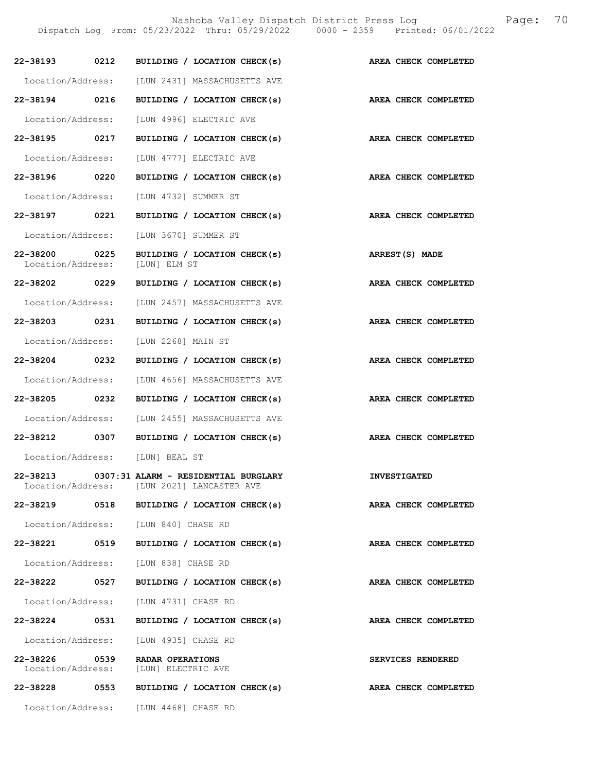| Call # | Time | Call Type | Disposition |
|---|---|---|---|
| 22-38193 | 0212 | BUILDING / LOCATION CHECK(s) | AREA CHECK COMPLETED |
| Location/Address: | | [LUN 2431] MASSACHUSETTS AVE | |
| 22-38194 | 0216 | BUILDING / LOCATION CHECK(s) | AREA CHECK COMPLETED |
| Location/Address: | | [LUN 4996] ELECTRIC AVE | |
| 22-38195 | 0217 | BUILDING / LOCATION CHECK(s) | AREA CHECK COMPLETED |
| Location/Address: | | [LUN 4777] ELECTRIC AVE | |
| 22-38196 | 0220 | BUILDING / LOCATION CHECK(s) | AREA CHECK COMPLETED |
| Location/Address: | | [LUN 4732] SUMMER ST | |
| 22-38197 | 0221 | BUILDING / LOCATION CHECK(s) | AREA CHECK COMPLETED |
| Location/Address: | | [LUN 3670] SUMMER ST | |
| 22-38200 | 0225 | BUILDING / LOCATION CHECK(s) | ARREST(S) MADE |
| Location/Address: | | [LUN] ELM ST | |
| 22-38202 | 0229 | BUILDING / LOCATION CHECK(s) | AREA CHECK COMPLETED |
| Location/Address: | | [LUN 2457] MASSACHUSETTS AVE | |
| 22-38203 | 0231 | BUILDING / LOCATION CHECK(s) | AREA CHECK COMPLETED |
| Location/Address: | | [LUN 2268] MAIN ST | |
| 22-38204 | 0232 | BUILDING / LOCATION CHECK(s) | AREA CHECK COMPLETED |
| Location/Address: | | [LUN 4656] MASSACHUSETTS AVE | |
| 22-38205 | 0232 | BUILDING / LOCATION CHECK(s) | AREA CHECK COMPLETED |
| Location/Address: | | [LUN 2455] MASSACHUSETTS AVE | |
| 22-38212 | 0307 | BUILDING / LOCATION CHECK(s) | AREA CHECK COMPLETED |
| Location/Address: | | [LUN] BEAL ST | |
| 22-38213 | 0307:31 | ALARM - RESIDENTIAL BURGLARY | INVESTIGATED |
| Location/Address: | | [LUN 2021] LANCASTER AVE | |
| 22-38219 | 0518 | BUILDING / LOCATION CHECK(s) | AREA CHECK COMPLETED |
| Location/Address: | | [LUN 840] CHASE RD | |
| 22-38221 | 0519 | BUILDING / LOCATION CHECK(s) | AREA CHECK COMPLETED |
| Location/Address: | | [LUN 838] CHASE RD | |
| 22-38222 | 0527 | BUILDING / LOCATION CHECK(s) | AREA CHECK COMPLETED |
| Location/Address: | | [LUN 4731] CHASE RD | |
| 22-38224 | 0531 | BUILDING / LOCATION CHECK(s) | AREA CHECK COMPLETED |
| Location/Address: | | [LUN 4935] CHASE RD | |
| 22-38226 | 0539 | RADAR OPERATIONS | SERVICES RENDERED |
| Location/Address: | | [LUN] ELECTRIC AVE | |
| 22-38228 | 0553 | BUILDING / LOCATION CHECK(s) | AREA CHECK COMPLETED |
| Location/Address: | | [LUN 4468] CHASE RD | |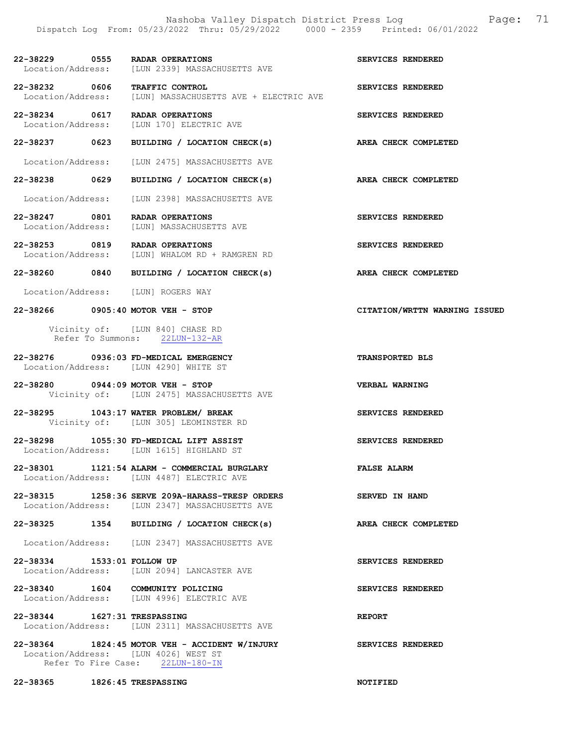22-38229 0555 RADAR OPERATIONS SERVICES RENDERED
Location/Address: [LUN 2339] MASSACHUSETTS AVE

22-38232 0606 TRAFFIC CONTROL SERVICES RENDERED
Location/Address: [LUN] MASSACHUSETTS AVE + ELECTRIC AVE

22-38234 0617 RADAR OPERATIONS SERVICES RENDERED
Location/Address: [LUN 170] ELECTRIC AVE

22-38237 0623 BUILDING / LOCATION CHECK(s) AREA CHECK COMPLETED

Location/Address: [LUN 2475] MASSACHUSETTS AVE

22-38238 0629 BUILDING / LOCATION CHECK(s) AREA CHECK COMPLETED

Location/Address: [LUN 2398] MASSACHUSETTS AVE

22-38247 0801 RADAR OPERATIONS SERVICES RENDERED
Location/Address: [LUN] MASSACHUSETTS AVE

22-38253 0819 RADAR OPERATIONS SERVICES RENDERED
Location/Address: [LUN] WHALOM RD + RAMGREN RD

22-38260 0840 BUILDING / LOCATION CHECK(s) AREA CHECK COMPLETED

Location/Address: [LUN] ROGERS WAY

22-38266 0905:40 MOTOR VEH - STOP CITATION/WRTTN WARNING ISSUED

Vicinity of: [LUN 840] CHASE RD
Refer To Summons: 22LUN-132-AR

22-38276 0936:03 FD-MEDICAL EMERGENCY TRANSPORTED BLS
Location/Address: [LUN 4290] WHITE ST

22-38280 0944:09 MOTOR VEH - STOP VERBAL WARNING
Vicinity of: [LUN 2475] MASSACHUSETTS AVE

22-38295 1043:17 WATER PROBLEM/ BREAK SERVICES RENDERED
Vicinity of: [LUN 305] LEOMINSTER RD

22-38298 1055:30 FD-MEDICAL LIFT ASSIST SERVICES RENDERED
Location/Address: [LUN 1615] HIGHLAND ST

22-38301 1121:54 ALARM - COMMERCIAL BURGLARY FALSE ALARM
Location/Address: [LUN 4487] ELECTRIC AVE

22-38315 1258:36 SERVE 209A-HARASS-TRESP ORDERS SERVED IN HAND
Location/Address: [LUN 2347] MASSACHUSETTS AVE

22-38325 1354 BUILDING / LOCATION CHECK(s) AREA CHECK COMPLETED

Location/Address: [LUN 2347] MASSACHUSETTS AVE

22-38334 1533:01 FOLLOW UP SERVICES RENDERED
Location/Address: [LUN 2094] LANCASTER AVE

22-38340 1604 COMMUNITY POLICING SERVICES RENDERED
Location/Address: [LUN 4996] ELECTRIC AVE

22-38344 1627:31 TRESPASSING REPORT
Location/Address: [LUN 2311] MASSACHUSETTS AVE

22-38364 1824:45 MOTOR VEH - ACCIDENT W/INJURY SERVICES RENDERED
Location/Address: [LUN 4026] WEST ST
Refer To Fire Case: 22LUN-180-IN

22-38365 1826:45 TRESPASSING NOTIFIED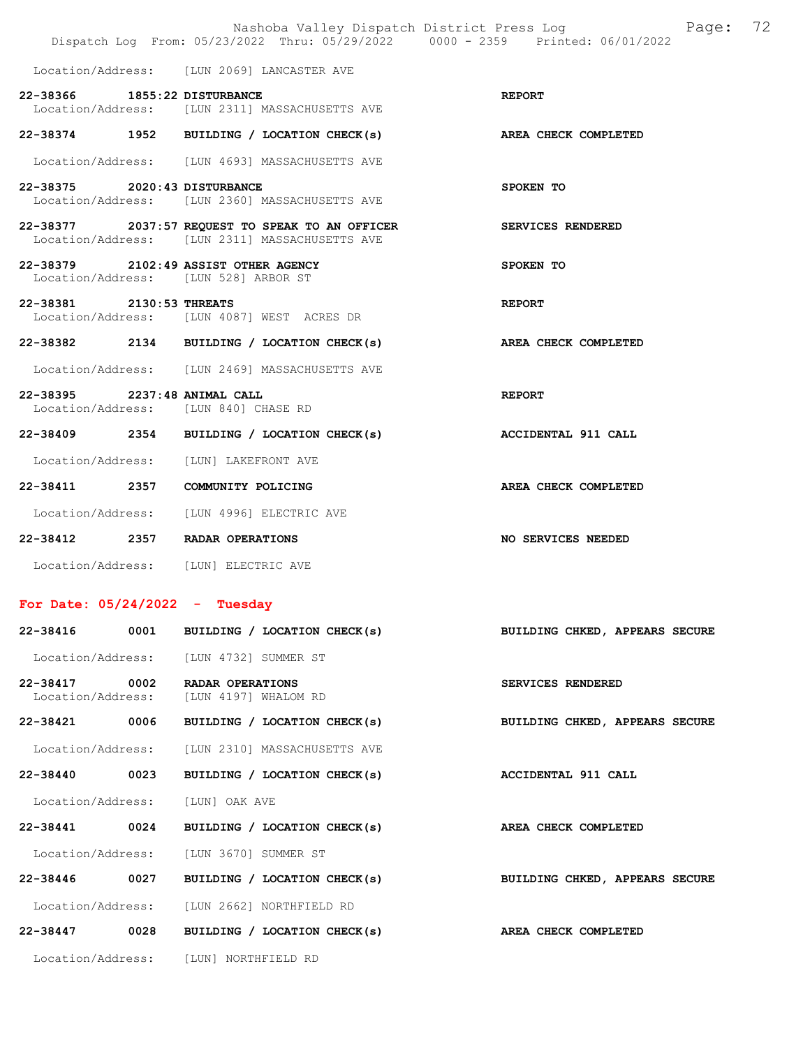Location/Address: [LUN 2069] LANCASTER AVE

**22-38366 1855:22 DISTURBANCE** — REPORT
Location/Address: [LUN 2311] MASSACHUSETTS AVE

**22-38374 1952 BUILDING / LOCATION CHECK(s)** — AREA CHECK COMPLETED
Location/Address: [LUN 4693] MASSACHUSETTS AVE

**22-38375 2020:43 DISTURBANCE** — SPOKEN TO
Location/Address: [LUN 2360] MASSACHUSETTS AVE

**22-38377 2037:57 REQUEST TO SPEAK TO AN OFFICER** — SERVICES RENDERED
Location/Address: [LUN 2311] MASSACHUSETTS AVE

**22-38379 2102:49 ASSIST OTHER AGENCY** — SPOKEN TO
Location/Address: [LUN 528] ARBOR ST

**22-38381 2130:53 THREATS** — REPORT
Location/Address: [LUN 4087] WEST ACRES DR

**22-38382 2134 BUILDING / LOCATION CHECK(s)** — AREA CHECK COMPLETED
Location/Address: [LUN 2469] MASSACHUSETTS AVE

**22-38395 2237:48 ANIMAL CALL** — REPORT
Location/Address: [LUN 840] CHASE RD

**22-38409 2354 BUILDING / LOCATION CHECK(s)** — ACCIDENTAL 911 CALL
Location/Address: [LUN] LAKEFRONT AVE

**22-38411 2357 COMMUNITY POLICING** — AREA CHECK COMPLETED
Location/Address: [LUN 4996] ELECTRIC AVE

**22-38412 2357 RADAR OPERATIONS** — NO SERVICES NEEDED
Location/Address: [LUN] ELECTRIC AVE

## For Date: 05/24/2022 - Tuesday

**22-38416 0001 BUILDING / LOCATION CHECK(s)** — BUILDING CHKED, APPEARS SECURE
Location/Address: [LUN 4732] SUMMER ST

**22-38417 0002 RADAR OPERATIONS** — SERVICES RENDERED
Location/Address: [LUN 4197] WHALOM RD

**22-38421 0006 BUILDING / LOCATION CHECK(s)** — BUILDING CHKED, APPEARS SECURE
Location/Address: [LUN 2310] MASSACHUSETTS AVE

**22-38440 0023 BUILDING / LOCATION CHECK(s)** — ACCIDENTAL 911 CALL
Location/Address: [LUN] OAK AVE

**22-38441 0024 BUILDING / LOCATION CHECK(s)** — AREA CHECK COMPLETED
Location/Address: [LUN 3670] SUMMER ST

**22-38446 0027 BUILDING / LOCATION CHECK(s)** — BUILDING CHKED, APPEARS SECURE
Location/Address: [LUN 2662] NORTHFIELD RD

**22-38447 0028 BUILDING / LOCATION CHECK(s)** — AREA CHECK COMPLETED
Location/Address: [LUN] NORTHFIELD RD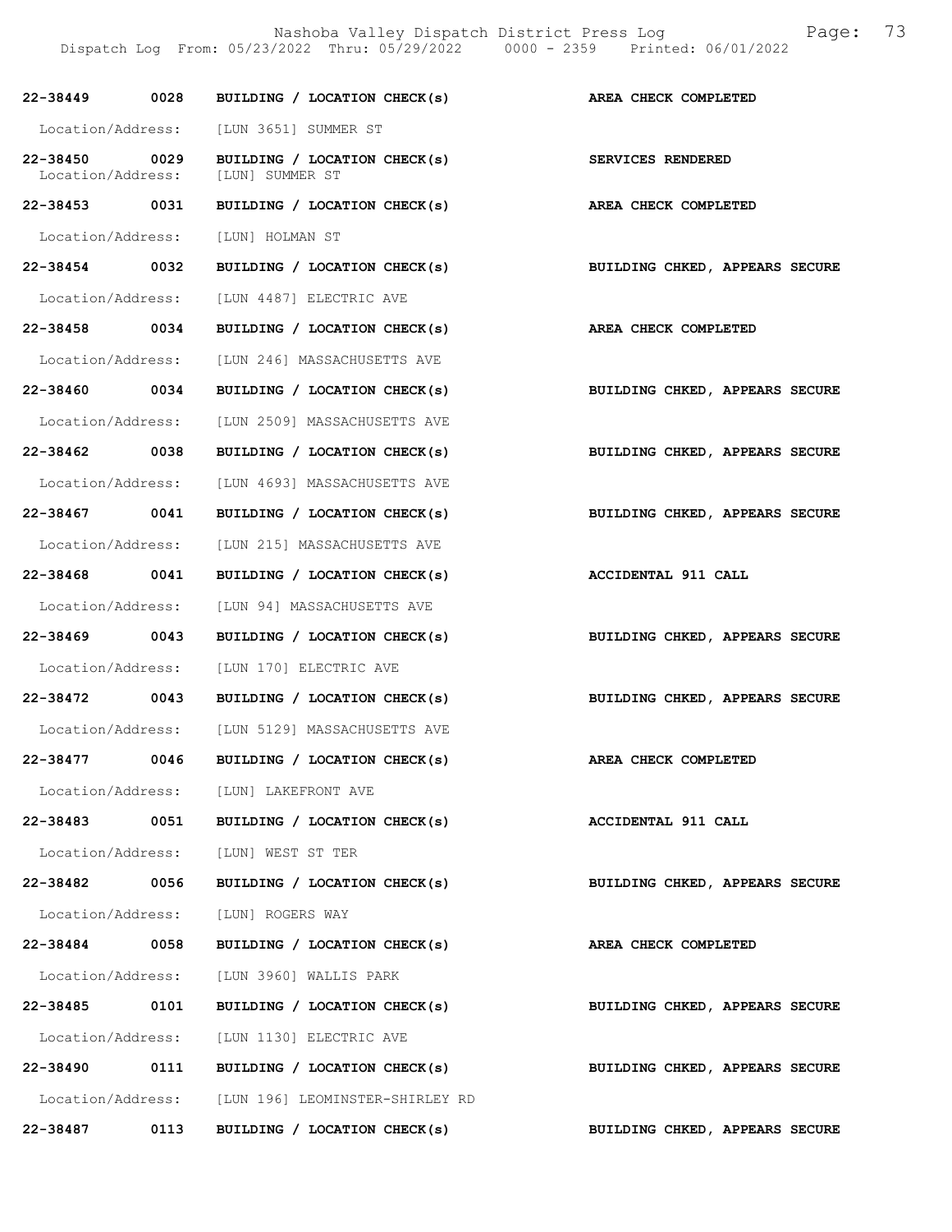| Call # | Time | Call Type | Disposition |
|---|---|---|---|
| 22-38449 | 0028 | BUILDING / LOCATION CHECK(s) | AREA CHECK COMPLETED |
| Location/Address: | | [LUN 3651] SUMMER ST | |
| 22-38450 | 0029 | BUILDING / LOCATION CHECK(s) | SERVICES RENDERED |
| Location/Address: | | [LUN] SUMMER ST | |
| 22-38453 | 0031 | BUILDING / LOCATION CHECK(s) | AREA CHECK COMPLETED |
| Location/Address: | | [LUN] HOLMAN ST | |
| 22-38454 | 0032 | BUILDING / LOCATION CHECK(s) | BUILDING CHKED, APPEARS SECURE |
| Location/Address: | | [LUN 4487] ELECTRIC AVE | |
| 22-38458 | 0034 | BUILDING / LOCATION CHECK(s) | AREA CHECK COMPLETED |
| Location/Address: | | [LUN 246] MASSACHUSETTS AVE | |
| 22-38460 | 0034 | BUILDING / LOCATION CHECK(s) | BUILDING CHKED, APPEARS SECURE |
| Location/Address: | | [LUN 2509] MASSACHUSETTS AVE | |
| 22-38462 | 0038 | BUILDING / LOCATION CHECK(s) | BUILDING CHKED, APPEARS SECURE |
| Location/Address: | | [LUN 4693] MASSACHUSETTS AVE | |
| 22-38467 | 0041 | BUILDING / LOCATION CHECK(s) | BUILDING CHKED, APPEARS SECURE |
| Location/Address: | | [LUN 215] MASSACHUSETTS AVE | |
| 22-38468 | 0041 | BUILDING / LOCATION CHECK(s) | ACCIDENTAL 911 CALL |
| Location/Address: | | [LUN 94] MASSACHUSETTS AVE | |
| 22-38469 | 0043 | BUILDING / LOCATION CHECK(s) | BUILDING CHKED, APPEARS SECURE |
| Location/Address: | | [LUN 170] ELECTRIC AVE | |
| 22-38472 | 0043 | BUILDING / LOCATION CHECK(s) | BUILDING CHKED, APPEARS SECURE |
| Location/Address: | | [LUN 5129] MASSACHUSETTS AVE | |
| 22-38477 | 0046 | BUILDING / LOCATION CHECK(s) | AREA CHECK COMPLETED |
| Location/Address: | | [LUN] LAKEFRONT AVE | |
| 22-38483 | 0051 | BUILDING / LOCATION CHECK(s) | ACCIDENTAL 911 CALL |
| Location/Address: | | [LUN] WEST ST TER | |
| 22-38482 | 0056 | BUILDING / LOCATION CHECK(s) | BUILDING CHKED, APPEARS SECURE |
| Location/Address: | | [LUN] ROGERS WAY | |
| 22-38484 | 0058 | BUILDING / LOCATION CHECK(s) | AREA CHECK COMPLETED |
| Location/Address: | | [LUN 3960] WALLIS PARK | |
| 22-38485 | 0101 | BUILDING / LOCATION CHECK(s) | BUILDING CHKED, APPEARS SECURE |
| Location/Address: | | [LUN 1130] ELECTRIC AVE | |
| 22-38490 | 0111 | BUILDING / LOCATION CHECK(s) | BUILDING CHKED, APPEARS SECURE |
| Location/Address: | | [LUN 196] LEOMINSTER-SHIRLEY RD | |
| 22-38487 | 0113 | BUILDING / LOCATION CHECK(s) | BUILDING CHKED, APPEARS SECURE |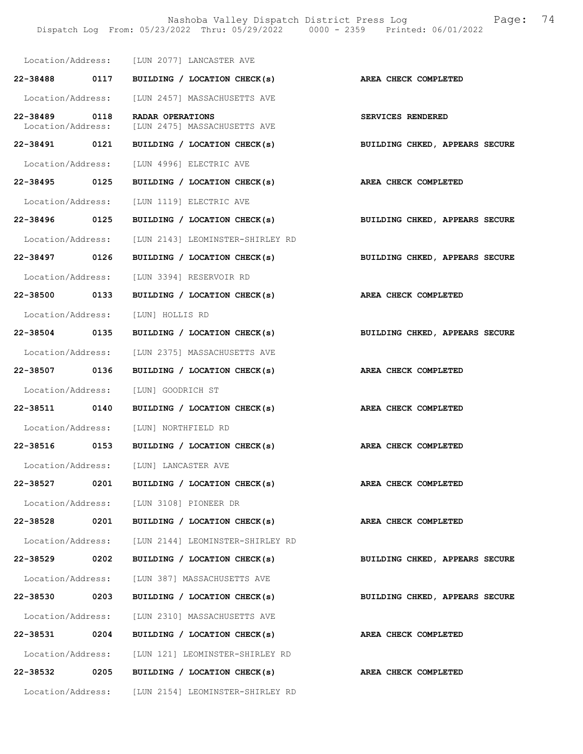Location/Address: [LUN 2077] LANCASTER AVE

**22-38488 0117 BUILDING / LOCATION CHECK(s) AREA CHECK COMPLETED**

Location/Address: [LUN 2457] MASSACHUSETTS AVE

**22-38489 0118 RADAR OPERATIONS SERVICES RENDERED**
Location/Address: [LUN 2475] MASSACHUSETTS AVE

**22-38491 0121 BUILDING / LOCATION CHECK(s) BUILDING CHKED, APPEARS SECURE**

Location/Address: [LUN 4996] ELECTRIC AVE

**22-38495 0125 BUILDING / LOCATION CHECK(s) AREA CHECK COMPLETED**

Location/Address: [LUN 1119] ELECTRIC AVE

**22-38496 0125 BUILDING / LOCATION CHECK(s) BUILDING CHKED, APPEARS SECURE**

Location/Address: [LUN 2143] LEOMINSTER-SHIRLEY RD

**22-38497 0126 BUILDING / LOCATION CHECK(s) BUILDING CHKED, APPEARS SECURE**

Location/Address: [LUN 3394] RESERVOIR RD

**22-38500 0133 BUILDING / LOCATION CHECK(s) AREA CHECK COMPLETED**

Location/Address: [LUN] HOLLIS RD

**22-38504 0135 BUILDING / LOCATION CHECK(s) BUILDING CHKED, APPEARS SECURE**

Location/Address: [LUN 2375] MASSACHUSETTS AVE

**22-38507 0136 BUILDING / LOCATION CHECK(s) AREA CHECK COMPLETED**

Location/Address: [LUN] GOODRICH ST

**22-38511 0140 BUILDING / LOCATION CHECK(s) AREA CHECK COMPLETED**

Location/Address: [LUN] NORTHFIELD RD

**22-38516 0153 BUILDING / LOCATION CHECK(s) AREA CHECK COMPLETED**

Location/Address: [LUN] LANCASTER AVE

**22-38527 0201 BUILDING / LOCATION CHECK(s) AREA CHECK COMPLETED**

Location/Address: [LUN 3108] PIONEER DR

**22-38528 0201 BUILDING / LOCATION CHECK(s) AREA CHECK COMPLETED**

Location/Address: [LUN 2144] LEOMINSTER-SHIRLEY RD

**22-38529 0202 BUILDING / LOCATION CHECK(s) BUILDING CHKED, APPEARS SECURE**

Location/Address: [LUN 387] MASSACHUSETTS AVE

**22-38530 0203 BUILDING / LOCATION CHECK(s) BUILDING CHKED, APPEARS SECURE**

Location/Address: [LUN 2310] MASSACHUSETTS AVE

**22-38531 0204 BUILDING / LOCATION CHECK(s) AREA CHECK COMPLETED**

Location/Address: [LUN 121] LEOMINSTER-SHIRLEY RD

**22-38532 0205 BUILDING / LOCATION CHECK(s) AREA CHECK COMPLETED**

Location/Address: [LUN 2154] LEOMINSTER-SHIRLEY RD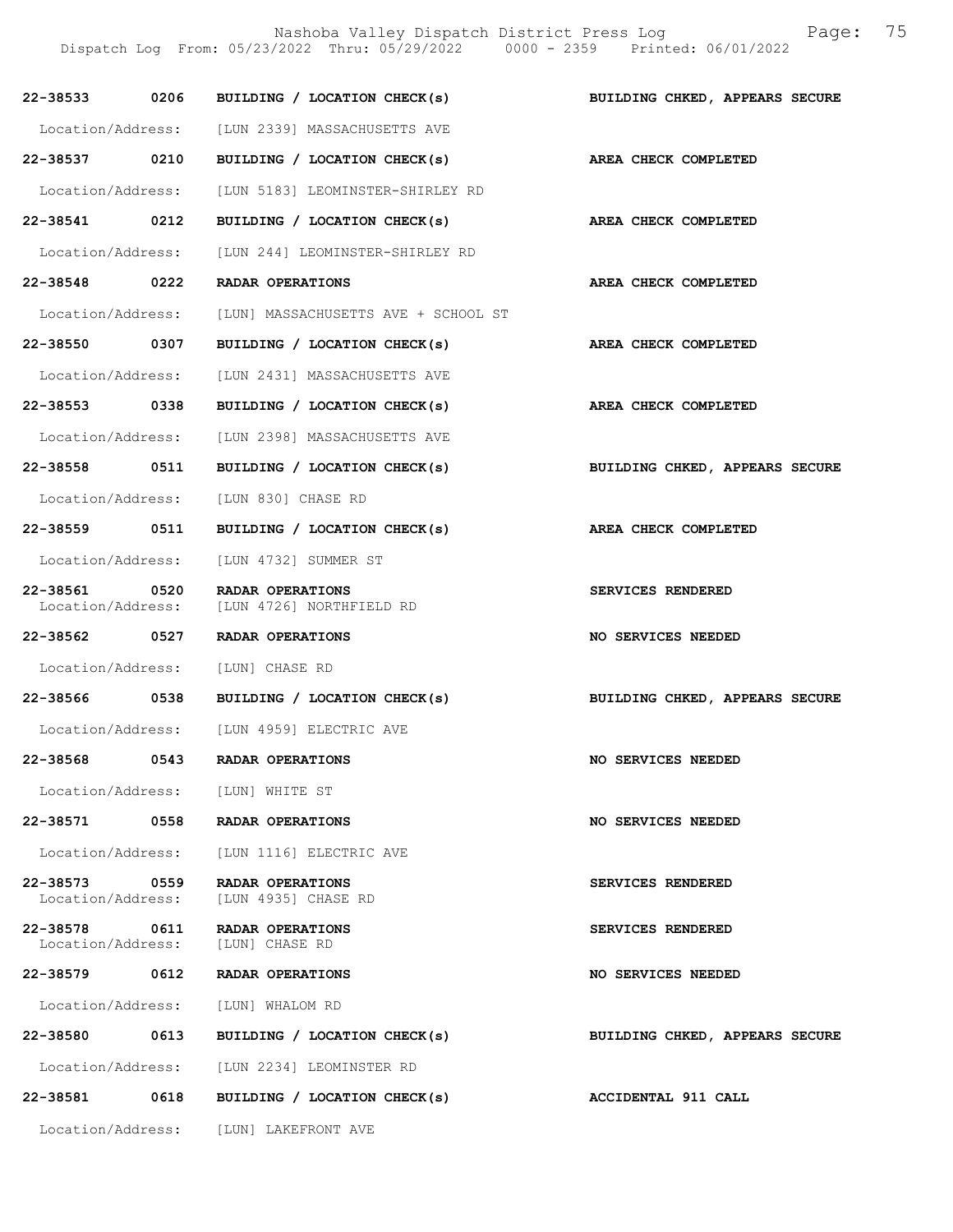22-38533 0206 BUILDING / LOCATION CHECK(s) BUILDING CHKED, APPEARS SECURE

Location/Address: [LUN 2339] MASSACHUSETTS AVE

22-38537 0210 BUILDING / LOCATION CHECK(s) AREA CHECK COMPLETED

Location/Address: [LUN 5183] LEOMINSTER-SHIRLEY RD

22-38541 0212 BUILDING / LOCATION CHECK(s) AREA CHECK COMPLETED

Location/Address: [LUN 244] LEOMINSTER-SHIRLEY RD

22-38548 0222 RADAR OPERATIONS AREA CHECK COMPLETED

Location/Address: [LUN] MASSACHUSETTS AVE + SCHOOL ST

22-38550 0307 BUILDING / LOCATION CHECK(s) AREA CHECK COMPLETED

Location/Address: [LUN 2431] MASSACHUSETTS AVE

22-38553 0338 BUILDING / LOCATION CHECK(s) AREA CHECK COMPLETED

Location/Address: [LUN 2398] MASSACHUSETTS AVE

22-38558 0511 BUILDING / LOCATION CHECK(s) BUILDING CHKED, APPEARS SECURE

Location/Address: [LUN 830] CHASE RD

22-38559 0511 BUILDING / LOCATION CHECK(s) AREA CHECK COMPLETED

Location/Address: [LUN 4732] SUMMER ST

22-38561 0520 RADAR OPERATIONS SERVICES RENDERED
Location/Address: [LUN 4726] NORTHFIELD RD

22-38562 0527 RADAR OPERATIONS NO SERVICES NEEDED

Location/Address: [LUN] CHASE RD

22-38566 0538 BUILDING / LOCATION CHECK(s) BUILDING CHKED, APPEARS SECURE

Location/Address: [LUN 4959] ELECTRIC AVE

22-38568 0543 RADAR OPERATIONS NO SERVICES NEEDED

Location/Address: [LUN] WHITE ST

22-38571 0558 RADAR OPERATIONS NO SERVICES NEEDED

Location/Address: [LUN 1116] ELECTRIC AVE

22-38573 0559 RADAR OPERATIONS SERVICES RENDERED
Location/Address: [LUN 4935] CHASE RD

22-38578 0611 RADAR OPERATIONS SERVICES RENDERED
Location/Address: [LUN] CHASE RD

22-38579 0612 RADAR OPERATIONS NO SERVICES NEEDED

Location/Address: [LUN] WHALOM RD

22-38580 0613 BUILDING / LOCATION CHECK(s) BUILDING CHKED, APPEARS SECURE

Location/Address: [LUN 2234] LEOMINSTER RD

22-38581 0618 BUILDING / LOCATION CHECK(s) ACCIDENTAL 911 CALL

Location/Address: [LUN] LAKEFRONT AVE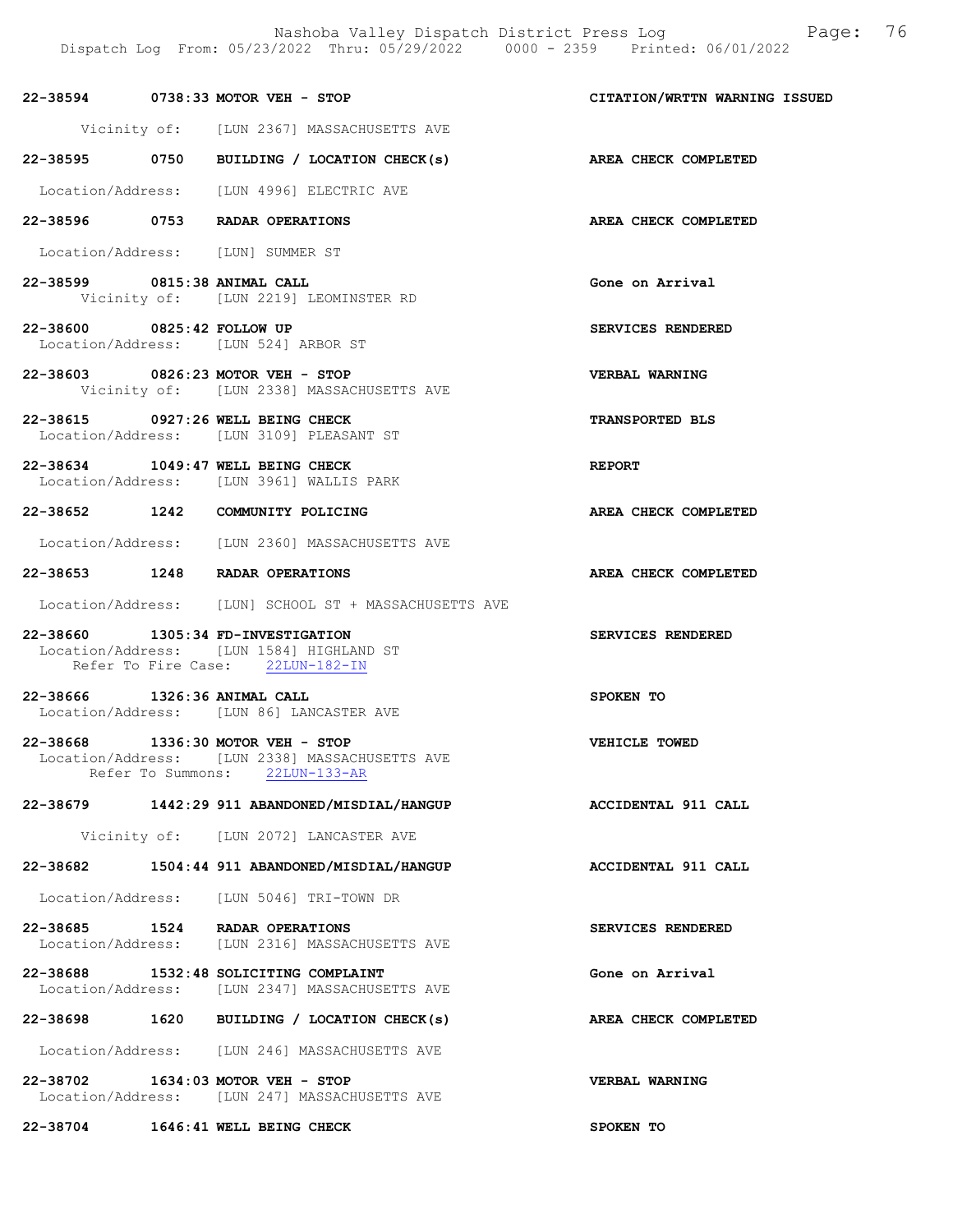22-38594 0738:33 MOTOR VEH - STOP — CITATION/WRTTN WARNING ISSUED
Vicinity of: [LUN 2367] MASSACHUSETTS AVE

22-38595 0750 BUILDING / LOCATION CHECK(s) — AREA CHECK COMPLETED
Location/Address: [LUN 4996] ELECTRIC AVE

22-38596 0753 RADAR OPERATIONS — AREA CHECK COMPLETED
Location/Address: [LUN] SUMMER ST

22-38599 0815:38 ANIMAL CALL — Gone on Arrival
Vicinity of: [LUN 2219] LEOMINSTER RD

22-38600 0825:42 FOLLOW UP — SERVICES RENDERED
Location/Address: [LUN 524] ARBOR ST

22-38603 0826:23 MOTOR VEH - STOP — VERBAL WARNING
Vicinity of: [LUN 2338] MASSACHUSETTS AVE

22-38615 0927:26 WELL BEING CHECK — TRANSPORTED BLS
Location/Address: [LUN 3109] PLEASANT ST

22-38634 1049:47 WELL BEING CHECK — REPORT
Location/Address: [LUN 3961] WALLIS PARK

22-38652 1242 COMMUNITY POLICING — AREA CHECK COMPLETED
Location/Address: [LUN 2360] MASSACHUSETTS AVE

22-38653 1248 RADAR OPERATIONS — AREA CHECK COMPLETED
Location/Address: [LUN] SCHOOL ST + MASSACHUSETTS AVE

22-38660 1305:34 FD-INVESTIGATION — SERVICES RENDERED
Location/Address: [LUN 1584] HIGHLAND ST
Refer To Fire Case: 22LUN-182-IN

22-38666 1326:36 ANIMAL CALL — SPOKEN TO
Location/Address: [LUN 86] LANCASTER AVE

22-38668 1336:30 MOTOR VEH - STOP — VEHICLE TOWED
Location/Address: [LUN 2338] MASSACHUSETTS AVE
Refer To Summons: 22LUN-133-AR

22-38679 1442:29 911 ABANDONED/MISDIAL/HANGUP — ACCIDENTAL 911 CALL
Vicinity of: [LUN 2072] LANCASTER AVE

22-38682 1504:44 911 ABANDONED/MISDIAL/HANGUP — ACCIDENTAL 911 CALL
Location/Address: [LUN 5046] TRI-TOWN DR

22-38685 1524 RADAR OPERATIONS — SERVICES RENDERED
Location/Address: [LUN 2316] MASSACHUSETTS AVE

22-38688 1532:48 SOLICITING COMPLAINT — Gone on Arrival
Location/Address: [LUN 2347] MASSACHUSETTS AVE

22-38698 1620 BUILDING / LOCATION CHECK(s) — AREA CHECK COMPLETED
Location/Address: [LUN 246] MASSACHUSETTS AVE

22-38702 1634:03 MOTOR VEH - STOP — VERBAL WARNING
Location/Address: [LUN 247] MASSACHUSETTS AVE

22-38704 1646:41 WELL BEING CHECK — SPOKEN TO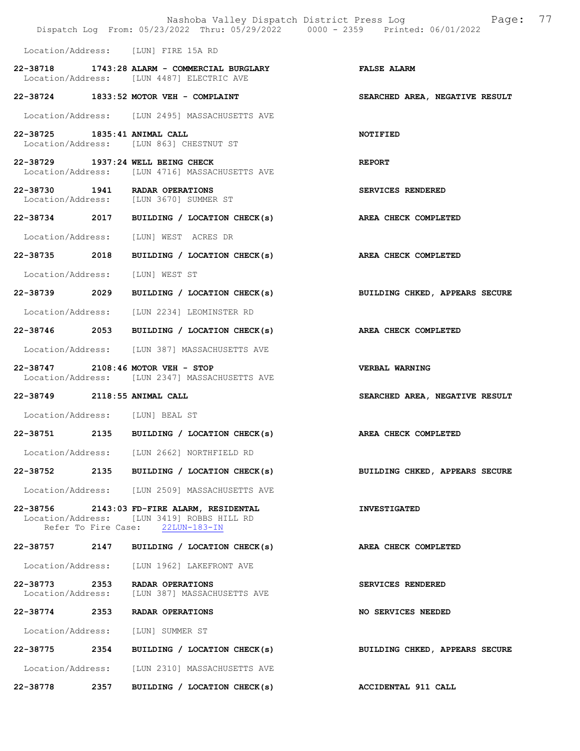Location/Address: [LUN] FIRE 15A RD

**22-38718 1743:28 ALARM - COMMERCIAL BURGLARY** — **FALSE ALARM**
Location/Address: [LUN 4487] ELECTRIC AVE

**22-38724 1833:52 MOTOR VEH - COMPLAINT** — **SEARCHED AREA, NEGATIVE RESULT**
Location/Address: [LUN 2495] MASSACHUSETTS AVE

**22-38725 1835:41 ANIMAL CALL** — **NOTIFIED**
Location/Address: [LUN 863] CHESTNUT ST

**22-38729 1937:24 WELL BEING CHECK** — **REPORT**
Location/Address: [LUN 4716] MASSACHUSETTS AVE

**22-38730 1941 RADAR OPERATIONS** — **SERVICES RENDERED**
Location/Address: [LUN 3670] SUMMER ST

**22-38734 2017 BUILDING / LOCATION CHECK(s)** — **AREA CHECK COMPLETED**
Location/Address: [LUN] WEST ACRES DR

**22-38735 2018 BUILDING / LOCATION CHECK(s)** — **AREA CHECK COMPLETED**
Location/Address: [LUN] WEST ST

**22-38739 2029 BUILDING / LOCATION CHECK(s)** — **BUILDING CHKED, APPEARS SECURE**
Location/Address: [LUN 2234] LEOMINSTER RD

**22-38746 2053 BUILDING / LOCATION CHECK(s)** — **AREA CHECK COMPLETED**
Location/Address: [LUN 387] MASSACHUSETTS AVE

**22-38747 2108:46 MOTOR VEH - STOP** — **VERBAL WARNING**
Location/Address: [LUN 2347] MASSACHUSETTS AVE

**22-38749 2118:55 ANIMAL CALL** — **SEARCHED AREA, NEGATIVE RESULT**
Location/Address: [LUN] BEAL ST

**22-38751 2135 BUILDING / LOCATION CHECK(s)** — **AREA CHECK COMPLETED**
Location/Address: [LUN 2662] NORTHFIELD RD

**22-38752 2135 BUILDING / LOCATION CHECK(s)** — **BUILDING CHKED, APPEARS SECURE**
Location/Address: [LUN 2509] MASSACHUSETTS AVE

**22-38756 2143:03 FD-FIRE ALARM, RESIDENTAL** — **INVESTIGATED**
Location/Address: [LUN 3419] ROBBS HILL RD
Refer To Fire Case: 22LUN-183-IN

**22-38757 2147 BUILDING / LOCATION CHECK(s)** — **AREA CHECK COMPLETED**
Location/Address: [LUN 1962] LAKEFRONT AVE

**22-38773 2353 RADAR OPERATIONS** — **SERVICES RENDERED**
Location/Address: [LUN 387] MASSACHUSETTS AVE

**22-38774 2353 RADAR OPERATIONS** — **NO SERVICES NEEDED**
Location/Address: [LUN] SUMMER ST

**22-38775 2354 BUILDING / LOCATION CHECK(s)** — **BUILDING CHKED, APPEARS SECURE**
Location/Address: [LUN 2310] MASSACHUSETTS AVE

**22-38778 2357 BUILDING / LOCATION CHECK(s)** — **ACCIDENTAL 911 CALL**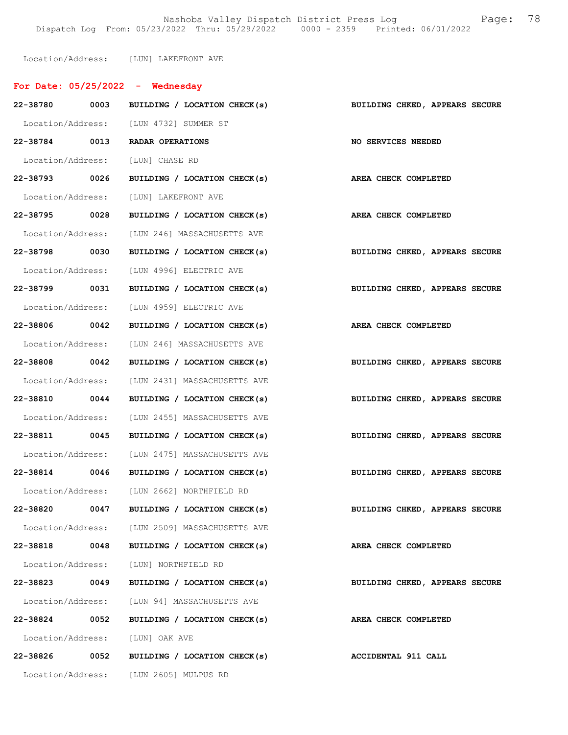Location/Address: [LUN] LAKEFRONT AVE

**For Date: 05/25/2022 - Wednesday**

**22-38780 0003 BUILDING / LOCATION CHECK(s) BUILDING CHKED, APPEARS SECURE**
Location/Address: [LUN 4732] SUMMER ST

**22-38784 0013 RADAR OPERATIONS NO SERVICES NEEDED**
Location/Address: [LUN] CHASE RD

**22-38793 0026 BUILDING / LOCATION CHECK(s) AREA CHECK COMPLETED**
Location/Address: [LUN] LAKEFRONT AVE

**22-38795 0028 BUILDING / LOCATION CHECK(s) AREA CHECK COMPLETED**
Location/Address: [LUN 246] MASSACHUSETTS AVE

**22-38798 0030 BUILDING / LOCATION CHECK(s) BUILDING CHKED, APPEARS SECURE**
Location/Address: [LUN 4996] ELECTRIC AVE

**22-38799 0031 BUILDING / LOCATION CHECK(s) BUILDING CHKED, APPEARS SECURE**
Location/Address: [LUN 4959] ELECTRIC AVE

**22-38806 0042 BUILDING / LOCATION CHECK(s) AREA CHECK COMPLETED**
Location/Address: [LUN 246] MASSACHUSETTS AVE

**22-38808 0042 BUILDING / LOCATION CHECK(s) BUILDING CHKED, APPEARS SECURE**
Location/Address: [LUN 2431] MASSACHUSETTS AVE

**22-38810 0044 BUILDING / LOCATION CHECK(s) BUILDING CHKED, APPEARS SECURE**
Location/Address: [LUN 2455] MASSACHUSETTS AVE

**22-38811 0045 BUILDING / LOCATION CHECK(s) BUILDING CHKED, APPEARS SECURE**
Location/Address: [LUN 2475] MASSACHUSETTS AVE

**22-38814 0046 BUILDING / LOCATION CHECK(s) BUILDING CHKED, APPEARS SECURE**
Location/Address: [LUN 2662] NORTHFIELD RD

**22-38820 0047 BUILDING / LOCATION CHECK(s) BUILDING CHKED, APPEARS SECURE**
Location/Address: [LUN 2509] MASSACHUSETTS AVE

**22-38818 0048 BUILDING / LOCATION CHECK(s) AREA CHECK COMPLETED**
Location/Address: [LUN] NORTHFIELD RD

**22-38823 0049 BUILDING / LOCATION CHECK(s) BUILDING CHKED, APPEARS SECURE**
Location/Address: [LUN 94] MASSACHUSETTS AVE

**22-38824 0052 BUILDING / LOCATION CHECK(s) AREA CHECK COMPLETED**
Location/Address: [LUN] OAK AVE

**22-38826 0052 BUILDING / LOCATION CHECK(s) ACCIDENTAL 911 CALL**
Location/Address: [LUN 2605] MULPUS RD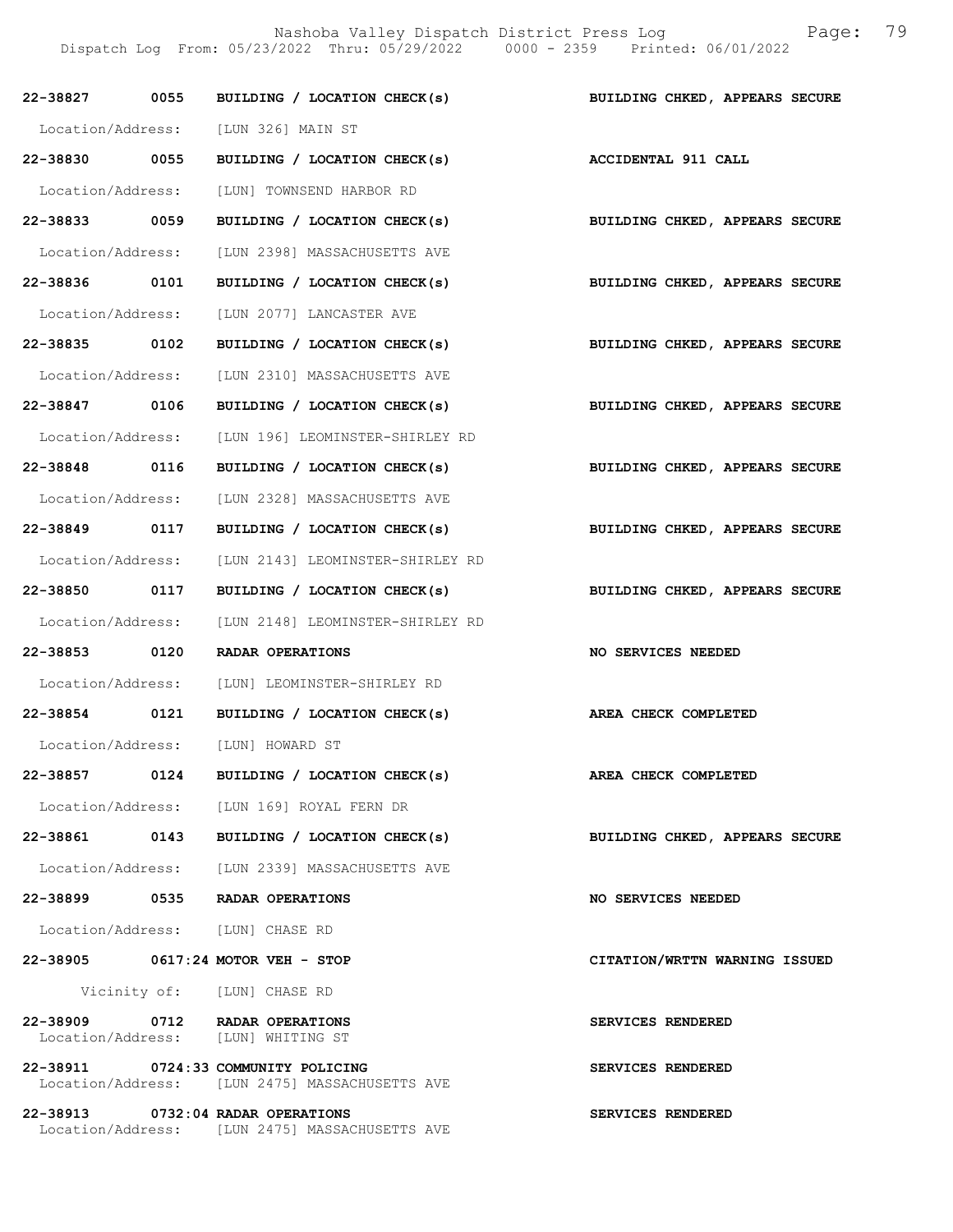22-38827 0055 BUILDING / LOCATION CHECK(s) BUILDING CHKED, APPEARS SECURE

Location/Address: [LUN 326] MAIN ST

22-38830 0055 BUILDING / LOCATION CHECK(s) ACCIDENTAL 911 CALL

Location/Address: [LUN] TOWNSEND HARBOR RD

22-38833 0059 BUILDING / LOCATION CHECK(s) BUILDING CHKED, APPEARS SECURE

Location/Address: [LUN 2398] MASSACHUSETTS AVE

22-38836 0101 BUILDING / LOCATION CHECK(s) BUILDING CHKED, APPEARS SECURE

Location/Address: [LUN 2077] LANCASTER AVE

22-38835 0102 BUILDING / LOCATION CHECK(s) BUILDING CHKED, APPEARS SECURE

Location/Address: [LUN 2310] MASSACHUSETTS AVE

22-38847 0106 BUILDING / LOCATION CHECK(s) BUILDING CHKED, APPEARS SECURE

Location/Address: [LUN 196] LEOMINSTER-SHIRLEY RD

22-38848 0116 BUILDING / LOCATION CHECK(s) BUILDING CHKED, APPEARS SECURE

Location/Address: [LUN 2328] MASSACHUSETTS AVE

22-38849 0117 BUILDING / LOCATION CHECK(s) BUILDING CHKED, APPEARS SECURE

Location/Address: [LUN 2143] LEOMINSTER-SHIRLEY RD

22-38850 0117 BUILDING / LOCATION CHECK(s) BUILDING CHKED, APPEARS SECURE

Location/Address: [LUN 2148] LEOMINSTER-SHIRLEY RD

22-38853 0120 RADAR OPERATIONS NO SERVICES NEEDED

Location/Address: [LUN] LEOMINSTER-SHIRLEY RD

22-38854 0121 BUILDING / LOCATION CHECK(s) AREA CHECK COMPLETED

Location/Address: [LUN] HOWARD ST

22-38857 0124 BUILDING / LOCATION CHECK(s) AREA CHECK COMPLETED

Location/Address: [LUN 169] ROYAL FERN DR

22-38861 0143 BUILDING / LOCATION CHECK(s) BUILDING CHKED, APPEARS SECURE

Location/Address: [LUN 2339] MASSACHUSETTS AVE

22-38899 0535 RADAR OPERATIONS NO SERVICES NEEDED

Location/Address: [LUN] CHASE RD

22-38905 0617:24 MOTOR VEH - STOP CITATION/WRTTN WARNING ISSUED

Vicinity of: [LUN] CHASE RD

22-38909 0712 RADAR OPERATIONS SERVICES RENDERED

Location/Address: [LUN] WHITING ST

22-38911 0724:33 COMMUNITY POLICING SERVICES RENDERED

Location/Address: [LUN 2475] MASSACHUSETTS AVE

22-38913 0732:04 RADAR OPERATIONS SERVICES RENDERED

Location/Address: [LUN 2475] MASSACHUSETTS AVE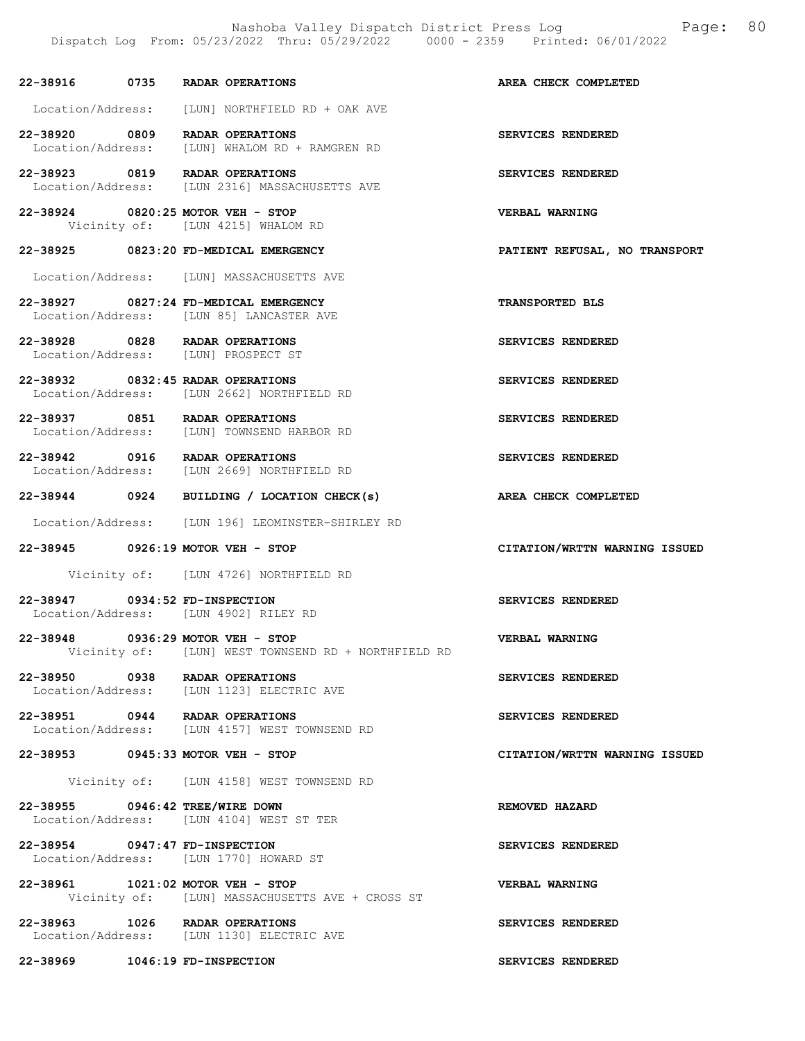22-38916 0735 RADAR OPERATIONS AREA CHECK COMPLETED

Location/Address: [LUN] NORTHFIELD RD + OAK AVE

22-38920 0809 RADAR OPERATIONS SERVICES RENDERED
Location/Address: [LUN] WHALOM RD + RAMGREN RD

22-38923 0819 RADAR OPERATIONS SERVICES RENDERED
Location/Address: [LUN 2316] MASSACHUSETTS AVE

22-38924 0820:25 MOTOR VEH - STOP VERBAL WARNING
Vicinity of: [LUN 4215] WHALOM RD

22-38925 0823:20 FD-MEDICAL EMERGENCY PATIENT REFUSAL, NO TRANSPORT

Location/Address: [LUN] MASSACHUSETTS AVE

22-38927 0827:24 FD-MEDICAL EMERGENCY TRANSPORTED BLS
Location/Address: [LUN 85] LANCASTER AVE

22-38928 0828 RADAR OPERATIONS SERVICES RENDERED
Location/Address: [LUN] PROSPECT ST

22-38932 0832:45 RADAR OPERATIONS SERVICES RENDERED
Location/Address: [LUN 2662] NORTHFIELD RD

22-38937 0851 RADAR OPERATIONS SERVICES RENDERED
Location/Address: [LUN] TOWNSEND HARBOR RD

22-38942 0916 RADAR OPERATIONS SERVICES RENDERED
Location/Address: [LUN 2669] NORTHFIELD RD

22-38944 0924 BUILDING / LOCATION CHECK(s) AREA CHECK COMPLETED

Location/Address: [LUN 196] LEOMINSTER-SHIRLEY RD

22-38945 0926:19 MOTOR VEH - STOP CITATION/WRTTN WARNING ISSUED

Vicinity of: [LUN 4726] NORTHFIELD RD

22-38947 0934:52 FD-INSPECTION SERVICES RENDERED
Location/Address: [LUN 4902] RILEY RD

22-38948 0936:29 MOTOR VEH - STOP VERBAL WARNING
Vicinity of: [LUN] WEST TOWNSEND RD + NORTHFIELD RD

22-38950 0938 RADAR OPERATIONS SERVICES RENDERED
Location/Address: [LUN 1123] ELECTRIC AVE

22-38951 0944 RADAR OPERATIONS SERVICES RENDERED
Location/Address: [LUN 4157] WEST TOWNSEND RD

22-38953 0945:33 MOTOR VEH - STOP CITATION/WRTTN WARNING ISSUED

Vicinity of: [LUN 4158] WEST TOWNSEND RD

22-38955 0946:42 TREE/WIRE DOWN REMOVED HAZARD
Location/Address: [LUN 4104] WEST ST TER

22-38954 0947:47 FD-INSPECTION SERVICES RENDERED
Location/Address: [LUN 1770] HOWARD ST

22-38961 1021:02 MOTOR VEH - STOP VERBAL WARNING
Vicinity of: [LUN] MASSACHUSETTS AVE + CROSS ST

22-38963 1026 RADAR OPERATIONS SERVICES RENDERED
Location/Address: [LUN 1130] ELECTRIC AVE

22-38969 1046:19 FD-INSPECTION SERVICES RENDERED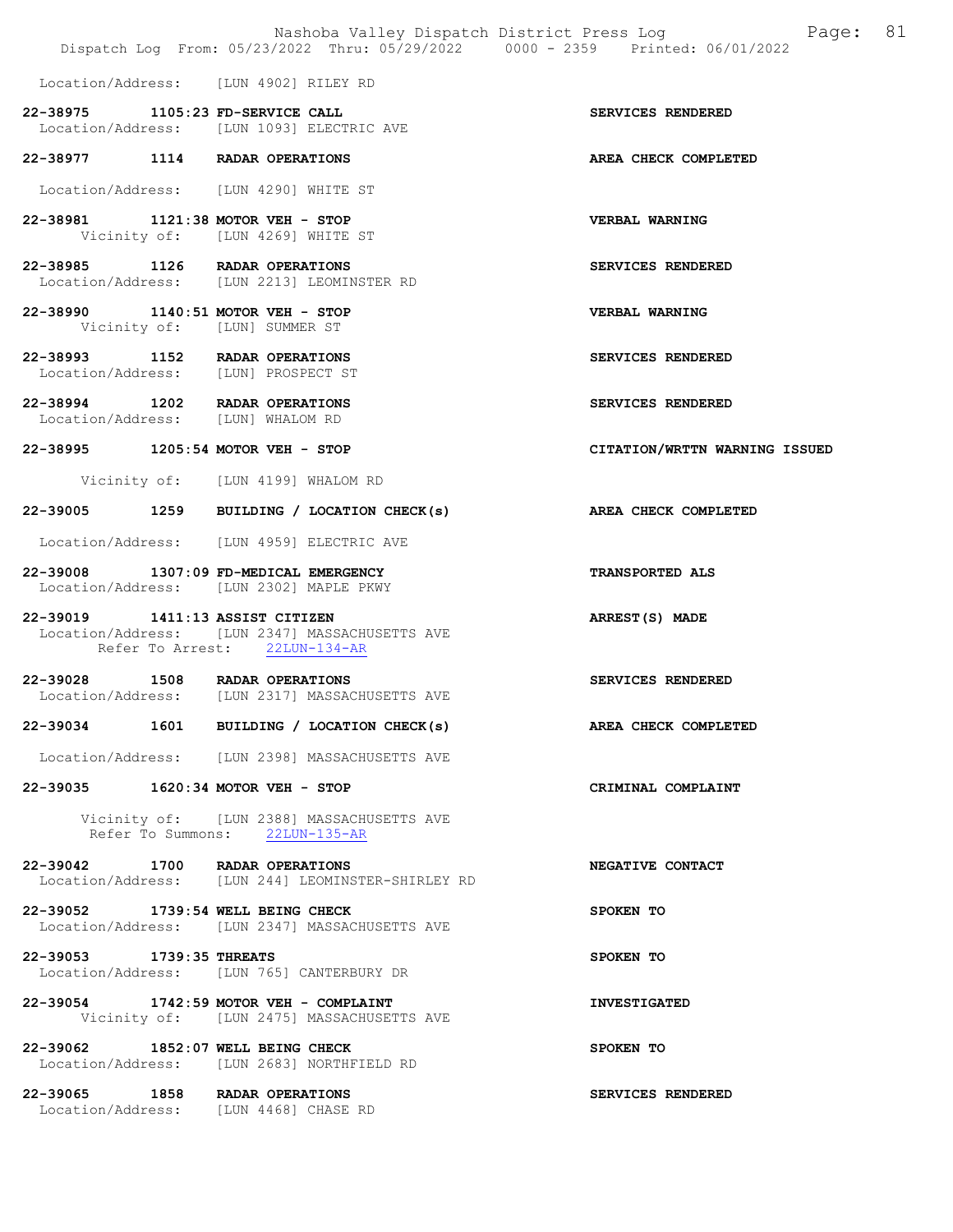Location/Address: [LUN 4902] RILEY RD

**22-38975 1105:23 FD-SERVICE CALL** — SERVICES RENDERED
Location/Address: [LUN 1093] ELECTRIC AVE

**22-38977 1114 RADAR OPERATIONS** — AREA CHECK COMPLETED
Location/Address: [LUN 4290] WHITE ST

**22-38981 1121:38 MOTOR VEH - STOP** — VERBAL WARNING
Vicinity of: [LUN 4269] WHITE ST

**22-38985 1126 RADAR OPERATIONS** — SERVICES RENDERED
Location/Address: [LUN 2213] LEOMINSTER RD

**22-38990 1140:51 MOTOR VEH - STOP** — VERBAL WARNING
Vicinity of: [LUN] SUMMER ST

**22-38993 1152 RADAR OPERATIONS** — SERVICES RENDERED
Location/Address: [LUN] PROSPECT ST

**22-38994 1202 RADAR OPERATIONS** — SERVICES RENDERED
Location/Address: [LUN] WHALOM RD

**22-38995 1205:54 MOTOR VEH - STOP** — CITATION/WRTTN WARNING ISSUED
Vicinity of: [LUN 4199] WHALOM RD

**22-39005 1259 BUILDING / LOCATION CHECK(s)** — AREA CHECK COMPLETED
Location/Address: [LUN 4959] ELECTRIC AVE

**22-39008 1307:09 FD-MEDICAL EMERGENCY** — TRANSPORTED ALS
Location/Address: [LUN 2302] MAPLE PKWY

**22-39019 1411:13 ASSIST CITIZEN** — ARREST(S) MADE
Location/Address: [LUN 2347] MASSACHUSETTS AVE
Refer To Arrest: 22LUN-134-AR

**22-39028 1508 RADAR OPERATIONS** — SERVICES RENDERED
Location/Address: [LUN 2317] MASSACHUSETTS AVE

**22-39034 1601 BUILDING / LOCATION CHECK(s)** — AREA CHECK COMPLETED
Location/Address: [LUN 2398] MASSACHUSETTS AVE

**22-39035 1620:34 MOTOR VEH - STOP** — CRIMINAL COMPLAINT
Vicinity of: [LUN 2388] MASSACHUSETTS AVE
Refer To Summons: 22LUN-135-AR

**22-39042 1700 RADAR OPERATIONS** — NEGATIVE CONTACT
Location/Address: [LUN 244] LEOMINSTER-SHIRLEY RD

**22-39052 1739:54 WELL BEING CHECK** — SPOKEN TO
Location/Address: [LUN 2347] MASSACHUSETTS AVE

**22-39053 1739:35 THREATS** — SPOKEN TO
Location/Address: [LUN 765] CANTERBURY DR

**22-39054 1742:59 MOTOR VEH - COMPLAINT** — INVESTIGATED
Vicinity of: [LUN 2475] MASSACHUSETTS AVE

**22-39062 1852:07 WELL BEING CHECK** — SPOKEN TO
Location/Address: [LUN 2683] NORTHFIELD RD

**22-39065 1858 RADAR OPERATIONS** — SERVICES RENDERED
Location/Address: [LUN 4468] CHASE RD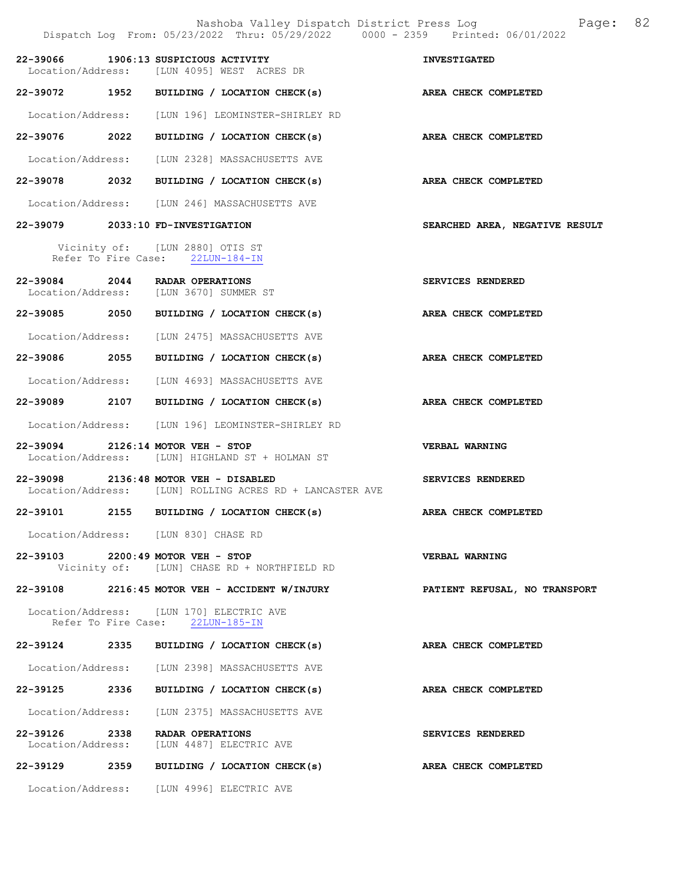22-39066 1906:13 SUSPICIOUS ACTIVITY INVESTIGATED
Location/Address: [LUN 4095] WEST ACRES DR

22-39072 1952 BUILDING / LOCATION CHECK(s) AREA CHECK COMPLETED
Location/Address: [LUN 196] LEOMINSTER-SHIRLEY RD

22-39076 2022 BUILDING / LOCATION CHECK(s) AREA CHECK COMPLETED
Location/Address: [LUN 2328] MASSACHUSETTS AVE

22-39078 2032 BUILDING / LOCATION CHECK(s) AREA CHECK COMPLETED
Location/Address: [LUN 246] MASSACHUSETTS AVE

22-39079 2033:10 FD-INVESTIGATION SEARCHED AREA, NEGATIVE RESULT
Vicinity of: [LUN 2880] OTIS ST
Refer To Fire Case: 22LUN-184-IN

22-39084 2044 RADAR OPERATIONS SERVICES RENDERED
Location/Address: [LUN 3670] SUMMER ST

22-39085 2050 BUILDING / LOCATION CHECK(s) AREA CHECK COMPLETED
Location/Address: [LUN 2475] MASSACHUSETTS AVE

22-39086 2055 BUILDING / LOCATION CHECK(s) AREA CHECK COMPLETED
Location/Address: [LUN 4693] MASSACHUSETTS AVE

22-39089 2107 BUILDING / LOCATION CHECK(s) AREA CHECK COMPLETED
Location/Address: [LUN 196] LEOMINSTER-SHIRLEY RD

22-39094 2126:14 MOTOR VEH - STOP VERBAL WARNING
Location/Address: [LUN] HIGHLAND ST + HOLMAN ST

22-39098 2136:48 MOTOR VEH - DISABLED SERVICES RENDERED
Location/Address: [LUN] ROLLING ACRES RD + LANCASTER AVE

22-39101 2155 BUILDING / LOCATION CHECK(s) AREA CHECK COMPLETED
Location/Address: [LUN 830] CHASE RD

22-39103 2200:49 MOTOR VEH - STOP VERBAL WARNING
Vicinity of: [LUN] CHASE RD + NORTHFIELD RD

22-39108 2216:45 MOTOR VEH - ACCIDENT W/INJURY PATIENT REFUSAL, NO TRANSPORT
Location/Address: [LUN 170] ELECTRIC AVE
Refer To Fire Case: 22LUN-185-IN

22-39124 2335 BUILDING / LOCATION CHECK(s) AREA CHECK COMPLETED
Location/Address: [LUN 2398] MASSACHUSETTS AVE

22-39125 2336 BUILDING / LOCATION CHECK(s) AREA CHECK COMPLETED
Location/Address: [LUN 2375] MASSACHUSETTS AVE

22-39126 2338 RADAR OPERATIONS SERVICES RENDERED
Location/Address: [LUN 4487] ELECTRIC AVE

22-39129 2359 BUILDING / LOCATION CHECK(s) AREA CHECK COMPLETED
Location/Address: [LUN 4996] ELECTRIC AVE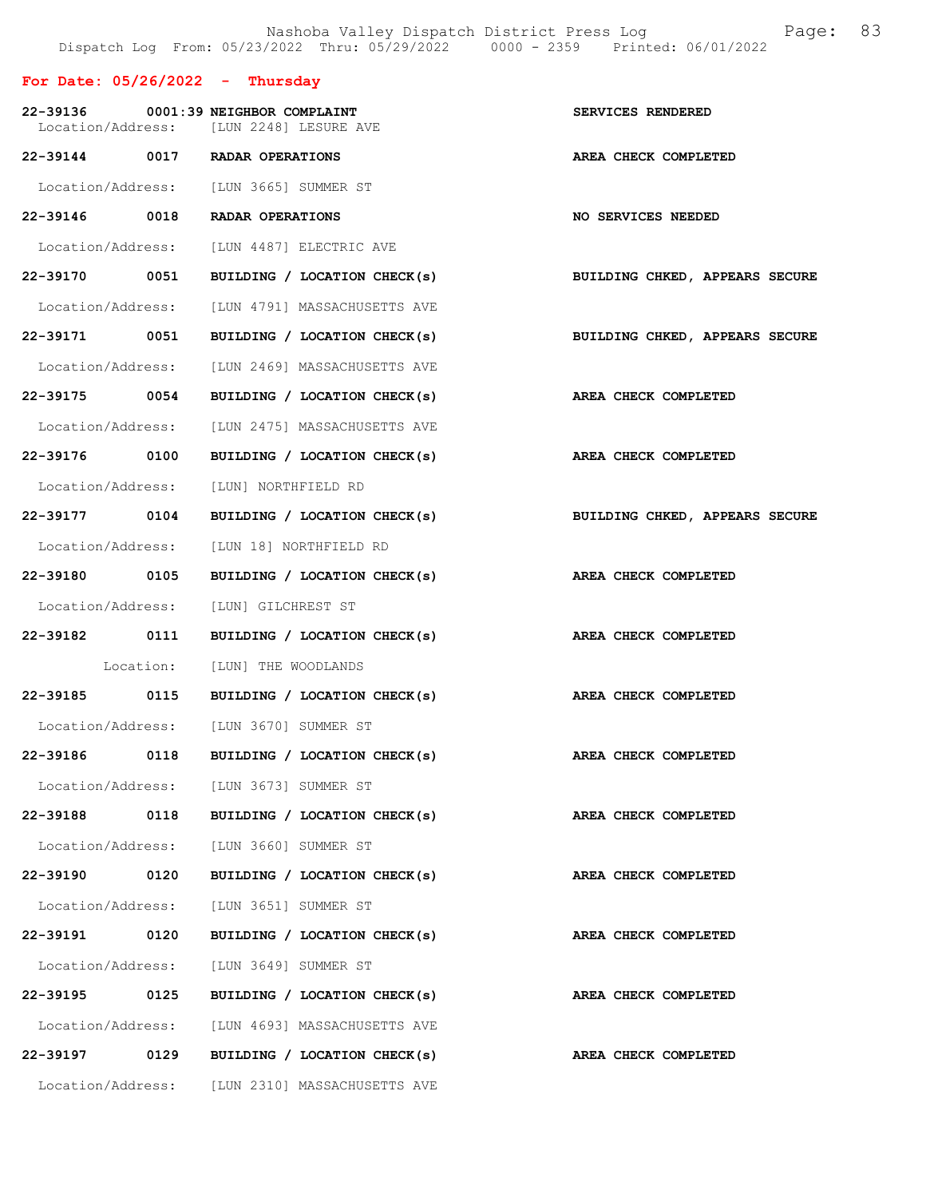## For Date: 05/26/2022 - Thursday

**22-39136 0001:39 NEIGHBOR COMPLAINT** — **SERVICES RENDERED**
Location/Address: [LUN 2248] LESURE AVE

**22-39144 0017 RADAR OPERATIONS** — **AREA CHECK COMPLETED**
Location/Address: [LUN 3665] SUMMER ST

**22-39146 0018 RADAR OPERATIONS** — **NO SERVICES NEEDED**
Location/Address: [LUN 4487] ELECTRIC AVE

**22-39170 0051 BUILDING / LOCATION CHECK(s)** — **BUILDING CHKED, APPEARS SECURE**
Location/Address: [LUN 4791] MASSACHUSETTS AVE

**22-39171 0051 BUILDING / LOCATION CHECK(s)** — **BUILDING CHKED, APPEARS SECURE**
Location/Address: [LUN 2469] MASSACHUSETTS AVE

**22-39175 0054 BUILDING / LOCATION CHECK(s)** — **AREA CHECK COMPLETED**
Location/Address: [LUN 2475] MASSACHUSETTS AVE

**22-39176 0100 BUILDING / LOCATION CHECK(s)** — **AREA CHECK COMPLETED**
Location/Address: [LUN] NORTHFIELD RD

**22-39177 0104 BUILDING / LOCATION CHECK(s)** — **BUILDING CHKED, APPEARS SECURE**
Location/Address: [LUN 18] NORTHFIELD RD

**22-39180 0105 BUILDING / LOCATION CHECK(s)** — **AREA CHECK COMPLETED**
Location/Address: [LUN] GILCHREST ST

**22-39182 0111 BUILDING / LOCATION CHECK(s)** — **AREA CHECK COMPLETED**
Location: [LUN] THE WOODLANDS

**22-39185 0115 BUILDING / LOCATION CHECK(s)** — **AREA CHECK COMPLETED**
Location/Address: [LUN 3670] SUMMER ST

**22-39186 0118 BUILDING / LOCATION CHECK(s)** — **AREA CHECK COMPLETED**
Location/Address: [LUN 3673] SUMMER ST

**22-39188 0118 BUILDING / LOCATION CHECK(s)** — **AREA CHECK COMPLETED**
Location/Address: [LUN 3660] SUMMER ST

**22-39190 0120 BUILDING / LOCATION CHECK(s)** — **AREA CHECK COMPLETED**
Location/Address: [LUN 3651] SUMMER ST

**22-39191 0120 BUILDING / LOCATION CHECK(s)** — **AREA CHECK COMPLETED**
Location/Address: [LUN 3649] SUMMER ST

**22-39195 0125 BUILDING / LOCATION CHECK(s)** — **AREA CHECK COMPLETED**
Location/Address: [LUN 4693] MASSACHUSETTS AVE

**22-39197 0129 BUILDING / LOCATION CHECK(s)** — **AREA CHECK COMPLETED**
Location/Address: [LUN 2310] MASSACHUSETTS AVE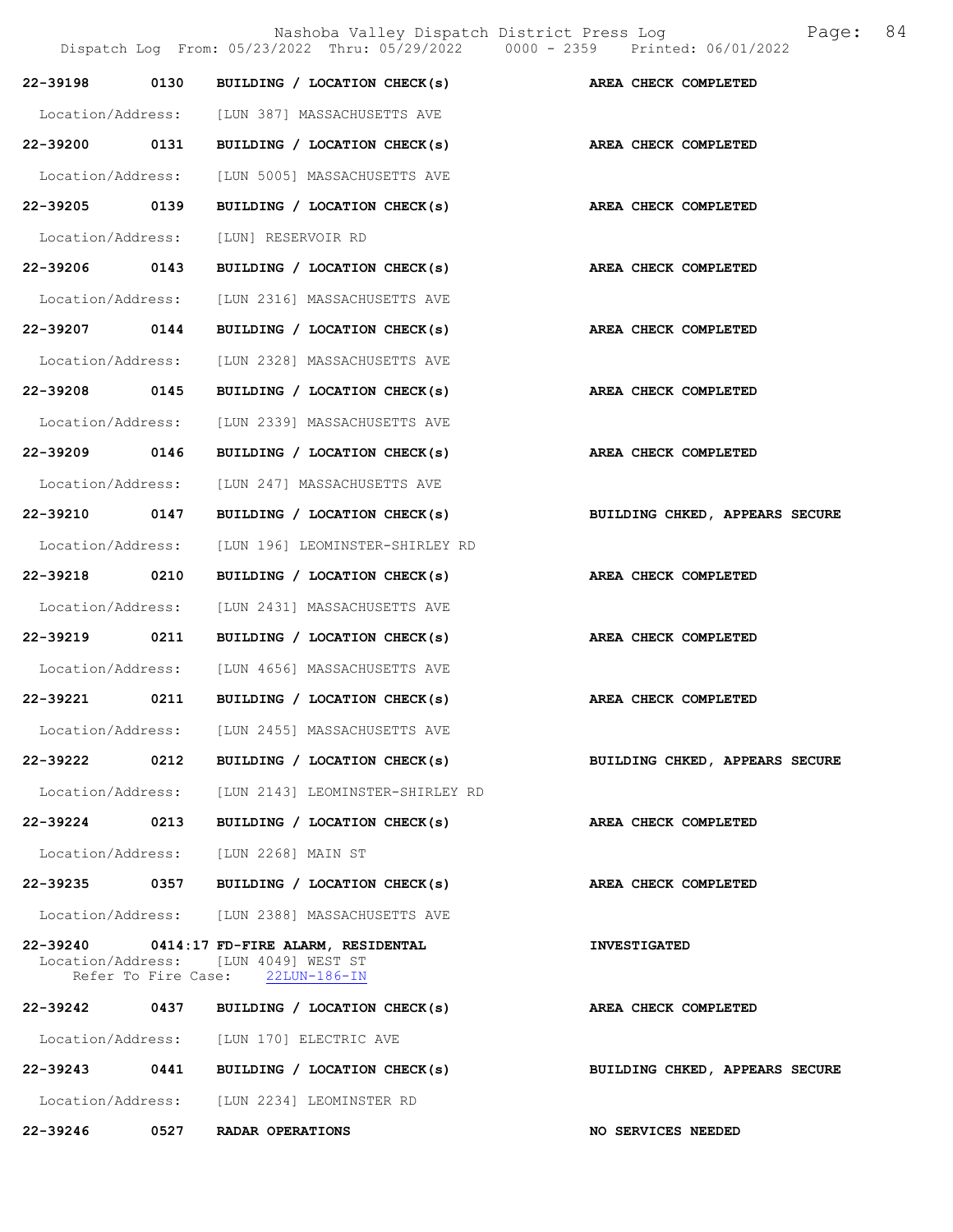22-39198 0130 BUILDING / LOCATION CHECK(s) AREA CHECK COMPLETED

Location/Address: [LUN 387] MASSACHUSETTS AVE

22-39200 0131 BUILDING / LOCATION CHECK(s) AREA CHECK COMPLETED

Location/Address: [LUN 5005] MASSACHUSETTS AVE

22-39205 0139 BUILDING / LOCATION CHECK(s) AREA CHECK COMPLETED

Location/Address: [LUN] RESERVOIR RD

22-39206 0143 BUILDING / LOCATION CHECK(s) AREA CHECK COMPLETED

Location/Address: [LUN 2316] MASSACHUSETTS AVE

22-39207 0144 BUILDING / LOCATION CHECK(s) AREA CHECK COMPLETED

Location/Address: [LUN 2328] MASSACHUSETTS AVE

22-39208 0145 BUILDING / LOCATION CHECK(s) AREA CHECK COMPLETED

Location/Address: [LUN 2339] MASSACHUSETTS AVE

22-39209 0146 BUILDING / LOCATION CHECK(s) AREA CHECK COMPLETED

Location/Address: [LUN 247] MASSACHUSETTS AVE

22-39210 0147 BUILDING / LOCATION CHECK(s) BUILDING CHKED, APPEARS SECURE

Location/Address: [LUN 196] LEOMINSTER-SHIRLEY RD

22-39218 0210 BUILDING / LOCATION CHECK(s) AREA CHECK COMPLETED

Location/Address: [LUN 2431] MASSACHUSETTS AVE

22-39219 0211 BUILDING / LOCATION CHECK(s) AREA CHECK COMPLETED

Location/Address: [LUN 4656] MASSACHUSETTS AVE

22-39221 0211 BUILDING / LOCATION CHECK(s) AREA CHECK COMPLETED

Location/Address: [LUN 2455] MASSACHUSETTS AVE

22-39222 0212 BUILDING / LOCATION CHECK(s) BUILDING CHKED, APPEARS SECURE

Location/Address: [LUN 2143] LEOMINSTER-SHIRLEY RD

22-39224 0213 BUILDING / LOCATION CHECK(s) AREA CHECK COMPLETED

Location/Address: [LUN 2268] MAIN ST

22-39235 0357 BUILDING / LOCATION CHECK(s) AREA CHECK COMPLETED

Location/Address: [LUN 2388] MASSACHUSETTS AVE

22-39240 0414:17 FD-FIRE ALARM, RESIDENTAL INVESTIGATED

Location/Address: [LUN 4049] WEST ST

Refer To Fire Case: 22LUN-186-IN

22-39242 0437 BUILDING / LOCATION CHECK(s) AREA CHECK COMPLETED

Location/Address: [LUN 170] ELECTRIC AVE

22-39243 0441 BUILDING / LOCATION CHECK(s) BUILDING CHKED, APPEARS SECURE

Location/Address: [LUN 2234] LEOMINSTER RD

22-39246 0527 RADAR OPERATIONS NO SERVICES NEEDED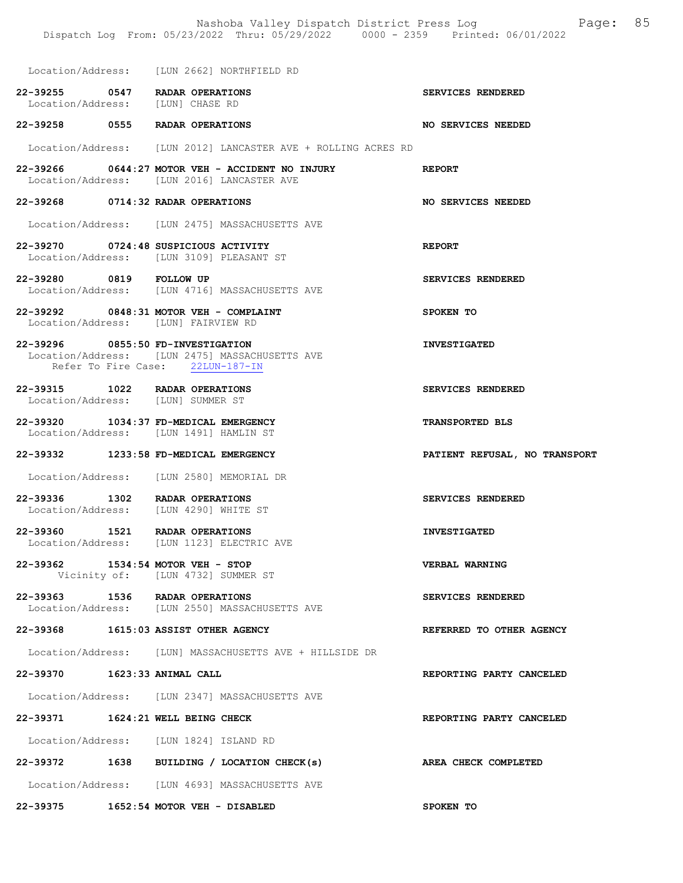Location/Address: [LUN 2662] NORTHFIELD RD

**22-39255 0547 RADAR OPERATIONS** — **SERVICES RENDERED**
Location/Address: [LUN] CHASE RD

**22-39258 0555 RADAR OPERATIONS** — **NO SERVICES NEEDED**
Location/Address: [LUN 2012] LANCASTER AVE + ROLLING ACRES RD

**22-39266 0644:27 MOTOR VEH - ACCIDENT NO INJURY** — **REPORT**
Location/Address: [LUN 2016] LANCASTER AVE

**22-39268 0714:32 RADAR OPERATIONS** — **NO SERVICES NEEDED**
Location/Address: [LUN 2475] MASSACHUSETTS AVE

**22-39270 0724:48 SUSPICIOUS ACTIVITY** — **REPORT**
Location/Address: [LUN 3109] PLEASANT ST

**22-39280 0819 FOLLOW UP** — **SERVICES RENDERED**
Location/Address: [LUN 4716] MASSACHUSETTS AVE

**22-39292 0848:31 MOTOR VEH - COMPLAINT** — **SPOKEN TO**
Location/Address: [LUN] FAIRVIEW RD

**22-39296 0855:50 FD-INVESTIGATION** — **INVESTIGATED**
Location/Address: [LUN 2475] MASSACHUSETTS AVE
Refer To Fire Case: 22LUN-187-IN

**22-39315 1022 RADAR OPERATIONS** — **SERVICES RENDERED**
Location/Address: [LUN] SUMMER ST

**22-39320 1034:37 FD-MEDICAL EMERGENCY** — **TRANSPORTED BLS**
Location/Address: [LUN 1491] HAMLIN ST

**22-39332 1233:58 FD-MEDICAL EMERGENCY** — **PATIENT REFUSAL, NO TRANSPORT**
Location/Address: [LUN 2580] MEMORIAL DR

**22-39336 1302 RADAR OPERATIONS** — **SERVICES RENDERED**
Location/Address: [LUN 4290] WHITE ST

**22-39360 1521 RADAR OPERATIONS** — **INVESTIGATED**
Location/Address: [LUN 1123] ELECTRIC AVE

**22-39362 1534:54 MOTOR VEH - STOP** — **VERBAL WARNING**
Vicinity of: [LUN 4732] SUMMER ST

**22-39363 1536 RADAR OPERATIONS** — **SERVICES RENDERED**
Location/Address: [LUN 2550] MASSACHUSETTS AVE

**22-39368 1615:03 ASSIST OTHER AGENCY** — **REFERRED TO OTHER AGENCY**
Location/Address: [LUN] MASSACHUSETTS AVE + HILLSIDE DR

**22-39370 1623:33 ANIMAL CALL** — **REPORTING PARTY CANCELED**
Location/Address: [LUN 2347] MASSACHUSETTS AVE

**22-39371 1624:21 WELL BEING CHECK** — **REPORTING PARTY CANCELED**
Location/Address: [LUN 1824] ISLAND RD

**22-39372 1638 BUILDING / LOCATION CHECK(s)** — **AREA CHECK COMPLETED**
Location/Address: [LUN 4693] MASSACHUSETTS AVE

**22-39375 1652:54 MOTOR VEH - DISABLED** — **SPOKEN TO**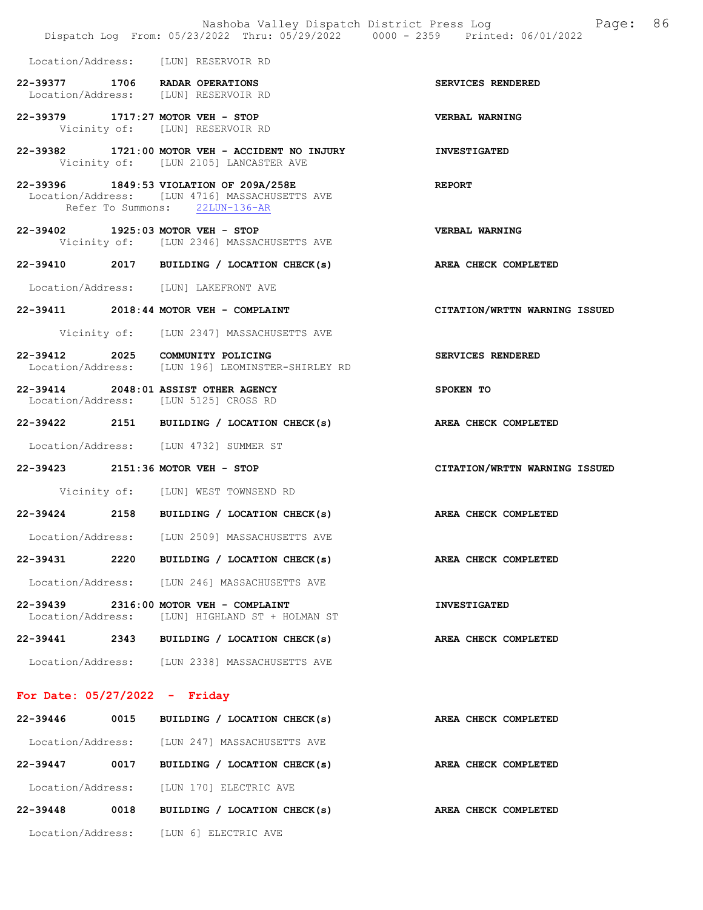Location/Address: [LUN] RESERVOIR RD

**22-39377 1706 RADAR OPERATIONS** — **SERVICES RENDERED**
Location/Address: [LUN] RESERVOIR RD

**22-39379 1717:27 MOTOR VEH - STOP** — **VERBAL WARNING**
Vicinity of: [LUN] RESERVOIR RD

**22-39382 1721:00 MOTOR VEH - ACCIDENT NO INJURY** — **INVESTIGATED**
Vicinity of: [LUN 2105] LANCASTER AVE

**22-39396 1849:53 VIOLATION OF 209A/258E** — **REPORT**
Location/Address: [LUN 4716] MASSACHUSETTS AVE
Refer To Summons: 22LUN-136-AR

**22-39402 1925:03 MOTOR VEH - STOP** — **VERBAL WARNING**
Vicinity of: [LUN 2346] MASSACHUSETTS AVE

**22-39410 2017 BUILDING / LOCATION CHECK(s)** — **AREA CHECK COMPLETED**
Location/Address: [LUN] LAKEFRONT AVE

**22-39411 2018:44 MOTOR VEH - COMPLAINT** — **CITATION/WRTTN WARNING ISSUED**
Vicinity of: [LUN 2347] MASSACHUSETTS AVE

**22-39412 2025 COMMUNITY POLICING** — **SERVICES RENDERED**
Location/Address: [LUN 196] LEOMINSTER-SHIRLEY RD

**22-39414 2048:01 ASSIST OTHER AGENCY** — **SPOKEN TO**
Location/Address: [LUN 5125] CROSS RD

**22-39422 2151 BUILDING / LOCATION CHECK(s)** — **AREA CHECK COMPLETED**
Location/Address: [LUN 4732] SUMMER ST

**22-39423 2151:36 MOTOR VEH - STOP** — **CITATION/WRTTN WARNING ISSUED**
Vicinity of: [LUN] WEST TOWNSEND RD

**22-39424 2158 BUILDING / LOCATION CHECK(s)** — **AREA CHECK COMPLETED**
Location/Address: [LUN 2509] MASSACHUSETTS AVE

**22-39431 2220 BUILDING / LOCATION CHECK(s)** — **AREA CHECK COMPLETED**
Location/Address: [LUN 246] MASSACHUSETTS AVE

**22-39439 2316:00 MOTOR VEH - COMPLAINT** — **INVESTIGATED**
Location/Address: [LUN] HIGHLAND ST + HOLMAN ST

**22-39441 2343 BUILDING / LOCATION CHECK(s)** — **AREA CHECK COMPLETED**
Location/Address: [LUN 2338] MASSACHUSETTS AVE

## For Date: 05/27/2022 - Friday

**22-39446 0015 BUILDING / LOCATION CHECK(s)** — **AREA CHECK COMPLETED**
Location/Address: [LUN 247] MASSACHUSETTS AVE

**22-39447 0017 BUILDING / LOCATION CHECK(s)** — **AREA CHECK COMPLETED**
Location/Address: [LUN 170] ELECTRIC AVE

**22-39448 0018 BUILDING / LOCATION CHECK(s)** — **AREA CHECK COMPLETED**
Location/Address: [LUN 6] ELECTRIC AVE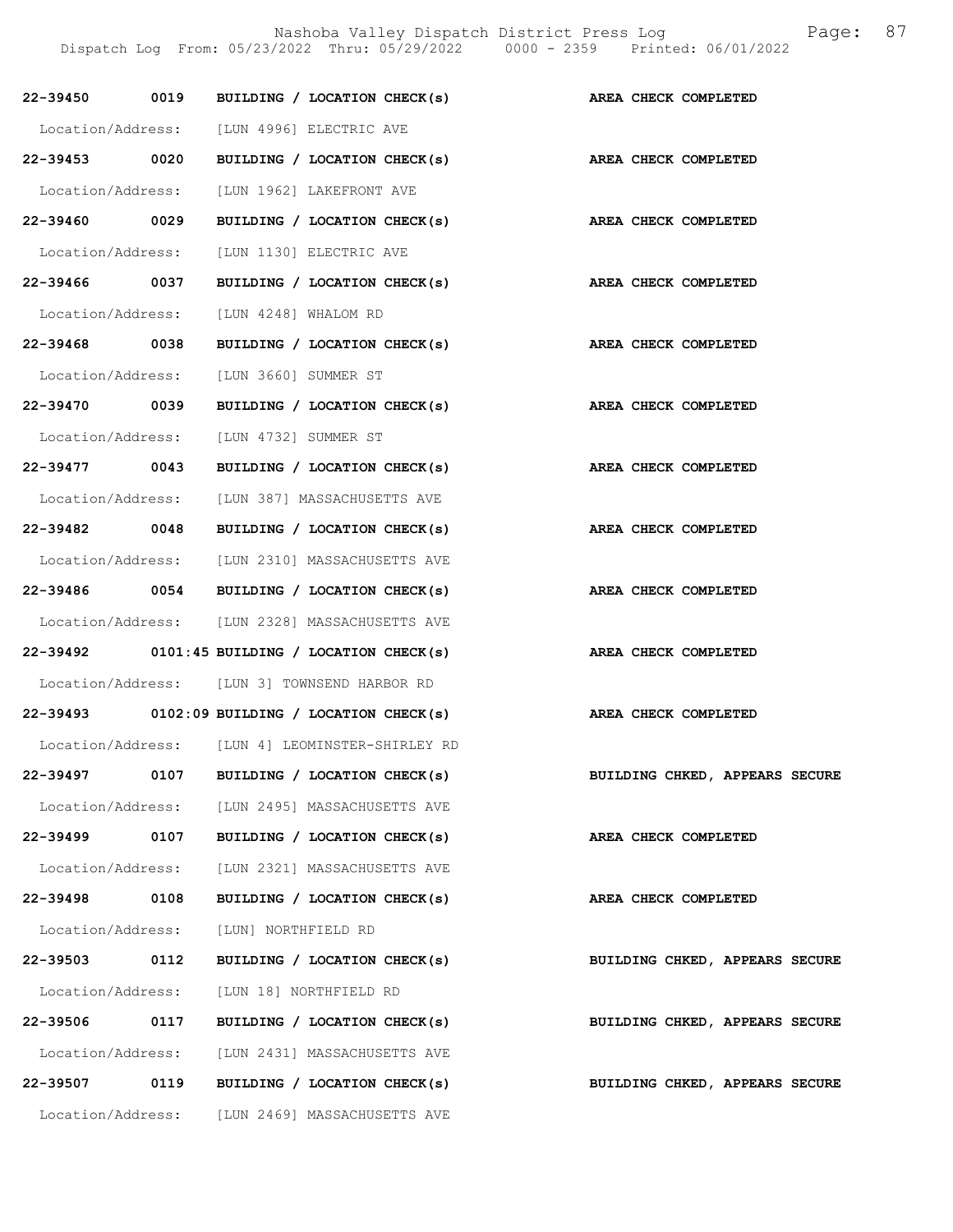22-39450 0019 BUILDING / LOCATION CHECK(s) AREA CHECK COMPLETED

Location/Address: [LUN 4996] ELECTRIC AVE

22-39453 0020 BUILDING / LOCATION CHECK(s) AREA CHECK COMPLETED

Location/Address: [LUN 1962] LAKEFRONT AVE

22-39460 0029 BUILDING / LOCATION CHECK(s) AREA CHECK COMPLETED

Location/Address: [LUN 1130] ELECTRIC AVE

22-39466 0037 BUILDING / LOCATION CHECK(s) AREA CHECK COMPLETED

Location/Address: [LUN 4248] WHALOM RD

22-39468 0038 BUILDING / LOCATION CHECK(s) AREA CHECK COMPLETED

Location/Address: [LUN 3660] SUMMER ST

22-39470 0039 BUILDING / LOCATION CHECK(s) AREA CHECK COMPLETED

Location/Address: [LUN 4732] SUMMER ST

22-39477 0043 BUILDING / LOCATION CHECK(s) AREA CHECK COMPLETED

Location/Address: [LUN 387] MASSACHUSETTS AVE

22-39482 0048 BUILDING / LOCATION CHECK(s) AREA CHECK COMPLETED

Location/Address: [LUN 2310] MASSACHUSETTS AVE

22-39486 0054 BUILDING / LOCATION CHECK(s) AREA CHECK COMPLETED

Location/Address: [LUN 2328] MASSACHUSETTS AVE

22-39492 0101:45 BUILDING / LOCATION CHECK(s) AREA CHECK COMPLETED

Location/Address: [LUN 3] TOWNSEND HARBOR RD

22-39493 0102:09 BUILDING / LOCATION CHECK(s) AREA CHECK COMPLETED

Location/Address: [LUN 4] LEOMINSTER-SHIRLEY RD

22-39497 0107 BUILDING / LOCATION CHECK(s) BUILDING CHKED, APPEARS SECURE

Location/Address: [LUN 2495] MASSACHUSETTS AVE

22-39499 0107 BUILDING / LOCATION CHECK(s) AREA CHECK COMPLETED

Location/Address: [LUN 2321] MASSACHUSETTS AVE

22-39498 0108 BUILDING / LOCATION CHECK(s) AREA CHECK COMPLETED

Location/Address: [LUN] NORTHFIELD RD

22-39503 0112 BUILDING / LOCATION CHECK(s) BUILDING CHKED, APPEARS SECURE

Location/Address: [LUN 18] NORTHFIELD RD

22-39506 0117 BUILDING / LOCATION CHECK(s) BUILDING CHKED, APPEARS SECURE

Location/Address: [LUN 2431] MASSACHUSETTS AVE

22-39507 0119 BUILDING / LOCATION CHECK(s) BUILDING CHKED, APPEARS SECURE

Location/Address: [LUN 2469] MASSACHUSETTS AVE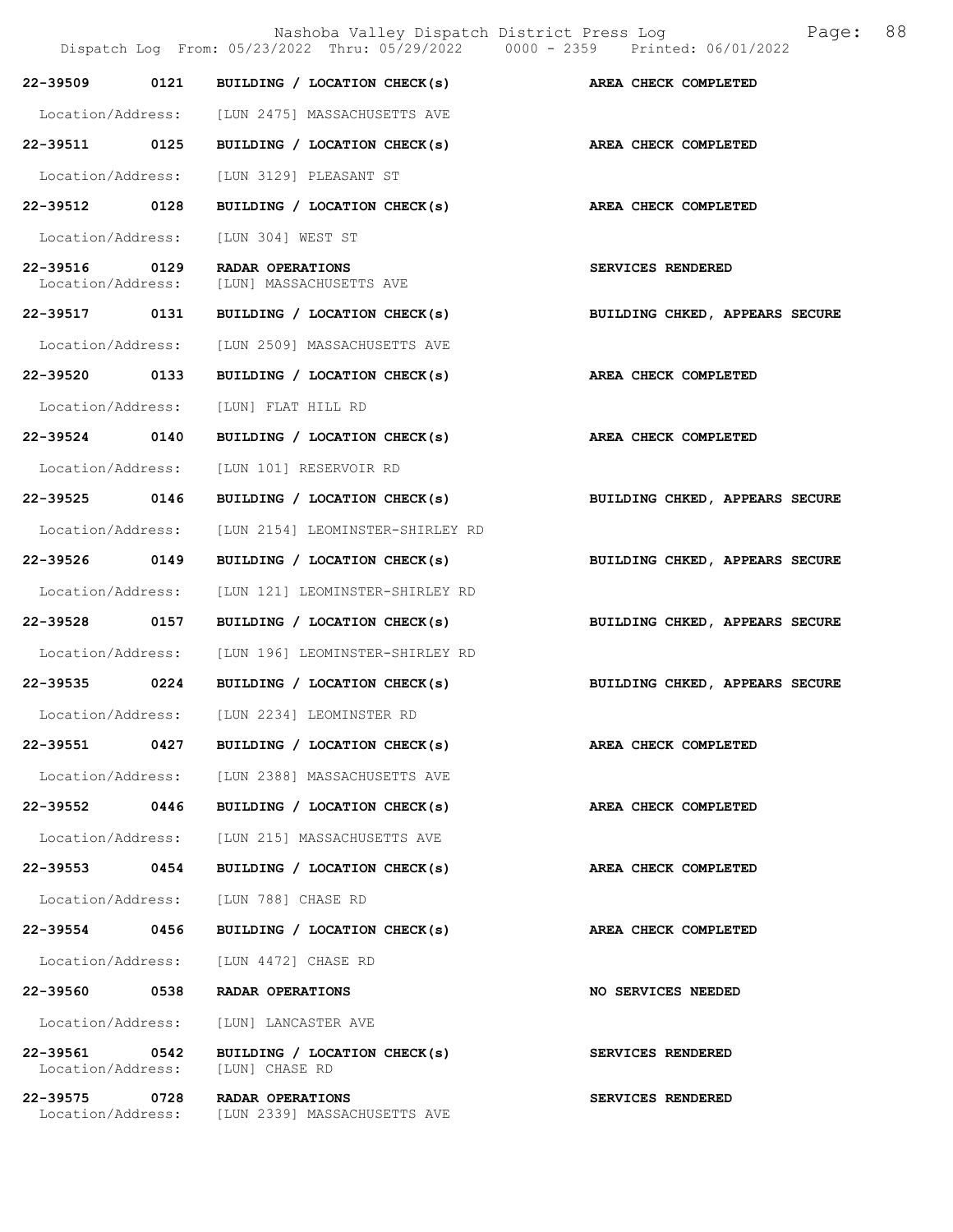| Call # | Time | Call Type | Disposition |
|---|---|---|---|
| 22-39509 | 0121 | BUILDING / LOCATION CHECK(s) | AREA CHECK COMPLETED |
| Location/Address: | | [LUN 2475] MASSACHUSETTS AVE | |
| 22-39511 | 0125 | BUILDING / LOCATION CHECK(s) | AREA CHECK COMPLETED |
| Location/Address: | | [LUN 3129] PLEASANT ST | |
| 22-39512 | 0128 | BUILDING / LOCATION CHECK(s) | AREA CHECK COMPLETED |
| Location/Address: | | [LUN 304] WEST ST | |
| 22-39516 | 0129 | RADAR OPERATIONS | SERVICES RENDERED |
| Location/Address: | | [LUN] MASSACHUSETTS AVE | |
| 22-39517 | 0131 | BUILDING / LOCATION CHECK(s) | BUILDING CHKED, APPEARS SECURE |
| Location/Address: | | [LUN 2509] MASSACHUSETTS AVE | |
| 22-39520 | 0133 | BUILDING / LOCATION CHECK(s) | AREA CHECK COMPLETED |
| Location/Address: | | [LUN] FLAT HILL RD | |
| 22-39524 | 0140 | BUILDING / LOCATION CHECK(s) | AREA CHECK COMPLETED |
| Location/Address: | | [LUN 101] RESERVOIR RD | |
| 22-39525 | 0146 | BUILDING / LOCATION CHECK(s) | BUILDING CHKED, APPEARS SECURE |
| Location/Address: | | [LUN 2154] LEOMINSTER-SHIRLEY RD | |
| 22-39526 | 0149 | BUILDING / LOCATION CHECK(s) | BUILDING CHKED, APPEARS SECURE |
| Location/Address: | | [LUN 121] LEOMINSTER-SHIRLEY RD | |
| 22-39528 | 0157 | BUILDING / LOCATION CHECK(s) | BUILDING CHKED, APPEARS SECURE |
| Location/Address: | | [LUN 196] LEOMINSTER-SHIRLEY RD | |
| 22-39535 | 0224 | BUILDING / LOCATION CHECK(s) | BUILDING CHKED, APPEARS SECURE |
| Location/Address: | | [LUN 2234] LEOMINSTER RD | |
| 22-39551 | 0427 | BUILDING / LOCATION CHECK(s) | AREA CHECK COMPLETED |
| Location/Address: | | [LUN 2388] MASSACHUSETTS AVE | |
| 22-39552 | 0446 | BUILDING / LOCATION CHECK(s) | AREA CHECK COMPLETED |
| Location/Address: | | [LUN 215] MASSACHUSETTS AVE | |
| 22-39553 | 0454 | BUILDING / LOCATION CHECK(s) | AREA CHECK COMPLETED |
| Location/Address: | | [LUN 788] CHASE RD | |
| 22-39554 | 0456 | BUILDING / LOCATION CHECK(s) | AREA CHECK COMPLETED |
| Location/Address: | | [LUN 4472] CHASE RD | |
| 22-39560 | 0538 | RADAR OPERATIONS | NO SERVICES NEEDED |
| Location/Address: | | [LUN] LANCASTER AVE | |
| 22-39561 | 0542 | BUILDING / LOCATION CHECK(s) | SERVICES RENDERED |
| Location/Address: | | [LUN] CHASE RD | |
| 22-39575 | 0728 | RADAR OPERATIONS | SERVICES RENDERED |
| Location/Address: | | [LUN 2339] MASSACHUSETTS AVE | |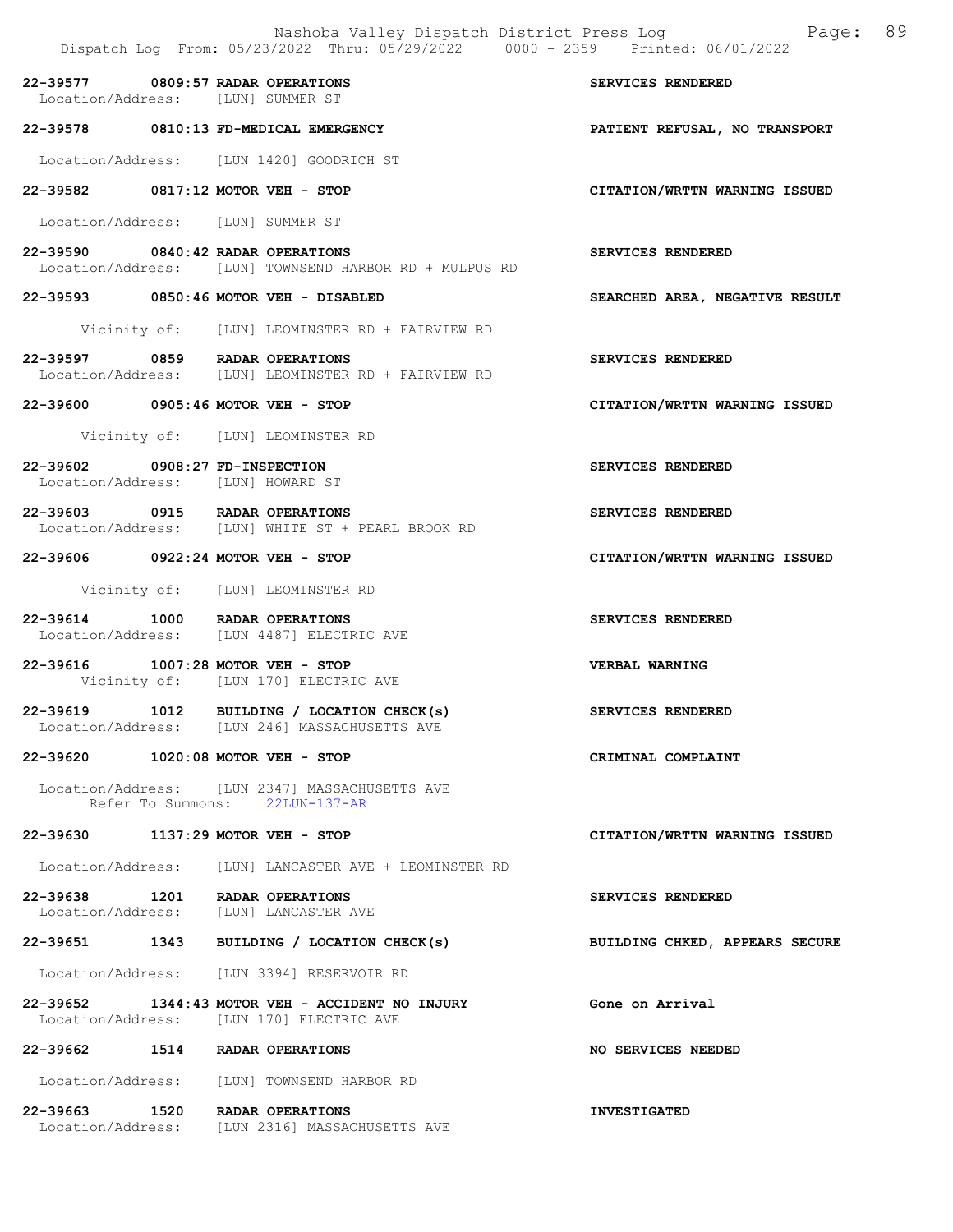Nashoba Valley Dispatch District Press Log

Dispatch Log From: 05/23/2022 Thru: 05/29/2022 0000 - 2359 Printed: 06/01/2022

**22-39577 0809:57 RADAR OPERATIONS** — **SERVICES RENDERED**
Location/Address: [LUN] SUMMER ST

**22-39578 0810:13 FD-MEDICAL EMERGENCY** — **PATIENT REFUSAL, NO TRANSPORT**
Location/Address: [LUN 1420] GOODRICH ST

**22-39582 0817:12 MOTOR VEH - STOP** — **CITATION/WRTTN WARNING ISSUED**
Location/Address: [LUN] SUMMER ST

**22-39590 0840:42 RADAR OPERATIONS** — **SERVICES RENDERED**
Location/Address: [LUN] TOWNSEND HARBOR RD + MULPUS RD

**22-39593 0850:46 MOTOR VEH - DISABLED** — **SEARCHED AREA, NEGATIVE RESULT**
Vicinity of: [LUN] LEOMINSTER RD + FAIRVIEW RD

**22-39597 0859 RADAR OPERATIONS** — **SERVICES RENDERED**
Location/Address: [LUN] LEOMINSTER RD + FAIRVIEW RD

**22-39600 0905:46 MOTOR VEH - STOP** — **CITATION/WRTTN WARNING ISSUED**
Vicinity of: [LUN] LEOMINSTER RD

**22-39602 0908:27 FD-INSPECTION** — **SERVICES RENDERED**
Location/Address: [LUN] HOWARD ST

**22-39603 0915 RADAR OPERATIONS** — **SERVICES RENDERED**
Location/Address: [LUN] WHITE ST + PEARL BROOK RD

**22-39606 0922:24 MOTOR VEH - STOP** — **CITATION/WRTTN WARNING ISSUED**
Vicinity of: [LUN] LEOMINSTER RD

**22-39614 1000 RADAR OPERATIONS** — **SERVICES RENDERED**
Location/Address: [LUN 4487] ELECTRIC AVE

**22-39616 1007:28 MOTOR VEH - STOP** — **VERBAL WARNING**
Vicinity of: [LUN 170] ELECTRIC AVE

**22-39619 1012 BUILDING / LOCATION CHECK(s)** — **SERVICES RENDERED**
Location/Address: [LUN 246] MASSACHUSETTS AVE

**22-39620 1020:08 MOTOR VEH - STOP** — **CRIMINAL COMPLAINT**
Location/Address: [LUN 2347] MASSACHUSETTS AVE
Refer To Summons: 22LUN-137-AR

**22-39630 1137:29 MOTOR VEH - STOP** — **CITATION/WRTTN WARNING ISSUED**
Location/Address: [LUN] LANCASTER AVE + LEOMINSTER RD

**22-39638 1201 RADAR OPERATIONS** — **SERVICES RENDERED**
Location/Address: [LUN] LANCASTER AVE

**22-39651 1343 BUILDING / LOCATION CHECK(s)** — **BUILDING CHKED, APPEARS SECURE**
Location/Address: [LUN 3394] RESERVOIR RD

**22-39652 1344:43 MOTOR VEH - ACCIDENT NO INJURY** — **Gone on Arrival**
Location/Address: [LUN 170] ELECTRIC AVE

**22-39662 1514 RADAR OPERATIONS** — **NO SERVICES NEEDED**
Location/Address: [LUN] TOWNSEND HARBOR RD

**22-39663 1520 RADAR OPERATIONS** — **INVESTIGATED**
Location/Address: [LUN 2316] MASSACHUSETTS AVE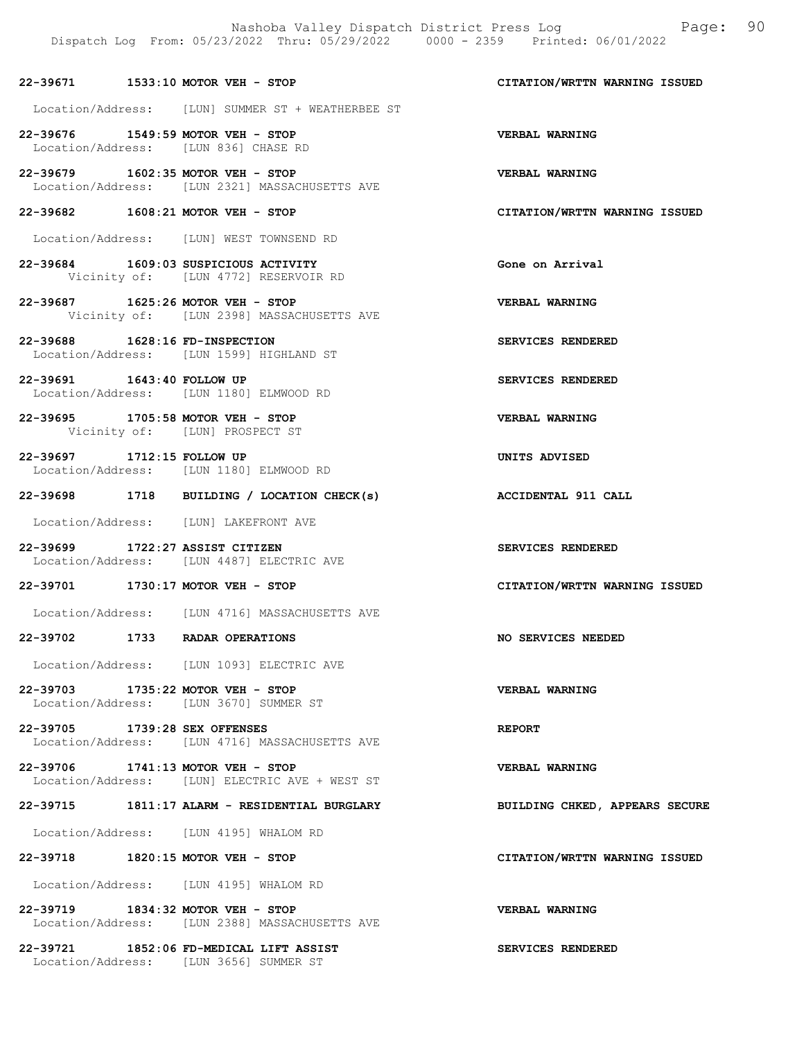**22-39671 1533:10 MOTOR VEH - STOP** **CITATION/WRTTN WARNING ISSUED**

Location/Address: [LUN] SUMMER ST + WEATHERBEE ST

**22-39676 1549:59 MOTOR VEH - STOP** **VERBAL WARNING**
Location/Address: [LUN 836] CHASE RD

**22-39679 1602:35 MOTOR VEH - STOP** **VERBAL WARNING**
Location/Address: [LUN 2321] MASSACHUSETTS AVE

**22-39682 1608:21 MOTOR VEH - STOP** **CITATION/WRTTN WARNING ISSUED**

Location/Address: [LUN] WEST TOWNSEND RD

**22-39684 1609:03 SUSPICIOUS ACTIVITY** **Gone on Arrival**
Vicinity of: [LUN 4772] RESERVOIR RD

**22-39687 1625:26 MOTOR VEH - STOP** **VERBAL WARNING**
Vicinity of: [LUN 2398] MASSACHUSETTS AVE

**22-39688 1628:16 FD-INSPECTION** **SERVICES RENDERED**
Location/Address: [LUN 1599] HIGHLAND ST

**22-39691 1643:40 FOLLOW UP** **SERVICES RENDERED**
Location/Address: [LUN 1180] ELMWOOD RD

**22-39695 1705:58 MOTOR VEH - STOP** **VERBAL WARNING**
Vicinity of: [LUN] PROSPECT ST

**22-39697 1712:15 FOLLOW UP** **UNITS ADVISED**
Location/Address: [LUN 1180] ELMWOOD RD

**22-39698 1718 BUILDING / LOCATION CHECK(s)** **ACCIDENTAL 911 CALL**

Location/Address: [LUN] LAKEFRONT AVE

**22-39699 1722:27 ASSIST CITIZEN** **SERVICES RENDERED**
Location/Address: [LUN 4487] ELECTRIC AVE

**22-39701 1730:17 MOTOR VEH - STOP** **CITATION/WRTTN WARNING ISSUED**

Location/Address: [LUN 4716] MASSACHUSETTS AVE

**22-39702 1733 RADAR OPERATIONS** **NO SERVICES NEEDED**

Location/Address: [LUN 1093] ELECTRIC AVE

**22-39703 1735:22 MOTOR VEH - STOP** **VERBAL WARNING**
Location/Address: [LUN 3670] SUMMER ST

**22-39705 1739:28 SEX OFFENSES** **REPORT**
Location/Address: [LUN 4716] MASSACHUSETTS AVE

**22-39706 1741:13 MOTOR VEH - STOP** **VERBAL WARNING**
Location/Address: [LUN] ELECTRIC AVE + WEST ST

**22-39715 1811:17 ALARM - RESIDENTIAL BURGLARY** **BUILDING CHKED, APPEARS SECURE**

Location/Address: [LUN 4195] WHALOM RD

**22-39718 1820:15 MOTOR VEH - STOP** **CITATION/WRTTN WARNING ISSUED**

Location/Address: [LUN 4195] WHALOM RD

**22-39719 1834:32 MOTOR VEH - STOP** **VERBAL WARNING**
Location/Address: [LUN 2388] MASSACHUSETTS AVE

**22-39721 1852:06 FD-MEDICAL LIFT ASSIST** **SERVICES RENDERED**
Location/Address: [LUN 3656] SUMMER ST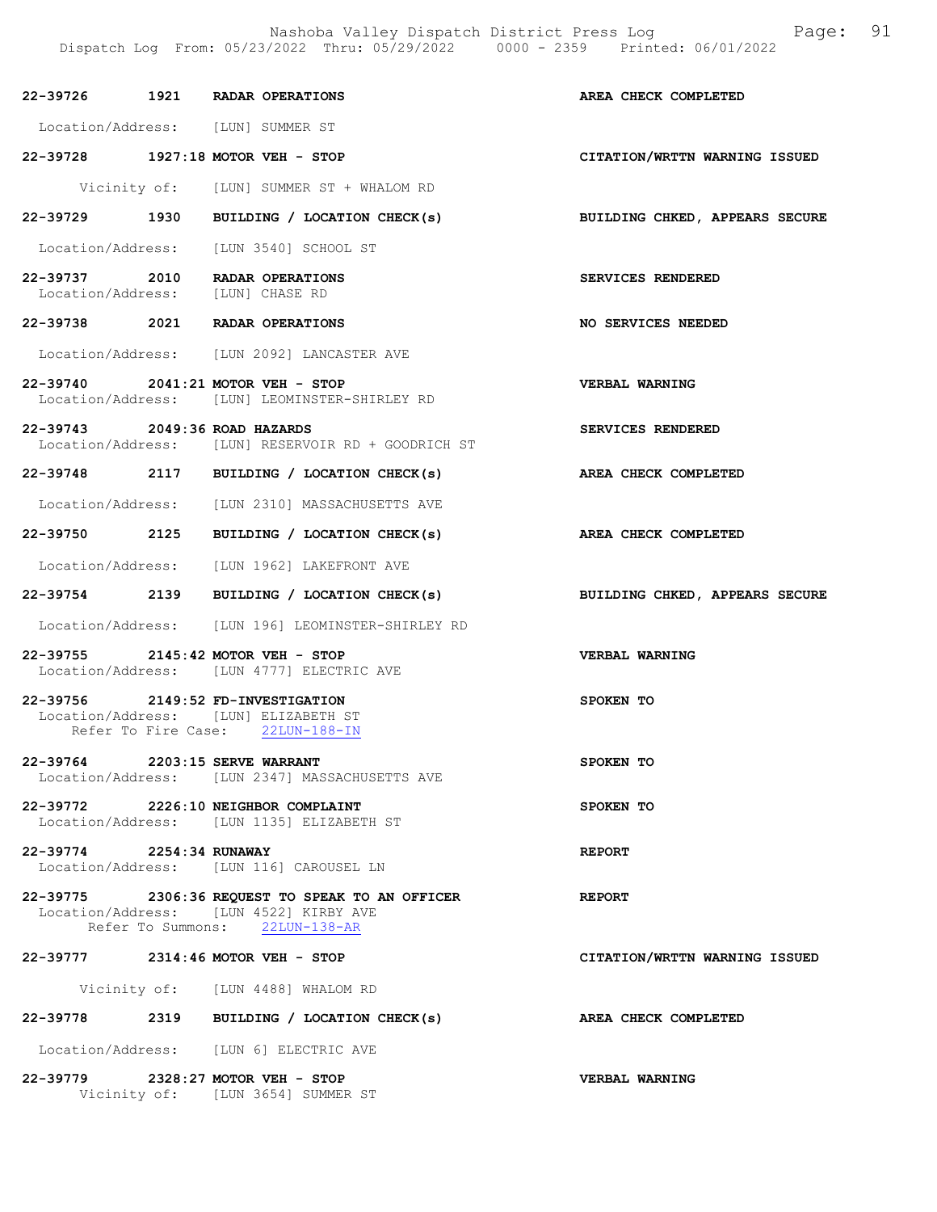22-39726 1921 RADAR OPERATIONS — AREA CHECK COMPLETED
Location/Address: [LUN] SUMMER ST

22-39728 1927:18 MOTOR VEH - STOP — CITATION/WRTTN WARNING ISSUED
Vicinity of: [LUN] SUMMER ST + WHALOM RD

22-39729 1930 BUILDING / LOCATION CHECK(s) — BUILDING CHKED, APPEARS SECURE
Location/Address: [LUN 3540] SCHOOL ST

22-39737 2010 RADAR OPERATIONS — SERVICES RENDERED
Location/Address: [LUN] CHASE RD

22-39738 2021 RADAR OPERATIONS — NO SERVICES NEEDED
Location/Address: [LUN 2092] LANCASTER AVE

22-39740 2041:21 MOTOR VEH - STOP — VERBAL WARNING
Location/Address: [LUN] LEOMINSTER-SHIRLEY RD

22-39743 2049:36 ROAD HAZARDS — SERVICES RENDERED
Location/Address: [LUN] RESERVOIR RD + GOODRICH ST

22-39748 2117 BUILDING / LOCATION CHECK(s) — AREA CHECK COMPLETED
Location/Address: [LUN 2310] MASSACHUSETTS AVE

22-39750 2125 BUILDING / LOCATION CHECK(s) — AREA CHECK COMPLETED
Location/Address: [LUN 1962] LAKEFRONT AVE

22-39754 2139 BUILDING / LOCATION CHECK(s) — BUILDING CHKED, APPEARS SECURE
Location/Address: [LUN 196] LEOMINSTER-SHIRLEY RD

22-39755 2145:42 MOTOR VEH - STOP — VERBAL WARNING
Location/Address: [LUN 4777] ELECTRIC AVE

22-39756 2149:52 FD-INVESTIGATION — SPOKEN TO
Location/Address: [LUN] ELIZABETH ST
Refer To Fire Case: 22LUN-188-IN

22-39764 2203:15 SERVE WARRANT — SPOKEN TO
Location/Address: [LUN 2347] MASSACHUSETTS AVE

22-39772 2226:10 NEIGHBOR COMPLAINT — SPOKEN TO
Location/Address: [LUN 1135] ELIZABETH ST

22-39774 2254:34 RUNAWAY — REPORT
Location/Address: [LUN 116] CAROUSEL LN

22-39775 2306:36 REQUEST TO SPEAK TO AN OFFICER — REPORT
Location/Address: [LUN 4522] KIRBY AVE
Refer To Summons: 22LUN-138-AR

22-39777 2314:46 MOTOR VEH - STOP — CITATION/WRTTN WARNING ISSUED
Vicinity of: [LUN 4488] WHALOM RD

22-39778 2319 BUILDING / LOCATION CHECK(s) — AREA CHECK COMPLETED
Location/Address: [LUN 6] ELECTRIC AVE

22-39779 2328:27 MOTOR VEH - STOP — VERBAL WARNING
Vicinity of: [LUN 3654] SUMMER ST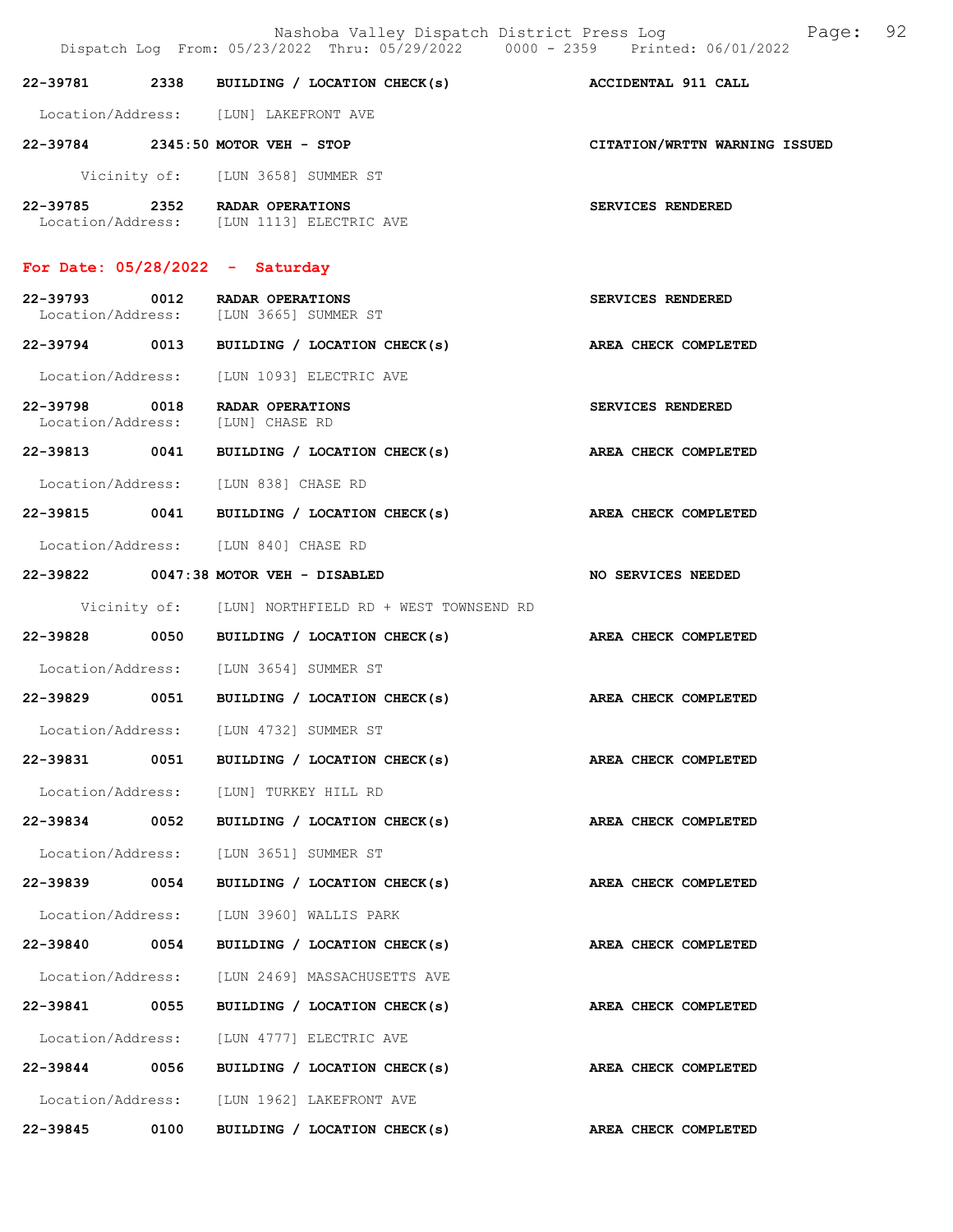22-39781 2338 BUILDING / LOCATION CHECK(s) ACCIDENTAL 911 CALL

Location/Address: [LUN] LAKEFRONT AVE

22-39784 2345:50 MOTOR VEH - STOP CITATION/WRTTN WARNING ISSUED

Vicinity of: [LUN 3658] SUMMER ST

22-39785 2352 RADAR OPERATIONS SERVICES RENDERED
Location/Address: [LUN 1113] ELECTRIC AVE

## For Date: 05/28/2022 - Saturday

22-39793 0012 RADAR OPERATIONS SERVICES RENDERED
Location/Address: [LUN 3665] SUMMER ST

22-39794 0013 BUILDING / LOCATION CHECK(s) AREA CHECK COMPLETED

Location/Address: [LUN 1093] ELECTRIC AVE

22-39798 0018 RADAR OPERATIONS SERVICES RENDERED
Location/Address: [LUN] CHASE RD

22-39813 0041 BUILDING / LOCATION CHECK(s) AREA CHECK COMPLETED

Location/Address: [LUN 838] CHASE RD

22-39815 0041 BUILDING / LOCATION CHECK(s) AREA CHECK COMPLETED

Location/Address: [LUN 840] CHASE RD

22-39822 0047:38 MOTOR VEH - DISABLED NO SERVICES NEEDED

Vicinity of: [LUN] NORTHFIELD RD + WEST TOWNSEND RD

22-39828 0050 BUILDING / LOCATION CHECK(s) AREA CHECK COMPLETED

Location/Address: [LUN 3654] SUMMER ST

22-39829 0051 BUILDING / LOCATION CHECK(s) AREA CHECK COMPLETED

Location/Address: [LUN 4732] SUMMER ST

22-39831 0051 BUILDING / LOCATION CHECK(s) AREA CHECK COMPLETED

Location/Address: [LUN] TURKEY HILL RD

22-39834 0052 BUILDING / LOCATION CHECK(s) AREA CHECK COMPLETED

Location/Address: [LUN 3651] SUMMER ST

22-39839 0054 BUILDING / LOCATION CHECK(s) AREA CHECK COMPLETED

Location/Address: [LUN 3960] WALLIS PARK

22-39840 0054 BUILDING / LOCATION CHECK(s) AREA CHECK COMPLETED

Location/Address: [LUN 2469] MASSACHUSETTS AVE

22-39841 0055 BUILDING / LOCATION CHECK(s) AREA CHECK COMPLETED

Location/Address: [LUN 4777] ELECTRIC AVE

22-39844 0056 BUILDING / LOCATION CHECK(s) AREA CHECK COMPLETED

Location/Address: [LUN 1962] LAKEFRONT AVE

22-39845 0100 BUILDING / LOCATION CHECK(s) AREA CHECK COMPLETED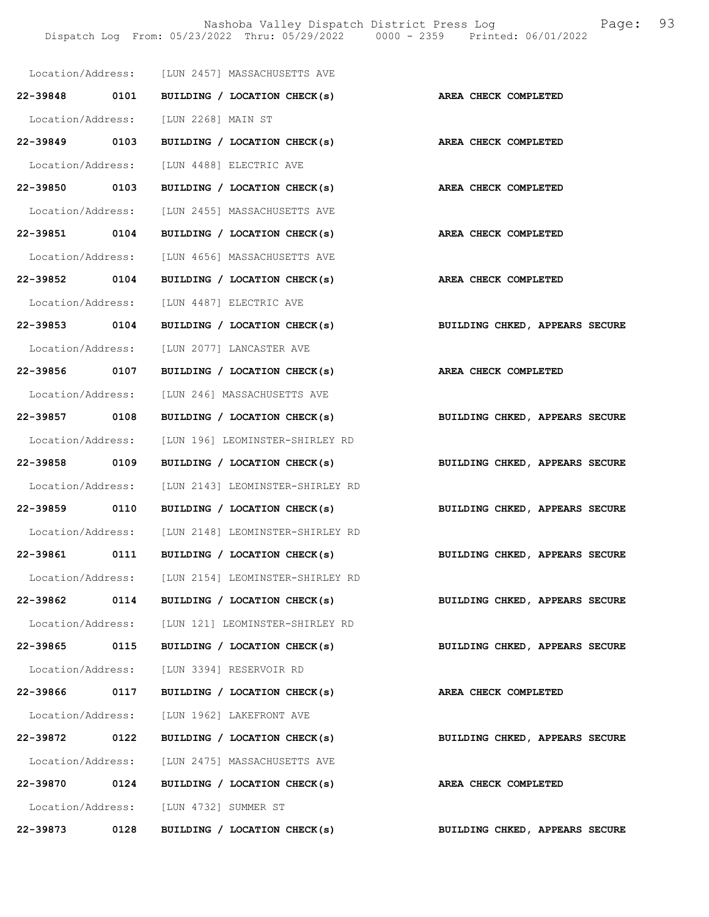Location/Address: [LUN 2457] MASSACHUSETTS AVE

**22-39848 0101 BUILDING / LOCATION CHECK(s) AREA CHECK COMPLETED**

Location/Address: [LUN 2268] MAIN ST

**22-39849 0103 BUILDING / LOCATION CHECK(s) AREA CHECK COMPLETED**

Location/Address: [LUN 4488] ELECTRIC AVE

**22-39850 0103 BUILDING / LOCATION CHECK(s) AREA CHECK COMPLETED**

Location/Address: [LUN 2455] MASSACHUSETTS AVE

**22-39851 0104 BUILDING / LOCATION CHECK(s) AREA CHECK COMPLETED**

Location/Address: [LUN 4656] MASSACHUSETTS AVE

**22-39852 0104 BUILDING / LOCATION CHECK(s) AREA CHECK COMPLETED**

Location/Address: [LUN 4487] ELECTRIC AVE

**22-39853 0104 BUILDING / LOCATION CHECK(s) BUILDING CHKED, APPEARS SECURE**

Location/Address: [LUN 2077] LANCASTER AVE

**22-39856 0107 BUILDING / LOCATION CHECK(s) AREA CHECK COMPLETED**

Location/Address: [LUN 246] MASSACHUSETTS AVE

**22-39857 0108 BUILDING / LOCATION CHECK(s) BUILDING CHKED, APPEARS SECURE**

Location/Address: [LUN 196] LEOMINSTER-SHIRLEY RD

**22-39858 0109 BUILDING / LOCATION CHECK(s) BUILDING CHKED, APPEARS SECURE**

Location/Address: [LUN 2143] LEOMINSTER-SHIRLEY RD

**22-39859 0110 BUILDING / LOCATION CHECK(s) BUILDING CHKED, APPEARS SECURE**

Location/Address: [LUN 2148] LEOMINSTER-SHIRLEY RD

**22-39861 0111 BUILDING / LOCATION CHECK(s) BUILDING CHKED, APPEARS SECURE**

Location/Address: [LUN 2154] LEOMINSTER-SHIRLEY RD

**22-39862 0114 BUILDING / LOCATION CHECK(s) BUILDING CHKED, APPEARS SECURE**

Location/Address: [LUN 121] LEOMINSTER-SHIRLEY RD

**22-39865 0115 BUILDING / LOCATION CHECK(s) BUILDING CHKED, APPEARS SECURE**

Location/Address: [LUN 3394] RESERVOIR RD

**22-39866 0117 BUILDING / LOCATION CHECK(s) AREA CHECK COMPLETED**

Location/Address: [LUN 1962] LAKEFRONT AVE

**22-39872 0122 BUILDING / LOCATION CHECK(s) BUILDING CHKED, APPEARS SECURE**

Location/Address: [LUN 2475] MASSACHUSETTS AVE

**22-39870 0124 BUILDING / LOCATION CHECK(s) AREA CHECK COMPLETED**

Location/Address: [LUN 4732] SUMMER ST

**22-39873 0128 BUILDING / LOCATION CHECK(s) BUILDING CHKED, APPEARS SECURE**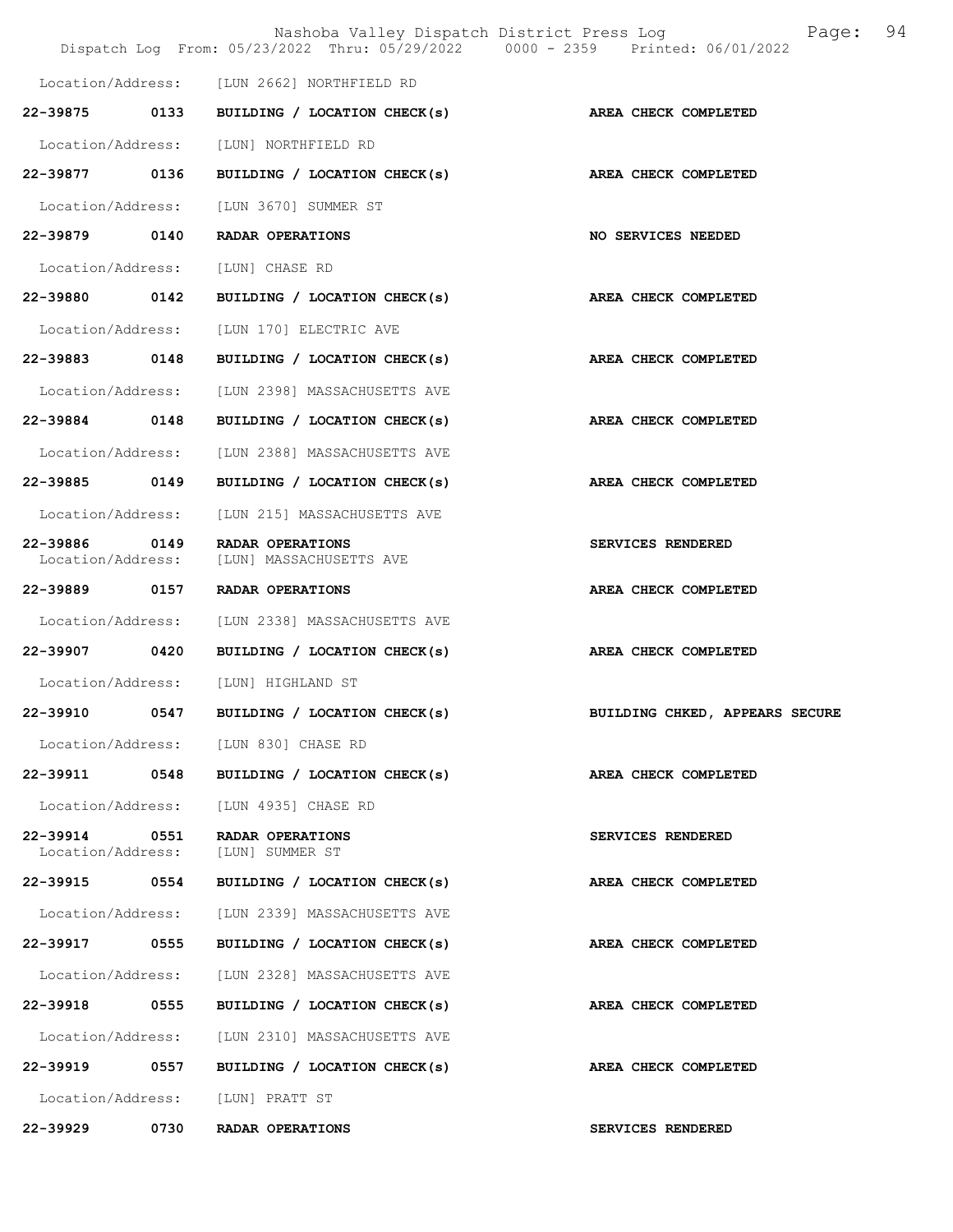Location/Address: [LUN 2662] NORTHFIELD RD

| | | | |
|---|---|---|---|
| 22-39875 | 0133 | BUILDING / LOCATION CHECK(s) | AREA CHECK COMPLETED |

Location/Address: [LUN] NORTHFIELD RD

| | | | |
|---|---|---|---|
| 22-39877 | 0136 | BUILDING / LOCATION CHECK(s) | AREA CHECK COMPLETED |

Location/Address: [LUN 3670] SUMMER ST

| | | | |
|---|---|---|---|
| 22-39879 | 0140 | RADAR OPERATIONS | NO SERVICES NEEDED |

Location/Address: [LUN] CHASE RD

| | | | |
|---|---|---|---|
| 22-39880 | 0142 | BUILDING / LOCATION CHECK(s) | AREA CHECK COMPLETED |

Location/Address: [LUN 170] ELECTRIC AVE

| | | | |
|---|---|---|---|
| 22-39883 | 0148 | BUILDING / LOCATION CHECK(s) | AREA CHECK COMPLETED |

Location/Address: [LUN 2398] MASSACHUSETTS AVE

| | | | |
|---|---|---|---|
| 22-39884 | 0148 | BUILDING / LOCATION CHECK(s) | AREA CHECK COMPLETED |

Location/Address: [LUN 2388] MASSACHUSETTS AVE

| | | | |
|---|---|---|---|
| 22-39885 | 0149 | BUILDING / LOCATION CHECK(s) | AREA CHECK COMPLETED |

Location/Address: [LUN 215] MASSACHUSETTS AVE

| | | | |
|---|---|---|---|
| 22-39886 | 0149 | RADAR OPERATIONS | SERVICES RENDERED |

Location/Address: [LUN] MASSACHUSETTS AVE

| | | | |
|---|---|---|---|
| 22-39889 | 0157 | RADAR OPERATIONS | AREA CHECK COMPLETED |

Location/Address: [LUN 2338] MASSACHUSETTS AVE

| | | | |
|---|---|---|---|
| 22-39907 | 0420 | BUILDING / LOCATION CHECK(s) | AREA CHECK COMPLETED |

Location/Address: [LUN] HIGHLAND ST

| | | | |
|---|---|---|---|
| 22-39910 | 0547 | BUILDING / LOCATION CHECK(s) | BUILDING CHKED, APPEARS SECURE |

Location/Address: [LUN 830] CHASE RD

| | | | |
|---|---|---|---|
| 22-39911 | 0548 | BUILDING / LOCATION CHECK(s) | AREA CHECK COMPLETED |

Location/Address: [LUN 4935] CHASE RD

| | | | |
|---|---|---|---|
| 22-39914 | 0551 | RADAR OPERATIONS | SERVICES RENDERED |

Location/Address: [LUN] SUMMER ST

| | | | |
|---|---|---|---|
| 22-39915 | 0554 | BUILDING / LOCATION CHECK(s) | AREA CHECK COMPLETED |

Location/Address: [LUN 2339] MASSACHUSETTS AVE

| | | | |
|---|---|---|---|
| 22-39917 | 0555 | BUILDING / LOCATION CHECK(s) | AREA CHECK COMPLETED |

Location/Address: [LUN 2328] MASSACHUSETTS AVE

| | | | |
|---|---|---|---|
| 22-39918 | 0555 | BUILDING / LOCATION CHECK(s) | AREA CHECK COMPLETED |

Location/Address: [LUN 2310] MASSACHUSETTS AVE

| | | | |
|---|---|---|---|
| 22-39919 | 0557 | BUILDING / LOCATION CHECK(s) | AREA CHECK COMPLETED |

Location/Address: [LUN] PRATT ST

| | | | |
|---|---|---|---|
| 22-39929 | 0730 | RADAR OPERATIONS | SERVICES RENDERED |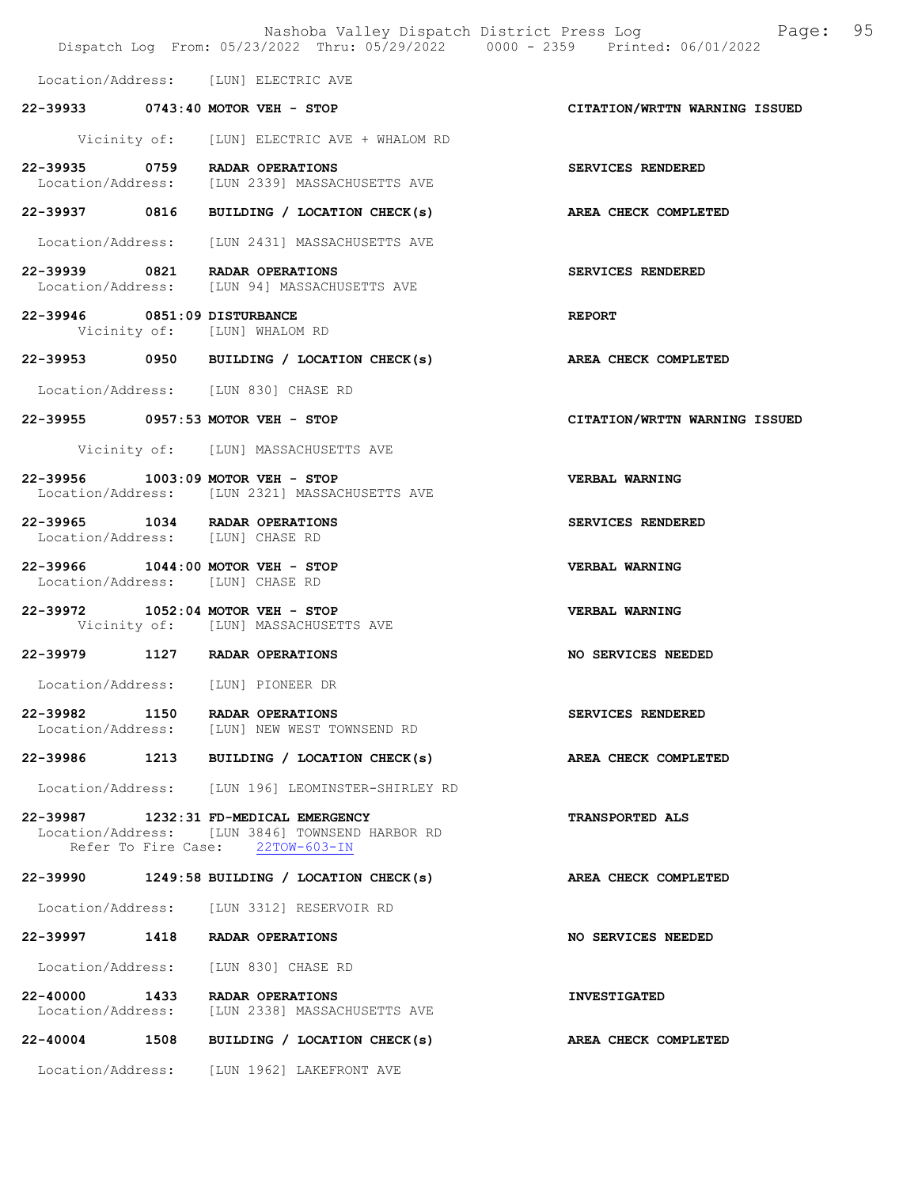Location/Address: [LUN] ELECTRIC AVE

**22-39933 0743:40 MOTOR VEH - STOP** — **CITATION/WRTTN WARNING ISSUED**
Vicinity of: [LUN] ELECTRIC AVE + WHALOM RD

**22-39935 0759 RADAR OPERATIONS** — **SERVICES RENDERED**
Location/Address: [LUN 2339] MASSACHUSETTS AVE

**22-39937 0816 BUILDING / LOCATION CHECK(s)** — **AREA CHECK COMPLETED**
Location/Address: [LUN 2431] MASSACHUSETTS AVE

**22-39939 0821 RADAR OPERATIONS** — **SERVICES RENDERED**
Location/Address: [LUN 94] MASSACHUSETTS AVE

**22-39946 0851:09 DISTURBANCE** — **REPORT**
Vicinity of: [LUN] WHALOM RD

**22-39953 0950 BUILDING / LOCATION CHECK(s)** — **AREA CHECK COMPLETED**
Location/Address: [LUN 830] CHASE RD

**22-39955 0957:53 MOTOR VEH - STOP** — **CITATION/WRTTN WARNING ISSUED**
Vicinity of: [LUN] MASSACHUSETTS AVE

**22-39956 1003:09 MOTOR VEH - STOP** — **VERBAL WARNING**
Location/Address: [LUN 2321] MASSACHUSETTS AVE

**22-39965 1034 RADAR OPERATIONS** — **SERVICES RENDERED**
Location/Address: [LUN] CHASE RD

**22-39966 1044:00 MOTOR VEH - STOP** — **VERBAL WARNING**
Location/Address: [LUN] CHASE RD

**22-39972 1052:04 MOTOR VEH - STOP** — **VERBAL WARNING**
Vicinity of: [LUN] MASSACHUSETTS AVE

**22-39979 1127 RADAR OPERATIONS** — **NO SERVICES NEEDED**
Location/Address: [LUN] PIONEER DR

**22-39982 1150 RADAR OPERATIONS** — **SERVICES RENDERED**
Location/Address: [LUN] NEW WEST TOWNSEND RD

**22-39986 1213 BUILDING / LOCATION CHECK(s)** — **AREA CHECK COMPLETED**
Location/Address: [LUN 196] LEOMINSTER-SHIRLEY RD

**22-39987 1232:31 FD-MEDICAL EMERGENCY** — **TRANSPORTED ALS**
Location/Address: [LUN 3846] TOWNSEND HARBOR RD
Refer To Fire Case: 22TOW-603-IN

**22-39990 1249:58 BUILDING / LOCATION CHECK(s)** — **AREA CHECK COMPLETED**
Location/Address: [LUN 3312] RESERVOIR RD

**22-39997 1418 RADAR OPERATIONS** — **NO SERVICES NEEDED**
Location/Address: [LUN 830] CHASE RD

**22-40000 1433 RADAR OPERATIONS** — **INVESTIGATED**
Location/Address: [LUN 2338] MASSACHUSETTS AVE

**22-40004 1508 BUILDING / LOCATION CHECK(s)** — **AREA CHECK COMPLETED**
Location/Address: [LUN 1962] LAKEFRONT AVE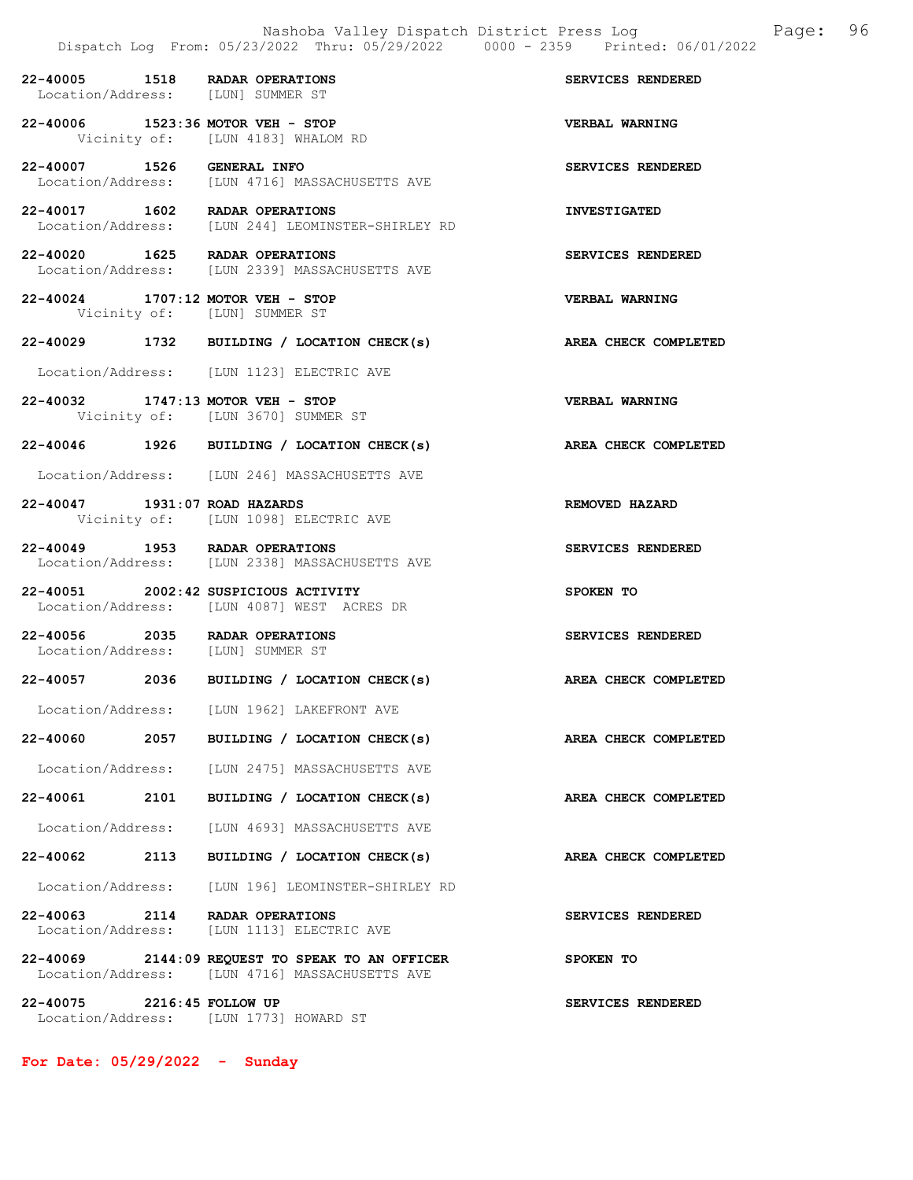**22-40005 1518 RADAR OPERATIONS** — **SERVICES RENDERED**
Location/Address: [LUN] SUMMER ST

**22-40006 1523:36 MOTOR VEH - STOP** — **VERBAL WARNING**
Vicinity of: [LUN 4183] WHALOM RD

**22-40007 1526 GENERAL INFO** — **SERVICES RENDERED**
Location/Address: [LUN 4716] MASSACHUSETTS AVE

**22-40017 1602 RADAR OPERATIONS** — **INVESTIGATED**
Location/Address: [LUN 244] LEOMINSTER-SHIRLEY RD

**22-40020 1625 RADAR OPERATIONS** — **SERVICES RENDERED**
Location/Address: [LUN 2339] MASSACHUSETTS AVE

**22-40024 1707:12 MOTOR VEH - STOP** — **VERBAL WARNING**
Vicinity of: [LUN] SUMMER ST

**22-40029 1732 BUILDING / LOCATION CHECK(s)** — **AREA CHECK COMPLETED**
Location/Address: [LUN 1123] ELECTRIC AVE

**22-40032 1747:13 MOTOR VEH - STOP** — **VERBAL WARNING**
Vicinity of: [LUN 3670] SUMMER ST

**22-40046 1926 BUILDING / LOCATION CHECK(s)** — **AREA CHECK COMPLETED**
Location/Address: [LUN 246] MASSACHUSETTS AVE

**22-40047 1931:07 ROAD HAZARDS** — **REMOVED HAZARD**
Vicinity of: [LUN 1098] ELECTRIC AVE

**22-40049 1953 RADAR OPERATIONS** — **SERVICES RENDERED**
Location/Address: [LUN 2338] MASSACHUSETTS AVE

**22-40051 2002:42 SUSPICIOUS ACTIVITY** — **SPOKEN TO**
Location/Address: [LUN 4087] WEST ACRES DR

**22-40056 2035 RADAR OPERATIONS** — **SERVICES RENDERED**
Location/Address: [LUN] SUMMER ST

**22-40057 2036 BUILDING / LOCATION CHECK(s)** — **AREA CHECK COMPLETED**
Location/Address: [LUN 1962] LAKEFRONT AVE

**22-40060 2057 BUILDING / LOCATION CHECK(s)** — **AREA CHECK COMPLETED**
Location/Address: [LUN 2475] MASSACHUSETTS AVE

**22-40061 2101 BUILDING / LOCATION CHECK(s)** — **AREA CHECK COMPLETED**
Location/Address: [LUN 4693] MASSACHUSETTS AVE

**22-40062 2113 BUILDING / LOCATION CHECK(s)** — **AREA CHECK COMPLETED**
Location/Address: [LUN 196] LEOMINSTER-SHIRLEY RD

**22-40063 2114 RADAR OPERATIONS** — **SERVICES RENDERED**
Location/Address: [LUN 1113] ELECTRIC AVE

**22-40069 2144:09 REQUEST TO SPEAK TO AN OFFICER** — **SPOKEN TO**
Location/Address: [LUN 4716] MASSACHUSETTS AVE

**22-40075 2216:45 FOLLOW UP** — **SERVICES RENDERED**
Location/Address: [LUN 1773] HOWARD ST

## For Date: 05/29/2022 - Sunday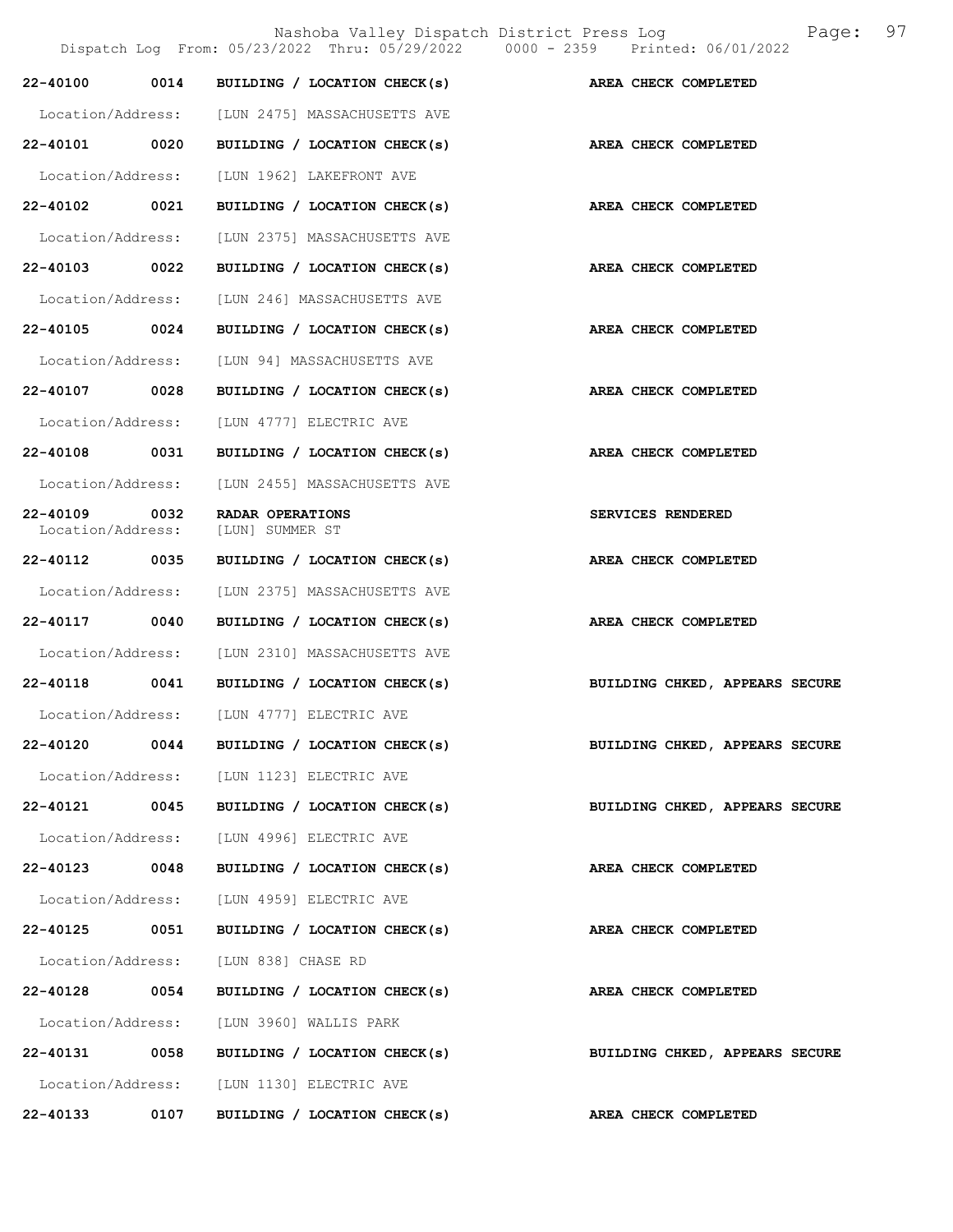Dispatch Log From: 05/23/2022 Thru: 05/29/2022 0000 - 2359 Printed: 06/01/2022

**22-40100 0014 BUILDING / LOCATION CHECK(s) AREA CHECK COMPLETED**

Location/Address: [LUN 2475] MASSACHUSETTS AVE

**22-40101 0020 BUILDING / LOCATION CHECK(s) AREA CHECK COMPLETED**

Location/Address: [LUN 1962] LAKEFRONT AVE

**22-40102 0021 BUILDING / LOCATION CHECK(s) AREA CHECK COMPLETED**

Location/Address: [LUN 2375] MASSACHUSETTS AVE

**22-40103 0022 BUILDING / LOCATION CHECK(s) AREA CHECK COMPLETED**

Location/Address: [LUN 246] MASSACHUSETTS AVE

**22-40105 0024 BUILDING / LOCATION CHECK(s) AREA CHECK COMPLETED**

Location/Address: [LUN 94] MASSACHUSETTS AVE

**22-40107 0028 BUILDING / LOCATION CHECK(s) AREA CHECK COMPLETED**

Location/Address: [LUN 4777] ELECTRIC AVE

**22-40108 0031 BUILDING / LOCATION CHECK(s) AREA CHECK COMPLETED**

Location/Address: [LUN 2455] MASSACHUSETTS AVE

**22-40109 0032 RADAR OPERATIONS SERVICES RENDERED**

Location/Address: [LUN] SUMMER ST

**22-40112 0035 BUILDING / LOCATION CHECK(s) AREA CHECK COMPLETED**

Location/Address: [LUN 2375] MASSACHUSETTS AVE

**22-40117 0040 BUILDING / LOCATION CHECK(s) AREA CHECK COMPLETED**

Location/Address: [LUN 2310] MASSACHUSETTS AVE

**22-40118 0041 BUILDING / LOCATION CHECK(s) BUILDING CHKED, APPEARS SECURE**

Location/Address: [LUN 4777] ELECTRIC AVE

**22-40120 0044 BUILDING / LOCATION CHECK(s) BUILDING CHKED, APPEARS SECURE**

Location/Address: [LUN 1123] ELECTRIC AVE

**22-40121 0045 BUILDING / LOCATION CHECK(s) BUILDING CHKED, APPEARS SECURE**

Location/Address: [LUN 4996] ELECTRIC AVE

**22-40123 0048 BUILDING / LOCATION CHECK(s) AREA CHECK COMPLETED**

Location/Address: [LUN 4959] ELECTRIC AVE

**22-40125 0051 BUILDING / LOCATION CHECK(s) AREA CHECK COMPLETED**

Location/Address: [LUN 838] CHASE RD

**22-40128 0054 BUILDING / LOCATION CHECK(s) AREA CHECK COMPLETED**

Location/Address: [LUN 3960] WALLIS PARK

**22-40131 0058 BUILDING / LOCATION CHECK(s) BUILDING CHKED, APPEARS SECURE**

Location/Address: [LUN 1130] ELECTRIC AVE

**22-40133 0107 BUILDING / LOCATION CHECK(s) AREA CHECK COMPLETED**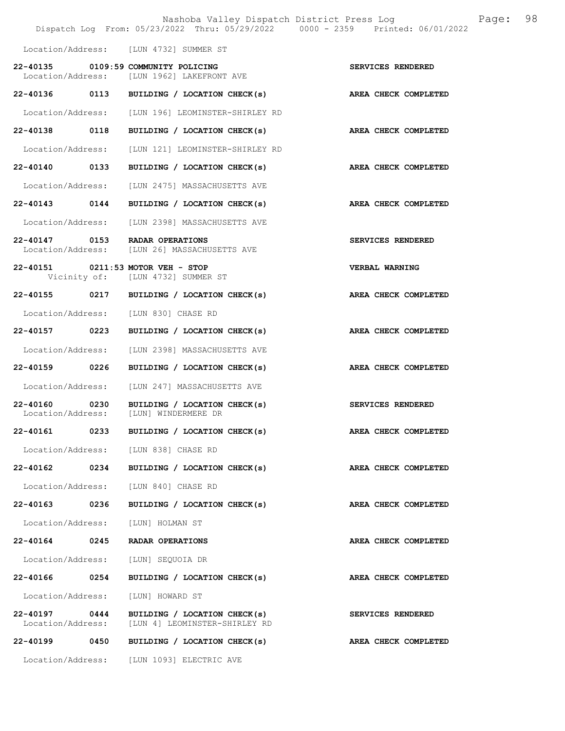Location/Address: [LUN 4732] SUMMER ST

22-40135 0109:59 COMMUNITY POLICING SERVICES RENDERED
Location/Address: [LUN 1962] LAKEFRONT AVE

22-40136 0113 BUILDING / LOCATION CHECK(s) AREA CHECK COMPLETED
Location/Address: [LUN 196] LEOMINSTER-SHIRLEY RD

22-40138 0118 BUILDING / LOCATION CHECK(s) AREA CHECK COMPLETED
Location/Address: [LUN 121] LEOMINSTER-SHIRLEY RD

22-40140 0133 BUILDING / LOCATION CHECK(s) AREA CHECK COMPLETED
Location/Address: [LUN 2475] MASSACHUSETTS AVE

22-40143 0144 BUILDING / LOCATION CHECK(s) AREA CHECK COMPLETED
Location/Address: [LUN 2398] MASSACHUSETTS AVE

22-40147 0153 RADAR OPERATIONS SERVICES RENDERED
Location/Address: [LUN 26] MASSACHUSETTS AVE

22-40151 0211:53 MOTOR VEH - STOP VERBAL WARNING
Vicinity of: [LUN 4732] SUMMER ST

22-40155 0217 BUILDING / LOCATION CHECK(s) AREA CHECK COMPLETED
Location/Address: [LUN 830] CHASE RD

22-40157 0223 BUILDING / LOCATION CHECK(s) AREA CHECK COMPLETED
Location/Address: [LUN 2398] MASSACHUSETTS AVE

22-40159 0226 BUILDING / LOCATION CHECK(s) AREA CHECK COMPLETED
Location/Address: [LUN 247] MASSACHUSETTS AVE

22-40160 0230 BUILDING / LOCATION CHECK(s) SERVICES RENDERED
Location/Address: [LUN] WINDERMERE DR

22-40161 0233 BUILDING / LOCATION CHECK(s) AREA CHECK COMPLETED
Location/Address: [LUN 838] CHASE RD

22-40162 0234 BUILDING / LOCATION CHECK(s) AREA CHECK COMPLETED
Location/Address: [LUN 840] CHASE RD

22-40163 0236 BUILDING / LOCATION CHECK(s) AREA CHECK COMPLETED
Location/Address: [LUN] HOLMAN ST

22-40164 0245 RADAR OPERATIONS AREA CHECK COMPLETED
Location/Address: [LUN] SEQUOIA DR

22-40166 0254 BUILDING / LOCATION CHECK(s) AREA CHECK COMPLETED
Location/Address: [LUN] HOWARD ST

22-40197 0444 BUILDING / LOCATION CHECK(s) SERVICES RENDERED
Location/Address: [LUN 4] LEOMINSTER-SHIRLEY RD

22-40199 0450 BUILDING / LOCATION CHECK(s) AREA CHECK COMPLETED
Location/Address: [LUN 1093] ELECTRIC AVE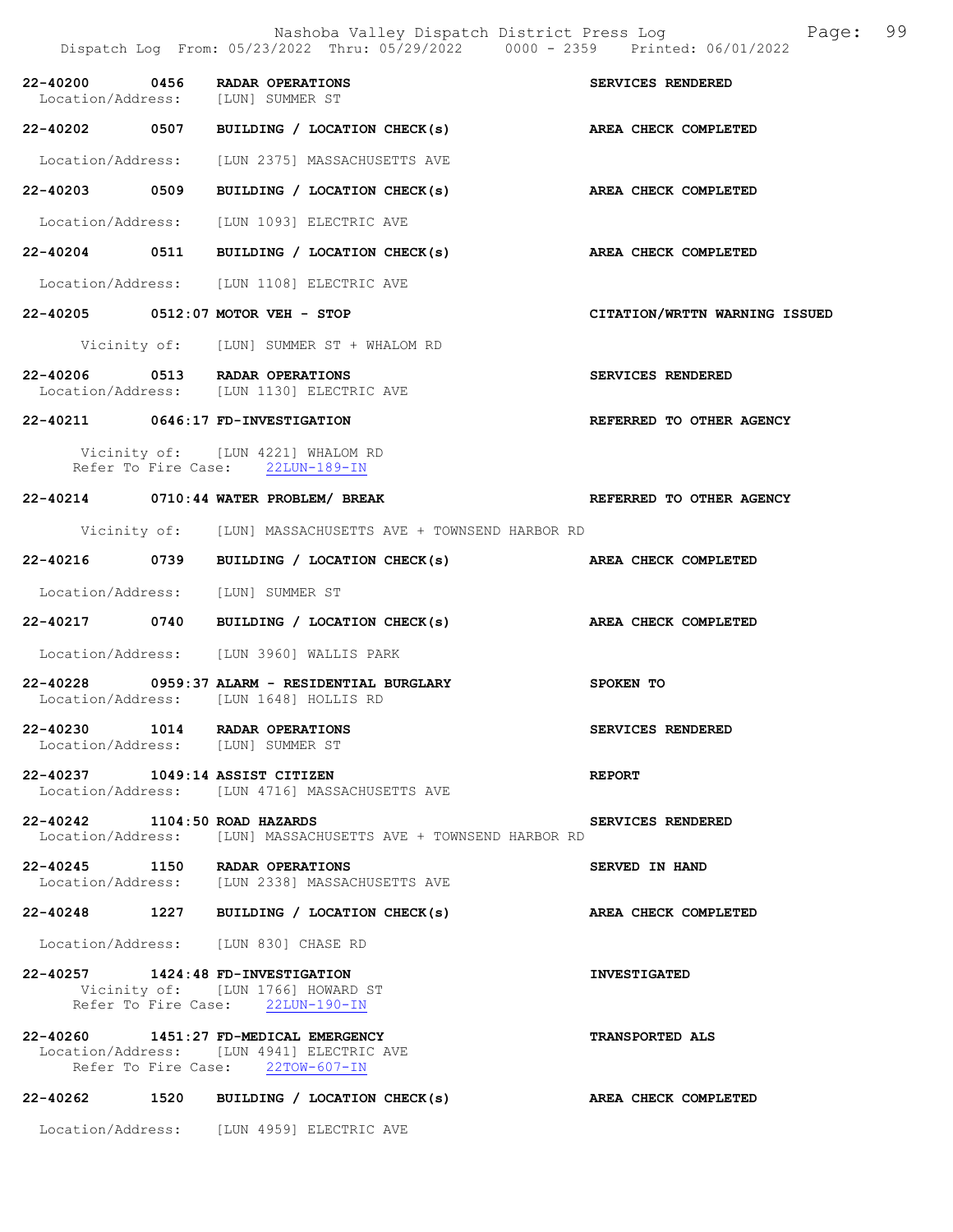Dispatch Log From: 05/23/2022 Thru: 05/29/2022 0000 - 2359 Printed: 06/01/2022

**22-40200 0456 RADAR OPERATIONS** — SERVICES RENDERED
Location/Address: [LUN] SUMMER ST

**22-40202 0507 BUILDING / LOCATION CHECK(s)** — AREA CHECK COMPLETED
Location/Address: [LUN 2375] MASSACHUSETTS AVE

**22-40203 0509 BUILDING / LOCATION CHECK(s)** — AREA CHECK COMPLETED
Location/Address: [LUN 1093] ELECTRIC AVE

**22-40204 0511 BUILDING / LOCATION CHECK(s)** — AREA CHECK COMPLETED
Location/Address: [LUN 1108] ELECTRIC AVE

**22-40205 0512:07 MOTOR VEH - STOP** — CITATION/WRTTN WARNING ISSUED
Vicinity of: [LUN] SUMMER ST + WHALOM RD

**22-40206 0513 RADAR OPERATIONS** — SERVICES RENDERED
Location/Address: [LUN 1130] ELECTRIC AVE

**22-40211 0646:17 FD-INVESTIGATION** — REFERRED TO OTHER AGENCY
Vicinity of: [LUN 4221] WHALOM RD
Refer To Fire Case: 22LUN-189-IN

**22-40214 0710:44 WATER PROBLEM/ BREAK** — REFERRED TO OTHER AGENCY
Vicinity of: [LUN] MASSACHUSETTS AVE + TOWNSEND HARBOR RD

**22-40216 0739 BUILDING / LOCATION CHECK(s)** — AREA CHECK COMPLETED
Location/Address: [LUN] SUMMER ST

**22-40217 0740 BUILDING / LOCATION CHECK(s)** — AREA CHECK COMPLETED
Location/Address: [LUN 3960] WALLIS PARK

**22-40228 0959:37 ALARM - RESIDENTIAL BURGLARY** — SPOKEN TO
Location/Address: [LUN 1648] HOLLIS RD

**22-40230 1014 RADAR OPERATIONS** — SERVICES RENDERED
Location/Address: [LUN] SUMMER ST

**22-40237 1049:14 ASSIST CITIZEN** — REPORT
Location/Address: [LUN 4716] MASSACHUSETTS AVE

**22-40242 1104:50 ROAD HAZARDS** — SERVICES RENDERED
Location/Address: [LUN] MASSACHUSETTS AVE + TOWNSEND HARBOR RD

**22-40245 1150 RADAR OPERATIONS** — SERVED IN HAND
Location/Address: [LUN 2338] MASSACHUSETTS AVE

**22-40248 1227 BUILDING / LOCATION CHECK(s)** — AREA CHECK COMPLETED
Location/Address: [LUN 830] CHASE RD

**22-40257 1424:48 FD-INVESTIGATION** — INVESTIGATED
Vicinity of: [LUN 1766] HOWARD ST
Refer To Fire Case: 22LUN-190-IN

**22-40260 1451:27 FD-MEDICAL EMERGENCY** — TRANSPORTED ALS
Location/Address: [LUN 4941] ELECTRIC AVE
Refer To Fire Case: 22TOW-607-IN

**22-40262 1520 BUILDING / LOCATION CHECK(s)** — AREA CHECK COMPLETED
Location/Address: [LUN 4959] ELECTRIC AVE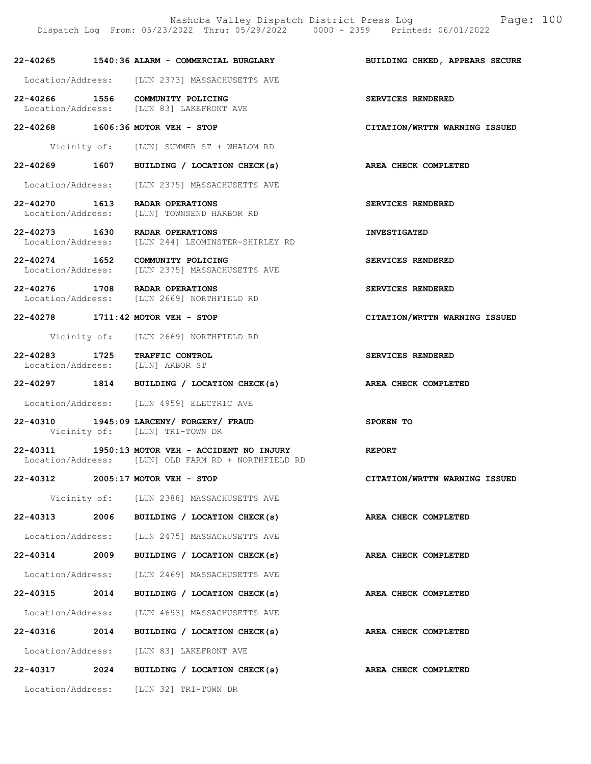**22-40265 1540:36 ALARM - COMMERCIAL BURGLARY** **BUILDING CHKED, APPEARS SECURE**

Location/Address: [LUN 2373] MASSACHUSETTS AVE

**22-40266 1556 COMMUNITY POLICING** **SERVICES RENDERED**
Location/Address: [LUN 83] LAKEFRONT AVE

**22-40268 1606:36 MOTOR VEH - STOP** **CITATION/WRTTN WARNING ISSUED**

Vicinity of: [LUN] SUMMER ST + WHALOM RD

**22-40269 1607 BUILDING / LOCATION CHECK(s)** **AREA CHECK COMPLETED**

Location/Address: [LUN 2375] MASSACHUSETTS AVE

**22-40270 1613 RADAR OPERATIONS** **SERVICES RENDERED**
Location/Address: [LUN] TOWNSEND HARBOR RD

**22-40273 1630 RADAR OPERATIONS** **INVESTIGATED**
Location/Address: [LUN 244] LEOMINSTER-SHIRLEY RD

**22-40274 1652 COMMUNITY POLICING** **SERVICES RENDERED**
Location/Address: [LUN 2375] MASSACHUSETTS AVE

**22-40276 1708 RADAR OPERATIONS** **SERVICES RENDERED**
Location/Address: [LUN 2669] NORTHFIELD RD

**22-40278 1711:42 MOTOR VEH - STOP** **CITATION/WRTTN WARNING ISSUED**

Vicinity of: [LUN 2669] NORTHFIELD RD

**22-40283 1725 TRAFFIC CONTROL** **SERVICES RENDERED**
Location/Address: [LUN] ARBOR ST

**22-40297 1814 BUILDING / LOCATION CHECK(s)** **AREA CHECK COMPLETED**

Location/Address: [LUN 4959] ELECTRIC AVE

**22-40310 1945:09 LARCENY/ FORGERY/ FRAUD** **SPOKEN TO**
Vicinity of: [LUN] TRI-TOWN DR

**22-40311 1950:13 MOTOR VEH - ACCIDENT NO INJURY** **REPORT**
Location/Address: [LUN] OLD FARM RD + NORTHFIELD RD

**22-40312 2005:17 MOTOR VEH - STOP** **CITATION/WRTTN WARNING ISSUED**

Vicinity of: [LUN 2388] MASSACHUSETTS AVE

**22-40313 2006 BUILDING / LOCATION CHECK(s)** **AREA CHECK COMPLETED**

Location/Address: [LUN 2475] MASSACHUSETTS AVE

**22-40314 2009 BUILDING / LOCATION CHECK(s)** **AREA CHECK COMPLETED**

Location/Address: [LUN 2469] MASSACHUSETTS AVE

**22-40315 2014 BUILDING / LOCATION CHECK(s)** **AREA CHECK COMPLETED**

Location/Address: [LUN 4693] MASSACHUSETTS AVE

**22-40316 2014 BUILDING / LOCATION CHECK(s)** **AREA CHECK COMPLETED**

Location/Address: [LUN 83] LAKEFRONT AVE

**22-40317 2024 BUILDING / LOCATION CHECK(s)** **AREA CHECK COMPLETED**

Location/Address: [LUN 32] TRI-TOWN DR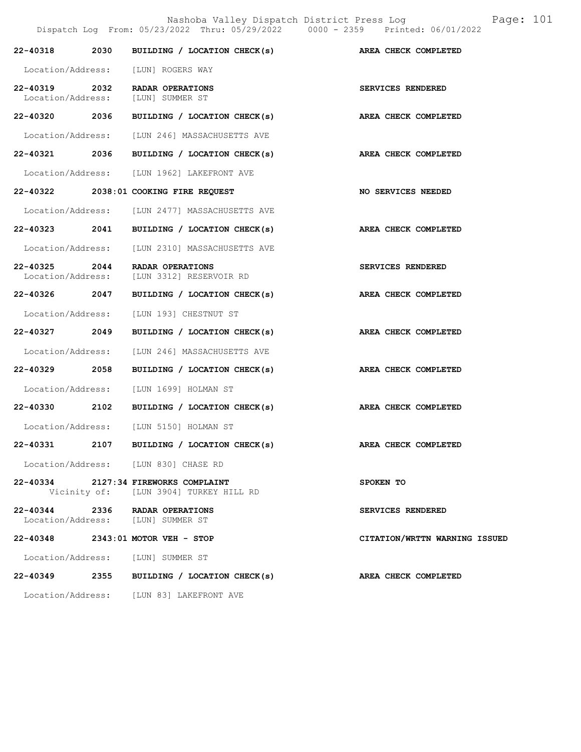| Call # | Time | Call Type | Disposition |
|---|---|---|---|
| 22-40318 | 2030 | BUILDING / LOCATION CHECK(s) | AREA CHECK COMPLETED |
| | | Location/Address: [LUN] ROGERS WAY | |
| 22-40319 | 2032 | RADAR OPERATIONS | SERVICES RENDERED |
| | | Location/Address: [LUN] SUMMER ST | |
| 22-40320 | 2036 | BUILDING / LOCATION CHECK(s) | AREA CHECK COMPLETED |
| | | Location/Address: [LUN 246] MASSACHUSETTS AVE | |
| 22-40321 | 2036 | BUILDING / LOCATION CHECK(s) | AREA CHECK COMPLETED |
| | | Location/Address: [LUN 1962] LAKEFRONT AVE | |
| 22-40322 | 2038:01 | COOKING FIRE REQUEST | NO SERVICES NEEDED |
| | | Location/Address: [LUN 2477] MASSACHUSETTS AVE | |
| 22-40323 | 2041 | BUILDING / LOCATION CHECK(s) | AREA CHECK COMPLETED |
| | | Location/Address: [LUN 2310] MASSACHUSETTS AVE | |
| 22-40325 | 2044 | RADAR OPERATIONS | SERVICES RENDERED |
| | | Location/Address: [LUN 3312] RESERVOIR RD | |
| 22-40326 | 2047 | BUILDING / LOCATION CHECK(s) | AREA CHECK COMPLETED |
| | | Location/Address: [LUN 193] CHESTNUT ST | |
| 22-40327 | 2049 | BUILDING / LOCATION CHECK(s) | AREA CHECK COMPLETED |
| | | Location/Address: [LUN 246] MASSACHUSETTS AVE | |
| 22-40329 | 2058 | BUILDING / LOCATION CHECK(s) | AREA CHECK COMPLETED |
| | | Location/Address: [LUN 1699] HOLMAN ST | |
| 22-40330 | 2102 | BUILDING / LOCATION CHECK(s) | AREA CHECK COMPLETED |
| | | Location/Address: [LUN 5150] HOLMAN ST | |
| 22-40331 | 2107 | BUILDING / LOCATION CHECK(s) | AREA CHECK COMPLETED |
| | | Location/Address: [LUN 830] CHASE RD | |
| 22-40334 | 2127:34 | FIREWORKS COMPLAINT | SPOKEN TO |
| | | Vicinity of: [LUN 3904] TURKEY HILL RD | |
| 22-40344 | 2336 | RADAR OPERATIONS | SERVICES RENDERED |
| | | Location/Address: [LUN] SUMMER ST | |
| 22-40348 | 2343:01 | MOTOR VEH - STOP | CITATION/WRTTN WARNING ISSUED |
| | | Location/Address: [LUN] SUMMER ST | |
| 22-40349 | 2355 | BUILDING / LOCATION CHECK(s) | AREA CHECK COMPLETED |
| | | Location/Address: [LUN 83] LAKEFRONT AVE | |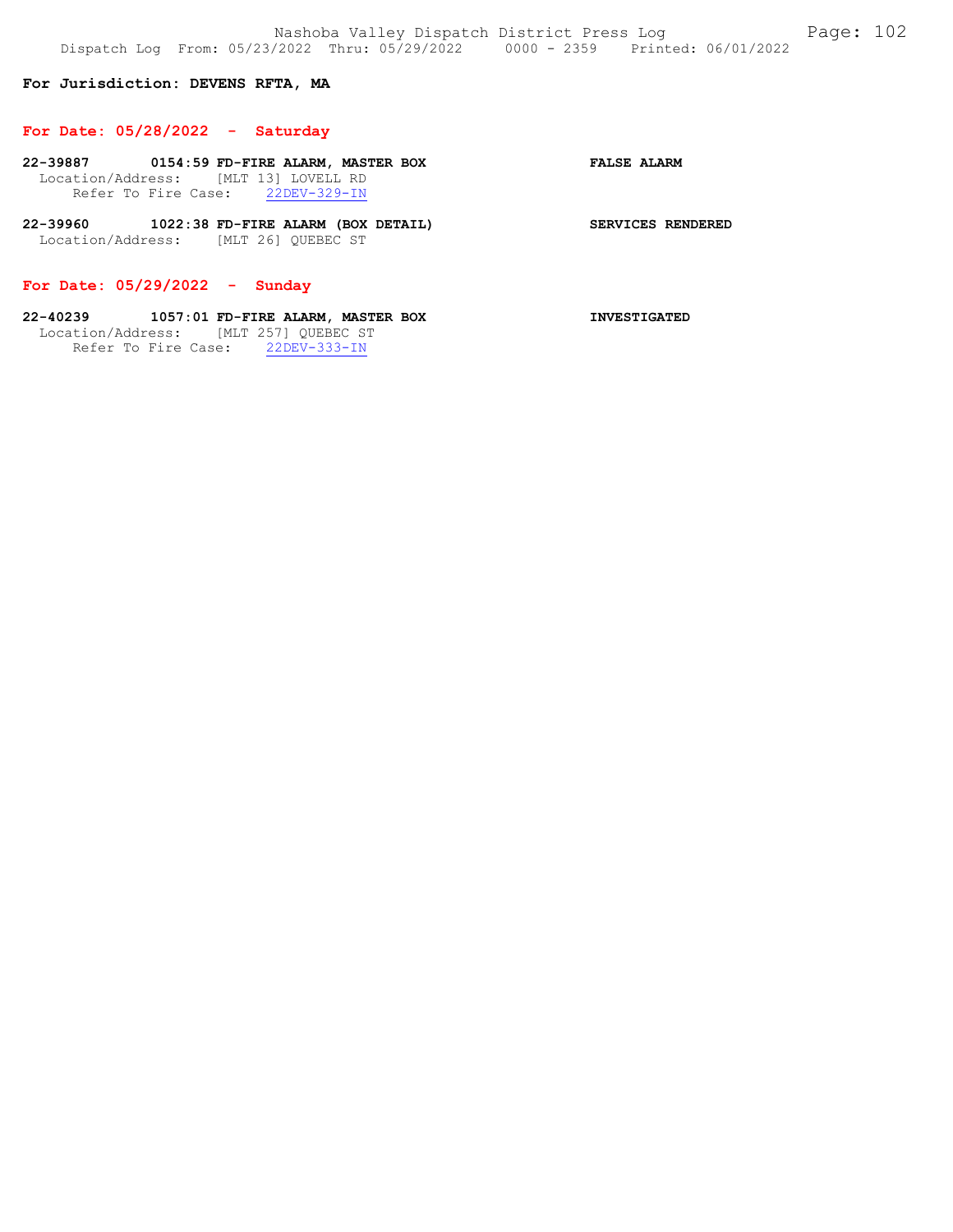**For Jurisdiction: DEVENS RFTA, MA**

## For Date: 05/28/2022 - Saturday

**22-39887 0154:59 FD-FIRE ALARM, MASTER BOX** **FALSE ALARM**
Location/Address: [MLT 13] LOVELL RD
Refer To Fire Case: 22DEV-329-IN

**22-39960 1022:38 FD-FIRE ALARM (BOX DETAIL)** **SERVICES RENDERED**
Location/Address: [MLT 26] QUEBEC ST

## For Date: 05/29/2022 - Sunday

**22-40239 1057:01 FD-FIRE ALARM, MASTER BOX** **INVESTIGATED**
Location/Address: [MLT 257] QUEBEC ST
Refer To Fire Case: 22DEV-333-IN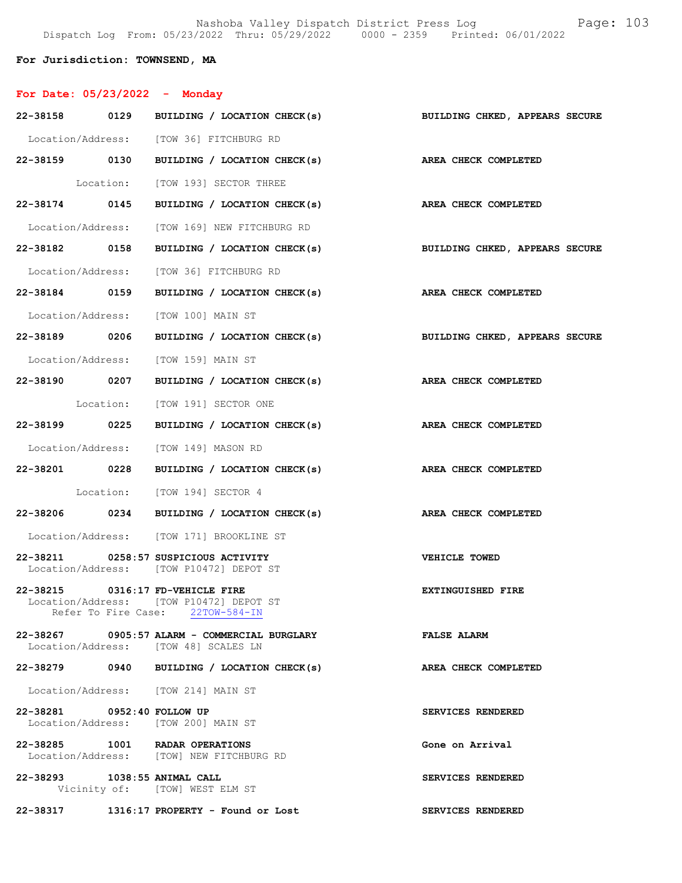Nashoba Valley Dispatch District Press Log
Dispatch Log From: 05/23/2022 Thru: 05/29/2022 0000 - 2359 Printed: 06/01/2022

**For Jurisdiction: TOWNSEND, MA**

**For Date: 05/23/2022 - Monday**

**22-38158 0129 BUILDING / LOCATION CHECK(s)** — **BUILDING CHKED, APPEARS SECURE**
Location/Address: [TOW 36] FITCHBURG RD

**22-38159 0130 BUILDING / LOCATION CHECK(s)** — **AREA CHECK COMPLETED**
Location: [TOW 193] SECTOR THREE

**22-38174 0145 BUILDING / LOCATION CHECK(s)** — **AREA CHECK COMPLETED**
Location/Address: [TOW 169] NEW FITCHBURG RD

**22-38182 0158 BUILDING / LOCATION CHECK(s)** — **BUILDING CHKED, APPEARS SECURE**
Location/Address: [TOW 36] FITCHBURG RD

**22-38184 0159 BUILDING / LOCATION CHECK(s)** — **AREA CHECK COMPLETED**
Location/Address: [TOW 100] MAIN ST

**22-38189 0206 BUILDING / LOCATION CHECK(s)** — **BUILDING CHKED, APPEARS SECURE**
Location/Address: [TOW 159] MAIN ST

**22-38190 0207 BUILDING / LOCATION CHECK(s)** — **AREA CHECK COMPLETED**
Location: [TOW 191] SECTOR ONE

**22-38199 0225 BUILDING / LOCATION CHECK(s)** — **AREA CHECK COMPLETED**
Location/Address: [TOW 149] MASON RD

**22-38201 0228 BUILDING / LOCATION CHECK(s)** — **AREA CHECK COMPLETED**
Location: [TOW 194] SECTOR 4

**22-38206 0234 BUILDING / LOCATION CHECK(s)** — **AREA CHECK COMPLETED**
Location/Address: [TOW 171] BROOKLINE ST

**22-38211 0258:57 SUSPICIOUS ACTIVITY** — **VEHICLE TOWED**
Location/Address: [TOW P10472] DEPOT ST

**22-38215 0316:17 FD-VEHICLE FIRE** — **EXTINGUISHED FIRE**
Location/Address: [TOW P10472] DEPOT ST
Refer To Fire Case: 22TOW-584-IN

**22-38267 0905:57 ALARM - COMMERCIAL BURGLARY** — **FALSE ALARM**
Location/Address: [TOW 48] SCALES LN

**22-38279 0940 BUILDING / LOCATION CHECK(s)** — **AREA CHECK COMPLETED**
Location/Address: [TOW 214] MAIN ST

**22-38281 0952:40 FOLLOW UP** — **SERVICES RENDERED**
Location/Address: [TOW 200] MAIN ST

**22-38285 1001 RADAR OPERATIONS** — **Gone on Arrival**
Location/Address: [TOW] NEW FITCHBURG RD

**22-38293 1038:55 ANIMAL CALL** — **SERVICES RENDERED**
Vicinity of: [TOW] WEST ELM ST

**22-38317 1316:17 PROPERTY - Found or Lost** — **SERVICES RENDERED**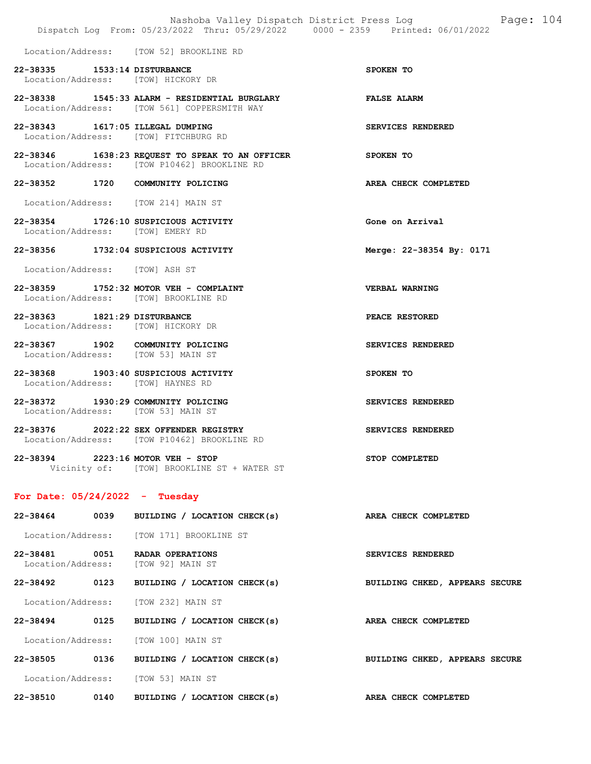Location/Address: [TOW 52] BROOKLINE RD

**22-38335 1533:14 DISTURBANCE** — SPOKEN TO
Location/Address: [TOW] HICKORY DR

**22-38338 1545:33 ALARM - RESIDENTIAL BURGLARY** — FALSE ALARM
Location/Address: [TOW 561] COPPERSMITH WAY

**22-38343 1617:05 ILLEGAL DUMPING** — SERVICES RENDERED
Location/Address: [TOW] FITCHBURG RD

**22-38346 1638:23 REQUEST TO SPEAK TO AN OFFICER** — SPOKEN TO
Location/Address: [TOW P10462] BROOKLINE RD

**22-38352 1720 COMMUNITY POLICING** — AREA CHECK COMPLETED
Location/Address: [TOW 214] MAIN ST

**22-38354 1726:10 SUSPICIOUS ACTIVITY** — Gone on Arrival
Location/Address: [TOW] EMERY RD

**22-38356 1732:04 SUSPICIOUS ACTIVITY** — Merge: 22-38354 By: 0171
Location/Address: [TOW] ASH ST

**22-38359 1752:32 MOTOR VEH - COMPLAINT** — VERBAL WARNING
Location/Address: [TOW] BROOKLINE RD

**22-38363 1821:29 DISTURBANCE** — PEACE RESTORED
Location/Address: [TOW] HICKORY DR

**22-38367 1902 COMMUNITY POLICING** — SERVICES RENDERED
Location/Address: [TOW 53] MAIN ST

**22-38368 1903:40 SUSPICIOUS ACTIVITY** — SPOKEN TO
Location/Address: [TOW] HAYNES RD

**22-38372 1930:29 COMMUNITY POLICING** — SERVICES RENDERED
Location/Address: [TOW 53] MAIN ST

**22-38376 2022:22 SEX OFFENDER REGISTRY** — SERVICES RENDERED
Location/Address: [TOW P10462] BROOKLINE RD

**22-38394 2223:16 MOTOR VEH - STOP** — STOP COMPLETED
Vicinity of: [TOW] BROOKLINE ST + WATER ST

## For Date: 05/24/2022 - Tuesday

**22-38464 0039 BUILDING / LOCATION CHECK(s)** — AREA CHECK COMPLETED
Location/Address: [TOW 171] BROOKLINE ST

**22-38481 0051 RADAR OPERATIONS** — SERVICES RENDERED
Location/Address: [TOW 92] MAIN ST

**22-38492 0123 BUILDING / LOCATION CHECK(s)** — BUILDING CHKED, APPEARS SECURE
Location/Address: [TOW 232] MAIN ST

**22-38494 0125 BUILDING / LOCATION CHECK(s)** — AREA CHECK COMPLETED
Location/Address: [TOW 100] MAIN ST

**22-38505 0136 BUILDING / LOCATION CHECK(s)** — BUILDING CHKED, APPEARS SECURE
Location/Address: [TOW 53] MAIN ST

**22-38510 0140 BUILDING / LOCATION CHECK(s)** — AREA CHECK COMPLETED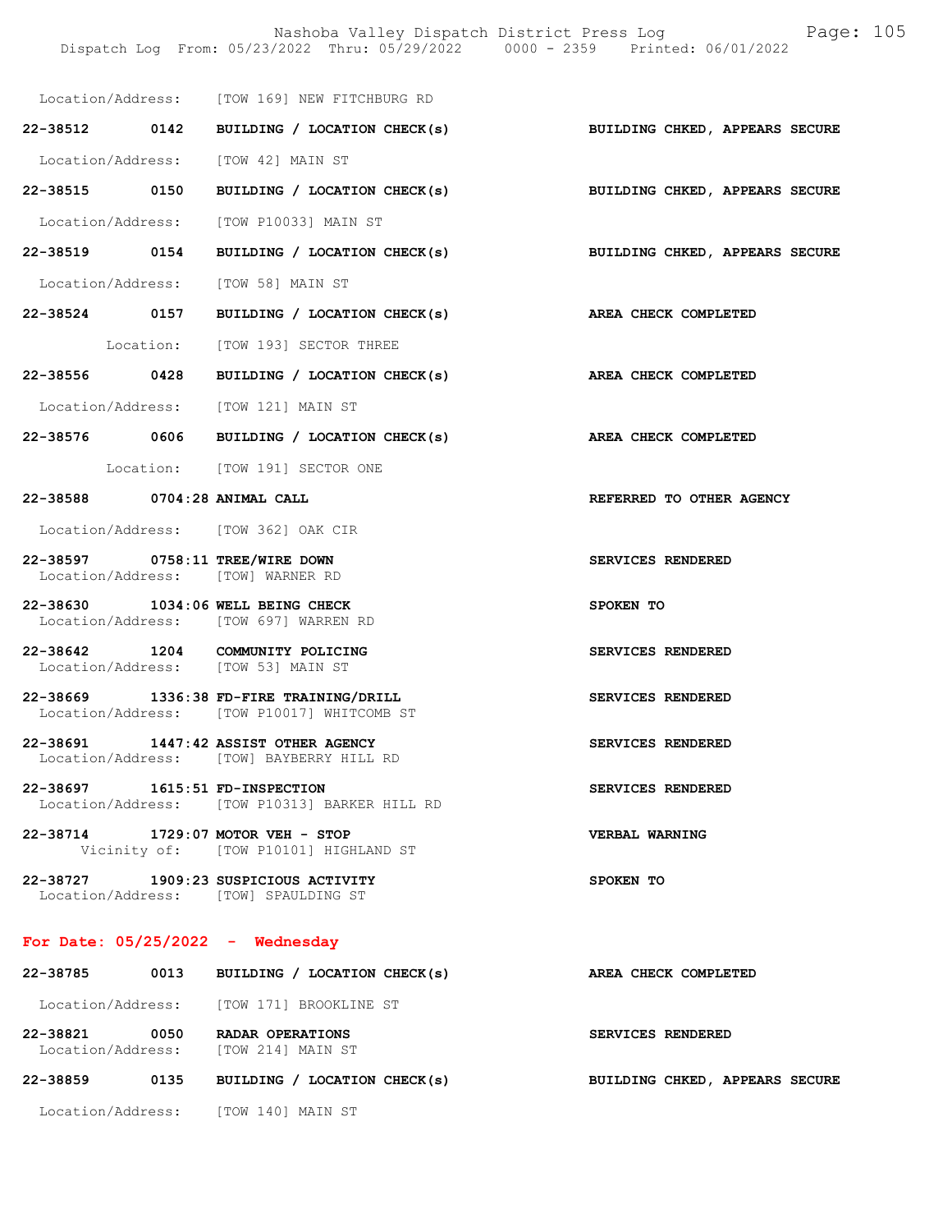Location/Address: [TOW 169] NEW FITCHBURG RD

**22-38512 0142 BUILDING / LOCATION CHECK(s) — BUILDING CHKED, APPEARS SECURE**

Location/Address: [TOW 42] MAIN ST

**22-38515 0150 BUILDING / LOCATION CHECK(s) — BUILDING CHKED, APPEARS SECURE**

Location/Address: [TOW P10033] MAIN ST

**22-38519 0154 BUILDING / LOCATION CHECK(s) — BUILDING CHKED, APPEARS SECURE**

Location/Address: [TOW 58] MAIN ST

**22-38524 0157 BUILDING / LOCATION CHECK(s) — AREA CHECK COMPLETED**

Location: [TOW 193] SECTOR THREE

**22-38556 0428 BUILDING / LOCATION CHECK(s) — AREA CHECK COMPLETED**

Location/Address: [TOW 121] MAIN ST

**22-38576 0606 BUILDING / LOCATION CHECK(s) — AREA CHECK COMPLETED**

Location: [TOW 191] SECTOR ONE

**22-38588 0704:28 ANIMAL CALL — REFERRED TO OTHER AGENCY**

Location/Address: [TOW 362] OAK CIR

**22-38597 0758:11 TREE/WIRE DOWN — SERVICES RENDERED**
Location/Address: [TOW] WARNER RD

**22-38630 1034:06 WELL BEING CHECK — SPOKEN TO**
Location/Address: [TOW 697] WARREN RD

**22-38642 1204 COMMUNITY POLICING — SERVICES RENDERED**
Location/Address: [TOW 53] MAIN ST

**22-38669 1336:38 FD-FIRE TRAINING/DRILL — SERVICES RENDERED**
Location/Address: [TOW P10017] WHITCOMB ST

**22-38691 1447:42 ASSIST OTHER AGENCY — SERVICES RENDERED**
Location/Address: [TOW] BAYBERRY HILL RD

**22-38697 1615:51 FD-INSPECTION — SERVICES RENDERED**
Location/Address: [TOW P10313] BARKER HILL RD

**22-38714 1729:07 MOTOR VEH - STOP — VERBAL WARNING**
Vicinity of: [TOW P10101] HIGHLAND ST

**22-38727 1909:23 SUSPICIOUS ACTIVITY — SPOKEN TO**
Location/Address: [TOW] SPAULDING ST

## For Date: 05/25/2022 - Wednesday

**22-38785 0013 BUILDING / LOCATION CHECK(s) — AREA CHECK COMPLETED**

Location/Address: [TOW 171] BROOKLINE ST

**22-38821 0050 RADAR OPERATIONS — SERVICES RENDERED**
Location/Address: [TOW 214] MAIN ST

**22-38859 0135 BUILDING / LOCATION CHECK(s) — BUILDING CHKED, APPEARS SECURE**

Location/Address: [TOW 140] MAIN ST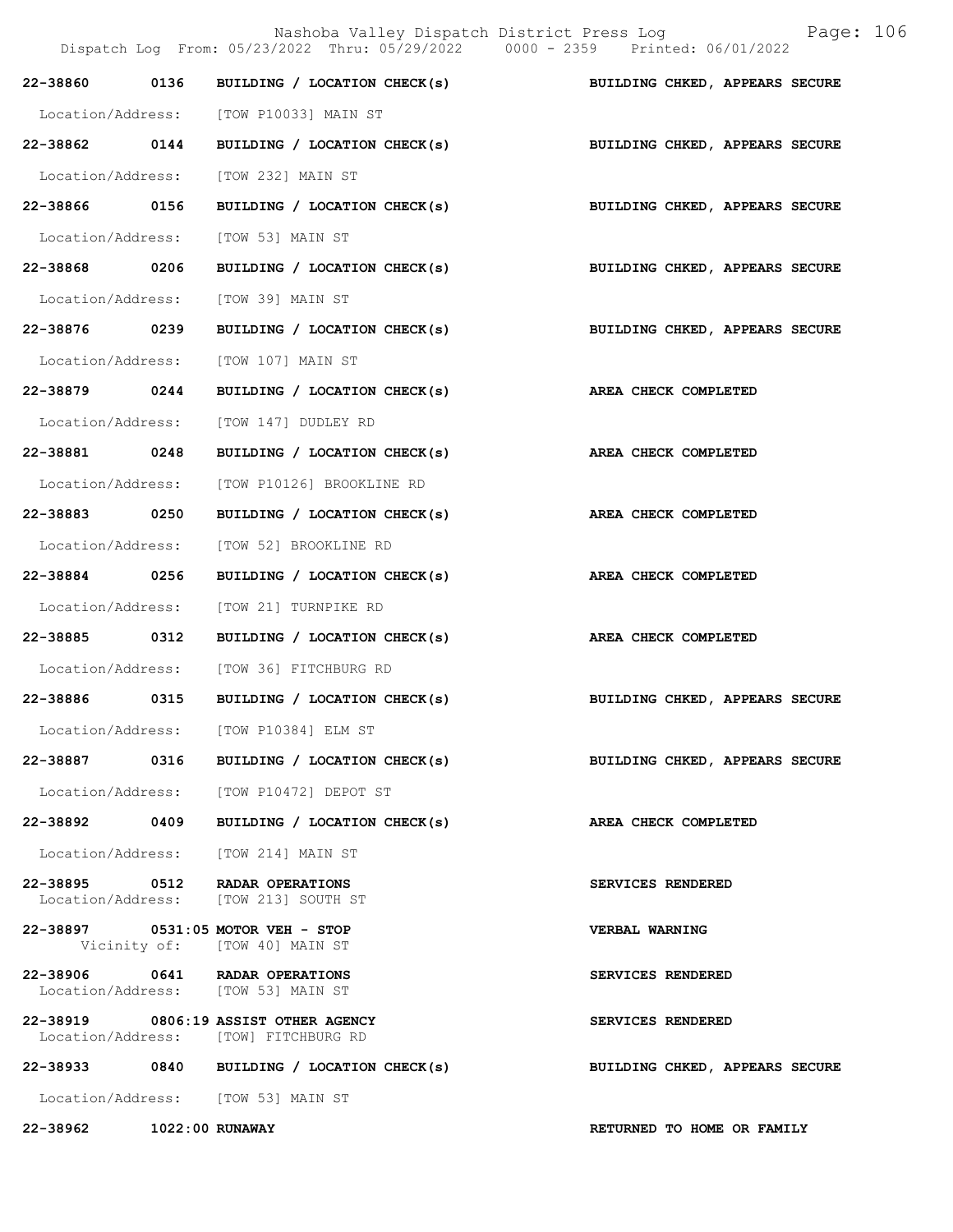Nashoba Valley Dispatch District Press Log
Dispatch Log From: 05/23/2022 Thru: 05/29/2022 0000 - 2359 Printed: 06/01/2022

**22-38860 0136 BUILDING / LOCATION CHECK(s)** — **BUILDING CHKED, APPEARS SECURE**
Location/Address: [TOW P10033] MAIN ST

**22-38862 0144 BUILDING / LOCATION CHECK(s)** — **BUILDING CHKED, APPEARS SECURE**
Location/Address: [TOW 232] MAIN ST

**22-38866 0156 BUILDING / LOCATION CHECK(s)** — **BUILDING CHKED, APPEARS SECURE**
Location/Address: [TOW 53] MAIN ST

**22-38868 0206 BUILDING / LOCATION CHECK(s)** — **BUILDING CHKED, APPEARS SECURE**
Location/Address: [TOW 39] MAIN ST

**22-38876 0239 BUILDING / LOCATION CHECK(s)** — **BUILDING CHKED, APPEARS SECURE**
Location/Address: [TOW 107] MAIN ST

**22-38879 0244 BUILDING / LOCATION CHECK(s)** — **AREA CHECK COMPLETED**
Location/Address: [TOW 147] DUDLEY RD

**22-38881 0248 BUILDING / LOCATION CHECK(s)** — **AREA CHECK COMPLETED**
Location/Address: [TOW P10126] BROOKLINE RD

**22-38883 0250 BUILDING / LOCATION CHECK(s)** — **AREA CHECK COMPLETED**
Location/Address: [TOW 52] BROOKLINE RD

**22-38884 0256 BUILDING / LOCATION CHECK(s)** — **AREA CHECK COMPLETED**
Location/Address: [TOW 21] TURNPIKE RD

**22-38885 0312 BUILDING / LOCATION CHECK(s)** — **AREA CHECK COMPLETED**
Location/Address: [TOW 36] FITCHBURG RD

**22-38886 0315 BUILDING / LOCATION CHECK(s)** — **BUILDING CHKED, APPEARS SECURE**
Location/Address: [TOW P10384] ELM ST

**22-38887 0316 BUILDING / LOCATION CHECK(s)** — **BUILDING CHKED, APPEARS SECURE**
Location/Address: [TOW P10472] DEPOT ST

**22-38892 0409 BUILDING / LOCATION CHECK(s)** — **AREA CHECK COMPLETED**
Location/Address: [TOW 214] MAIN ST

**22-38895 0512 RADAR OPERATIONS** — **SERVICES RENDERED**
Location/Address: [TOW 213] SOUTH ST

**22-38897 0531:05 MOTOR VEH - STOP** — **VERBAL WARNING**
Vicinity of: [TOW 40] MAIN ST

**22-38906 0641 RADAR OPERATIONS** — **SERVICES RENDERED**
Location/Address: [TOW 53] MAIN ST

**22-38919 0806:19 ASSIST OTHER AGENCY** — **SERVICES RENDERED**
Location/Address: [TOW] FITCHBURG RD

**22-38933 0840 BUILDING / LOCATION CHECK(s)** — **BUILDING CHKED, APPEARS SECURE**
Location/Address: [TOW 53] MAIN ST

**22-38962 1022:00 RUNAWAY** — **RETURNED TO HOME OR FAMILY**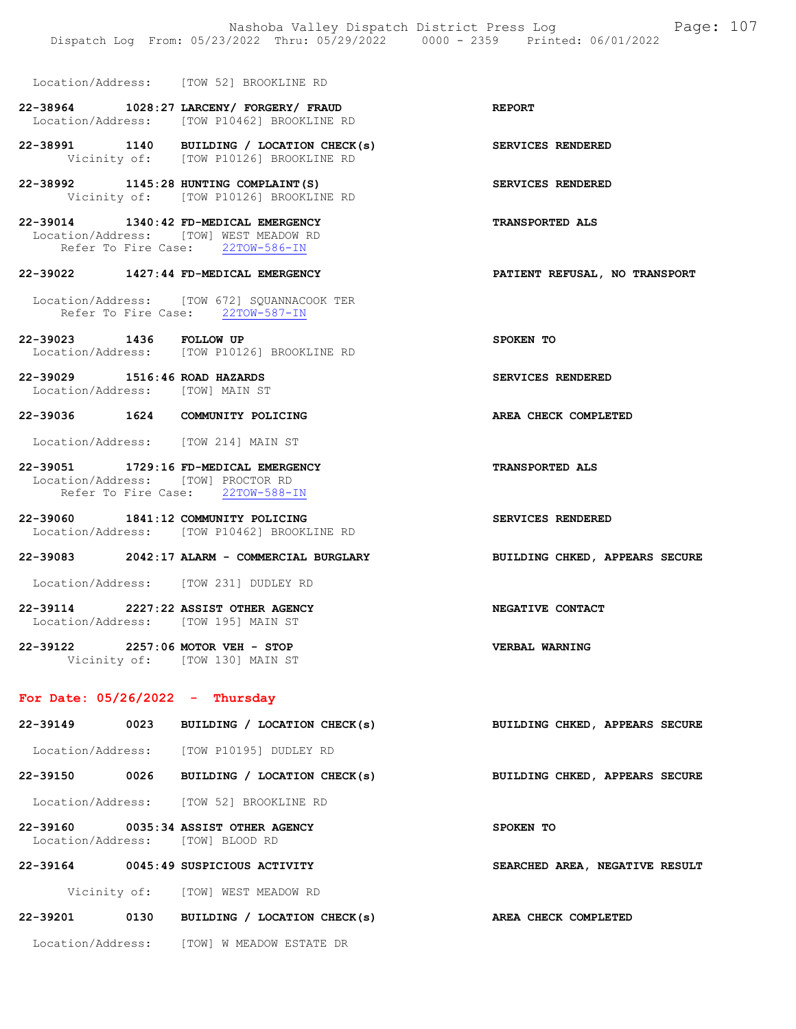Location/Address: [TOW 52] BROOKLINE RD

22-38964 1028:27 LARCENY/ FORGERY/ FRAUD REPORT
Location/Address: [TOW P10462] BROOKLINE RD

22-38991 1140 BUILDING / LOCATION CHECK(s) SERVICES RENDERED
Vicinity of: [TOW P10126] BROOKLINE RD

22-38992 1145:28 HUNTING COMPLAINT(S) SERVICES RENDERED
Vicinity of: [TOW P10126] BROOKLINE RD

22-39014 1340:42 FD-MEDICAL EMERGENCY TRANSPORTED ALS
Location/Address: [TOW] WEST MEADOW RD
Refer To Fire Case: 22TOW-586-IN

22-39022 1427:44 FD-MEDICAL EMERGENCY PATIENT REFUSAL, NO TRANSPORT
Location/Address: [TOW 672] SQUANNACOOK TER
Refer To Fire Case: 22TOW-587-IN

22-39023 1436 FOLLOW UP SPOKEN TO
Location/Address: [TOW P10126] BROOKLINE RD

22-39029 1516:46 ROAD HAZARDS SERVICES RENDERED
Location/Address: [TOW] MAIN ST

22-39036 1624 COMMUNITY POLICING AREA CHECK COMPLETED
Location/Address: [TOW 214] MAIN ST

22-39051 1729:16 FD-MEDICAL EMERGENCY TRANSPORTED ALS
Location/Address: [TOW] PROCTOR RD
Refer To Fire Case: 22TOW-588-IN

22-39060 1841:12 COMMUNITY POLICING SERVICES RENDERED
Location/Address: [TOW P10462] BROOKLINE RD

22-39083 2042:17 ALARM - COMMERCIAL BURGLARY BUILDING CHKED, APPEARS SECURE
Location/Address: [TOW 231] DUDLEY RD

22-39114 2227:22 ASSIST OTHER AGENCY NEGATIVE CONTACT
Location/Address: [TOW 195] MAIN ST

22-39122 2257:06 MOTOR VEH - STOP VERBAL WARNING
Vicinity of: [TOW 130] MAIN ST

## For Date: 05/26/2022 - Thursday

22-39149 0023 BUILDING / LOCATION CHECK(s) BUILDING CHKED, APPEARS SECURE
Location/Address: [TOW P10195] DUDLEY RD

22-39150 0026 BUILDING / LOCATION CHECK(s) BUILDING CHKED, APPEARS SECURE
Location/Address: [TOW 52] BROOKLINE RD

22-39160 0035:34 ASSIST OTHER AGENCY SPOKEN TO
Location/Address: [TOW] BLOOD RD

22-39164 0045:49 SUSPICIOUS ACTIVITY SEARCHED AREA, NEGATIVE RESULT
Vicinity of: [TOW] WEST MEADOW RD

22-39201 0130 BUILDING / LOCATION CHECK(s) AREA CHECK COMPLETED
Location/Address: [TOW] W MEADOW ESTATE DR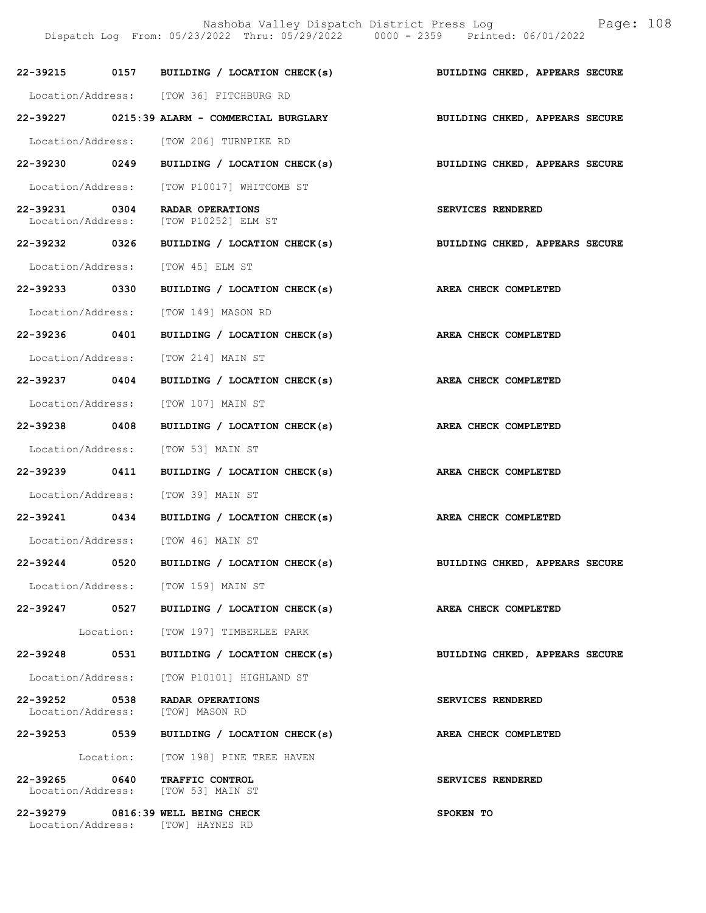| Call # | Time | Call Type | Disposition |
|---|---|---|---|
| 22-39215 | 0157 | BUILDING / LOCATION CHECK(s) | BUILDING CHKED, APPEARS SECURE |
| Location/Address: | | [TOW 36] FITCHBURG RD | |
| 22-39227 | 0215:39 | ALARM - COMMERCIAL BURGLARY | BUILDING CHKED, APPEARS SECURE |
| Location/Address: | | [TOW 206] TURNPIKE RD | |
| 22-39230 | 0249 | BUILDING / LOCATION CHECK(s) | BUILDING CHKED, APPEARS SECURE |
| Location/Address: | | [TOW P10017] WHITCOMB ST | |
| 22-39231 | 0304 | RADAR OPERATIONS | SERVICES RENDERED |
| Location/Address: | | [TOW P10252] ELM ST | |
| 22-39232 | 0326 | BUILDING / LOCATION CHECK(s) | BUILDING CHKED, APPEARS SECURE |
| Location/Address: | | [TOW 45] ELM ST | |
| 22-39233 | 0330 | BUILDING / LOCATION CHECK(s) | AREA CHECK COMPLETED |
| Location/Address: | | [TOW 149] MASON RD | |
| 22-39236 | 0401 | BUILDING / LOCATION CHECK(s) | AREA CHECK COMPLETED |
| Location/Address: | | [TOW 214] MAIN ST | |
| 22-39237 | 0404 | BUILDING / LOCATION CHECK(s) | AREA CHECK COMPLETED |
| Location/Address: | | [TOW 107] MAIN ST | |
| 22-39238 | 0408 | BUILDING / LOCATION CHECK(s) | AREA CHECK COMPLETED |
| Location/Address: | | [TOW 53] MAIN ST | |
| 22-39239 | 0411 | BUILDING / LOCATION CHECK(s) | AREA CHECK COMPLETED |
| Location/Address: | | [TOW 39] MAIN ST | |
| 22-39241 | 0434 | BUILDING / LOCATION CHECK(s) | AREA CHECK COMPLETED |
| Location/Address: | | [TOW 46] MAIN ST | |
| 22-39244 | 0520 | BUILDING / LOCATION CHECK(s) | BUILDING CHKED, APPEARS SECURE |
| Location/Address: | | [TOW 159] MAIN ST | |
| 22-39247 | 0527 | BUILDING / LOCATION CHECK(s) | AREA CHECK COMPLETED |
| Location: | | [TOW 197] TIMBERLEE PARK | |
| 22-39248 | 0531 | BUILDING / LOCATION CHECK(s) | BUILDING CHKED, APPEARS SECURE |
| Location/Address: | | [TOW P10101] HIGHLAND ST | |
| 22-39252 | 0538 | RADAR OPERATIONS | SERVICES RENDERED |
| Location/Address: | | [TOW] MASON RD | |
| 22-39253 | 0539 | BUILDING / LOCATION CHECK(s) | AREA CHECK COMPLETED |
| Location: | | [TOW 198] PINE TREE HAVEN | |
| 22-39265 | 0640 | TRAFFIC CONTROL | SERVICES RENDERED |
| Location/Address: | | [TOW 53] MAIN ST | |
| 22-39279 | 0816:39 | WELL BEING CHECK | SPOKEN TO |
| Location/Address: | | [TOW] HAYNES RD | |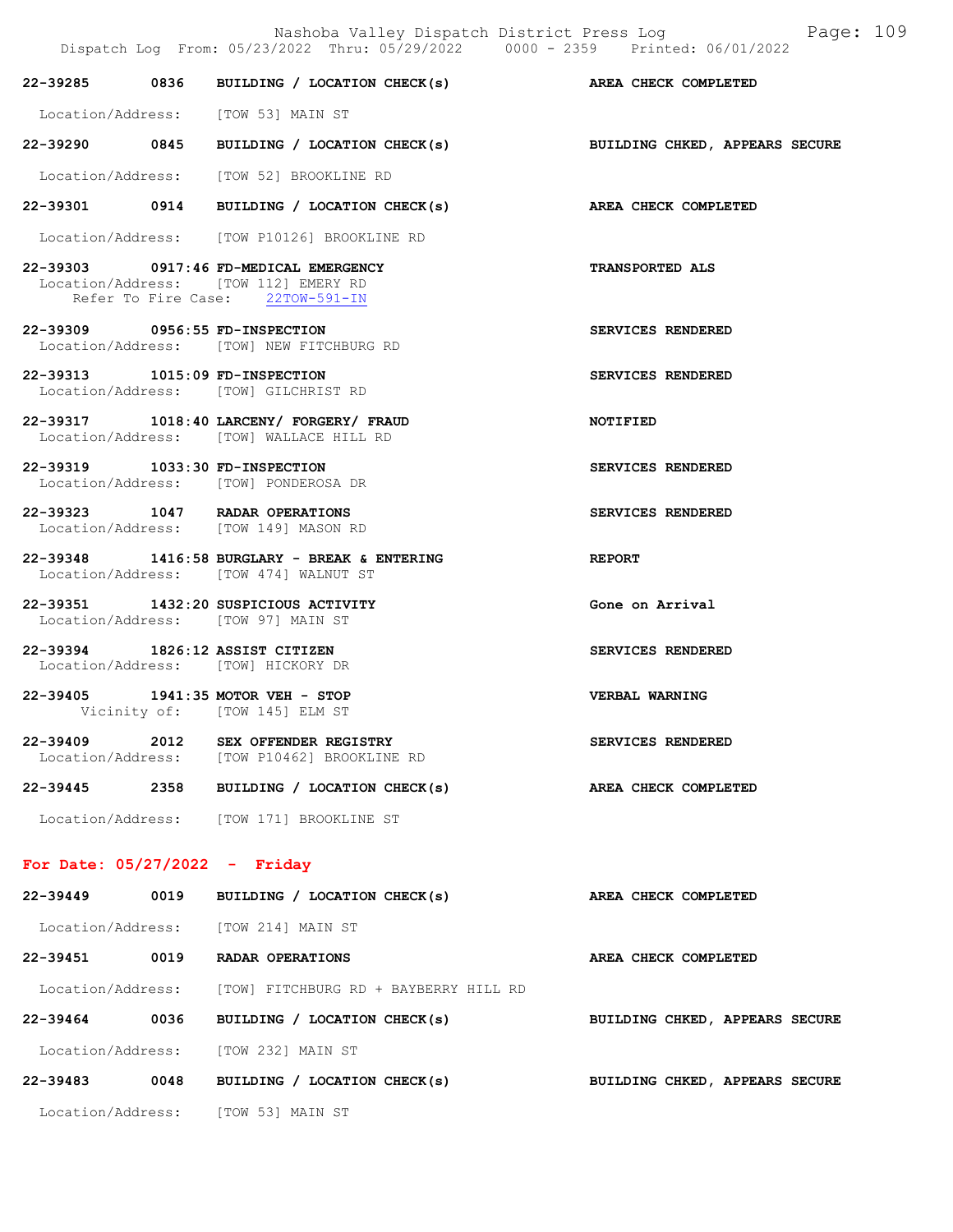22-39285 0836 BUILDING / LOCATION CHECK(s) AREA CHECK COMPLETED

Location/Address: [TOW 53] MAIN ST

22-39290 0845 BUILDING / LOCATION CHECK(s) BUILDING CHKED, APPEARS SECURE

Location/Address: [TOW 52] BROOKLINE RD

22-39301 0914 BUILDING / LOCATION CHECK(s) AREA CHECK COMPLETED

Location/Address: [TOW P10126] BROOKLINE RD

22-39303 0917:46 FD-MEDICAL EMERGENCY TRANSPORTED ALS
Location/Address: [TOW 112] EMERY RD
Refer To Fire Case: 22TOW-591-IN

22-39309 0956:55 FD-INSPECTION SERVICES RENDERED
Location/Address: [TOW] NEW FITCHBURG RD

22-39313 1015:09 FD-INSPECTION SERVICES RENDERED
Location/Address: [TOW] GILCHRIST RD

22-39317 1018:40 LARCENY/ FORGERY/ FRAUD NOTIFIED
Location/Address: [TOW] WALLACE HILL RD

22-39319 1033:30 FD-INSPECTION SERVICES RENDERED
Location/Address: [TOW] PONDEROSA DR

22-39323 1047 RADAR OPERATIONS SERVICES RENDERED
Location/Address: [TOW 149] MASON RD

22-39348 1416:58 BURGLARY - BREAK & ENTERING REPORT
Location/Address: [TOW 474] WALNUT ST

22-39351 1432:20 SUSPICIOUS ACTIVITY Gone on Arrival
Location/Address: [TOW 97] MAIN ST

22-39394 1826:12 ASSIST CITIZEN SERVICES RENDERED
Location/Address: [TOW] HICKORY DR

22-39405 1941:35 MOTOR VEH - STOP VERBAL WARNING
Vicinity of: [TOW 145] ELM ST

22-39409 2012 SEX OFFENDER REGISTRY SERVICES RENDERED
Location/Address: [TOW P10462] BROOKLINE RD

22-39445 2358 BUILDING / LOCATION CHECK(s) AREA CHECK COMPLETED

Location/Address: [TOW 171] BROOKLINE ST

## For Date: 05/27/2022 - Friday

22-39449 0019 BUILDING / LOCATION CHECK(s) AREA CHECK COMPLETED

Location/Address: [TOW 214] MAIN ST

22-39451 0019 RADAR OPERATIONS AREA CHECK COMPLETED

Location/Address: [TOW] FITCHBURG RD + BAYBERRY HILL RD

22-39464 0036 BUILDING / LOCATION CHECK(s) BUILDING CHKED, APPEARS SECURE

Location/Address: [TOW 232] MAIN ST

22-39483 0048 BUILDING / LOCATION CHECK(s) BUILDING CHKED, APPEARS SECURE

Location/Address: [TOW 53] MAIN ST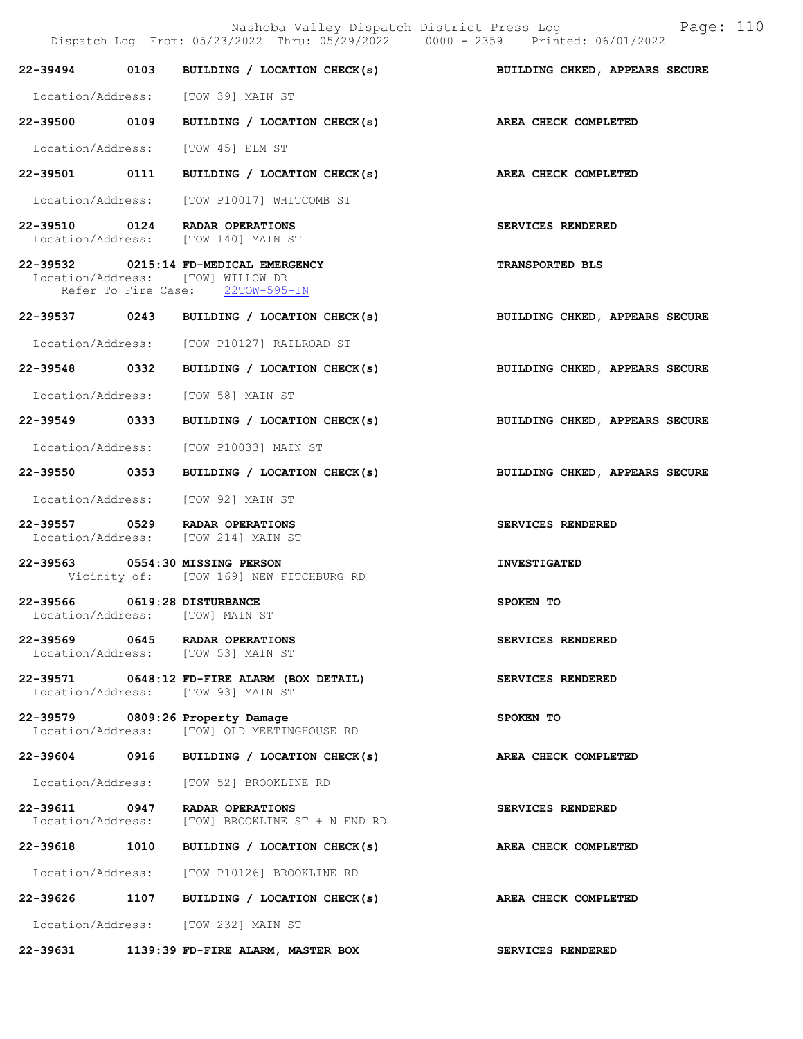22-39494 0103 BUILDING / LOCATION CHECK(s) BUILDING CHKED, APPEARS SECURE

Location/Address: [TOW 39] MAIN ST

22-39500 0109 BUILDING / LOCATION CHECK(s) AREA CHECK COMPLETED

Location/Address: [TOW 45] ELM ST

22-39501 0111 BUILDING / LOCATION CHECK(s) AREA CHECK COMPLETED

Location/Address: [TOW P10017] WHITCOMB ST

22-39510 0124 RADAR OPERATIONS SERVICES RENDERED
Location/Address: [TOW 140] MAIN ST

22-39532 0215:14 FD-MEDICAL EMERGENCY TRANSPORTED BLS
Location/Address: [TOW] WILLOW DR
Refer To Fire Case: 22TOW-595-IN

22-39537 0243 BUILDING / LOCATION CHECK(s) BUILDING CHKED, APPEARS SECURE

Location/Address: [TOW P10127] RAILROAD ST

22-39548 0332 BUILDING / LOCATION CHECK(s) BUILDING CHKED, APPEARS SECURE

Location/Address: [TOW 58] MAIN ST

22-39549 0333 BUILDING / LOCATION CHECK(s) BUILDING CHKED, APPEARS SECURE

Location/Address: [TOW P10033] MAIN ST

22-39550 0353 BUILDING / LOCATION CHECK(s) BUILDING CHKED, APPEARS SECURE

Location/Address: [TOW 92] MAIN ST

22-39557 0529 RADAR OPERATIONS SERVICES RENDERED
Location/Address: [TOW 214] MAIN ST

22-39563 0554:30 MISSING PERSON INVESTIGATED
Vicinity of: [TOW 169] NEW FITCHBURG RD

22-39566 0619:28 DISTURBANCE SPOKEN TO
Location/Address: [TOW] MAIN ST

22-39569 0645 RADAR OPERATIONS SERVICES RENDERED
Location/Address: [TOW 53] MAIN ST

22-39571 0648:12 FD-FIRE ALARM (BOX DETAIL) SERVICES RENDERED
Location/Address: [TOW 93] MAIN ST

22-39579 0809:26 Property Damage SPOKEN TO
Location/Address: [TOW] OLD MEETINGHOUSE RD

22-39604 0916 BUILDING / LOCATION CHECK(s) AREA CHECK COMPLETED

Location/Address: [TOW 52] BROOKLINE RD

22-39611 0947 RADAR OPERATIONS SERVICES RENDERED
Location/Address: [TOW] BROOKLINE ST + N END RD

22-39618 1010 BUILDING / LOCATION CHECK(s) AREA CHECK COMPLETED

Location/Address: [TOW P10126] BROOKLINE RD

22-39626 1107 BUILDING / LOCATION CHECK(s) AREA CHECK COMPLETED

Location/Address: [TOW 232] MAIN ST

22-39631 1139:39 FD-FIRE ALARM, MASTER BOX SERVICES RENDERED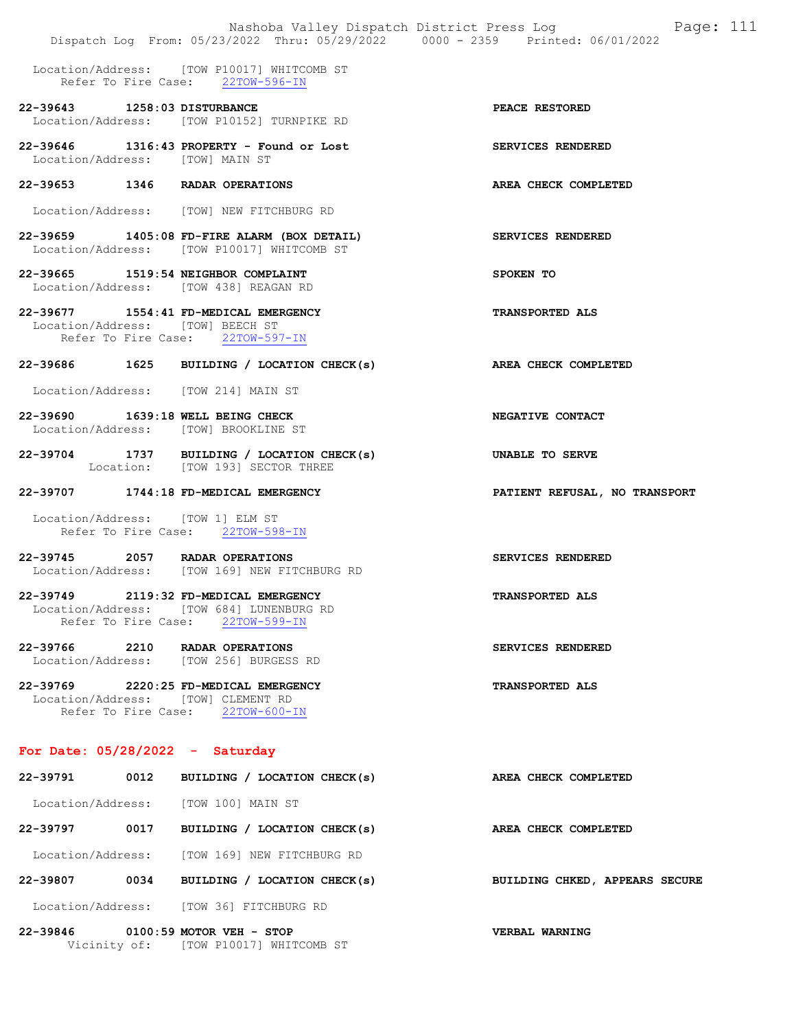Location/Address: [TOW P10017] WHITCOMB ST
Refer To Fire Case: 22TOW-596-IN

**22-39643 1258:03 DISTURBANCE** — **PEACE RESTORED**
Location/Address: [TOW P10152] TURNPIKE RD

**22-39646 1316:43 PROPERTY - Found or Lost** — **SERVICES RENDERED**
Location/Address: [TOW] MAIN ST

**22-39653 1346 RADAR OPERATIONS** — **AREA CHECK COMPLETED**
Location/Address: [TOW] NEW FITCHBURG RD

**22-39659 1405:08 FD-FIRE ALARM (BOX DETAIL)** — **SERVICES RENDERED**
Location/Address: [TOW P10017] WHITCOMB ST

**22-39665 1519:54 NEIGHBOR COMPLAINT** — **SPOKEN TO**
Location/Address: [TOW 438] REAGAN RD

**22-39677 1554:41 FD-MEDICAL EMERGENCY** — **TRANSPORTED ALS**
Location/Address: [TOW] BEECH ST
Refer To Fire Case: 22TOW-597-IN

**22-39686 1625 BUILDING / LOCATION CHECK(s)** — **AREA CHECK COMPLETED**
Location/Address: [TOW 214] MAIN ST

**22-39690 1639:18 WELL BEING CHECK** — **NEGATIVE CONTACT**
Location/Address: [TOW] BROOKLINE ST

**22-39704 1737 BUILDING / LOCATION CHECK(s)** — **UNABLE TO SERVE**
Location: [TOW 193] SECTOR THREE

**22-39707 1744:18 FD-MEDICAL EMERGENCY** — **PATIENT REFUSAL, NO TRANSPORT**
Location/Address: [TOW 1] ELM ST
Refer To Fire Case: 22TOW-598-IN

**22-39745 2057 RADAR OPERATIONS** — **SERVICES RENDERED**
Location/Address: [TOW 169] NEW FITCHBURG RD

**22-39749 2119:32 FD-MEDICAL EMERGENCY** — **TRANSPORTED ALS**
Location/Address: [TOW 684] LUNENBURG RD
Refer To Fire Case: 22TOW-599-IN

**22-39766 2210 RADAR OPERATIONS** — **SERVICES RENDERED**
Location/Address: [TOW 256] BURGESS RD

**22-39769 2220:25 FD-MEDICAL EMERGENCY** — **TRANSPORTED ALS**
Location/Address: [TOW] CLEMENT RD
Refer To Fire Case: 22TOW-600-IN

## For Date: 05/28/2022 - Saturday

**22-39791 0012 BUILDING / LOCATION CHECK(s)** — **AREA CHECK COMPLETED**
Location/Address: [TOW 100] MAIN ST

**22-39797 0017 BUILDING / LOCATION CHECK(s)** — **AREA CHECK COMPLETED**
Location/Address: [TOW 169] NEW FITCHBURG RD

**22-39807 0034 BUILDING / LOCATION CHECK(s)** — **BUILDING CHKED, APPEARS SECURE**
Location/Address: [TOW 36] FITCHBURG RD

**22-39846 0100:59 MOTOR VEH - STOP** — **VERBAL WARNING**
Vicinity of: [TOW P10017] WHITCOMB ST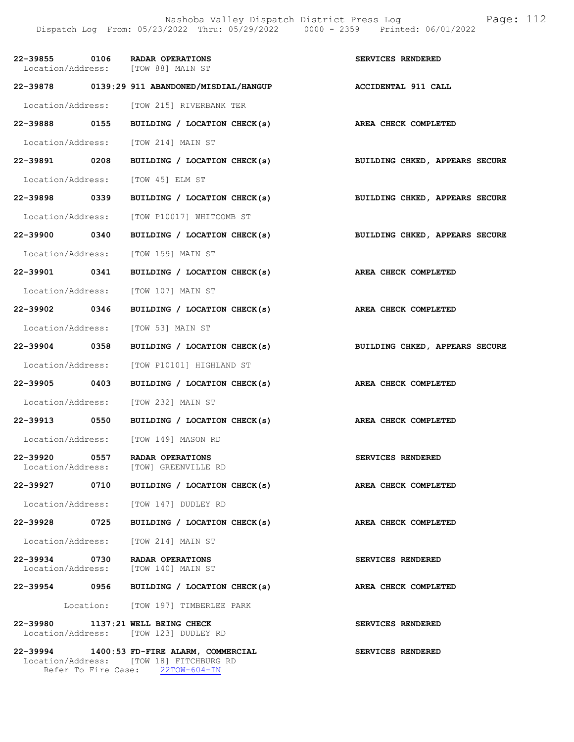| Call Number | Time | Call Reason | Action |
|---|---|---|---|
| 22-39855 | 0106 | RADAR OPERATIONS | SERVICES RENDERED |
| Location/Address: | | [TOW 88] MAIN ST | |
| 22-39878 | 0139:29 | 911 ABANDONED/MISDIAL/HANGUP | ACCIDENTAL 911 CALL |
| Location/Address: | | [TOW 215] RIVERBANK TER | |
| 22-39888 | 0155 | BUILDING / LOCATION CHECK(s) | AREA CHECK COMPLETED |
| Location/Address: | | [TOW 214] MAIN ST | |
| 22-39891 | 0208 | BUILDING / LOCATION CHECK(s) | BUILDING CHKED, APPEARS SECURE |
| Location/Address: | | [TOW 45] ELM ST | |
| 22-39898 | 0339 | BUILDING / LOCATION CHECK(s) | BUILDING CHKED, APPEARS SECURE |
| Location/Address: | | [TOW P10017] WHITCOMB ST | |
| 22-39900 | 0340 | BUILDING / LOCATION CHECK(s) | BUILDING CHKED, APPEARS SECURE |
| Location/Address: | | [TOW 159] MAIN ST | |
| 22-39901 | 0341 | BUILDING / LOCATION CHECK(s) | AREA CHECK COMPLETED |
| Location/Address: | | [TOW 107] MAIN ST | |
| 22-39902 | 0346 | BUILDING / LOCATION CHECK(s) | AREA CHECK COMPLETED |
| Location/Address: | | [TOW 53] MAIN ST | |
| 22-39904 | 0358 | BUILDING / LOCATION CHECK(s) | BUILDING CHKED, APPEARS SECURE |
| Location/Address: | | [TOW P10101] HIGHLAND ST | |
| 22-39905 | 0403 | BUILDING / LOCATION CHECK(s) | AREA CHECK COMPLETED |
| Location/Address: | | [TOW 232] MAIN ST | |
| 22-39913 | 0550 | BUILDING / LOCATION CHECK(s) | AREA CHECK COMPLETED |
| Location/Address: | | [TOW 149] MASON RD | |
| 22-39920 | 0557 | RADAR OPERATIONS | SERVICES RENDERED |
| Location/Address: | | [TOW] GREENVILLE RD | |
| 22-39927 | 0710 | BUILDING / LOCATION CHECK(s) | AREA CHECK COMPLETED |
| Location/Address: | | [TOW 147] DUDLEY RD | |
| 22-39928 | 0725 | BUILDING / LOCATION CHECK(s) | AREA CHECK COMPLETED |
| Location/Address: | | [TOW 214] MAIN ST | |
| 22-39934 | 0730 | RADAR OPERATIONS | SERVICES RENDERED |
| Location/Address: | | [TOW 140] MAIN ST | |
| 22-39954 | 0956 | BUILDING / LOCATION CHECK(s) | AREA CHECK COMPLETED |
| Location: | | [TOW 197] TIMBERLEE PARK | |
| 22-39980 | 1137:21 | WELL BEING CHECK | SERVICES RENDERED |
| Location/Address: | | [TOW 123] DUDLEY RD | |
| 22-39994 | 1400:53 | FD-FIRE ALARM, COMMERCIAL | SERVICES RENDERED |
| Location/Address: | | [TOW 18] FITCHBURG RD | |
| Refer To Fire Case: | | 22TOW-604-IN | |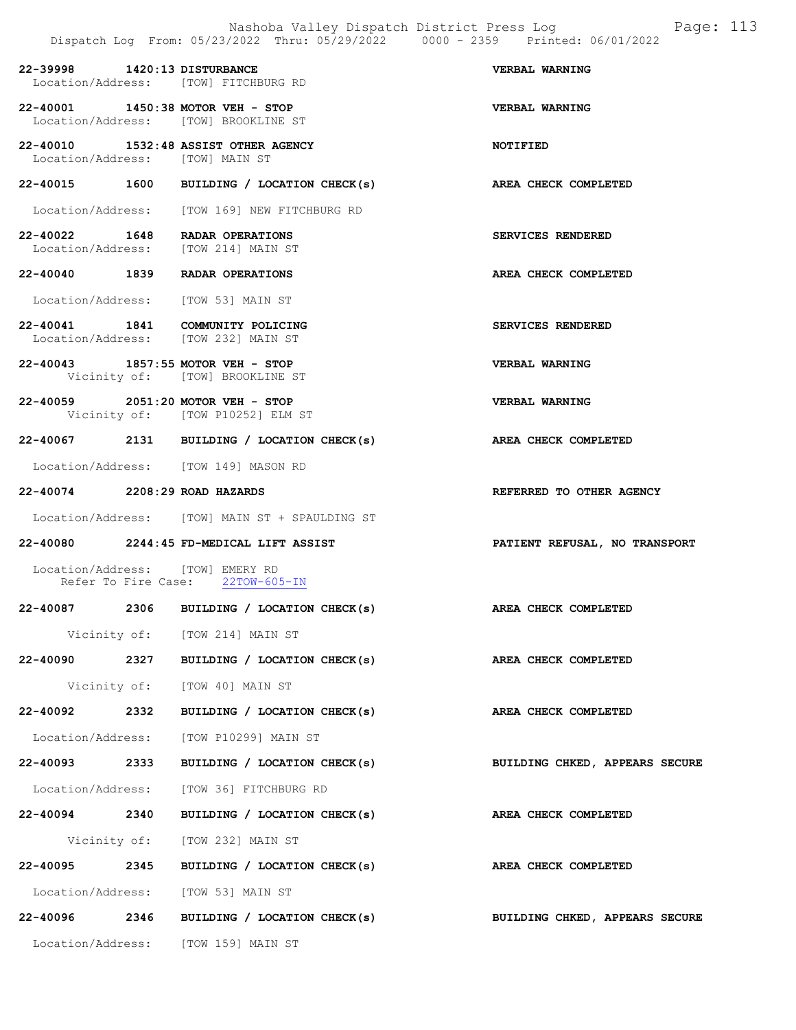Dispatch Log From: 05/23/2022 Thru: 05/29/2022 0000 - 2359 Printed: 06/01/2022

**22-39998 1420:13 DISTURBANCE** — **VERBAL WARNING**
Location/Address: [TOW] FITCHBURG RD

**22-40001 1450:38 MOTOR VEH - STOP** — **VERBAL WARNING**
Location/Address: [TOW] BROOKLINE ST

**22-40010 1532:48 ASSIST OTHER AGENCY** — **NOTIFIED**
Location/Address: [TOW] MAIN ST

**22-40015 1600 BUILDING / LOCATION CHECK(s)** — **AREA CHECK COMPLETED**
Location/Address: [TOW 169] NEW FITCHBURG RD

**22-40022 1648 RADAR OPERATIONS** — **SERVICES RENDERED**
Location/Address: [TOW 214] MAIN ST

**22-40040 1839 RADAR OPERATIONS** — **AREA CHECK COMPLETED**
Location/Address: [TOW 53] MAIN ST

**22-40041 1841 COMMUNITY POLICING** — **SERVICES RENDERED**
Location/Address: [TOW 232] MAIN ST

**22-40043 1857:55 MOTOR VEH - STOP** — **VERBAL WARNING**
Vicinity of: [TOW] BROOKLINE ST

**22-40059 2051:20 MOTOR VEH - STOP** — **VERBAL WARNING**
Vicinity of: [TOW P10252] ELM ST

**22-40067 2131 BUILDING / LOCATION CHECK(s)** — **AREA CHECK COMPLETED**
Location/Address: [TOW 149] MASON RD

**22-40074 2208:29 ROAD HAZARDS** — **REFERRED TO OTHER AGENCY**
Location/Address: [TOW] MAIN ST + SPAULDING ST

**22-40080 2244:45 FD-MEDICAL LIFT ASSIST** — **PATIENT REFUSAL, NO TRANSPORT**
Location/Address: [TOW] EMERY RD
Refer To Fire Case: 22TOW-605-IN

**22-40087 2306 BUILDING / LOCATION CHECK(s)** — **AREA CHECK COMPLETED**
Vicinity of: [TOW 214] MAIN ST

**22-40090 2327 BUILDING / LOCATION CHECK(s)** — **AREA CHECK COMPLETED**
Vicinity of: [TOW 40] MAIN ST

**22-40092 2332 BUILDING / LOCATION CHECK(s)** — **AREA CHECK COMPLETED**
Location/Address: [TOW P10299] MAIN ST

**22-40093 2333 BUILDING / LOCATION CHECK(s)** — **BUILDING CHKED, APPEARS SECURE**
Location/Address: [TOW 36] FITCHBURG RD

**22-40094 2340 BUILDING / LOCATION CHECK(s)** — **AREA CHECK COMPLETED**
Vicinity of: [TOW 232] MAIN ST

**22-40095 2345 BUILDING / LOCATION CHECK(s)** — **AREA CHECK COMPLETED**
Location/Address: [TOW 53] MAIN ST

**22-40096 2346 BUILDING / LOCATION CHECK(s)** — **BUILDING CHKED, APPEARS SECURE**
Location/Address: [TOW 159] MAIN ST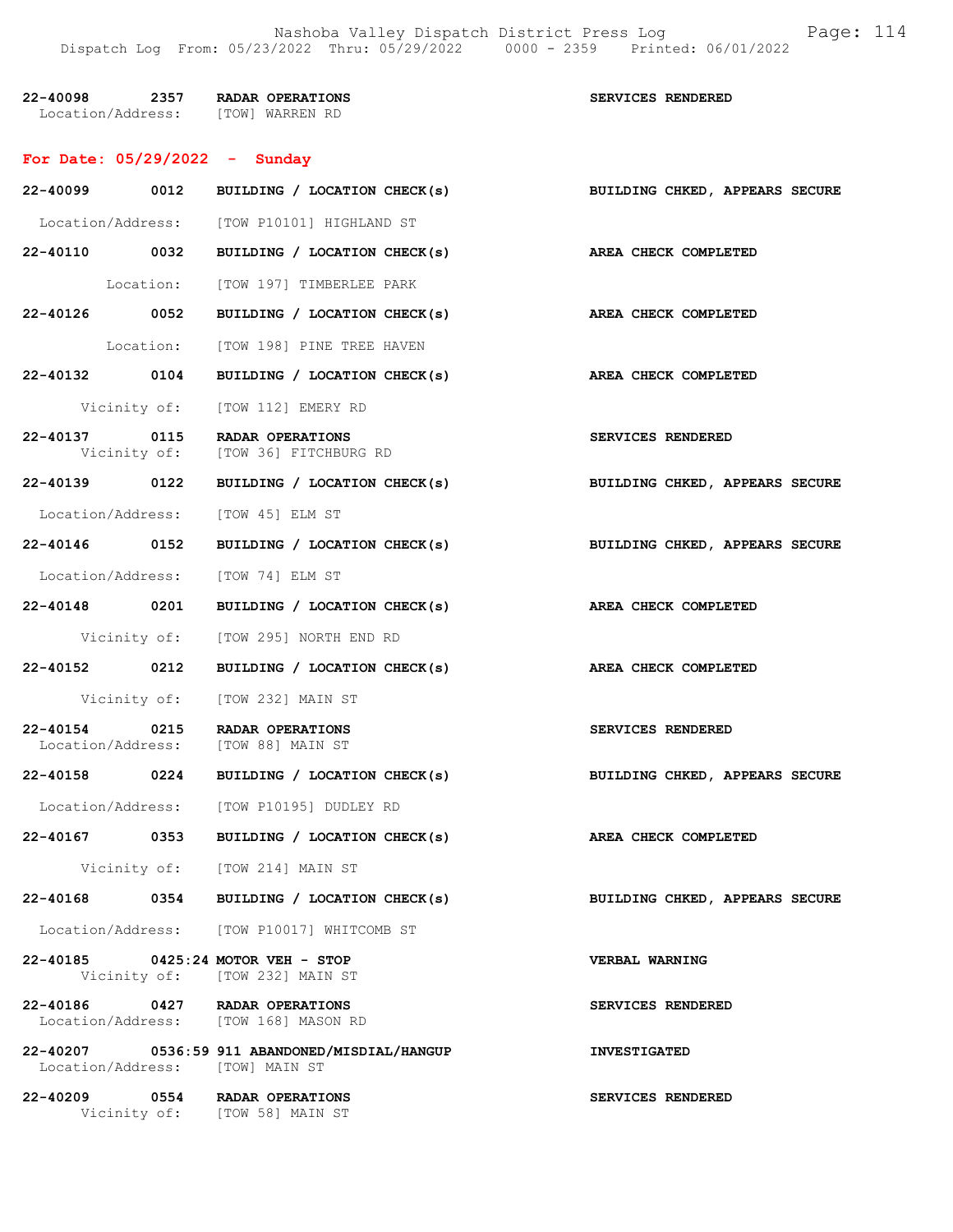22-40098 2357 RADAR OPERATIONS SERVICES RENDERED
Location/Address: [TOW] WARREN RD

## For Date: 05/29/2022 - Sunday

22-40099 0012 BUILDING / LOCATION CHECK(s) BUILDING CHKED, APPEARS SECURE
Location/Address: [TOW P10101] HIGHLAND ST

22-40110 0032 BUILDING / LOCATION CHECK(s) AREA CHECK COMPLETED
Location: [TOW 197] TIMBERLEE PARK

22-40126 0052 BUILDING / LOCATION CHECK(s) AREA CHECK COMPLETED
Location: [TOW 198] PINE TREE HAVEN

22-40132 0104 BUILDING / LOCATION CHECK(s) AREA CHECK COMPLETED
Vicinity of: [TOW 112] EMERY RD

22-40137 0115 RADAR OPERATIONS SERVICES RENDERED
Vicinity of: [TOW 36] FITCHBURG RD

22-40139 0122 BUILDING / LOCATION CHECK(s) BUILDING CHKED, APPEARS SECURE
Location/Address: [TOW 45] ELM ST

22-40146 0152 BUILDING / LOCATION CHECK(s) BUILDING CHKED, APPEARS SECURE
Location/Address: [TOW 74] ELM ST

22-40148 0201 BUILDING / LOCATION CHECK(s) AREA CHECK COMPLETED
Vicinity of: [TOW 295] NORTH END RD

22-40152 0212 BUILDING / LOCATION CHECK(s) AREA CHECK COMPLETED
Vicinity of: [TOW 232] MAIN ST

22-40154 0215 RADAR OPERATIONS SERVICES RENDERED
Location/Address: [TOW 88] MAIN ST

22-40158 0224 BUILDING / LOCATION CHECK(s) BUILDING CHKED, APPEARS SECURE
Location/Address: [TOW P10195] DUDLEY RD

22-40167 0353 BUILDING / LOCATION CHECK(s) AREA CHECK COMPLETED
Vicinity of: [TOW 214] MAIN ST

22-40168 0354 BUILDING / LOCATION CHECK(s) BUILDING CHKED, APPEARS SECURE
Location/Address: [TOW P10017] WHITCOMB ST

22-40185 0425:24 MOTOR VEH - STOP VERBAL WARNING
Vicinity of: [TOW 232] MAIN ST

22-40186 0427 RADAR OPERATIONS SERVICES RENDERED
Location/Address: [TOW 168] MASON RD

22-40207 0536:59 911 ABANDONED/MISDIAL/HANGUP INVESTIGATED
Location/Address: [TOW] MAIN ST

22-40209 0554 RADAR OPERATIONS SERVICES RENDERED
Vicinity of: [TOW 58] MAIN ST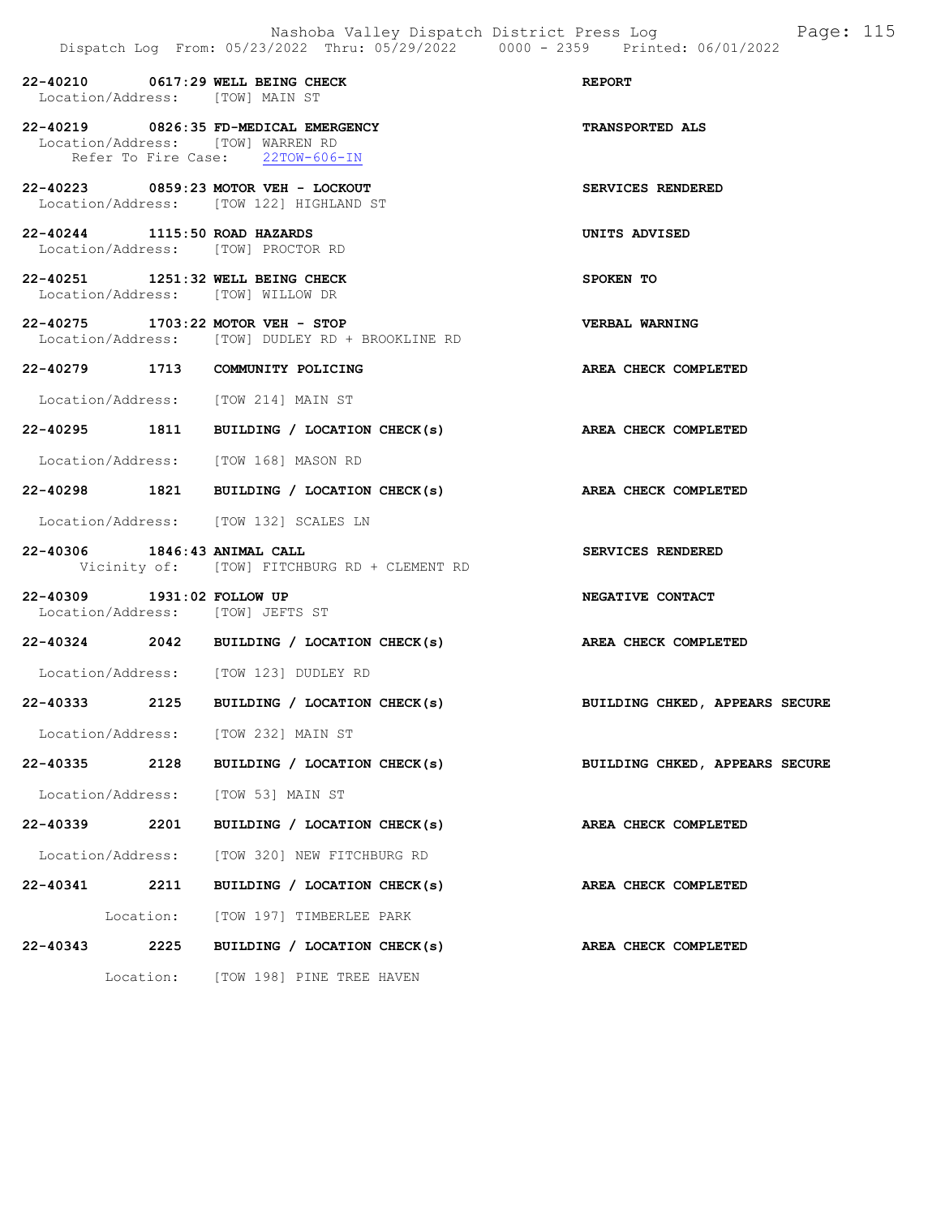**22-40210 0617:29 WELL BEING CHECK** — **REPORT**
Location/Address: [TOW] MAIN ST

**22-40219 0826:35 FD-MEDICAL EMERGENCY** — **TRANSPORTED ALS**
Location/Address: [TOW] WARREN RD
Refer To Fire Case: 22TOW-606-IN

**22-40223 0859:23 MOTOR VEH - LOCKOUT** — **SERVICES RENDERED**
Location/Address: [TOW 122] HIGHLAND ST

**22-40244 1115:50 ROAD HAZARDS** — **UNITS ADVISED**
Location/Address: [TOW] PROCTOR RD

**22-40251 1251:32 WELL BEING CHECK** — **SPOKEN TO**
Location/Address: [TOW] WILLOW DR

**22-40275 1703:22 MOTOR VEH - STOP** — **VERBAL WARNING**
Location/Address: [TOW] DUDLEY RD + BROOKLINE RD

**22-40279 1713 COMMUNITY POLICING** — **AREA CHECK COMPLETED**
Location/Address: [TOW 214] MAIN ST

**22-40295 1811 BUILDING / LOCATION CHECK(s)** — **AREA CHECK COMPLETED**
Location/Address: [TOW 168] MASON RD

**22-40298 1821 BUILDING / LOCATION CHECK(s)** — **AREA CHECK COMPLETED**
Location/Address: [TOW 132] SCALES LN

**22-40306 1846:43 ANIMAL CALL** — **SERVICES RENDERED**
Vicinity of: [TOW] FITCHBURG RD + CLEMENT RD

**22-40309 1931:02 FOLLOW UP** — **NEGATIVE CONTACT**
Location/Address: [TOW] JEFTS ST

**22-40324 2042 BUILDING / LOCATION CHECK(s)** — **AREA CHECK COMPLETED**
Location/Address: [TOW 123] DUDLEY RD

**22-40333 2125 BUILDING / LOCATION CHECK(s)** — **BUILDING CHKED, APPEARS SECURE**
Location/Address: [TOW 232] MAIN ST

**22-40335 2128 BUILDING / LOCATION CHECK(s)** — **BUILDING CHKED, APPEARS SECURE**
Location/Address: [TOW 53] MAIN ST

**22-40339 2201 BUILDING / LOCATION CHECK(s)** — **AREA CHECK COMPLETED**
Location/Address: [TOW 320] NEW FITCHBURG RD

**22-40341 2211 BUILDING / LOCATION CHECK(s)** — **AREA CHECK COMPLETED**
Location: [TOW 197] TIMBERLEE PARK

**22-40343 2225 BUILDING / LOCATION CHECK(s)** — **AREA CHECK COMPLETED**
Location: [TOW 198] PINE TREE HAVEN